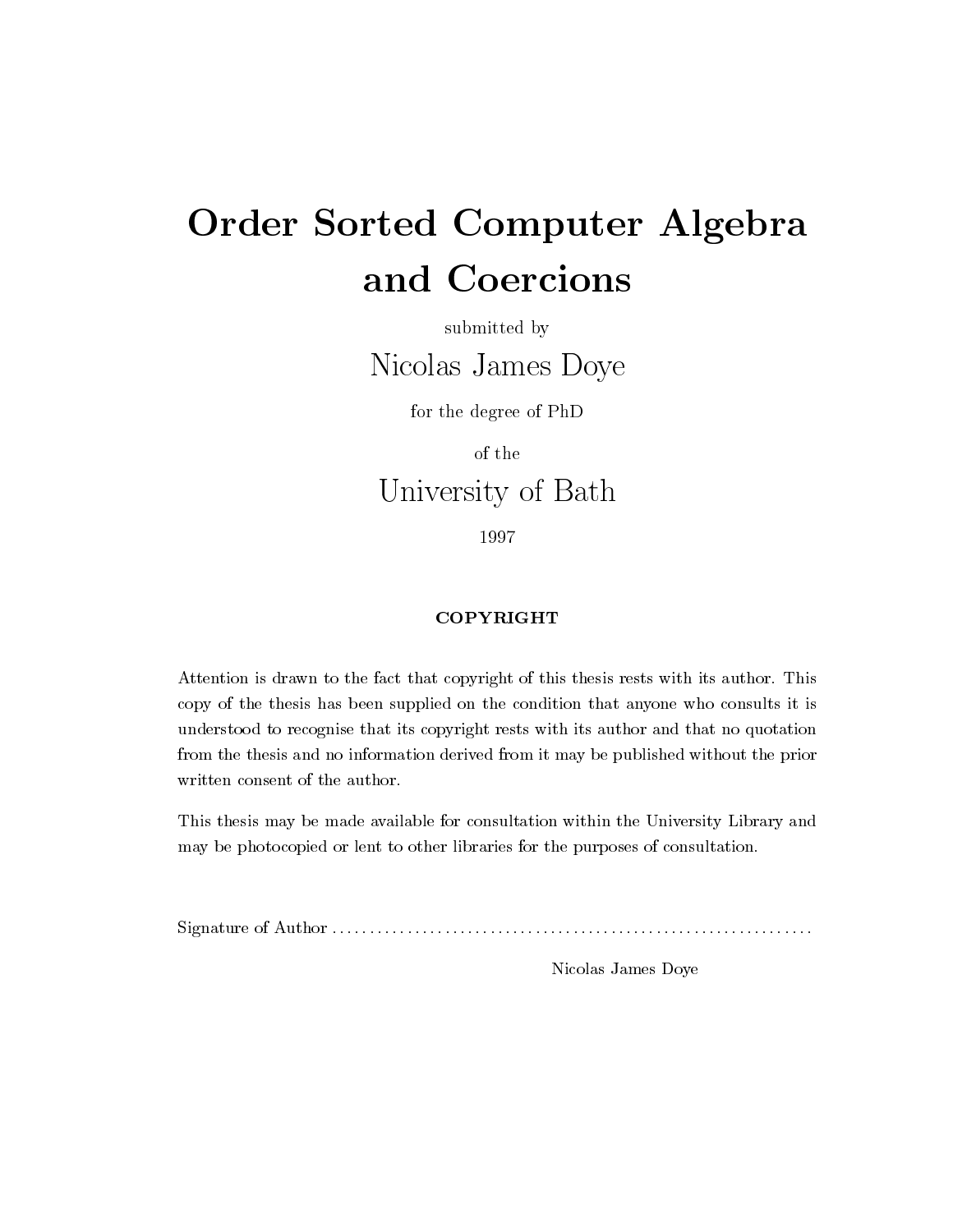# Order Sorted Computer Algebra and Coercions

submitted by

Nicolas James Doye

for the degree of PhD

of the

University of Bath

1997

**COPYRIGHT**

Attention is drawn to the fact that copyright of this thesis rests with its author. This copy of the thesis has been supplied on the condition that anyone who consults it is understood to recognise that its copyright rests with its author and that no quotation from the thesis and no information derived from it may be published without the prior written consent of the author.

This thesis may be made available for consultation within the University Library and may be photocopied or lent to other libraries for the purposes of consultation.

Signature of Author ..............................................................

Nicolas James Doye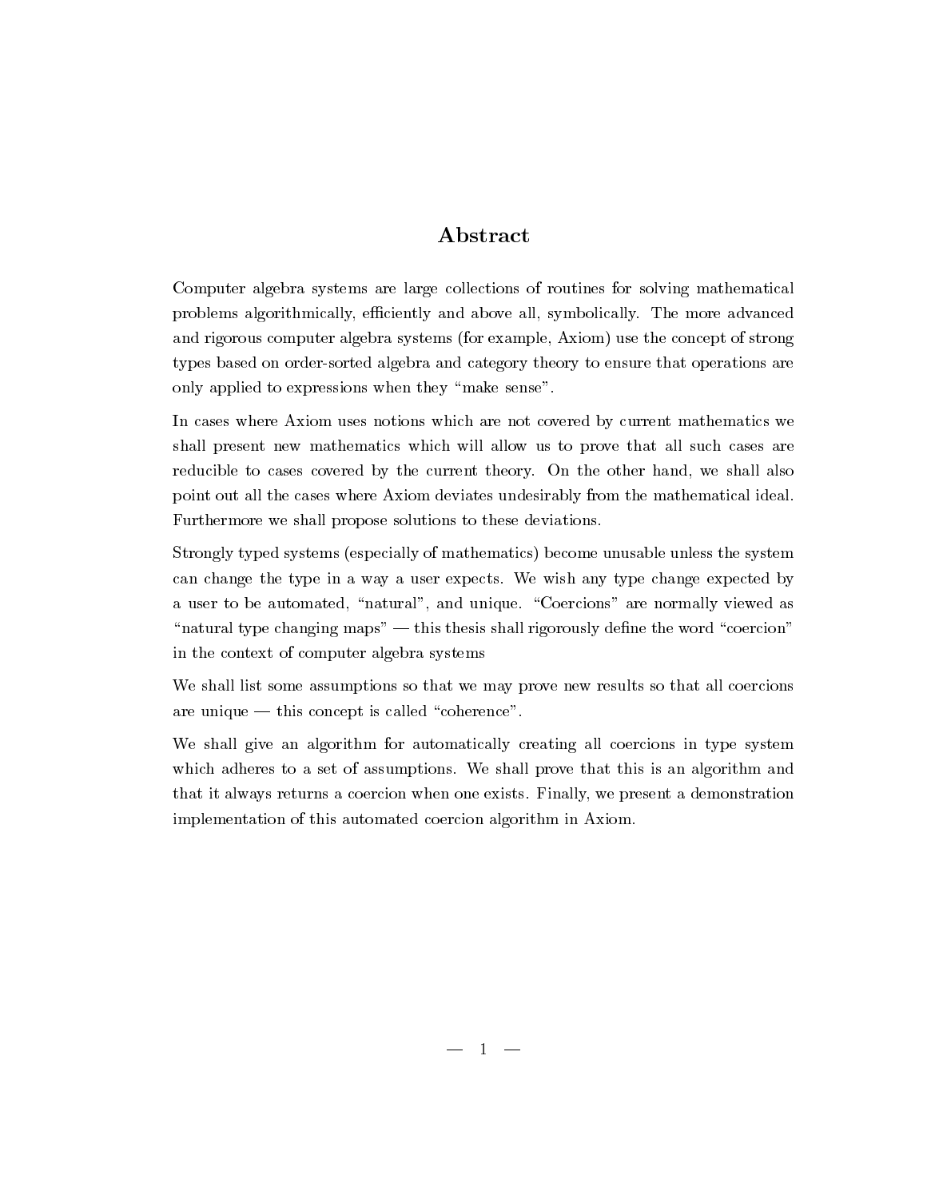# Abstract

Computer algebra systems are large collections of routines for solving mathematical problems algorithmically, efficiently and above all, symbolically. The more advanced and rigorous computer algebra systems (for example, Axiom) use the concept of strong types based on order-sorted algebra and category theory to ensure that operations are only applied to expressions when they "make sense".

In cases where Axiom uses notions which are not covered by current mathematics we shall present new mathematics which will allow us to prove that all such cases are reducible to cases covered by the current theory. On the other hand, we shall also point out all the cases where Axiom deviates undesirably from the mathematical ideal. Furthermore we shall propose solutions to these deviations.

Strongly typed systems (especially of mathematics) become unusable unless the system can change the type in a way a user expects. We wish any type change expected by a user to be automated, "natural", and unique. "Coercions" are normally viewed as "natural type changing maps" — this thesis shall rigorously define the word "coercion" in the context of computer algebra systems

We shall list some assumptions so that we may prove new results so that all coercions are unique — this concept is called "coherence".

We shall give an algorithm for automatically creating all coercions in type system which adheres to a set of assumptions. We shall prove that this is an algorithm and that it always returns a coercion when one exists. Finally, we present a demonstration implementation of this automated coercion algorithm in Axiom.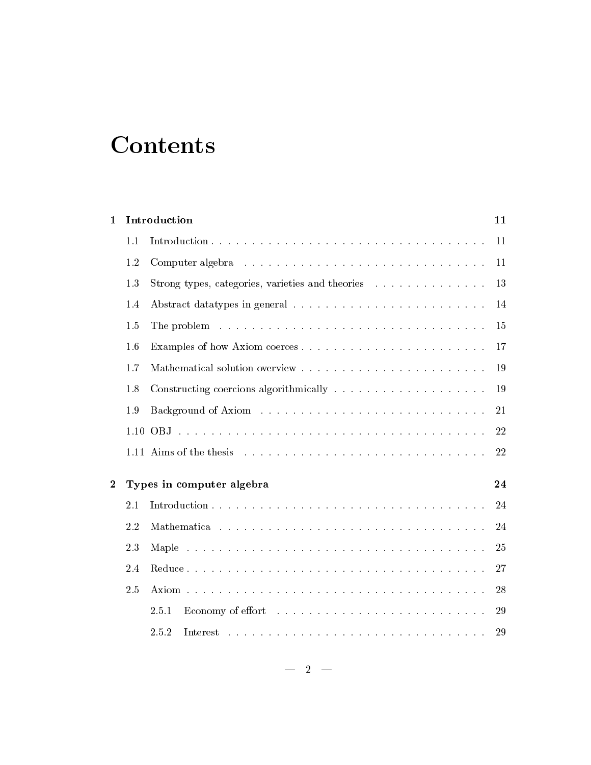# Contents

**1 Introduction** — 11

- 1.1 Introduction — 11
- 1.2 Computer algebra — 11
- 1.3 Strong types, categories, varieties and theories — 13
- 1.4 Abstract datatypes in general — 14
- 1.5 The problem — 15
- 1.6 Examples of how Axiom coerces — 17
- 1.7 Mathematical solution overview — 19
- 1.8 Constructing coercions algorithmically — 19
- 1.9 Background of Axiom — 21
- 1.10 OBJ — 22
- 1.11 Aims of the thesis — 22

**2 Types in computer algebra** — 24

- 2.1 Introduction — 24
- 2.2 Mathematica — 24
- 2.3 Maple — 25
- 2.4 Reduce — 27
- 2.5 Axiom — 28
  - 2.5.1 Economy of effort — 29
  - 2.5.2 Interest — 29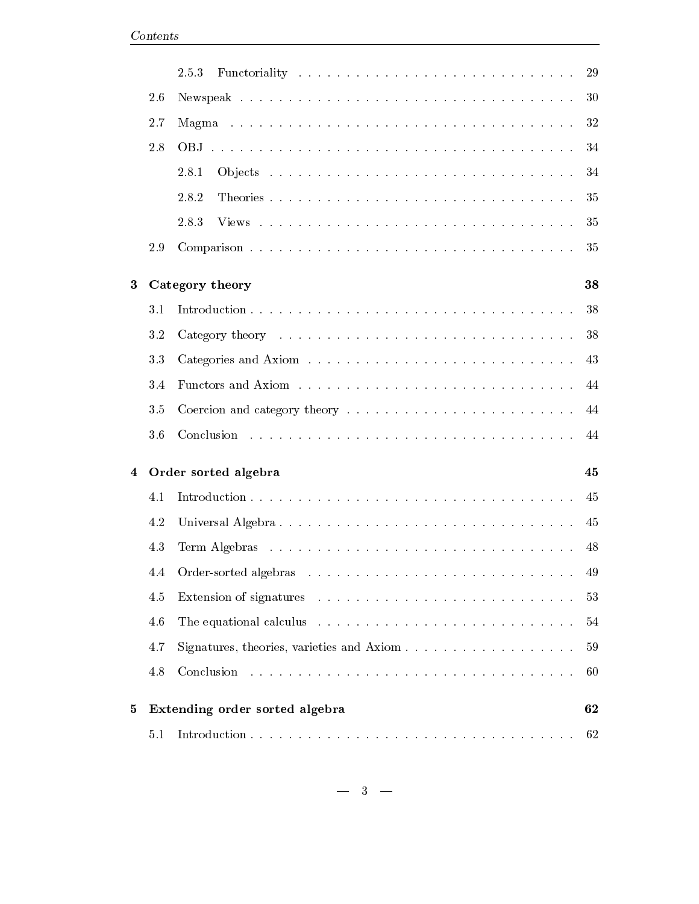| | | | |
|---|---|---|---|
| | 2.5.3 | Functoriality | 29 |
| 2.6 | | Newspeak | 30 |
| 2.7 | | Magma | 32 |
| 2.8 | | OBJ | 34 |
| | 2.8.1 | Objects | 34 |
| | 2.8.2 | Theories | 35 |
| | 2.8.3 | Views | 35 |
| 2.9 | | Comparison | 35 |

**3 Category theory** — **38**

| | | |
|---|---|---|
| 3.1 | Introduction | 38 |
| 3.2 | Category theory | 38 |
| 3.3 | Categories and Axiom | 43 |
| 3.4 | Functors and Axiom | 44 |
| 3.5 | Coercion and category theory | 44 |
| 3.6 | Conclusion | 44 |

**4 Order sorted algebra** — **45**

| | | |
|---|---|---|
| 4.1 | Introduction | 45 |
| 4.2 | Universal Algebra | 45 |
| 4.3 | Term Algebras | 48 |
| 4.4 | Order-sorted algebras | 49 |
| 4.5 | Extension of signatures | 53 |
| 4.6 | The equational calculus | 54 |
| 4.7 | Signatures, theories, varieties and Axiom | 59 |
| 4.8 | Conclusion | 60 |

**5 Extending order sorted algebra** — **62**

| | | |
|---|---|---|
| 5.1 | Introduction | 62 |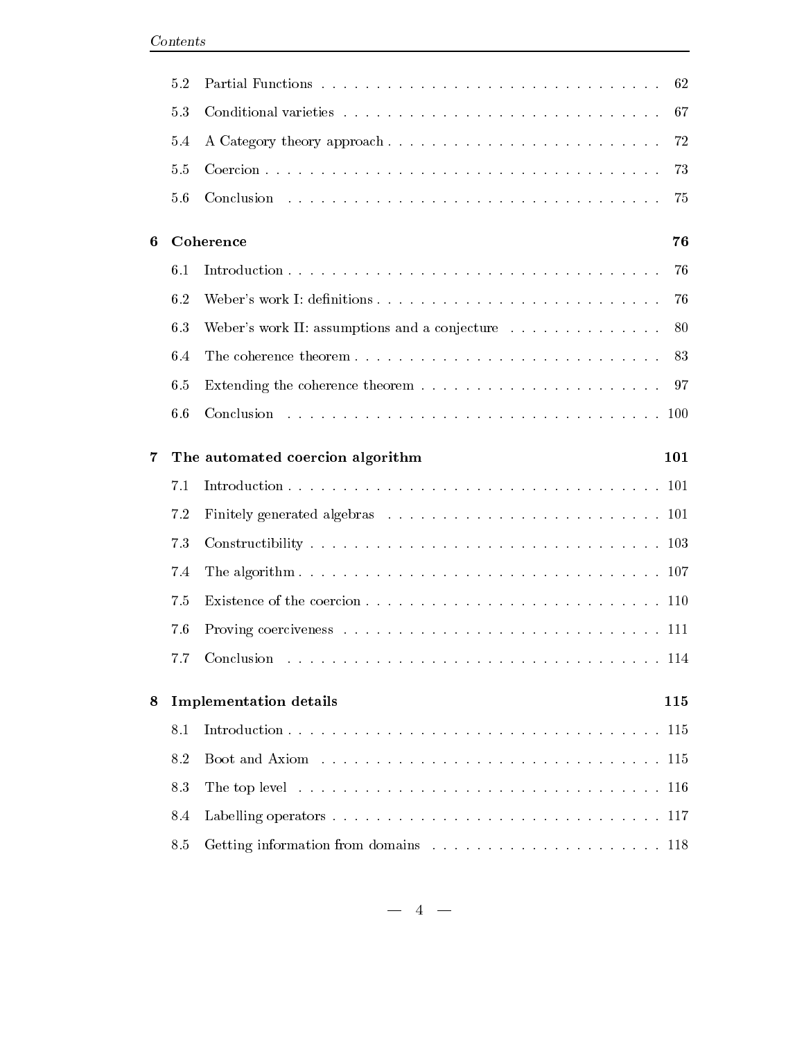| | | |
|---|---|---|
| 5.2 | Partial Functions | 62 |
| 5.3 | Conditional varieties | 67 |
| 5.4 | A Category theory approach | 72 |
| 5.5 | Coercion | 73 |
| 5.6 | Conclusion | 75 |

**6 Coherence** **76**

| | | |
|---|---|---|
| 6.1 | Introduction | 76 |
| 6.2 | Weber's work I: definitions | 76 |
| 6.3 | Weber's work II: assumptions and a conjecture | 80 |
| 6.4 | The coherence theorem | 83 |
| 6.5 | Extending the coherence theorem | 97 |
| 6.6 | Conclusion | 100 |

**7 The automated coercion algorithm** **101**

| | | |
|---|---|---|
| 7.1 | Introduction | 101 |
| 7.2 | Finitely generated algebras | 101 |
| 7.3 | Constructibility | 103 |
| 7.4 | The algorithm | 107 |
| 7.5 | Existence of the coercion | 110 |
| 7.6 | Proving coerciveness | 111 |
| 7.7 | Conclusion | 114 |

**8 Implementation details** **115**

| | | |
|---|---|---|
| 8.1 | Introduction | 115 |
| 8.2 | Boot and Axiom | 115 |
| 8.3 | The top level | 116 |
| 8.4 | Labelling operators | 117 |
| 8.5 | Getting information from domains | 118 |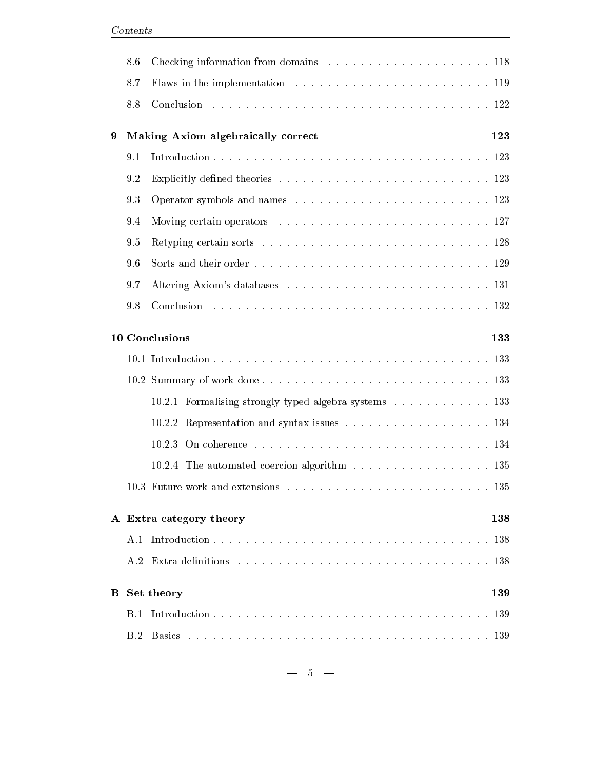8.6 Checking information from domains . . . . . . . . . . . . . . . . . . . . . 118

8.7 Flaws in the implementation . . . . . . . . . . . . . . . . . . . . . . . . 119

8.8 Conclusion . . . . . . . . . . . . . . . . . . . . . . . . . . . . . . . . . . 122

**9 Making Axiom algebraically correct 123**

9.1 Introduction . . . . . . . . . . . . . . . . . . . . . . . . . . . . . . . . . 123

9.2 Explicitly defined theories . . . . . . . . . . . . . . . . . . . . . . . . . . 123

9.3 Operator symbols and names . . . . . . . . . . . . . . . . . . . . . . . . 123

9.4 Moving certain operators . . . . . . . . . . . . . . . . . . . . . . . . . . 127

9.5 Retyping certain sorts . . . . . . . . . . . . . . . . . . . . . . . . . . . . 128

9.6 Sorts and their order . . . . . . . . . . . . . . . . . . . . . . . . . . . . . 129

9.7 Altering Axiom's databases . . . . . . . . . . . . . . . . . . . . . . . . . 131

9.8 Conclusion . . . . . . . . . . . . . . . . . . . . . . . . . . . . . . . . . . 132

**10 Conclusions 133**

10.1 Introduction . . . . . . . . . . . . . . . . . . . . . . . . . . . . . . . . . 133

10.2 Summary of work done . . . . . . . . . . . . . . . . . . . . . . . . . . . 133

10.2.1 Formalising strongly typed algebra systems . . . . . . . . . . . . . 133

10.2.2 Representation and syntax issues . . . . . . . . . . . . . . . . . . 134

10.2.3 On coherence . . . . . . . . . . . . . . . . . . . . . . . . . . . . . 134

10.2.4 The automated coercion algorithm . . . . . . . . . . . . . . . . . . 135

10.3 Future work and extensions . . . . . . . . . . . . . . . . . . . . . . . . . 135

**A Extra category theory 138**

A.1 Introduction . . . . . . . . . . . . . . . . . . . . . . . . . . . . . . . . . 138

A.2 Extra definitions . . . . . . . . . . . . . . . . . . . . . . . . . . . . . . . 138

**B Set theory 139**

B.1 Introduction . . . . . . . . . . . . . . . . . . . . . . . . . . . . . . . . . 139

B.2 Basics . . . . . . . . . . . . . . . . . . . . . . . . . . . . . . . . . . . . 139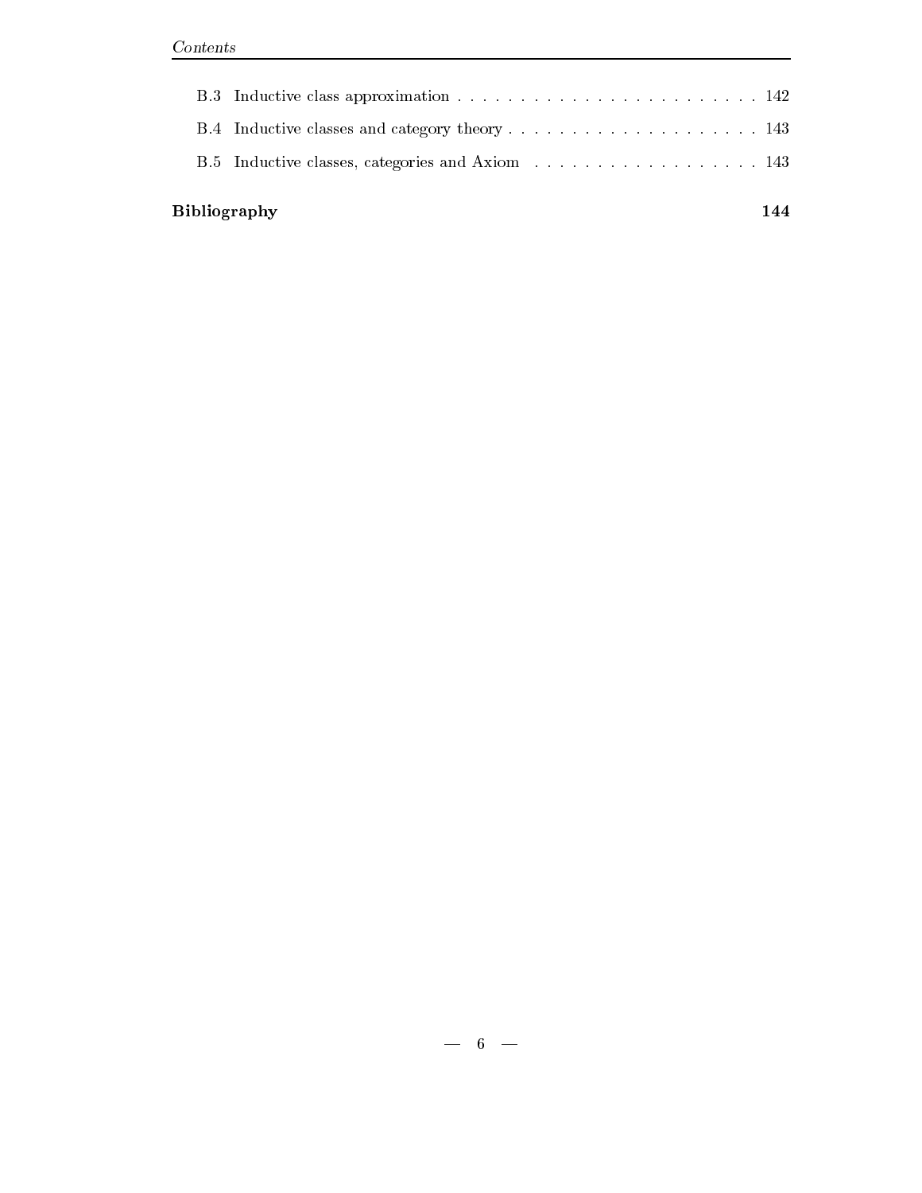B.3 Inductive class approximation . . . . . . . . . . . . . . . . . . . . . . . . . 142

B.4 Inductive classes and category theory . . . . . . . . . . . . . . . . . . . . . 143

B.5 Inductive classes, categories and Axiom . . . . . . . . . . . . . . . . . . . 143

**Bibliography** **144**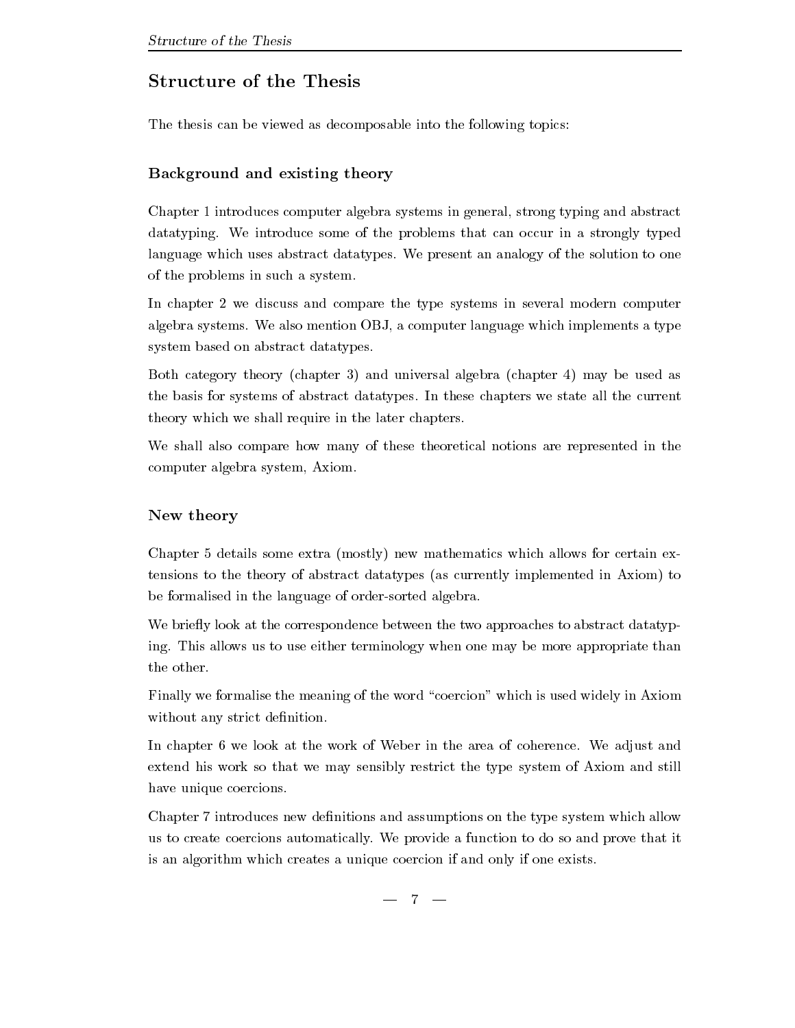# Structure of the Thesis

The thesis can be viewed as decomposable into the following topics:

## Background and existing theory

Chapter 1 introduces computer algebra systems in general, strong typing and abstract datatyping. We introduce some of the problems that can occur in a strongly typed language which uses abstract datatypes. We present an analogy of the solution to one of the problems in such a system.

In chapter 2 we discuss and compare the type systems in several modern computer algebra systems. We also mention OBJ, a computer language which implements a type system based on abstract datatypes.

Both category theory (chapter 3) and universal algebra (chapter 4) may be used as the basis for systems of abstract datatypes. In these chapters we state all the current theory which we shall require in the later chapters.

We shall also compare how many of these theoretical notions are represented in the computer algebra system, Axiom.

## New theory

Chapter 5 details some extra (mostly) new mathematics which allows for certain extensions to the theory of abstract datatypes (as currently implemented in Axiom) to be formalised in the language of order-sorted algebra.

We briefly look at the correspondence between the two approaches to abstract datatyping. This allows us to use either terminology when one may be more appropriate than the other.

Finally we formalise the meaning of the word "coercion" which is used widely in Axiom without any strict definition.

In chapter 6 we look at the work of Weber in the area of coherence. We adjust and extend his work so that we may sensibly restrict the type system of Axiom and still have unique coercions.

Chapter 7 introduces new definitions and assumptions on the type system which allow us to create coercions automatically. We provide a function to do so and prove that it is an algorithm which creates a unique coercion if and only if one exists.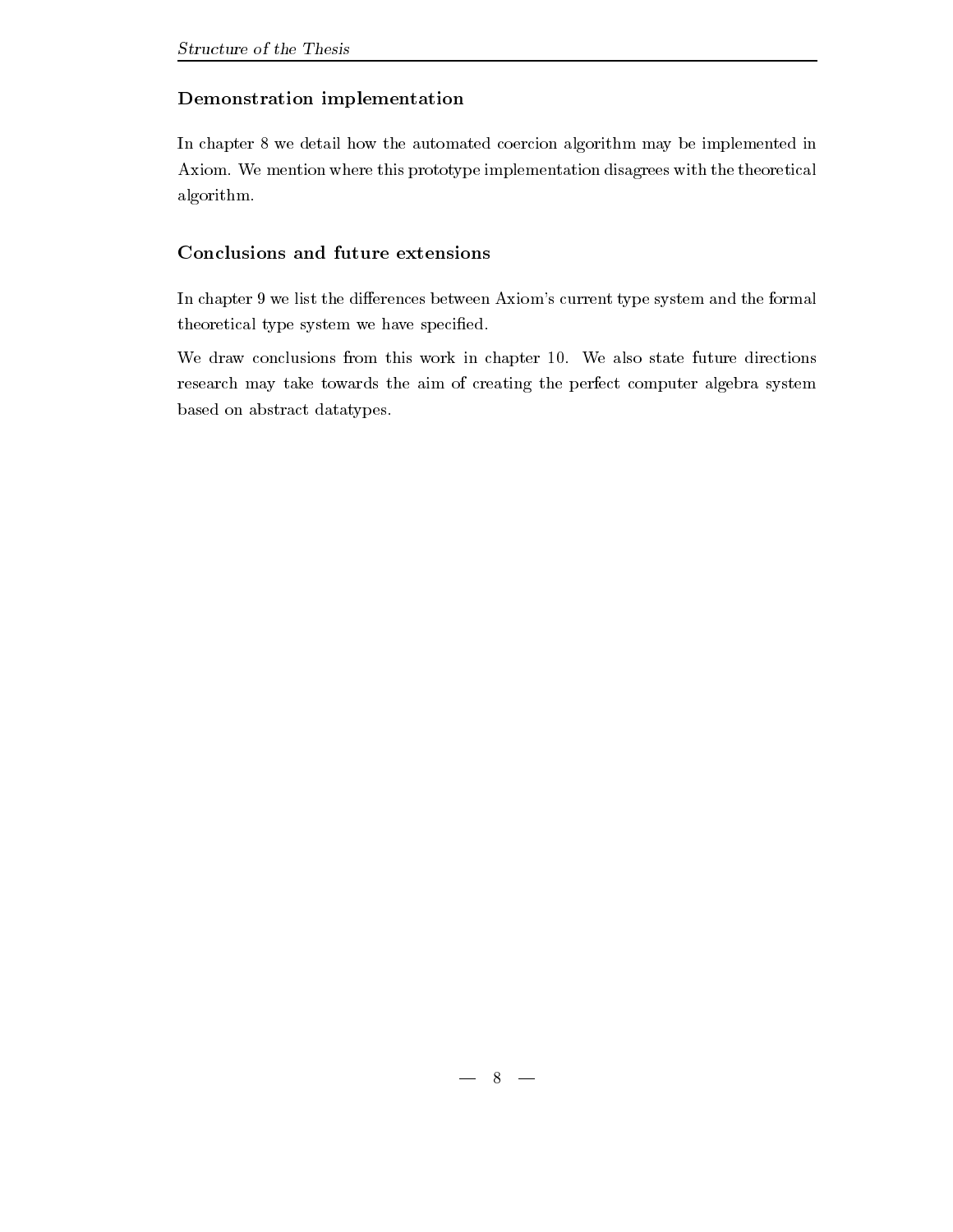### Demonstration implementation

In chapter 8 we detail how the automated coercion algorithm may be implemented in Axiom. We mention where this prototype implementation disagrees with the theoretical algorithm.

### Conclusions and future extensions

In chapter 9 we list the differences between Axiom's current type system and the formal theoretical type system we have specified.

We draw conclusions from this work in chapter 10. We also state future directions research may take towards the aim of creating the perfect computer algebra system based on abstract datatypes.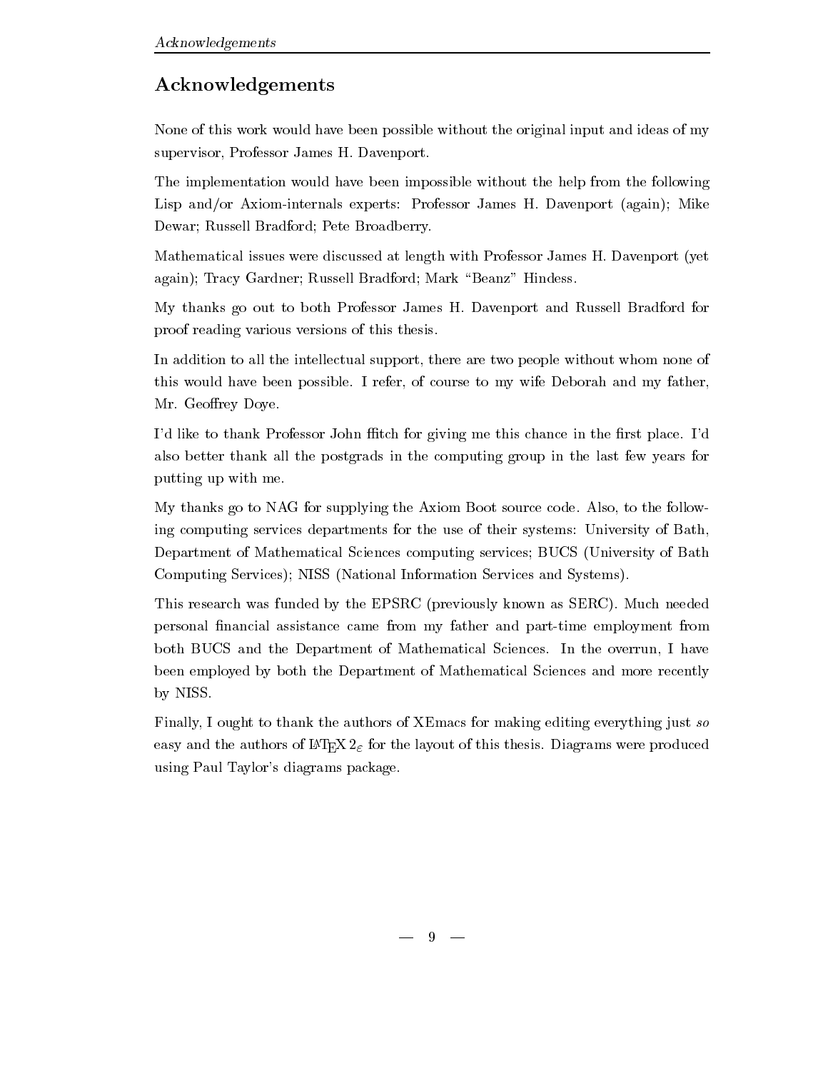# Acknowledgements

None of this work would have been possible without the original input and ideas of my supervisor, Professor James H. Davenport.

The implementation would have been impossible without the help from the following Lisp and/or Axiom-internals experts: Professor James H. Davenport (again); Mike Dewar; Russell Bradford; Pete Broadberry.

Mathematical issues were discussed at length with Professor James H. Davenport (yet again); Tracy Gardner; Russell Bradford; Mark "Beanz" Hindess.

My thanks go out to both Professor James H. Davenport and Russell Bradford for proof reading various versions of this thesis.

In addition to all the intellectual support, there are two people without whom none of this would have been possible. I refer, of course to my wife Deborah and my father, Mr. Geoffrey Doye.

I'd like to thank Professor John ffitch for giving me this chance in the first place. I'd also better thank all the postgrads in the computing group in the last few years for putting up with me.

My thanks go to NAG for supplying the Axiom Boot source code. Also, to the following computing services departments for the use of their systems: University of Bath, Department of Mathematical Sciences computing services; BUCS (University of Bath Computing Services); NISS (National Information Services and Systems).

This research was funded by the EPSRC (previously known as SERC). Much needed personal financial assistance came from my father and part-time employment from both BUCS and the Department of Mathematical Sciences. In the overrun, I have been employed by both the Department of Mathematical Sciences and more recently by NISS.

Finally, I ought to thank the authors of XEmacs for making editing everything just *so* easy and the authors of LaTeX $2_\varepsilon$ for the layout of this thesis. Diagrams were produced using Paul Taylor's diagrams package.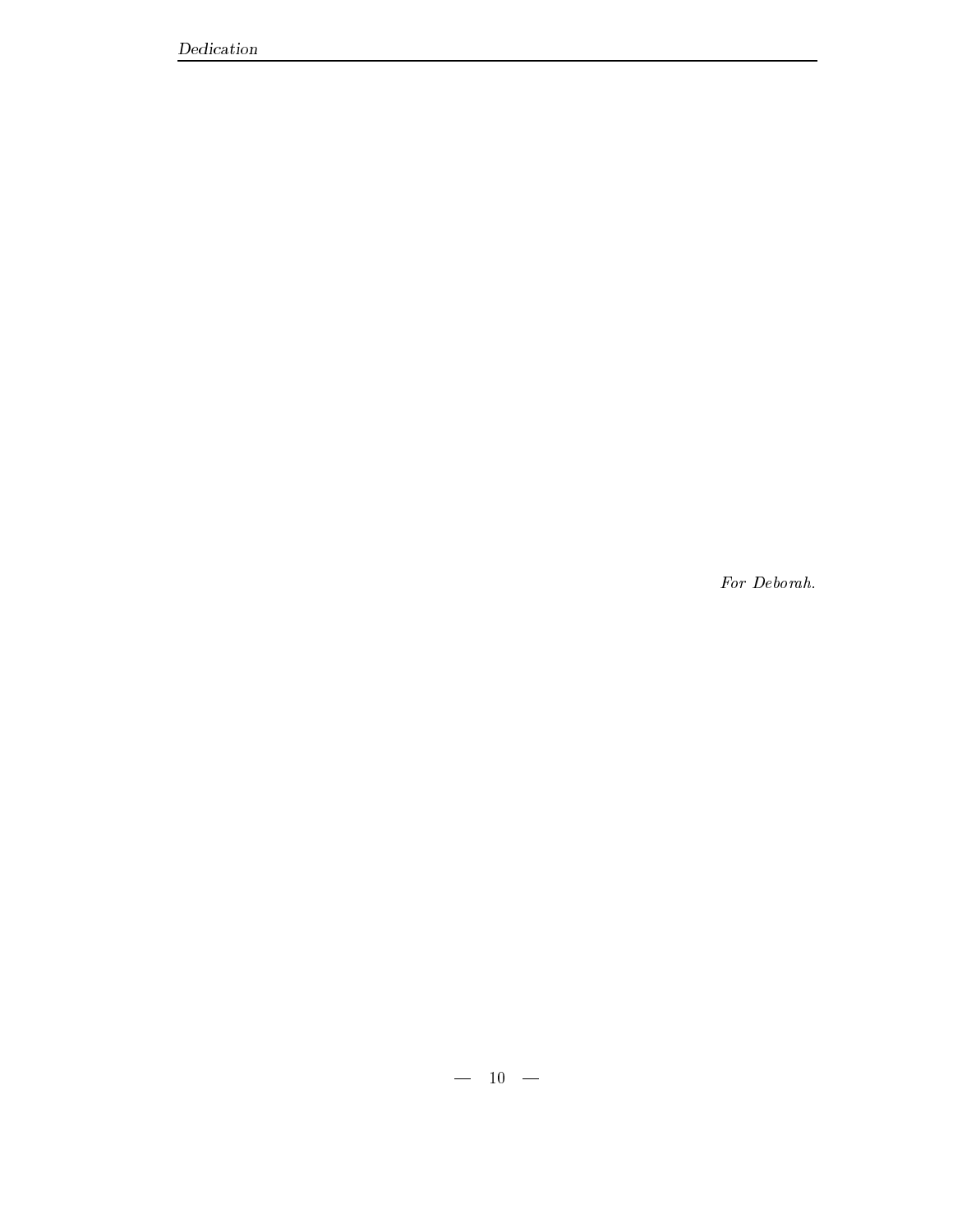*For Deborah.*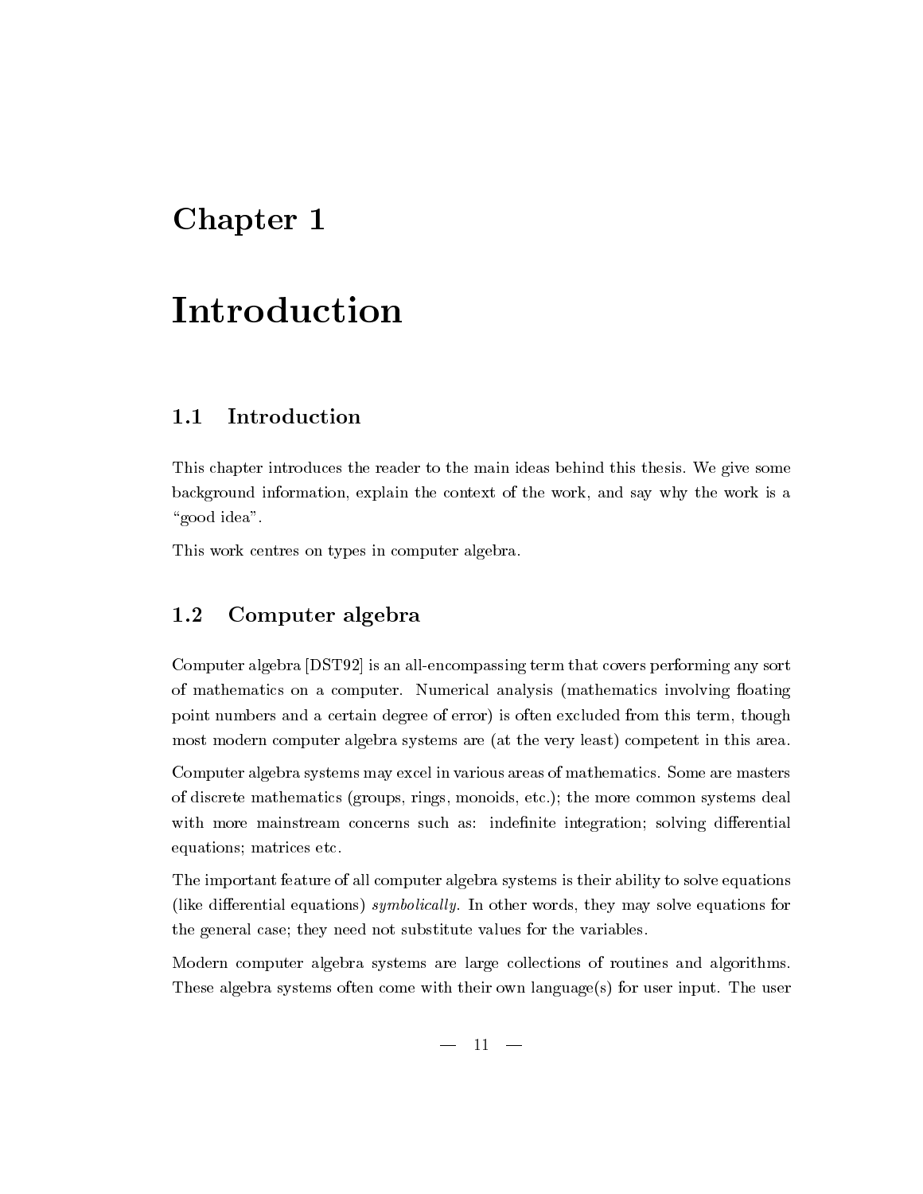# Chapter 1

# Introduction

## 1.1 Introduction

This chapter introduces the reader to the main ideas behind this thesis. We give some background information, explain the context of the work, and say why the work is a "good idea".

This work centres on types in computer algebra.

## 1.2 Computer algebra

Computer algebra [DST92] is an all-encompassing term that covers performing any sort of mathematics on a computer. Numerical analysis (mathematics involving floating point numbers and a certain degree of error) is often excluded from this term, though most modern computer algebra systems are (at the very least) competent in this area.

Computer algebra systems may excel in various areas of mathematics. Some are masters of discrete mathematics (groups, rings, monoids, etc.); the more common systems deal with more mainstream concerns such as: indefinite integration; solving differential equations; matrices etc.

The important feature of all computer algebra systems is their ability to solve equations (like differential equations) *symbolically*. In other words, they may solve equations for the general case; they need not substitute values for the variables.

Modern computer algebra systems are large collections of routines and algorithms. These algebra systems often come with their own language(s) for user input. The user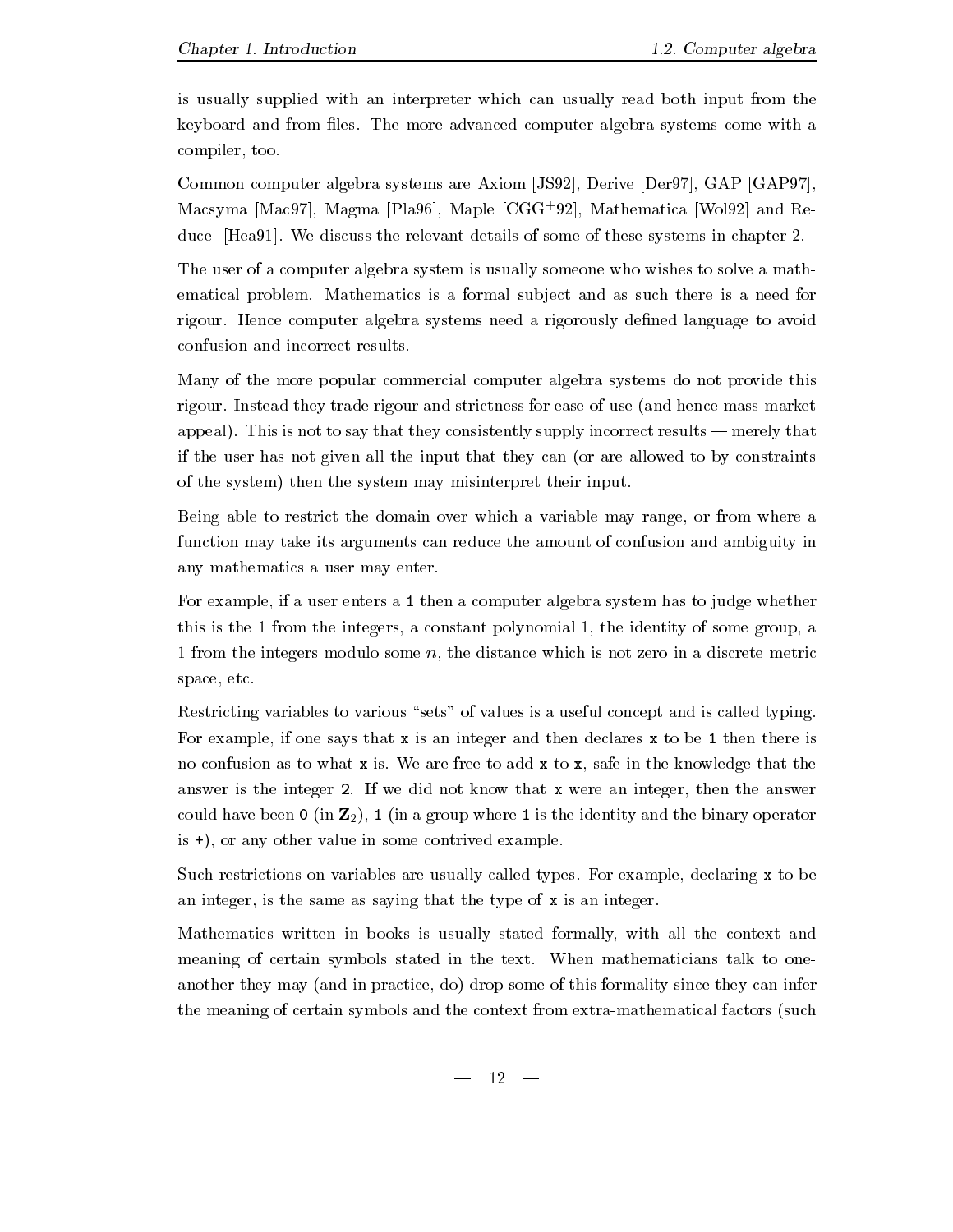is usually supplied with an interpreter which can usually read both input from the keyboard and from files. The more advanced computer algebra systems come with a compiler, too.

Common computer algebra systems are Axiom [JS92], Derive [Der97], GAP [GAP97], Macsyma [Mac97], Magma [Pla96], Maple [CGG+92], Mathematica [Wol92] and Reduce [Hea91]. We discuss the relevant details of some of these systems in chapter 2.

The user of a computer algebra system is usually someone who wishes to solve a mathematical problem. Mathematics is a formal subject and as such there is a need for rigour. Hence computer algebra systems need a rigorously defined language to avoid confusion and incorrect results.

Many of the more popular commercial computer algebra systems do not provide this rigour. Instead they trade rigour and strictness for ease-of-use (and hence mass-market appeal). This is not to say that they consistently supply incorrect results — merely that if the user has not given all the input that they can (or are allowed to by constraints of the system) then the system may misinterpret their input.

Being able to restrict the domain over which a variable may range, or from where a function may take its arguments can reduce the amount of confusion and ambiguity in any mathematics a user may enter.

For example, if a user enters a `1` then a computer algebra system has to judge whether this is the 1 from the integers, a constant polynomial 1, the identity of some group, a 1 from the integers modulo some $n$, the distance which is not zero in a discrete metric space, etc.

Restricting variables to various "sets" of values is a useful concept and is called typing. For example, if one says that `x` is an integer and then declares `x` to be `1` then there is no confusion as to what `x` is. We are free to add `x` to `x`, safe in the knowledge that the answer is the integer `2`. If we did not know that `x` were an integer, then the answer could have been `0` (in $\mathbf{Z}_2$), `1` (in a group where `1` is the identity and the binary operator is `+`), or any other value in some contrived example.

Such restrictions on variables are usually called types. For example, declaring `x` to be an integer, is the same as saying that the type of `x` is an integer.

Mathematics written in books is usually stated formally, with all the context and meaning of certain symbols stated in the text. When mathematicians talk to one-another they may (and in practice, do) drop some of this formality since they can infer the meaning of certain symbols and the context from extra-mathematical factors (such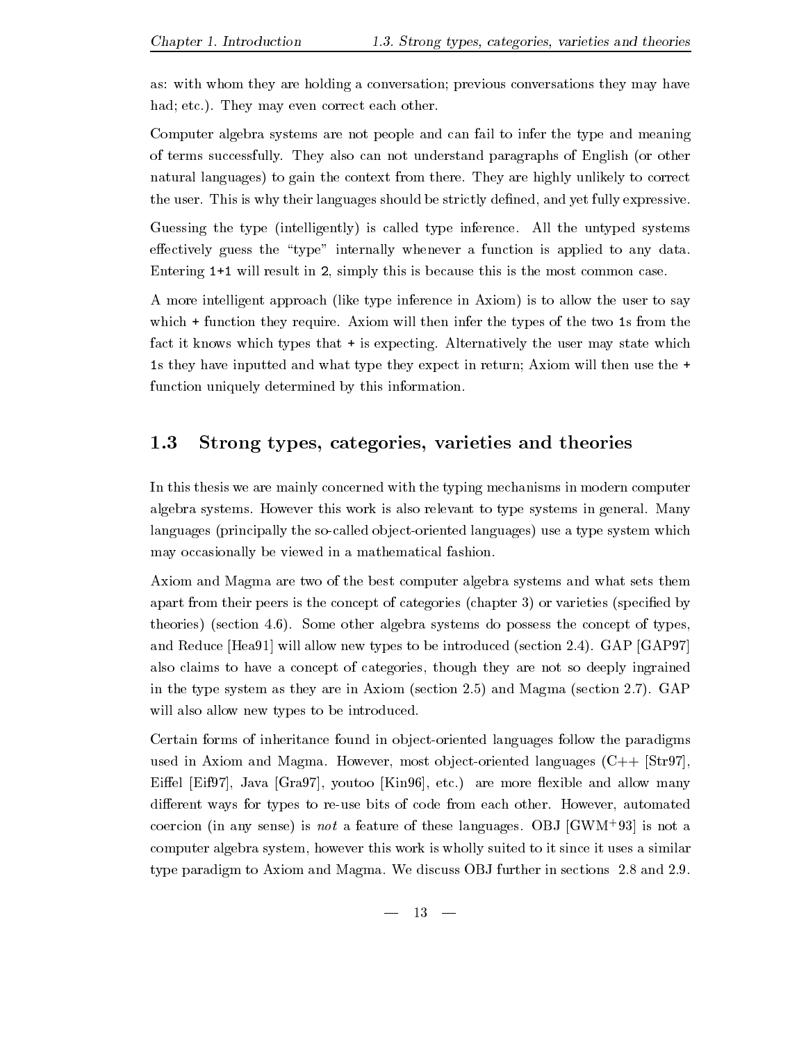as: with whom they are holding a conversation; previous conversations they may have had; etc.). They may even correct each other.

Computer algebra systems are not people and can fail to infer the type and meaning of terms successfully. They also can not understand paragraphs of English (or other natural languages) to gain the context from there. They are highly unlikely to correct the user. This is why their languages should be strictly defined, and yet fully expressive.

Guessing the type (intelligently) is called type inference. All the untyped systems effectively guess the "type" internally whenever a function is applied to any data. Entering `1+1` will result in `2`, simply this is because this is the most common case.

A more intelligent approach (like type inference in Axiom) is to allow the user to say which `+` function they require. Axiom will then infer the types of the two `1`s from the fact it knows which types that `+` is expecting. Alternatively the user may state which `1`s they have inputted and what type they expect in return; Axiom will then use the `+` function uniquely determined by this information.

## 1.3 Strong types, categories, varieties and theories

In this thesis we are mainly concerned with the typing mechanisms in modern computer algebra systems. However this work is also relevant to type systems in general. Many languages (principally the so-called object-oriented languages) use a type system which may occasionally be viewed in a mathematical fashion.

Axiom and Magma are two of the best computer algebra systems and what sets them apart from their peers is the concept of categories (chapter 3) or varieties (specified by theories) (section 4.6). Some other algebra systems do possess the concept of types, and Reduce [Hea91] will allow new types to be introduced (section 2.4). GAP [GAP97] also claims to have a concept of categories, though they are not so deeply ingrained in the type system as they are in Axiom (section 2.5) and Magma (section 2.7). GAP will also allow new types to be introduced.

Certain forms of inheritance found in object-oriented languages follow the paradigms used in Axiom and Magma. However, most object-oriented languages (C++ [Str97], Eiffel [Eif97], Java [Gra97], youtoo [Kin96], etc.) are more flexible and allow many different ways for types to re-use bits of code from each other. However, automated coercion (in any sense) is *not* a feature of these languages. OBJ [GWM+93] is not a computer algebra system, however this work is wholly suited to it since it uses a similar type paradigm to Axiom and Magma. We discuss OBJ further in sections 2.8 and 2.9.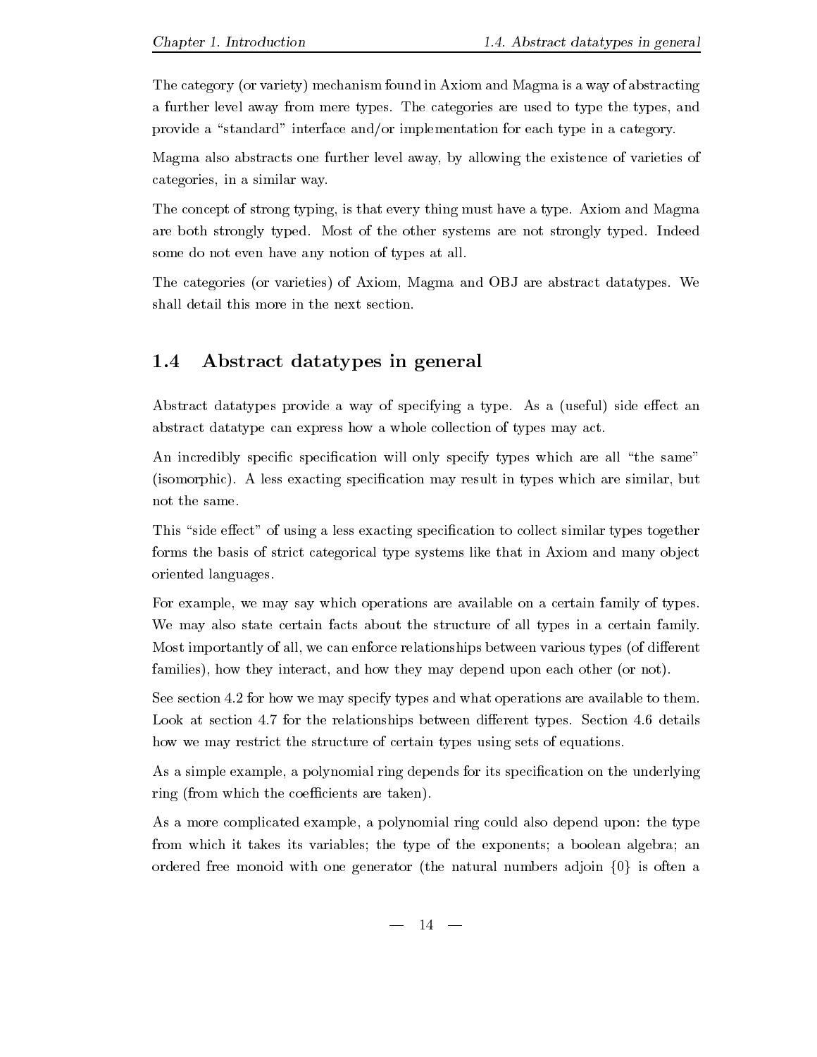The category (or variety) mechanism found in Axiom and Magma is a way of abstracting a further level away from mere types. The categories are used to type the types, and provide a "standard" interface and/or implementation for each type in a category.

Magma also abstracts one further level away, by allowing the existence of varieties of categories, in a similar way.

The concept of strong typing, is that every thing must have a type. Axiom and Magma are both strongly typed. Most of the other systems are not strongly typed. Indeed some do not even have any notion of types at all.

The categories (or varieties) of Axiom, Magma and OBJ are abstract datatypes. We shall detail this more in the next section.

## 1.4 Abstract datatypes in general

Abstract datatypes provide a way of specifying a type. As a (useful) side effect an abstract datatype can express how a whole collection of types may act.

An incredibly specific specification will only specify types which are all "the same" (isomorphic). A less exacting specification may result in types which are similar, but not the same.

This "side effect" of using a less exacting specification to collect similar types together forms the basis of strict categorical type systems like that in Axiom and many object oriented languages.

For example, we may say which operations are available on a certain family of types. We may also state certain facts about the structure of all types in a certain family. Most importantly of all, we can enforce relationships between various types (of different families), how they interact, and how they may depend upon each other (or not).

See section 4.2 for how we may specify types and what operations are available to them. Look at section 4.7 for the relationships between different types. Section 4.6 details how we may restrict the structure of certain types using sets of equations.

As a simple example, a polynomial ring depends for its specification on the underlying ring (from which the coefficients are taken).

As a more complicated example, a polynomial ring could also depend upon: the type from which it takes its variables; the type of the exponents; a boolean algebra; an ordered free monoid with one generator (the natural numbers adjoin $\{0\}$ is often a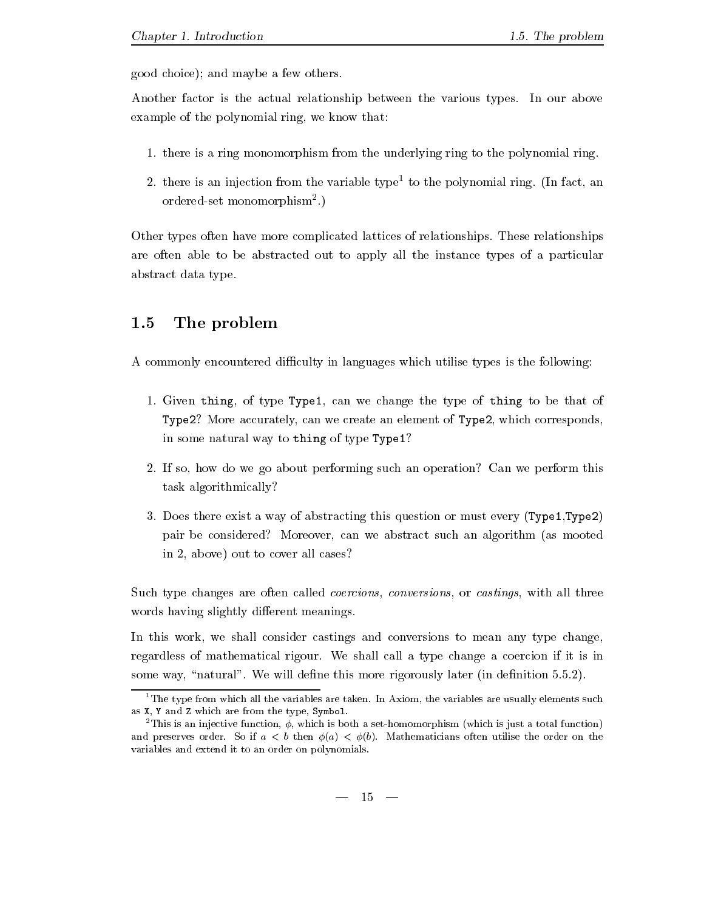good choice); and maybe a few others.

Another factor is the actual relationship between the various types. In our above example of the polynomial ring, we know that:

1. there is a ring monomorphism from the underlying ring to the polynomial ring.
2. there is an injection from the variable type[1] to the polynomial ring. (In fact, an ordered-set monomorphism[2].)

Other types often have more complicated lattices of relationships. These relationships are often able to be abstracted out to apply all the instance types of a particular abstract data type.

## 1.5 The problem

A commonly encountered difficulty in languages which utilise types is the following:

1. Given `thing`, of type `Type1`, can we change the type of `thing` to be that of `Type2`? More accurately, can we create an element of `Type2`, which corresponds, in some natural way to `thing` of type `Type1`?
2. If so, how do we go about performing such an operation? Can we perform this task algorithmically?
3. Does there exist a way of abstracting this question or must every (`Type1`,`Type2`) pair be considered? Moreover, can we abstract such an algorithm (as mooted in 2, above) out to cover all cases?

Such type changes are often called *coercions*, *conversions*, or *castings*, with all three words having slightly different meanings.

In this work, we shall consider castings and conversions to mean any type change, regardless of mathematical rigour. We shall call a type change a coercion if it is in some way, "natural". We will define this more rigorously later (in definition 5.5.2).

---

[1] The type from which all the variables are taken. In Axiom, the variables are usually elements such as `X`, `Y` and `Z` which are from the type, `Symbol`.

[2] This is an injective function, $\phi$, which is both a set-homomorphism (which is just a total function) and preserves order. So if $a < b$ then $\phi(a) < \phi(b)$. Mathematicians often utilise the order on the variables and extend it to an order on polynomials.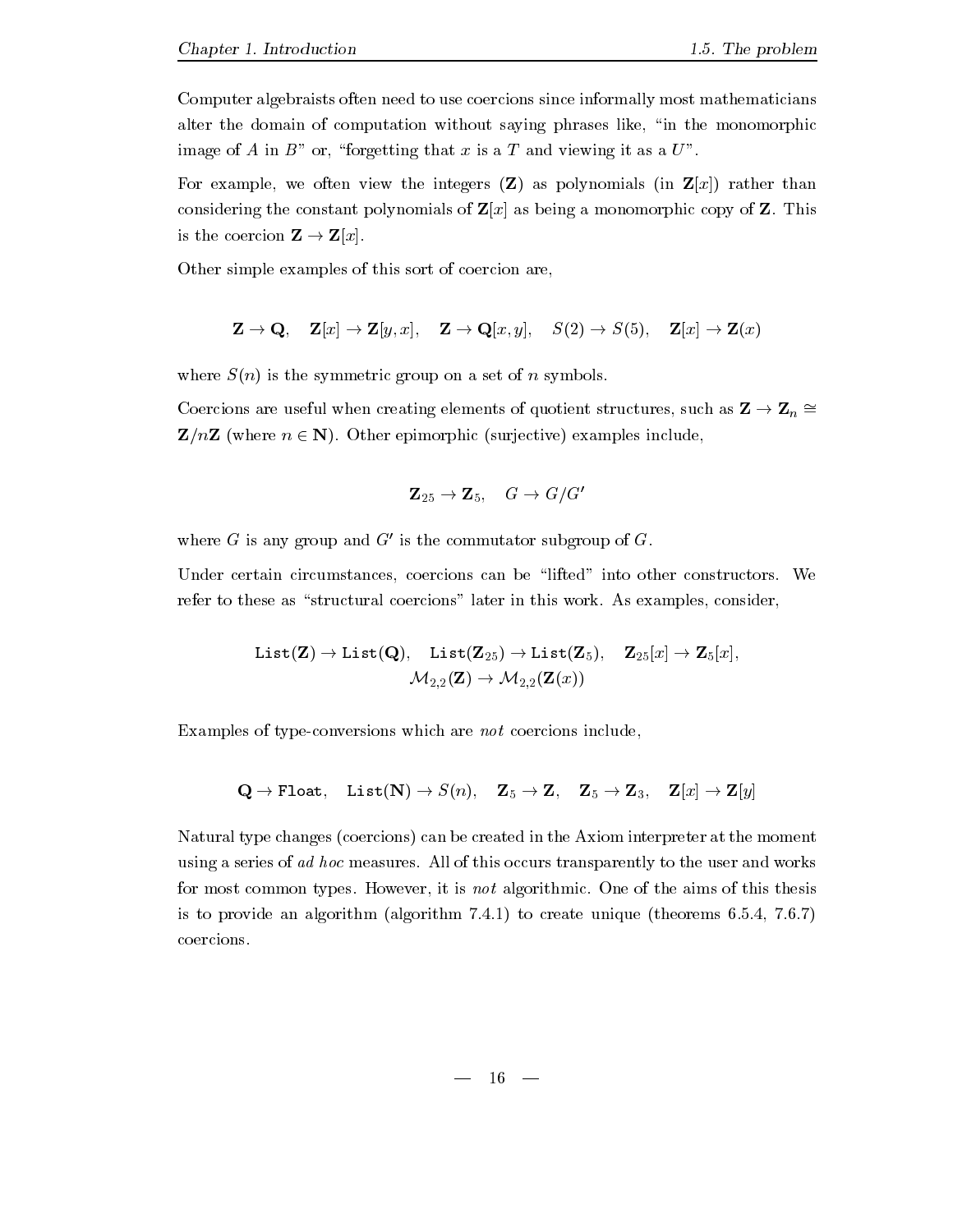Computer algebraists often need to use coercions since informally most mathematicians alter the domain of computation without saying phrases like, "in the monomorphic image of $A$ in $B$" or, "forgetting that $x$ is a $T$ and viewing it as a $U$".

For example, we often view the integers ($\mathbf{Z}$) as polynomials (in $\mathbf{Z}[x]$) rather than considering the constant polynomials of $\mathbf{Z}[x]$ as being a monomorphic copy of $\mathbf{Z}$. This is the coercion $\mathbf{Z} \to \mathbf{Z}[x]$.

Other simple examples of this sort of coercion are,

$$\mathbf{Z} \to \mathbf{Q}, \quad \mathbf{Z}[x] \to \mathbf{Z}[y, x], \quad \mathbf{Z} \to \mathbf{Q}[x, y], \quad S(2) \to S(5), \quad \mathbf{Z}[x] \to \mathbf{Z}(x)$$

where $S(n)$ is the symmetric group on a set of $n$ symbols.

Coercions are useful when creating elements of quotient structures, such as $\mathbf{Z} \to \mathbf{Z}_n \cong \mathbf{Z}/n\mathbf{Z}$ (where $n \in \mathbf{N}$). Other epimorphic (surjective) examples include,

$$\mathbf{Z}_{25} \to \mathbf{Z}_5, \quad G \to G/G'$$

where $G$ is any group and $G'$ is the commutator subgroup of $G$.

Under certain circumstances, coercions can be "lifted" into other constructors. We refer to these as "structural coercions" later in this work. As examples, consider,

$$\mathtt{List}(\mathbf{Z}) \to \mathtt{List}(\mathbf{Q}), \quad \mathtt{List}(\mathbf{Z}_{25}) \to \mathtt{List}(\mathbf{Z}_5), \quad \mathbf{Z}_{25}[x] \to \mathbf{Z}_5[x],$$
$$\mathcal{M}_{2,2}(\mathbf{Z}) \to \mathcal{M}_{2,2}(\mathbf{Z}(x))$$

Examples of type-conversions which are *not* coercions include,

$$\mathbf{Q} \to \mathtt{Float}, \quad \mathtt{List}(\mathbf{N}) \to S(n), \quad \mathbf{Z}_5 \to \mathbf{Z}, \quad \mathbf{Z}_5 \to \mathbf{Z}_3, \quad \mathbf{Z}[x] \to \mathbf{Z}[y]$$

Natural type changes (coercions) can be created in the Axiom interpreter at the moment using a series of *ad hoc* measures. All of this occurs transparently to the user and works for most common types. However, it is *not* algorithmic. One of the aims of this thesis is to provide an algorithm (algorithm 7.4.1) to create unique (theorems 6.5.4, 7.6.7) coercions.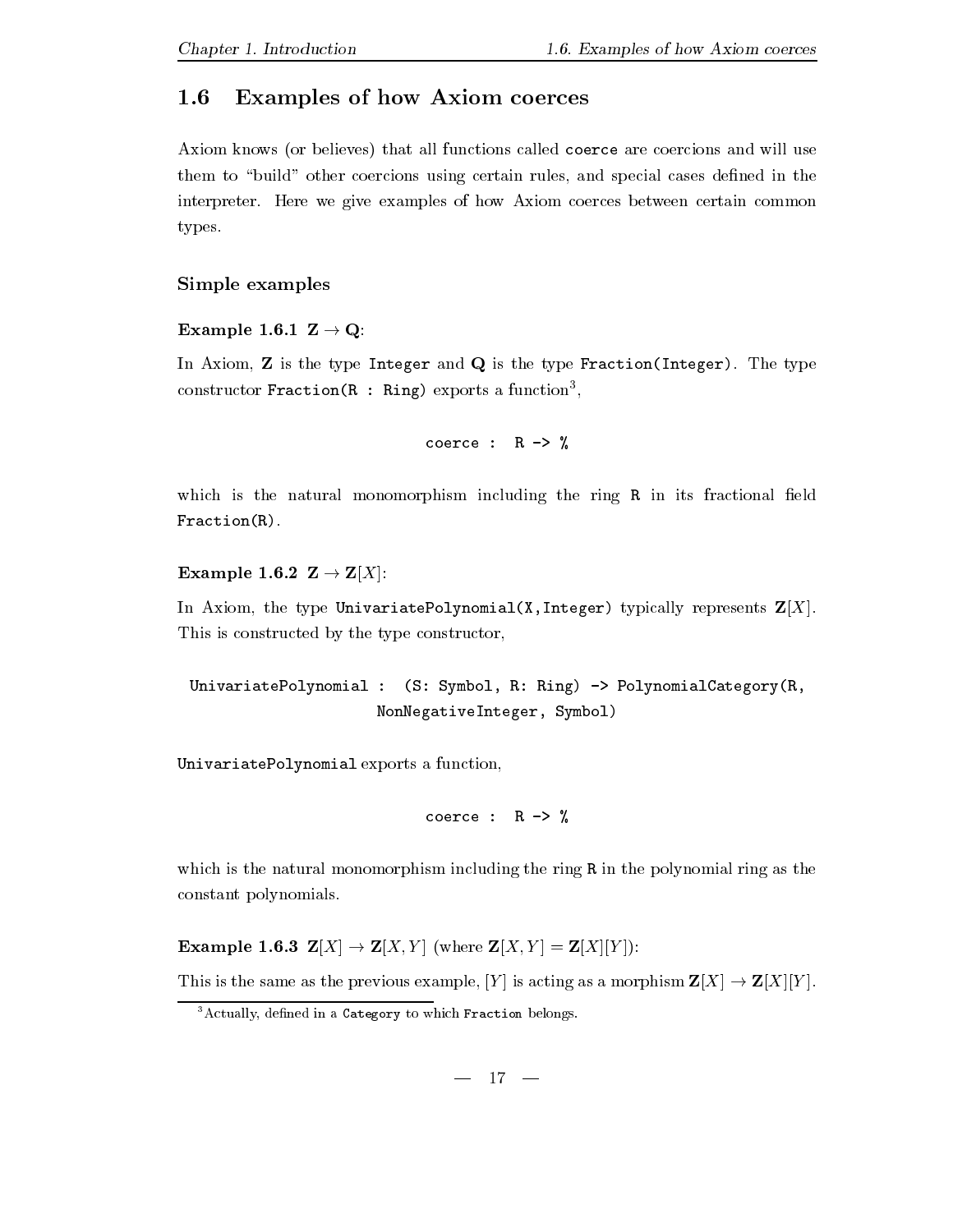## 1.6 Examples of how Axiom coerces

Axiom knows (or believes) that all functions called `coerce` are coercions and will use them to "build" other coercions using certain rules, and special cases defined in the interpreter. Here we give examples of how Axiom coerces between certain common types.

### Simple examples

**Example 1.6.1** $\mathbf{Z} \rightarrow \mathbf{Q}$:

In Axiom, $\mathbf{Z}$ is the type `Integer` and $\mathbf{Q}$ is the type `Fraction(Integer)`. The type constructor `Fraction(R : Ring)` exports a function[3],

```
coerce :  R -> %
```

which is the natural monomorphism including the ring `R` in its fractional field `Fraction(R)`.

**Example 1.6.2** $\mathbf{Z} \rightarrow \mathbf{Z}[X]$:

In Axiom, the type `UnivariatePolynomial(X,Integer)` typically represents $\mathbf{Z}[X]$. This is constructed by the type constructor,

```
UnivariatePolynomial :  (S: Symbol, R: Ring) -> PolynomialCategory(R,
                        NonNegativeInteger, Symbol)
```

`UnivariatePolynomial` exports a function,

```
coerce :  R -> %
```

which is the natural monomorphism including the ring `R` in the polynomial ring as the constant polynomials.

**Example 1.6.3** $\mathbf{Z}[X] \rightarrow \mathbf{Z}[X, Y]$ (where $\mathbf{Z}[X, Y] = \mathbf{Z}[X][Y]$):

This is the same as the previous example, $[Y]$ is acting as a morphism $\mathbf{Z}[X] \rightarrow \mathbf{Z}[X][Y]$.

[3] Actually, defined in a `Category` to which `Fraction` belongs.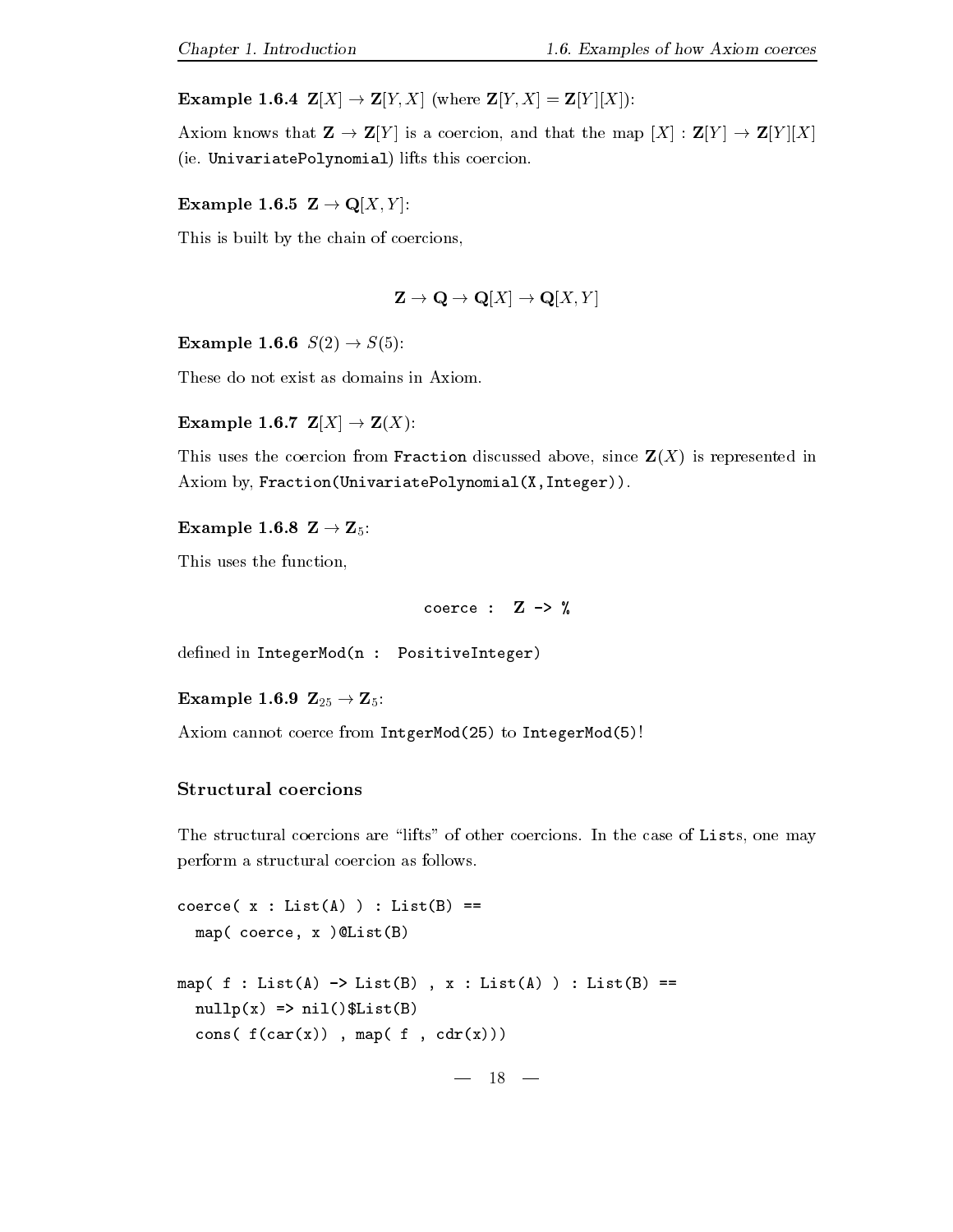**Example 1.6.4** $\mathbf{Z}[X] \rightarrow \mathbf{Z}[Y, X]$ (where $\mathbf{Z}[Y, X] = \mathbf{Z}[Y][X]$):

Axiom knows that $\mathbf{Z} \rightarrow \mathbf{Z}[Y]$ is a coercion, and that the map $[X] : \mathbf{Z}[Y] \rightarrow \mathbf{Z}[Y][X]$ (ie. `UnivariatePolynomial`) lifts this coercion.

**Example 1.6.5** $\mathbf{Z} \rightarrow \mathbf{Q}[X, Y]$:

This is built by the chain of coercions,

$$\mathbf{Z} \rightarrow \mathbf{Q} \rightarrow \mathbf{Q}[X] \rightarrow \mathbf{Q}[X, Y]$$

**Example 1.6.6** $S(2) \rightarrow S(5)$:

These do not exist as domains in Axiom.

**Example 1.6.7** $\mathbf{Z}[X] \rightarrow \mathbf{Z}(X)$:

This uses the coercion from `Fraction` discussed above, since $\mathbf{Z}(X)$ is represented in Axiom by, `Fraction(UnivariatePolynomial(X,Integer))`.

**Example 1.6.8** $\mathbf{Z} \rightarrow \mathbf{Z}_5$:

This uses the function,

```
coerce :  Z -> %
```

defined in `IntegerMod(n :  PositiveInteger)`

**Example 1.6.9** $\mathbf{Z}_{25} \rightarrow \mathbf{Z}_5$:

Axiom cannot coerce from `IntgerMod(25)` to `IntegerMod(5)`!

### Structural coercions

The structural coercions are "lifts" of other coercions. In the case of `List`s, one may perform a structural coercion as follows.

```
coerce( x : List(A) ) : List(B) ==
  map( coerce, x )@List(B)

map( f : List(A) -> List(B) , x : List(A) ) : List(B) ==
  nullp(x) => nil()$List(B)
  cons( f(car(x)) , map( f , cdr(x)))
```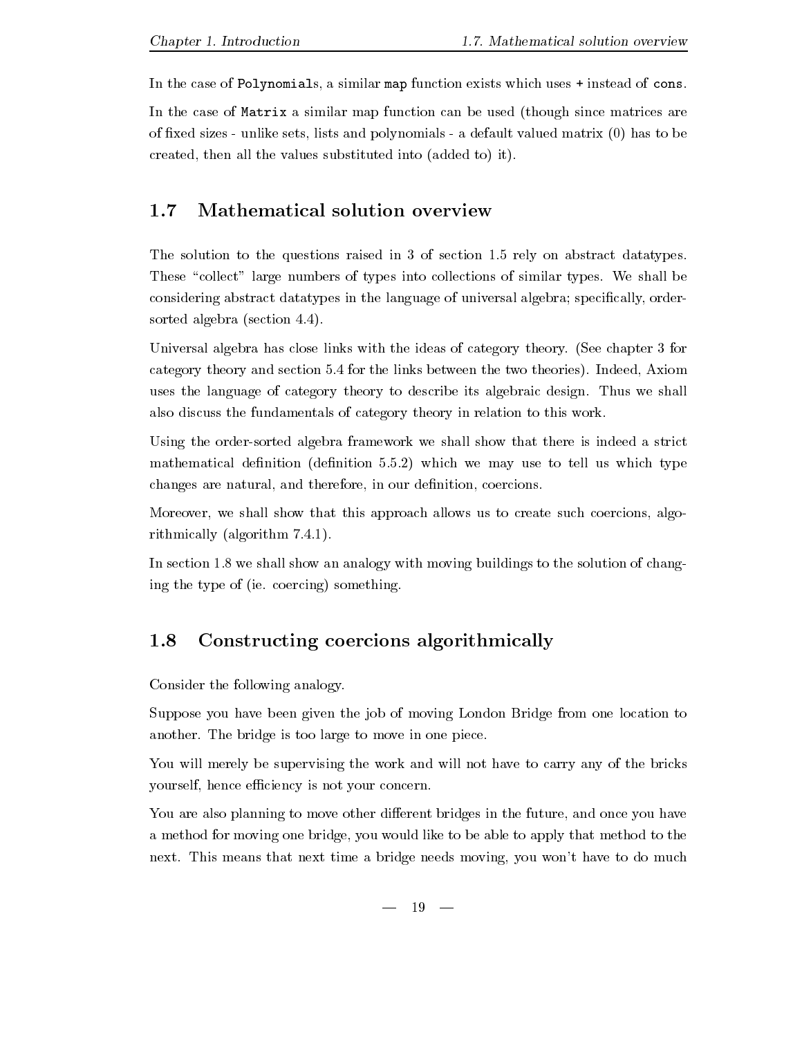In the case of `Polynomials`, a similar `map` function exists which uses `+` instead of `cons`.

In the case of `Matrix` a similar map function can be used (though since matrices are of fixed sizes - unlike sets, lists and polynomials - a default valued matrix (0) has to be created, then all the values substituted into (added to) it).

## 1.7 Mathematical solution overview

The solution to the questions raised in 3 of section 1.5 rely on abstract datatypes. These "collect" large numbers of types into collections of similar types. We shall be considering abstract datatypes in the language of universal algebra; specifically, order-sorted algebra (section 4.4).

Universal algebra has close links with the ideas of category theory. (See chapter 3 for category theory and section 5.4 for the links between the two theories). Indeed, Axiom uses the language of category theory to describe its algebraic design. Thus we shall also discuss the fundamentals of category theory in relation to this work.

Using the order-sorted algebra framework we shall show that there is indeed a strict mathematical definition (definition 5.5.2) which we may use to tell us which type changes are natural, and therefore, in our definition, coercions.

Moreover, we shall show that this approach allows us to create such coercions, algorithmically (algorithm 7.4.1).

In section 1.8 we shall show an analogy with moving buildings to the solution of changing the type of (ie. coercing) something.

## 1.8 Constructing coercions algorithmically

Consider the following analogy.

Suppose you have been given the job of moving London Bridge from one location to another. The bridge is too large to move in one piece.

You will merely be supervising the work and will not have to carry any of the bricks yourself, hence efficiency is not your concern.

You are also planning to move other different bridges in the future, and once you have a method for moving one bridge, you would like to be able to apply that method to the next. This means that next time a bridge needs moving, you won't have to do much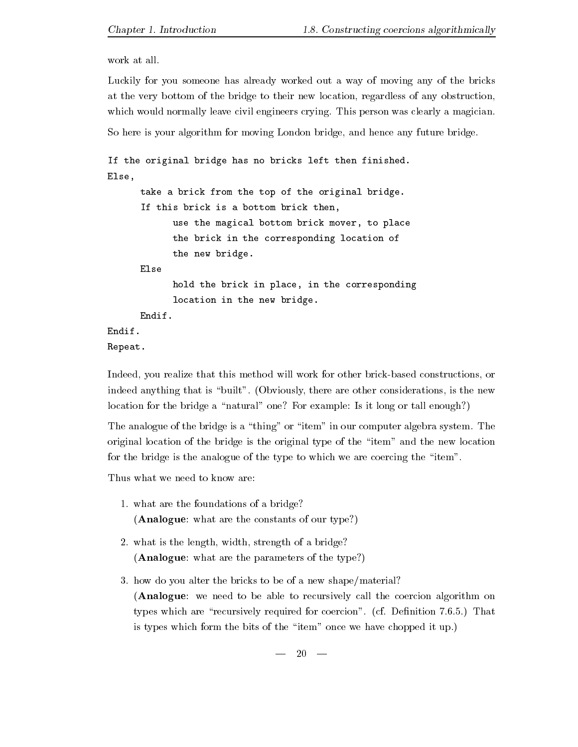work at all.

Luckily for you someone has already worked out a way of moving any of the bricks at the very bottom of the bridge to their new location, regardless of any obstruction, which would normally leave civil engineers crying. This person was clearly a magician.

So here is your algorithm for moving London bridge, and hence any future bridge.

```
If the original bridge has no bricks left then finished.
Else,
      take a brick from the top of the original bridge.
      If this brick is a bottom brick then,
            use the magical bottom brick mover, to place
            the brick in the corresponding location of
            the new bridge.
      Else
            hold the brick in place, in the corresponding
            location in the new bridge.
      Endif.
Endif.
Repeat.
```

Indeed, you realize that this method will work for other brick-based constructions, or indeed anything that is "built". (Obviously, there are other considerations, is the new location for the bridge a "natural" one? For example: Is it long or tall enough?)

The analogue of the bridge is a "thing" or "item" in our computer algebra system. The original location of the bridge is the original type of the "item" and the new location for the bridge is the analogue of the type to which we are coercing the "item".

Thus what we need to know are:

1. what are the foundations of a bridge?
   (**Analogue**: what are the constants of our type?)

2. what is the length, width, strength of a bridge?
   (**Analogue**: what are the parameters of the type?)

3. how do you alter the bricks to be of a new shape/material?
   (**Analogue**: we need to be able to recursively call the coercion algorithm on types which are "recursively required for coercion". (cf. Definition 7.6.5.) That is types which form the bits of the "item" once we have chopped it up.)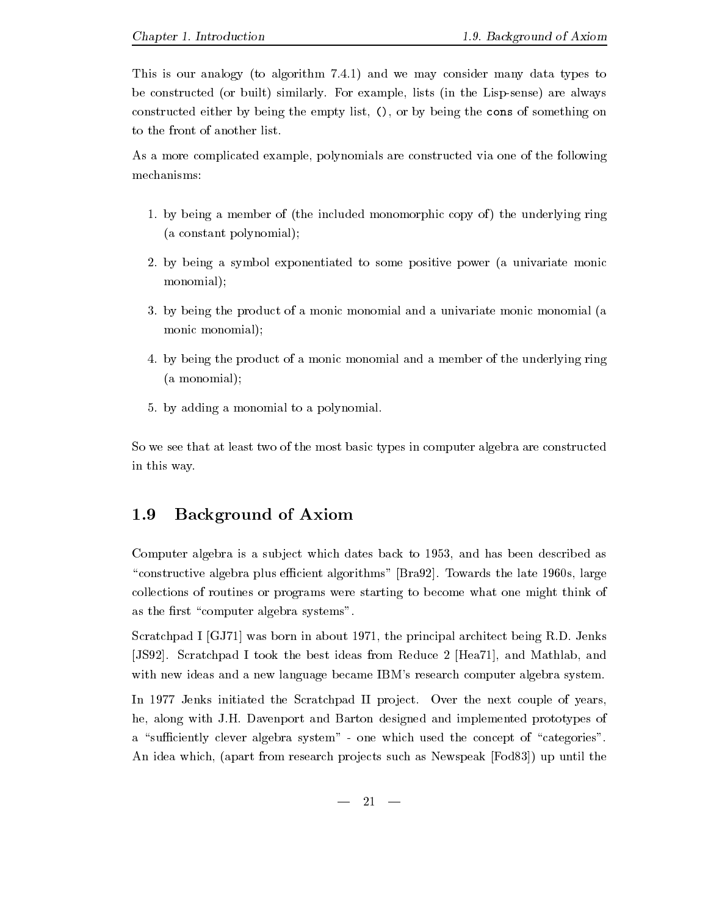This is our analogy (to algorithm 7.4.1) and we may consider many data types to be constructed (or built) similarly. For example, lists (in the Lisp-sense) are always constructed either by being the empty list, `()`, or by being the `cons` of something on to the front of another list.

As a more complicated example, polynomials are constructed via one of the following mechanisms:

1. by being a member of (the included monomorphic copy of) the underlying ring (a constant polynomial);
2. by being a symbol exponentiated to some positive power (a univariate monic monomial);
3. by being the product of a monic monomial and a univariate monic monomial (a monic monomial);
4. by being the product of a monic monomial and a member of the underlying ring (a monomial);
5. by adding a monomial to a polynomial.

So we see that at least two of the most basic types in computer algebra are constructed in this way.

## 1.9 Background of Axiom

Computer algebra is a subject which dates back to 1953, and has been described as "constructive algebra plus efficient algorithms" [Bra92]. Towards the late 1960s, large collections of routines or programs were starting to become what one might think of as the first "computer algebra systems".

Scratchpad I [GJ71] was born in about 1971, the principal architect being R.D. Jenks [JS92]. Scratchpad I took the best ideas from Reduce 2 [Hea71], and Mathlab, and with new ideas and a new language became IBM's research computer algebra system.

In 1977 Jenks initiated the Scratchpad II project. Over the next couple of years, he, along with J.H. Davenport and Barton designed and implemented prototypes of a "sufficiently clever algebra system" - one which used the concept of "categories". An idea which, (apart from research projects such as Newspeak [Fod83]) up until the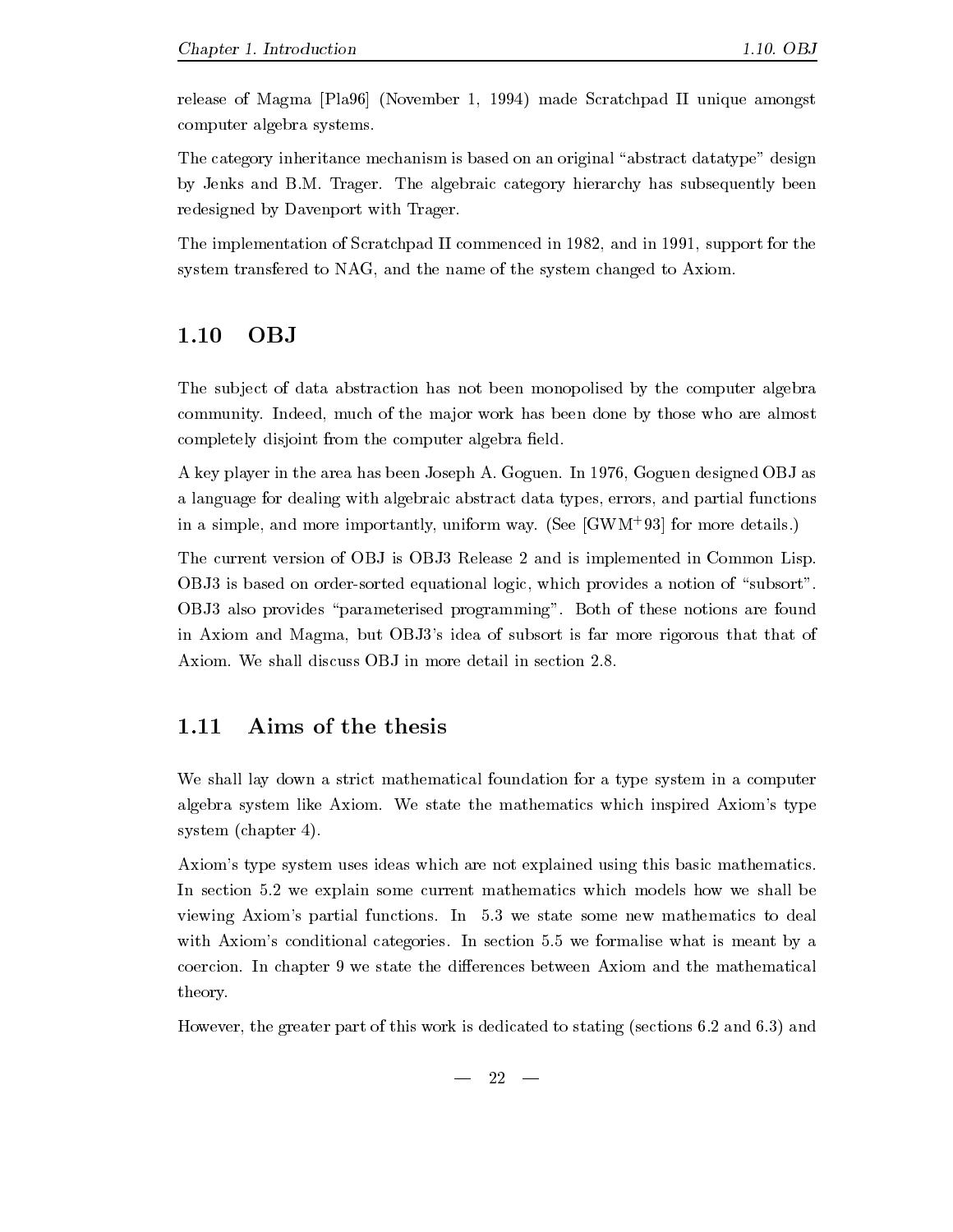release of Magma [Pla96] (November 1, 1994) made Scratchpad II unique amongst computer algebra systems.

The category inheritance mechanism is based on an original “abstract datatype” design by Jenks and B.M. Trager. The algebraic category hierarchy has subsequently been redesigned by Davenport with Trager.

The implementation of Scratchpad II commenced in 1982, and in 1991, support for the system transfered to NAG, and the name of the system changed to Axiom.

## 1.10 OBJ

The subject of data abstraction has not been monopolised by the computer algebra community. Indeed, much of the major work has been done by those who are almost completely disjoint from the computer algebra field.

A key player in the area has been Joseph A. Goguen. In 1976, Goguen designed OBJ as a language for dealing with algebraic abstract data types, errors, and partial functions in a simple, and more importantly, uniform way. (See [GWM+93] for more details.)

The current version of OBJ is OBJ3 Release 2 and is implemented in Common Lisp. OBJ3 is based on order-sorted equational logic, which provides a notion of “subsort”. OBJ3 also provides “parameterised programming”. Both of these notions are found in Axiom and Magma, but OBJ3's idea of subsort is far more rigorous that that of Axiom. We shall discuss OBJ in more detail in section 2.8.

## 1.11 Aims of the thesis

We shall lay down a strict mathematical foundation for a type system in a computer algebra system like Axiom. We state the mathematics which inspired Axiom's type system (chapter 4).

Axiom's type system uses ideas which are not explained using this basic mathematics. In section 5.2 we explain some current mathematics which models how we shall be viewing Axiom's partial functions. In 5.3 we state some new mathematics to deal with Axiom's conditional categories. In section 5.5 we formalise what is meant by a coercion. In chapter 9 we state the differences between Axiom and the mathematical theory.

However, the greater part of this work is dedicated to stating (sections 6.2 and 6.3) and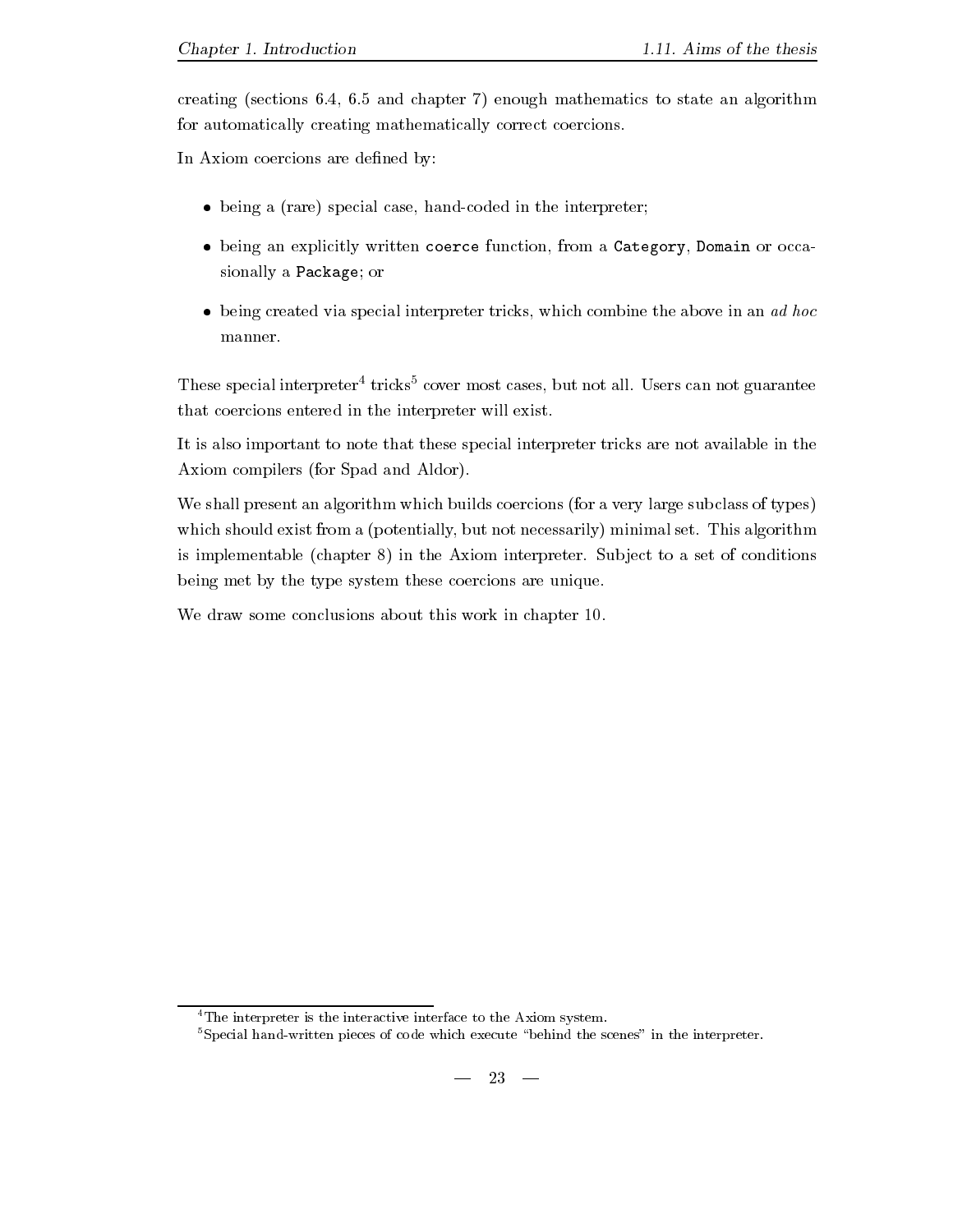creating (sections 6.4, 6.5 and chapter 7) enough mathematics to state an algorithm for automatically creating mathematically correct coercions.

In Axiom coercions are defined by:

- being a (rare) special case, hand-coded in the interpreter;
- being an explicitly written `coerce` function, from a `Category`, `Domain` or occasionally a `Package`; or
- being created via special interpreter tricks, which combine the above in an *ad hoc* manner.

These special interpreter[4] tricks[5] cover most cases, but not all. Users can not guarantee that coercions entered in the interpreter will exist.

It is also important to note that these special interpreter tricks are not available in the Axiom compilers (for Spad and Aldor).

We shall present an algorithm which builds coercions (for a very large subclass of types) which should exist from a (potentially, but not necessarily) minimal set. This algorithm is implementable (chapter 8) in the Axiom interpreter. Subject to a set of conditions being met by the type system these coercions are unique.

We draw some conclusions about this work in chapter 10.

[4] The interpreter is the interactive interface to the Axiom system.

[5] Special hand-written pieces of code which execute "behind the scenes" in the interpreter.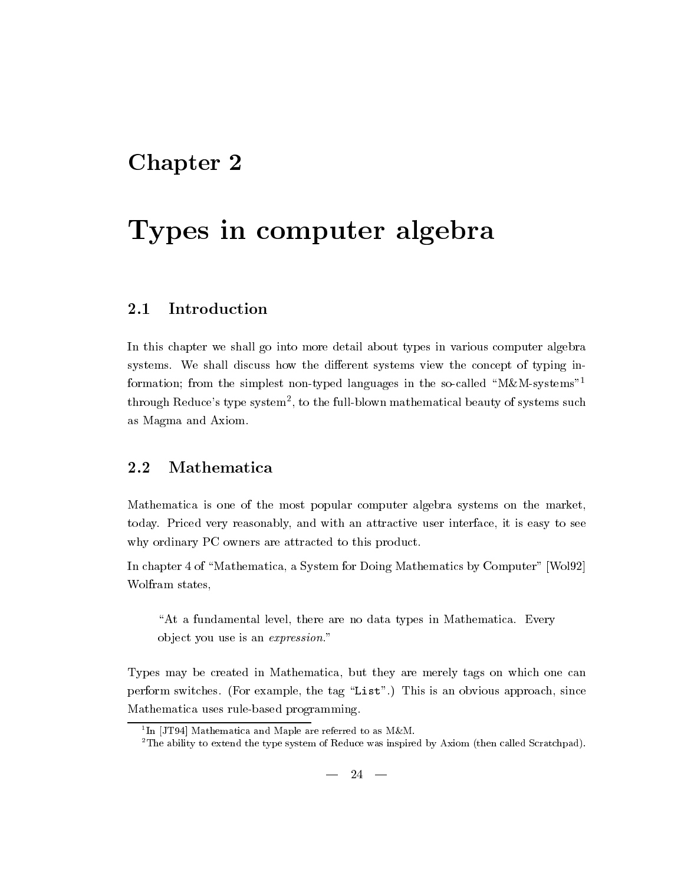# Chapter 2

# Types in computer algebra

## 2.1 Introduction

In this chapter we shall go into more detail about types in various computer algebra systems. We shall discuss how the different systems view the concept of typing information; from the simplest non-typed languages in the so-called "M&M-systems"[1] through Reduce's type system[2], to the full-blown mathematical beauty of systems such as Magma and Axiom.

## 2.2 Mathematica

Mathematica is one of the most popular computer algebra systems on the market, today. Priced very reasonably, and with an attractive user interface, it is easy to see why ordinary PC owners are attracted to this product.

In chapter 4 of "Mathematica, a System for Doing Mathematics by Computer" [Wol92] Wolfram states,

> "At a fundamental level, there are no data types in Mathematica. Every object you use is an *expression*."

Types may be created in Mathematica, but they are merely tags on which one can perform switches. (For example, the tag "`List`".) This is an obvious approach, since Mathematica uses rule-based programming.

---

[1] In [JT94] Mathematica and Maple are referred to as M&M.

[2] The ability to extend the type system of Reduce was inspired by Axiom (then called Scratchpad).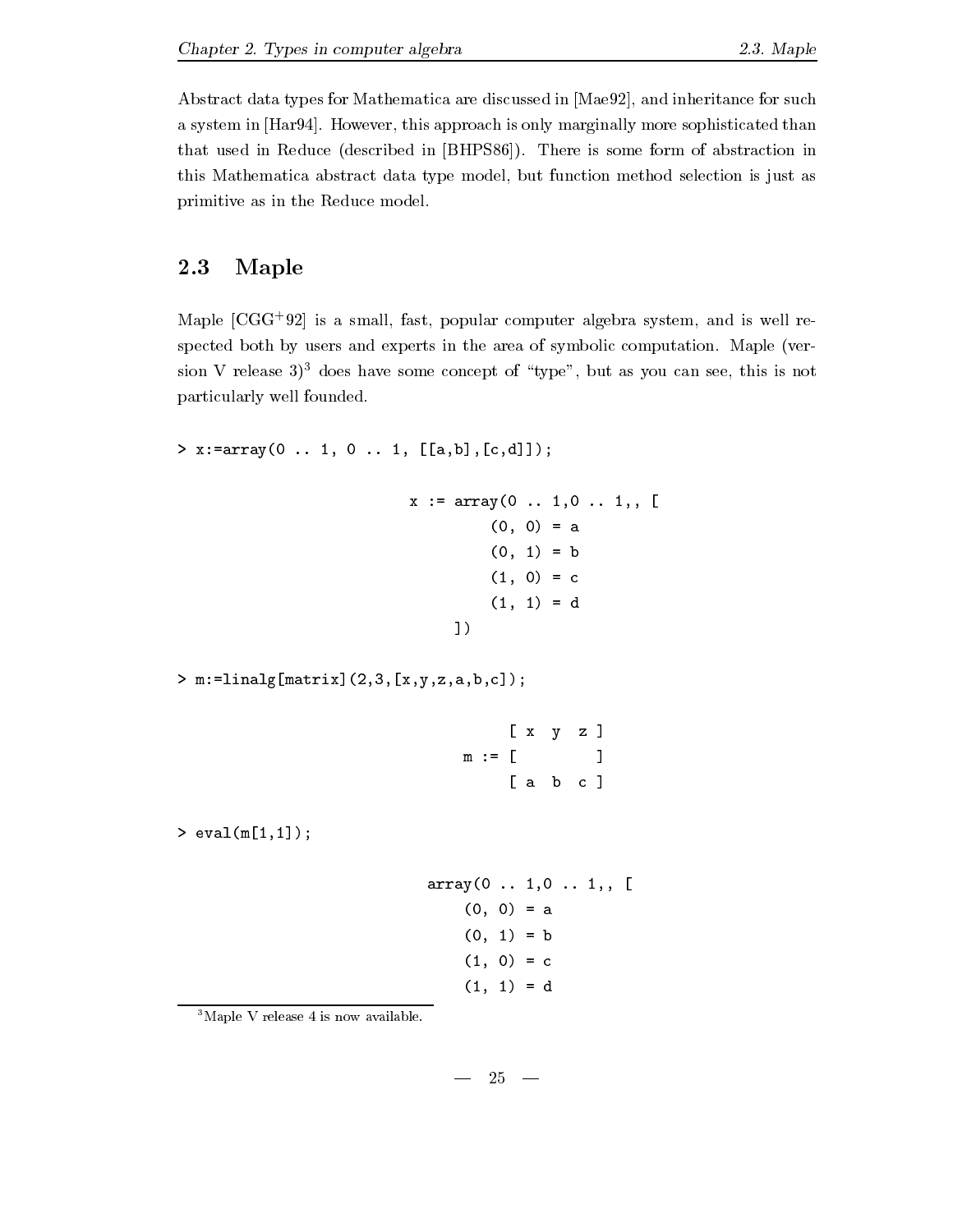Abstract data types for Mathematica are discussed in [Mae92], and inheritance for such a system in [Har94]. However, this approach is only marginally more sophisticated than that used in Reduce (described in [BHPS86]). There is some form of abstraction in this Mathematica abstract data type model, but function method selection is just as primitive as in the Reduce model.

## 2.3 Maple

Maple [CGG+92] is a small, fast, popular computer algebra system, and is well respected both by users and experts in the area of symbolic computation. Maple (version V release 3)[3] does have some concept of "type", but as you can see, this is not particularly well founded.

```
> x:=array(0 .. 1, 0 .. 1, [[a,b],[c,d]]);

                        x := array(0 .. 1,0 .. 1,, [
                               (0, 0) = a
                               (0, 1) = b
                               (1, 0) = c
                               (1, 1) = d
                            ])

> m:=linalg[matrix](2,3,[x,y,z,a,b,c]);

                                  [ x  y  z ]
                             m := [         ]
                                  [ a  b  c ]

> eval(m[1,1]);

                         array(0 .. 1,0 .. 1,, [
                             (0, 0) = a
                             (0, 1) = b
                             (1, 0) = c
                             (1, 1) = d
```

[3] Maple V release 4 is now available.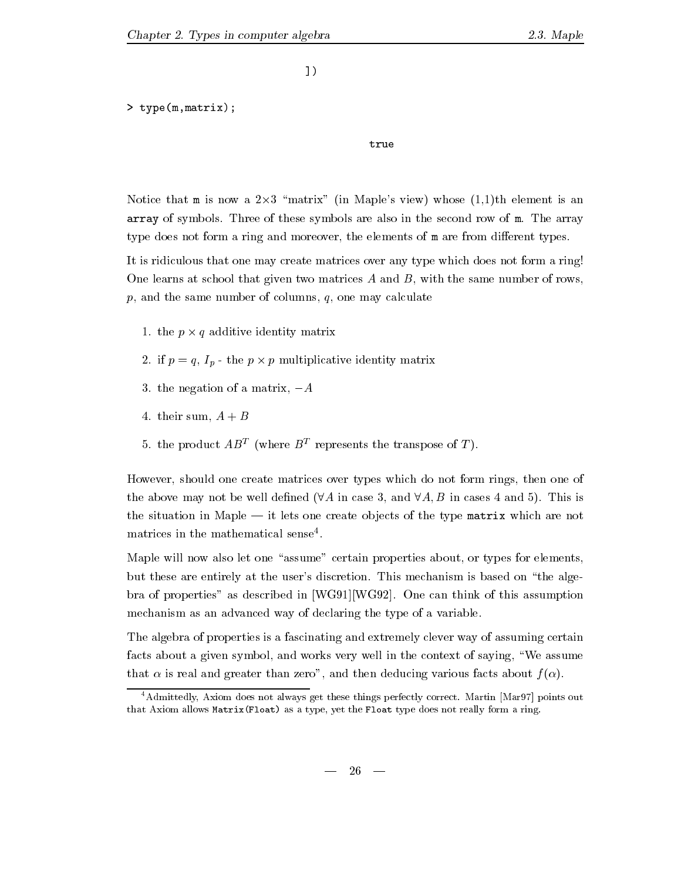```
                    ])

> type(m,matrix);

                                true
```

Notice that `m` is now a 2×3 "matrix" (in Maple's view) whose (1,1)th element is an **array** of symbols. Three of these symbols are also in the second row of `m`. The array type does not form a ring and moreover, the elements of `m` are from different types.

It is ridiculous that one may create matrices over any type which does not form a ring! One learns at school that given two matrices $A$ and $B$, with the same number of rows, $p$, and the same number of columns, $q$, one may calculate

1. the $p \times q$ additive identity matrix
2. if $p = q$, $I_p$ - the $p \times p$ multiplicative identity matrix
3. the negation of a matrix, $-A$
4. their sum, $A + B$
5. the product $AB^T$ (where $B^T$ represents the transpose of $T$).

However, should one create matrices over types which do not form rings, then one of the above may not be well defined ($\forall A$ in case 3, and $\forall A, B$ in cases 4 and 5). This is the situation in Maple — it lets one create objects of the type `matrix` which are not matrices in the mathematical sense[4].

Maple will now also let one "assume" certain properties about, or types for elements, but these are entirely at the user's discretion. This mechanism is based on "the algebra of properties" as described in [WG91][WG92]. One can think of this assumption mechanism as an advanced way of declaring the type of a variable.

The algebra of properties is a fascinating and extremely clever way of assuming certain facts about a given symbol, and works very well in the context of saying, "We assume that $\alpha$ is real and greater than zero", and then deducing various facts about $f(\alpha)$.

[4] Admittedly, Axiom does not always get these things perfectly correct. Martin [Mar97] points out that Axiom allows `Matrix(Float)` as a type, yet the `Float` type does not really form a ring.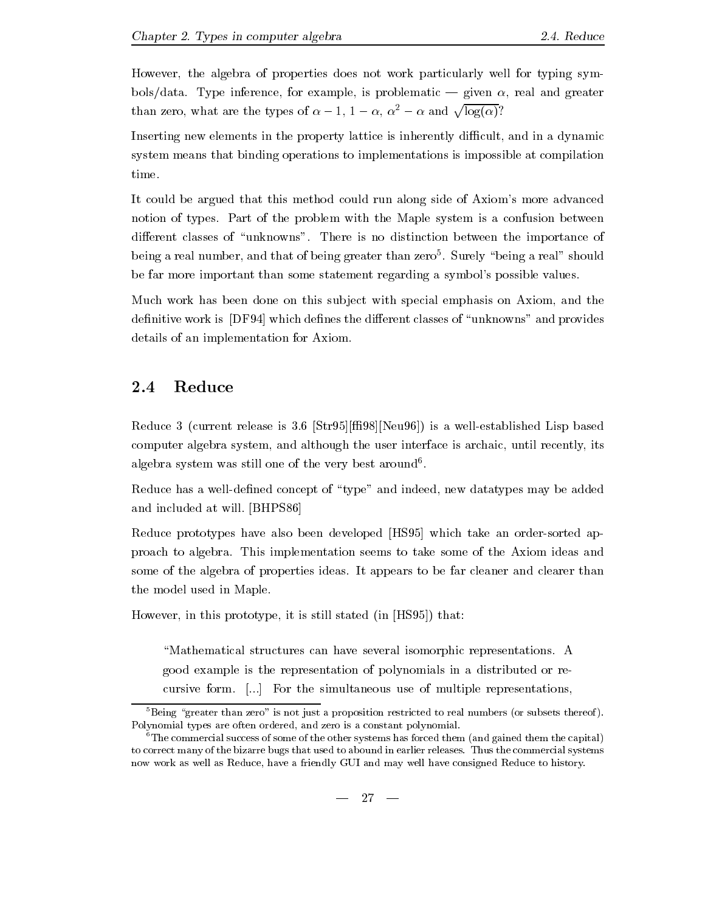However, the algebra of properties does not work particularly well for typing symbols/data. Type inference, for example, is problematic — given $\alpha$, real and greater than zero, what are the types of $\alpha - 1$, $1 - \alpha$, $\alpha^2 - \alpha$ and $\sqrt{\log(\alpha)}$?

Inserting new elements in the property lattice is inherently difficult, and in a dynamic system means that binding operations to implementations is impossible at compilation time.

It could be argued that this method could run along side of Axiom's more advanced notion of types. Part of the problem with the Maple system is a confusion between different classes of "unknowns". There is no distinction between the importance of being a real number, and that of being greater than zero[5]. Surely "being a real" should be far more important than some statement regarding a symbol's possible values.

Much work has been done on this subject with special emphasis on Axiom, and the definitive work is [DF94] which defines the different classes of "unknowns" and provides details of an implementation for Axiom.

## 2.4 Reduce

Reduce 3 (current release is 3.6 [Str95][ffi98][Neu96]) is a well-established Lisp based computer algebra system, and although the user interface is archaic, until recently, its algebra system was still one of the very best around[6].

Reduce has a well-defined concept of "type" and indeed, new datatypes may be added and included at will. [BHPS86]

Reduce prototypes have also been developed [HS95] which take an order-sorted approach to algebra. This implementation seems to take some of the Axiom ideas and some of the algebra of properties ideas. It appears to be far cleaner and clearer than the model used in Maple.

However, in this prototype, it is still stated (in [HS95]) that:

> "Mathematical structures can have several isomorphic representations. A good example is the representation of polynomials in a distributed or recursive form. [...] For the simultaneous use of multiple representations,

[5] Being "greater than zero" is not just a proposition restricted to real numbers (or subsets thereof). Polynomial types are often ordered, and zero is a constant polynomial.

[6] The commercial success of some of the other systems has forced them (and gained them the capital) to correct many of the bizarre bugs that used to abound in earlier releases. Thus the commercial systems now work as well as Reduce, have a friendly GUI and may well have consigned Reduce to history.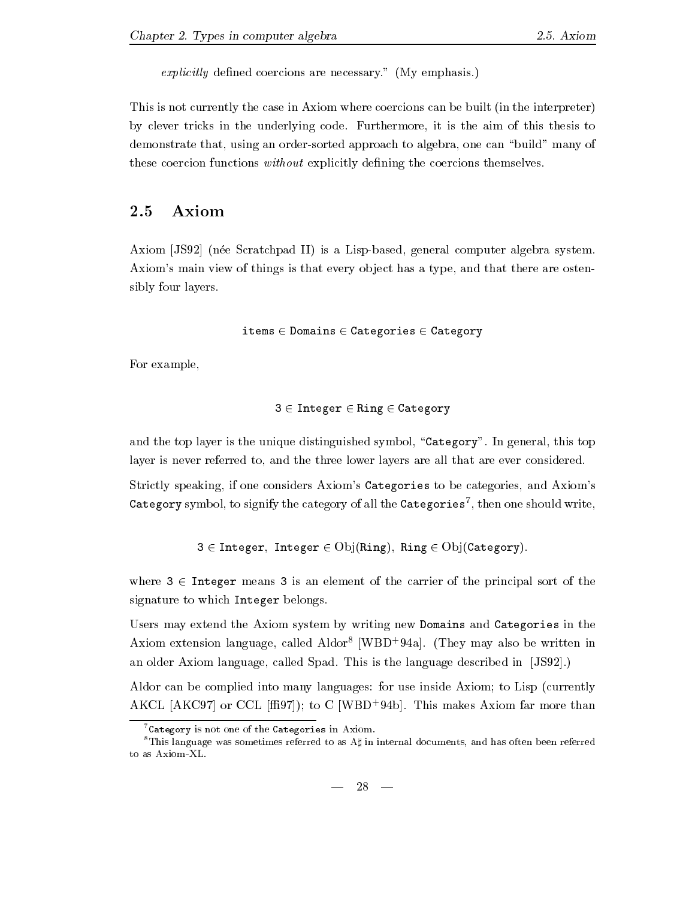*explicitly* defined coercions are necessary." (My emphasis.)

This is not currently the case in Axiom where coercions can be built (in the interpreter) by clever tricks in the underlying code. Furthermore, it is the aim of this thesis to demonstrate that, using an order-sorted approach to algebra, one can "build" many of these coercion functions *without* explicitly defining the coercions themselves.

## 2.5 Axiom

Axiom [JS92] (née Scratchpad II) is a Lisp-based, general computer algebra system. Axiom's main view of things is that every object has a type, and that there are ostensibly four layers.

$$\texttt{items} \in \texttt{Domains} \in \texttt{Categories} \in \texttt{Category}$$

For example,

$$\texttt{3} \in \texttt{Integer} \in \texttt{Ring} \in \texttt{Category}$$

and the top layer is the unique distinguished symbol, "`Category`". In general, this top layer is never referred to, and the three lower layers are all that are ever considered.

Strictly speaking, if one considers Axiom's `Categories` to be categories, and Axiom's `Category` symbol, to signify the category of all the `Categories`[7], then one should write,

$$\texttt{3} \in \texttt{Integer},\ \texttt{Integer} \in \mathrm{Obj}(\texttt{Ring}),\ \texttt{Ring} \in \mathrm{Obj}(\texttt{Category}).$$

where $\texttt{3} \in \texttt{Integer}$ means `3` is an element of the carrier of the principal sort of the signature to which `Integer` belongs.

Users may extend the Axiom system by writing new `Domains` and `Categories` in the Axiom extension language, called Aldor[8] [WBD+94a]. (They may also be written in an older Axiom language, called Spad. This is the language described in [JS92].)

Aldor can be complied into many languages: for use inside Axiom; to Lisp (currently AKCL [AKC97] or CCL [ffi97]); to C [WBD+94b]. This makes Axiom far more than

[7] `Category` is not one of the `Categories` in Axiom.

[8] This language was sometimes referred to as A♯ in internal documents, and has often been referred to as Axiom-XL.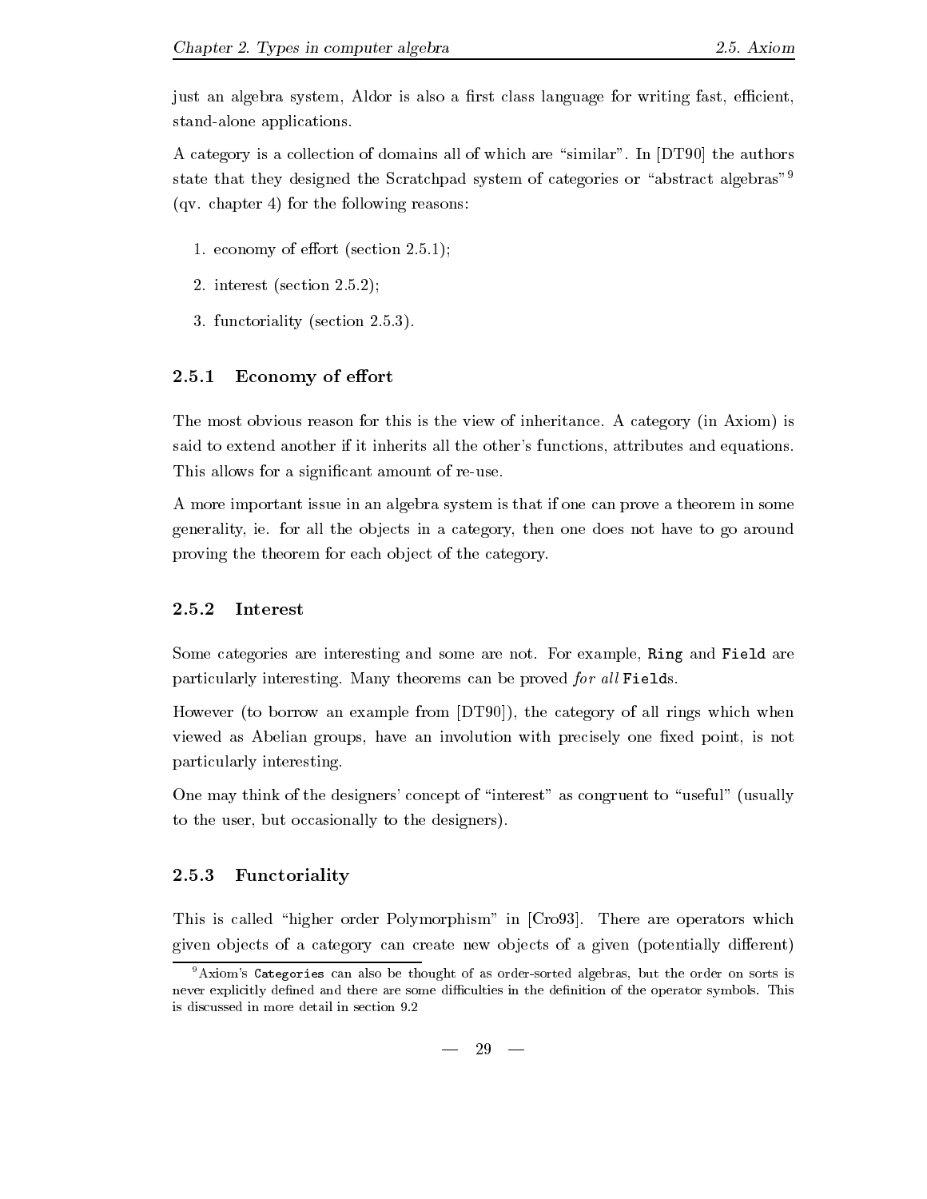just an algebra system, Aldor is also a first class language for writing fast, efficient, stand-alone applications.

A category is a collection of domains all of which are "similar". In [DT90] the authors state that they designed the Scratchpad system of categories or "abstract algebras"[9] (qv. chapter 4) for the following reasons:

1. economy of effort (section 2.5.1);
2. interest (section 2.5.2);
3. functoriality (section 2.5.3).

### 2.5.1 Economy of effort

The most obvious reason for this is the view of inheritance. A category (in Axiom) is said to extend another if it inherits all the other's functions, attributes and equations. This allows for a significant amount of re-use.

A more important issue in an algebra system is that if one can prove a theorem in some generality, ie. for all the objects in a category, then one does not have to go around proving the theorem for each object of the category.

### 2.5.2 Interest

Some categories are interesting and some are not. For example, `Ring` and `Field` are particularly interesting. Many theorems can be proved *for all* `Field`s.

However (to borrow an example from [DT90]), the category of all rings which when viewed as Abelian groups, have an involution with precisely one fixed point, is not particularly interesting.

One may think of the designers' concept of "interest" as congruent to "useful" (usually to the user, but occasionally to the designers).

### 2.5.3 Functoriality

This is called "higher order Polymorphism" in [Cro93]. There are operators which given objects of a category can create new objects of a given (potentially different)

[9] Axiom's `Categories` can also be thought of as order-sorted algebras, but the order on sorts is never explicitly defined and there are some difficulties in the definition of the operator symbols. This is discussed in more detail in section 9.2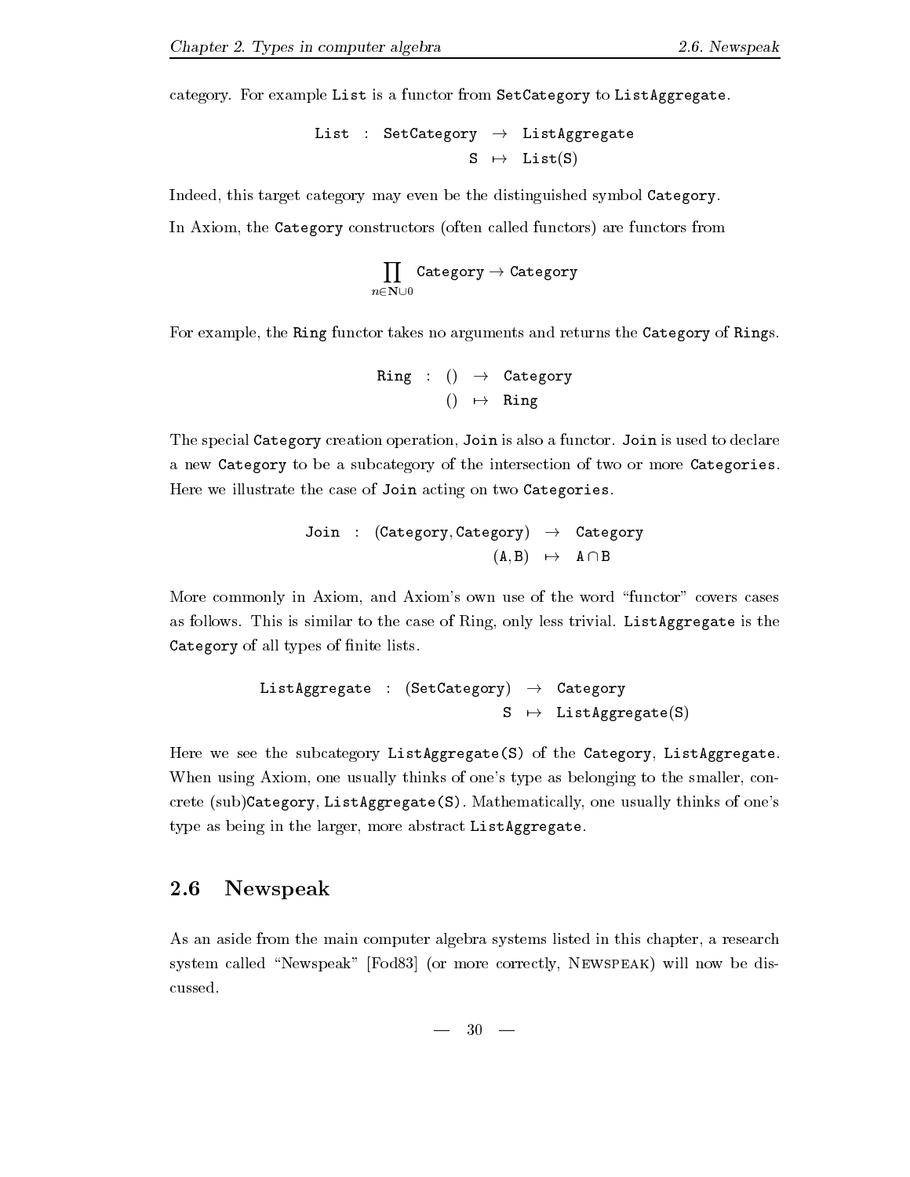category. For example `List` is a functor from `SetCategory` to `ListAggregate`.

$$\begin{array}{rcrcl} \texttt{List} & : & \texttt{SetCategory} & \rightarrow & \texttt{ListAggregate} \\ & & \texttt{S} & \mapsto & \texttt{List(S)} \end{array}$$

Indeed, this target category may even be the distinguished symbol `Category`.

In Axiom, the `Category` constructors (often called functors) are functors from

$$\prod_{n \in \mathbf{N} \cup 0} \texttt{Category} \rightarrow \texttt{Category}$$

For example, the `Ring` functor takes no arguments and returns the `Category` of `Rings`.

$$\begin{array}{rcrcl} \texttt{Ring} & : & () & \rightarrow & \texttt{Category} \\ & & () & \mapsto & \texttt{Ring} \end{array}$$

The special `Category` creation operation, `Join` is also a functor. `Join` is used to declare a new `Category` to be a subcategory of the intersection of two or more `Categories`. Here we illustrate the case of `Join` acting on two `Categories`.

$$\begin{array}{rcrcl} \texttt{Join} & : & (\texttt{Category}, \texttt{Category}) & \rightarrow & \texttt{Category} \\ & & (\texttt{A}, \texttt{B}) & \mapsto & \texttt{A} \cap \texttt{B} \end{array}$$

More commonly in Axiom, and Axiom's own use of the word "functor" covers cases as follows. This is similar to the case of Ring, only less trivial. `ListAggregate` is the `Category` of all types of finite lists.

$$\begin{array}{rcrcl} \texttt{ListAggregate} & : & (\texttt{SetCategory}) & \rightarrow & \texttt{Category} \\ & & \texttt{S} & \mapsto & \texttt{ListAggregate(S)} \end{array}$$

Here we see the subcategory `ListAggregate(S)` of the `Category`, `ListAggregate`. When using Axiom, one usually thinks of one's type as belonging to the smaller, concrete (sub)`Category`, `ListAggregate(S)`. Mathematically, one usually thinks of one's type as being in the larger, more abstract `ListAggregate`.

## 2.6 Newspeak

As an aside from the main computer algebra systems listed in this chapter, a research system called "Newspeak" [Fod83] (or more correctly, NEWSPEAK) will now be discussed.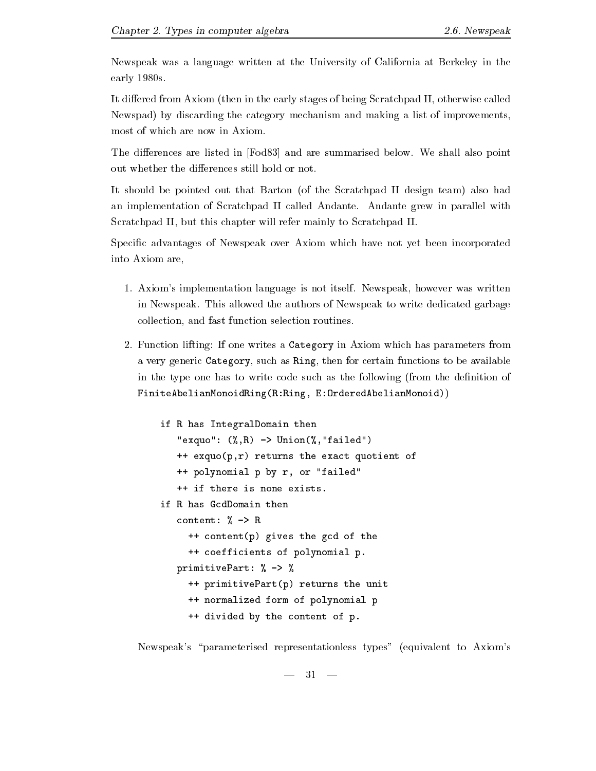Newspeak was a language written at the University of California at Berkeley in the early 1980s.

It differed from Axiom (then in the early stages of being Scratchpad II, otherwise called Newspad) by discarding the category mechanism and making a list of improvements, most of which are now in Axiom.

The differences are listed in [Fod83] and are summarised below. We shall also point out whether the differences still hold or not.

It should be pointed out that Barton (of the Scratchpad II design team) also had an implementation of Scratchpad II called Andante. Andante grew in parallel with Scratchpad II, but this chapter will refer mainly to Scratchpad II.

Specific advantages of Newspeak over Axiom which have not yet been incorporated into Axiom are,

1. Axiom's implementation language is not itself. Newspeak, however was written in Newspeak. This allowed the authors of Newspeak to write dedicated garbage collection, and fast function selection routines.

2. Function lifting: If one writes a `Category` in Axiom which has parameters from a very generic `Category`, such as `Ring`, then for certain functions to be available in the type one has to write code such as the following (from the definition of `FiniteAbelianMonoidRing(R:Ring, E:OrderedAbelianMonoid)`)

   ```
   if R has IntegralDomain then
      "exquo": (%,R) -> Union(%,"failed")
      ++ exquo(p,r) returns the exact quotient of
      ++ polynomial p by r, or "failed"
      ++ if there is none exists.
   if R has GcdDomain then
      content: % -> R
        ++ content(p) gives the gcd of the
        ++ coefficients of polynomial p.
      primitivePart: % -> %
        ++ primitivePart(p) returns the unit
        ++ normalized form of polynomial p
        ++ divided by the content of p.
   ```

   Newspeak's "parameterised representationless types" (equivalent to Axiom's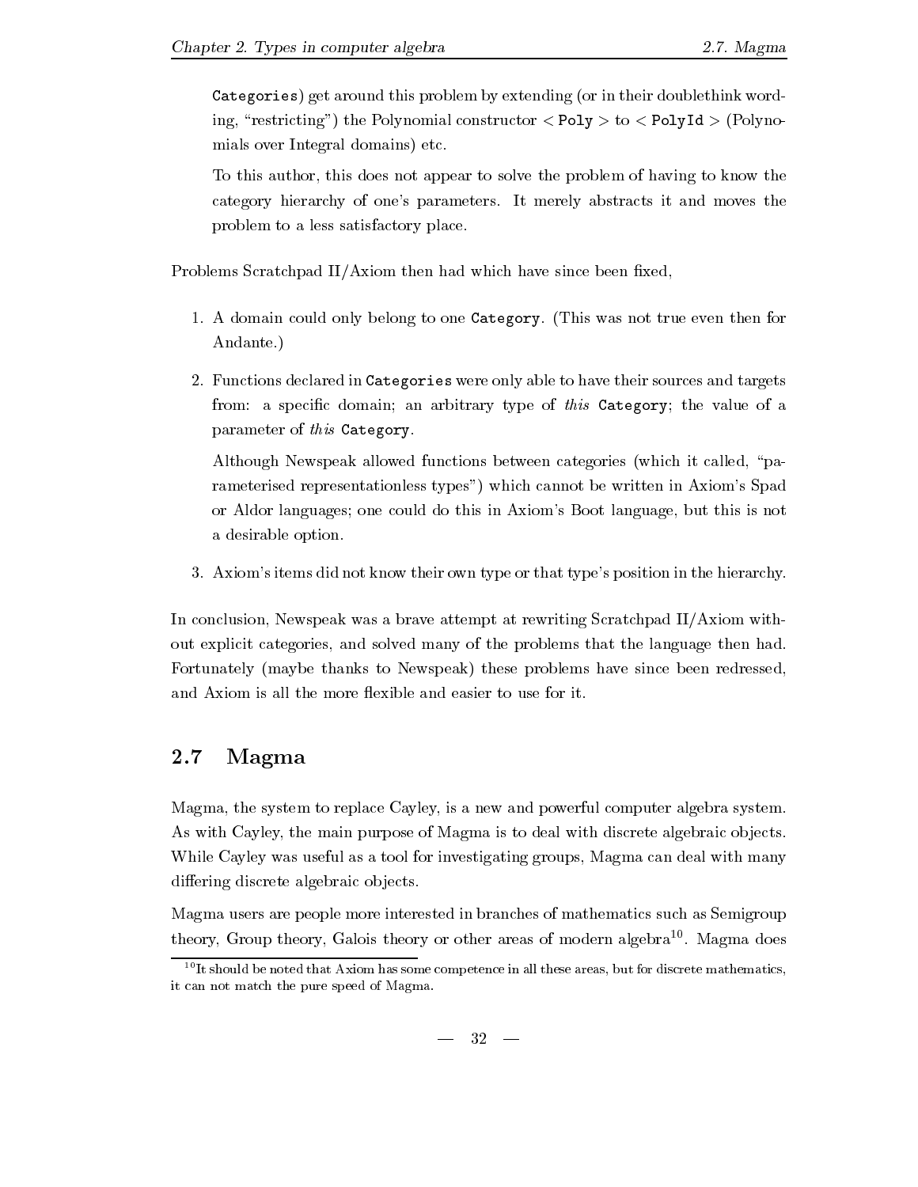Categories) get around this problem by extending (or in their doublethink wording, "restricting") the Polynomial constructor < Poly > to < PolyId > (Polynomials over Integral domains) etc.

To this author, this does not appear to solve the problem of having to know the category hierarchy of one's parameters. It merely abstracts it and moves the problem to a less satisfactory place.

Problems Scratchpad II/Axiom then had which have since been fixed,

1. A domain could only belong to one Category. (This was not true even then for Andante.)

2. Functions declared in Categories were only able to have their sources and targets from: a specific domain; an arbitrary type of *this* Category; the value of a parameter of *this* Category.

   Although Newspeak allowed functions between categories (which it called, "parameterised representationless types") which cannot be written in Axiom's Spad or Aldor languages; one could do this in Axiom's Boot language, but this is not a desirable option.

3. Axiom's items did not know their own type or that type's position in the hierarchy.

In conclusion, Newspeak was a brave attempt at rewriting Scratchpad II/Axiom without explicit categories, and solved many of the problems that the language then had. Fortunately (maybe thanks to Newspeak) these problems have since been redressed, and Axiom is all the more flexible and easier to use for it.

## 2.7 Magma

Magma, the system to replace Cayley, is a new and powerful computer algebra system. As with Cayley, the main purpose of Magma is to deal with discrete algebraic objects. While Cayley was useful as a tool for investigating groups, Magma can deal with many differing discrete algebraic objects.

Magma users are people more interested in branches of mathematics such as Semigroup theory, Group theory, Galois theory or other areas of modern algebra[10]. Magma does

[10] It should be noted that Axiom has some competence in all these areas, but for discrete mathematics, it can not match the pure speed of Magma.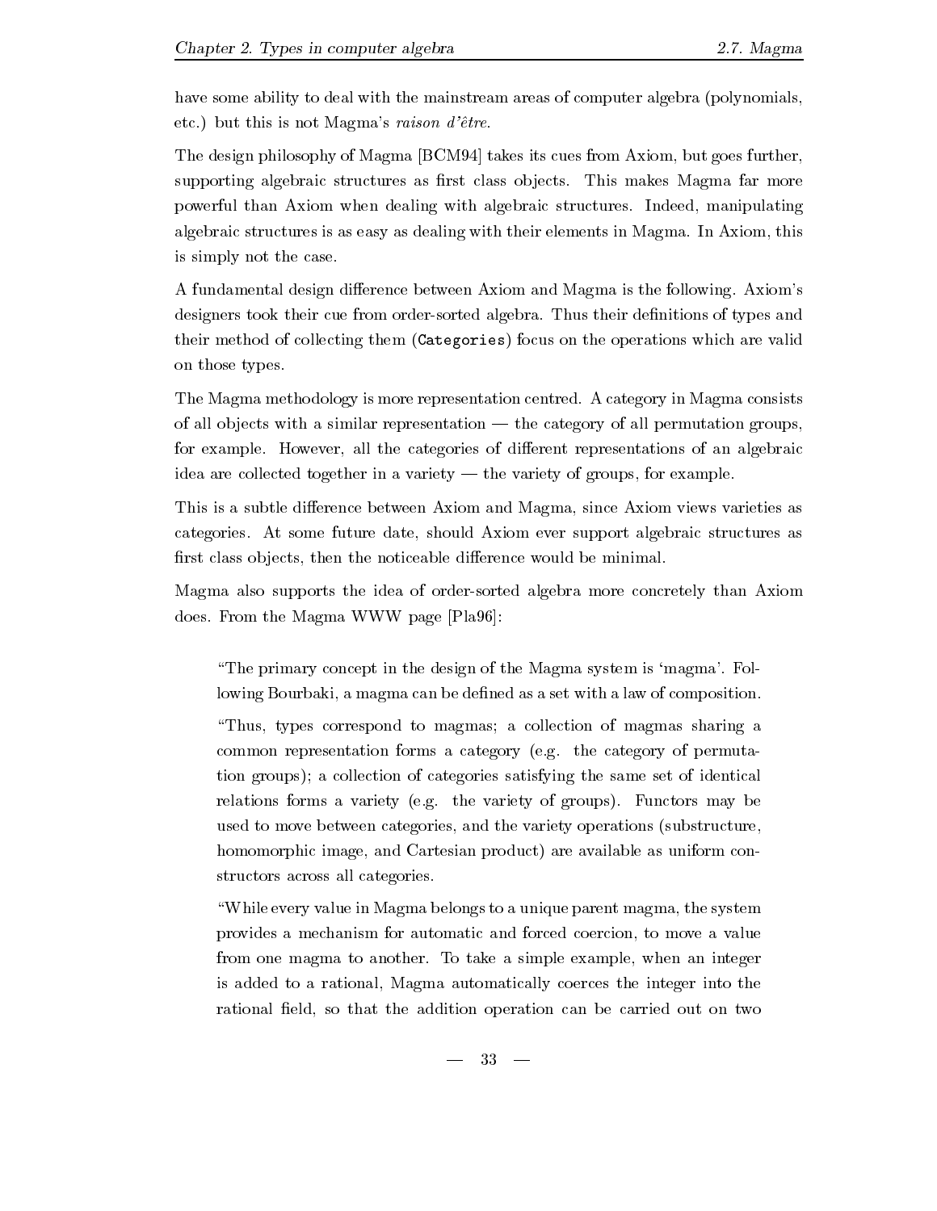have some ability to deal with the mainstream areas of computer algebra (polynomials, etc.) but this is not Magma's *raison d'être*.

The design philosophy of Magma [BCM94] takes its cues from Axiom, but goes further, supporting algebraic structures as first class objects. This makes Magma far more powerful than Axiom when dealing with algebraic structures. Indeed, manipulating algebraic structures is as easy as dealing with their elements in Magma. In Axiom, this is simply not the case.

A fundamental design difference between Axiom and Magma is the following. Axiom's designers took their cue from order-sorted algebra. Thus their definitions of types and their method of collecting them (`Categories`) focus on the operations which are valid on those types.

The Magma methodology is more representation centred. A category in Magma consists of all objects with a similar representation — the category of all permutation groups, for example. However, all the categories of different representations of an algebraic idea are collected together in a variety — the variety of groups, for example.

This is a subtle difference between Axiom and Magma, since Axiom views varieties as categories. At some future date, should Axiom ever support algebraic structures as first class objects, then the noticeable difference would be minimal.

Magma also supports the idea of order-sorted algebra more concretely than Axiom does. From the Magma WWW page [Pla96]:

> "The primary concept in the design of the Magma system is 'magma'. Following Bourbaki, a magma can be defined as a set with a law of composition.
>
> "Thus, types correspond to magmas; a collection of magmas sharing a common representation forms a category (e.g. the category of permutation groups); a collection of categories satisfying the same set of identical relations forms a variety (e.g. the variety of groups). Functors may be used to move between categories, and the variety operations (substructure, homomorphic image, and Cartesian product) are available as uniform constructors across all categories.
>
> "While every value in Magma belongs to a unique parent magma, the system provides a mechanism for automatic and forced coercion, to move a value from one magma to another. To take a simple example, when an integer is added to a rational, Magma automatically coerces the integer into the rational field, so that the addition operation can be carried out on two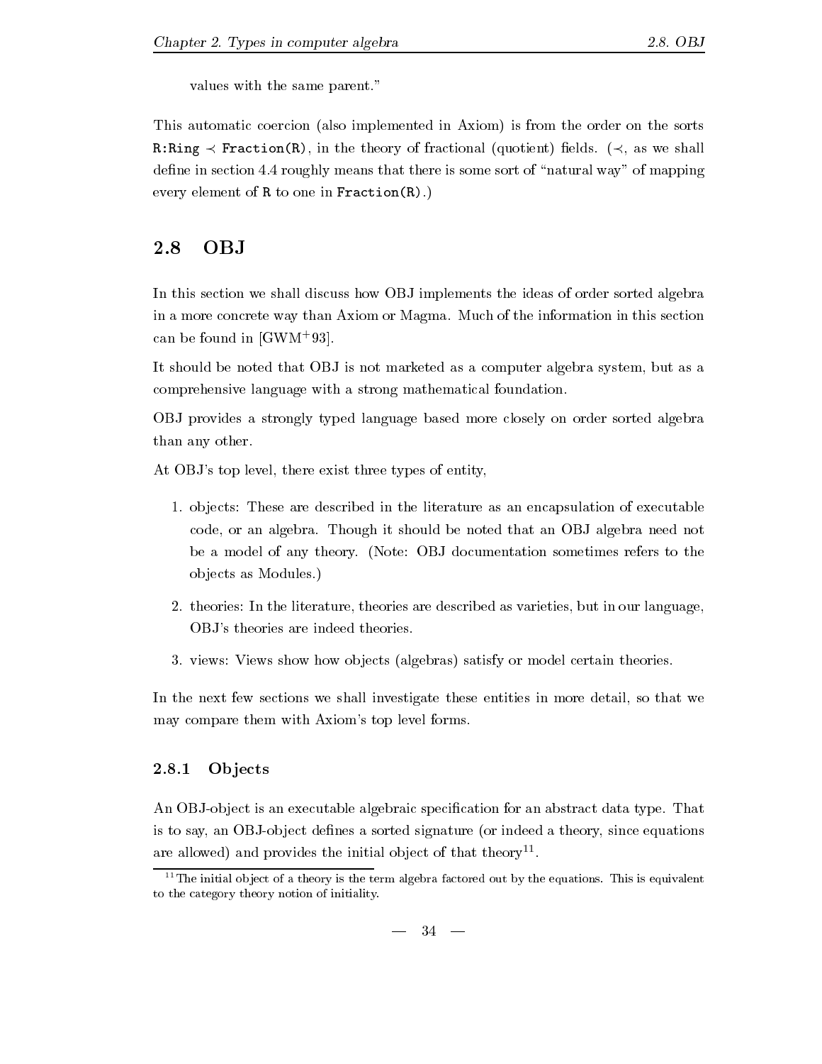values with the same parent."

This automatic coercion (also implemented in Axiom) is from the order on the sorts `R:Ring` $\prec$ `Fraction(R)`, in the theory of fractional (quotient) fields. ($\prec$, as we shall define in section 4.4 roughly means that there is some sort of "natural way" of mapping every element of `R` to one in `Fraction(R)`.)

## 2.8 OBJ

In this section we shall discuss how OBJ implements the ideas of order sorted algebra in a more concrete way than Axiom or Magma. Much of the information in this section can be found in [GWM$^+$93].

It should be noted that OBJ is not marketed as a computer algebra system, but as a comprehensive language with a strong mathematical foundation.

OBJ provides a strongly typed language based more closely on order sorted algebra than any other.

At OBJ's top level, there exist three types of entity,

1. objects: These are described in the literature as an encapsulation of executable code, or an algebra. Though it should be noted that an OBJ algebra need not be a model of any theory. (Note: OBJ documentation sometimes refers to the objects as Modules.)
2. theories: In the literature, theories are described as varieties, but in our language, OBJ's theories are indeed theories.
3. views: Views show how objects (algebras) satisfy or model certain theories.

In the next few sections we shall investigate these entities in more detail, so that we may compare them with Axiom's top level forms.

### 2.8.1 Objects

An OBJ-object is an executable algebraic specification for an abstract data type. That is to say, an OBJ-object defines a sorted signature (or indeed a theory, since equations are allowed) and provides the initial object of that theory[11].

[11] The initial object of a theory is the term algebra factored out by the equations. This is equivalent to the category theory notion of initiality.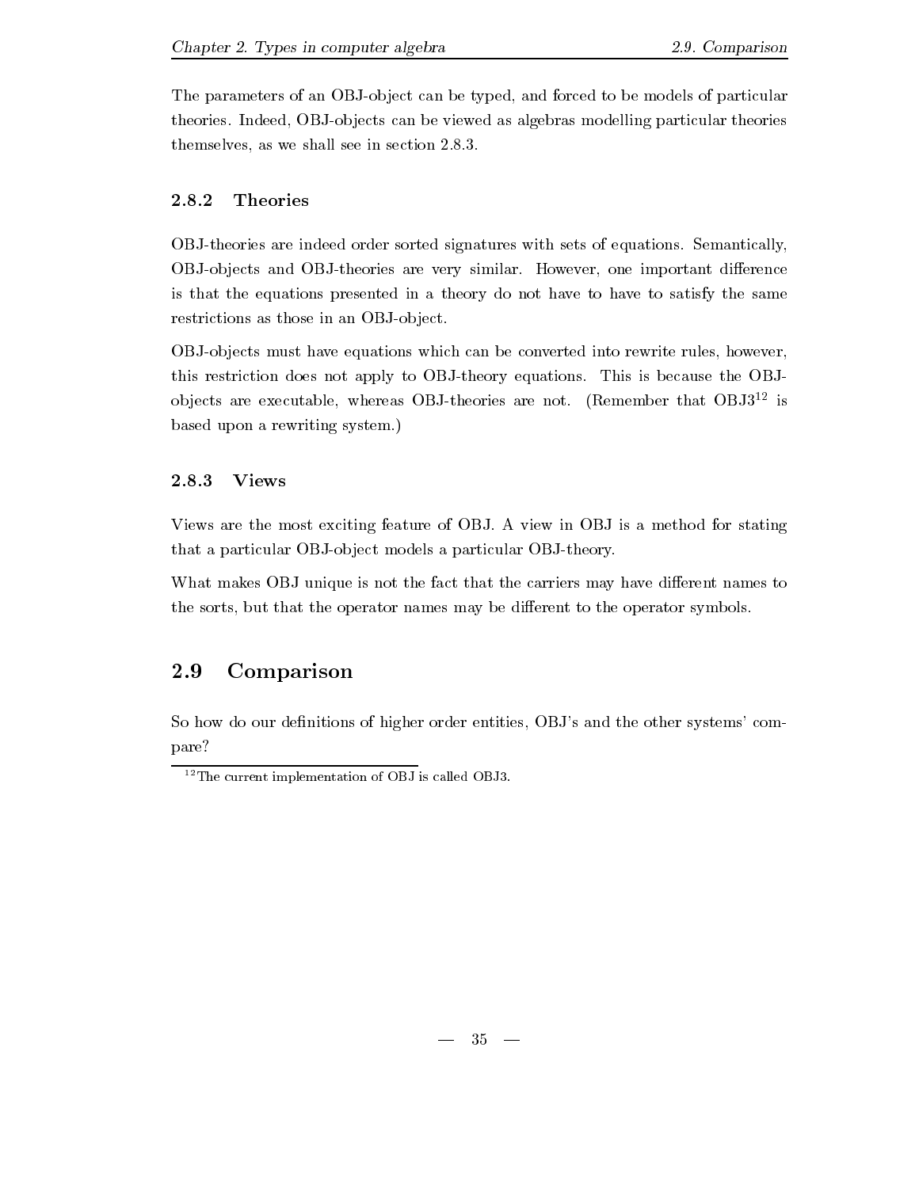The parameters of an OBJ-object can be typed, and forced to be models of particular theories. Indeed, OBJ-objects can be viewed as algebras modelling particular theories themselves, as we shall see in section 2.8.3.

### 2.8.2 Theories

OBJ-theories are indeed order sorted signatures with sets of equations. Semantically, OBJ-objects and OBJ-theories are very similar. However, one important difference is that the equations presented in a theory do not have to have to satisfy the same restrictions as those in an OBJ-object.

OBJ-objects must have equations which can be converted into rewrite rules, however, this restriction does not apply to OBJ-theory equations. This is because the OBJ-objects are executable, whereas OBJ-theories are not. (Remember that OBJ3[12] is based upon a rewriting system.)

### 2.8.3 Views

Views are the most exciting feature of OBJ. A view in OBJ is a method for stating that a particular OBJ-object models a particular OBJ-theory.

What makes OBJ unique is not the fact that the carriers may have different names to the sorts, but that the operator names may be different to the operator symbols.

## 2.9 Comparison

So how do our definitions of higher order entities, OBJ's and the other systems' compare?

[12] The current implementation of OBJ is called OBJ3.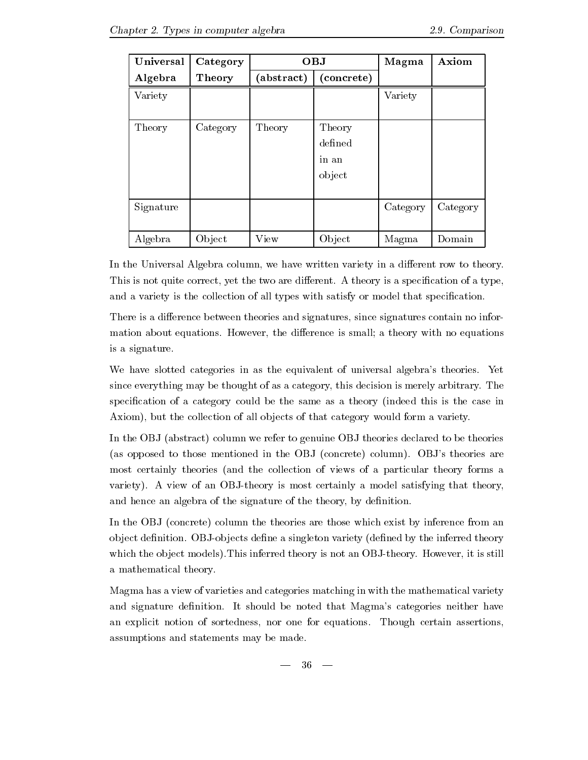| Universal Algebra | Category Theory | OBJ (abstract) | OBJ (concrete) | Magma | Axiom |
|---|---|---|---|---|---|
| Variety | | | | Variety | |
| Theory | Category | Theory | Theory defined in an object | | |
| Signature | | | | Category | Category |
| Algebra | Object | View | Object | Magma | Domain |

In the Universal Algebra column, we have written variety in a different row to theory. This is not quite correct, yet the two are different. A theory is a specification of a type, and a variety is the collection of all types with satisfy or model that specification.

There is a difference between theories and signatures, since signatures contain no information about equations. However, the difference is small; a theory with no equations is a signature.

We have slotted categories in as the equivalent of universal algebra's theories. Yet since everything may be thought of as a category, this decision is merely arbitrary. The specification of a category could be the same as a theory (indeed this is the case in Axiom), but the collection of all objects of that category would form a variety.

In the OBJ (abstract) column we refer to genuine OBJ theories declared to be theories (as opposed to those mentioned in the OBJ (concrete) column). OBJ's theories are most certainly theories (and the collection of views of a particular theory forms a variety). A view of an OBJ-theory is most certainly a model satisfying that theory, and hence an algebra of the signature of the theory, by definition.

In the OBJ (concrete) column the theories are those which exist by inference from an object definition. OBJ-objects define a singleton variety (defined by the inferred theory which the object models).This inferred theory is not an OBJ-theory. However, it is still a mathematical theory.

Magma has a view of varieties and categories matching in with the mathematical variety and signature definition. It should be noted that Magma's categories neither have an explicit notion of sortedness, nor one for equations. Though certain assertions, assumptions and statements may be made.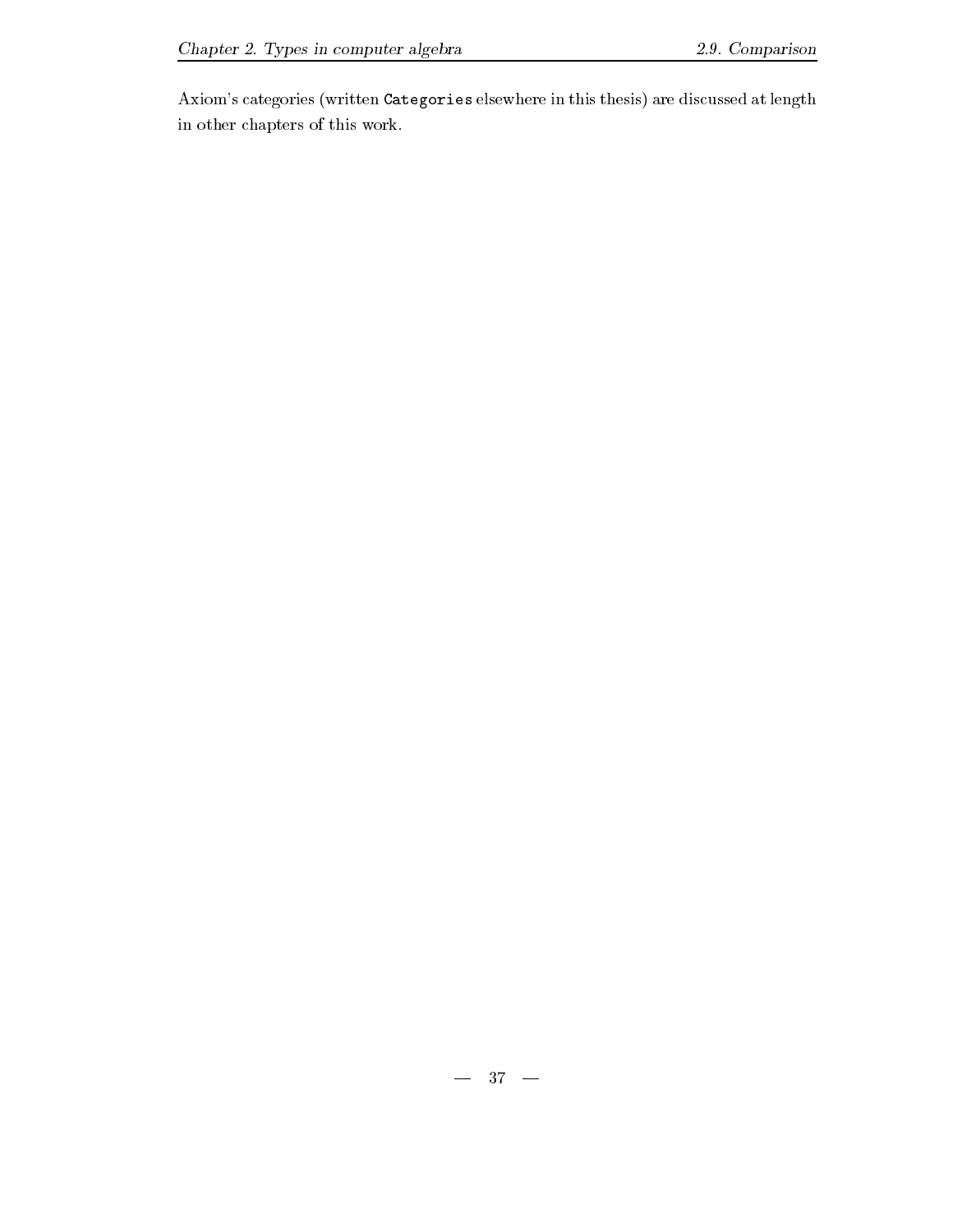Axiom's categories (written `Categories` elsewhere in this thesis) are discussed at length in other chapters of this work.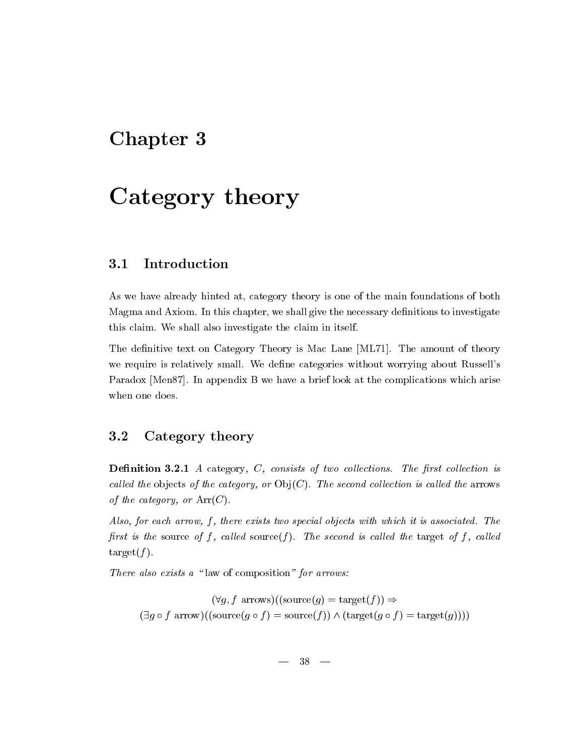# Chapter 3

# Category theory

## 3.1 Introduction

As we have already hinted at, category theory is one of the main foundations of both Magma and Axiom. In this chapter, we shall give the necessary definitions to investigate this claim. We shall also investigate the claim in itself.

The definitive text on Category Theory is Mac Lane [ML71]. The amount of theory we require is relatively small. We define categories without worrying about Russell's Paradox [Men87]. In appendix B we have a brief look at the complications which arise when one does.

## 3.2 Category theory

**Definition 3.2.1** *A* category*, $C$, consists of two collections. The first collection is called the* objects *of the category, or* $\mathrm{Obj}(C)$*. The second collection is called the* arrows *of the category, or* $\mathrm{Arr}(C)$*.*

*Also, for each arrow, $f$, there exists two special objects with which it is associated. The first is the* source *of $f$, called* $\mathrm{source}(f)$*. The second is called the* target *of $f$, called* $\mathrm{target}(f)$*.*

*There also exists a "*law of composition*" for arrows:*

$$(\forall g, f \text{ arrows})((\mathrm{source}(g) = \mathrm{target}(f)) \Rightarrow$$
$$(\exists g \circ f \text{ arrow})((\mathrm{source}(g \circ f) = \mathrm{source}(f)) \wedge (\mathrm{target}(g \circ f) = \mathrm{target}(g))))$$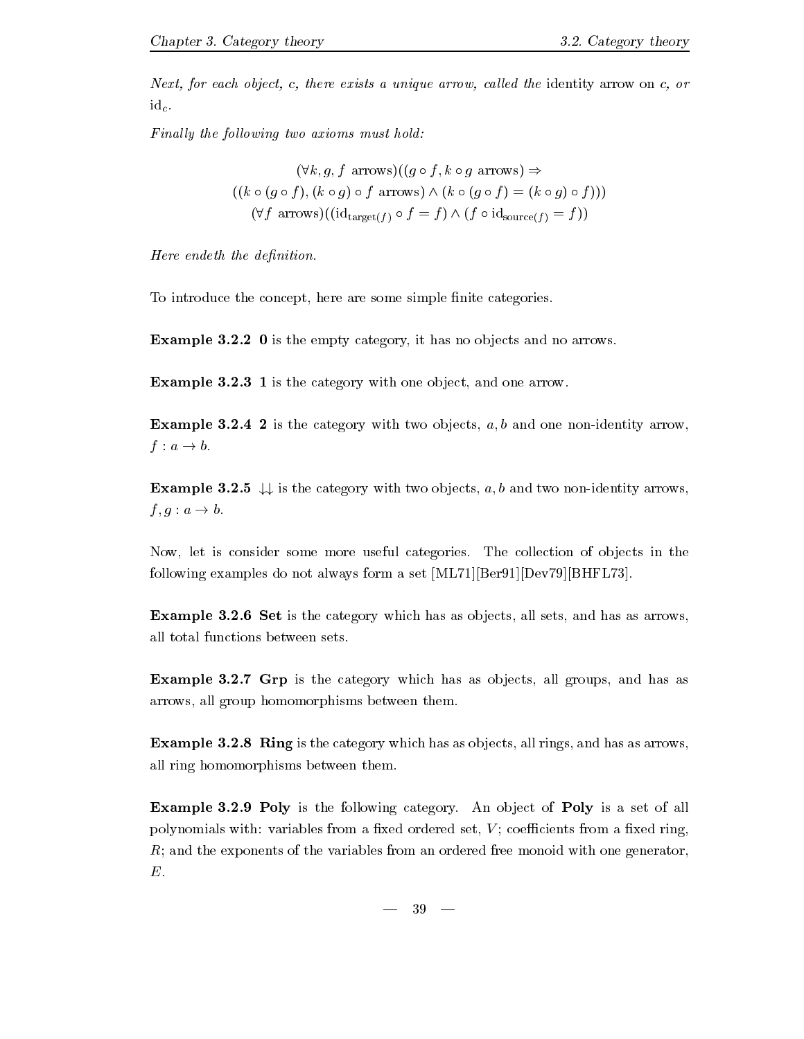*Next, for each object, c, there exists a unique arrow, called the* identity arrow on *c, or* $\mathrm{id}_c$.

*Finally the following two axioms must hold:*

$$
\begin{gathered}
(\forall k, g, f \text{ arrows})((g \circ f, k \circ g \text{ arrows}) \Rightarrow \\
((k \circ (g \circ f), (k \circ g) \circ f \text{ arrows}) \wedge (k \circ (g \circ f) = (k \circ g) \circ f))) \\
(\forall f \text{ arrows})((\mathrm{id}_{\mathrm{target}(f)} \circ f = f) \wedge (f \circ \mathrm{id}_{\mathrm{source}(f)} = f))
\end{gathered}
$$

*Here endeth the definition.*

To introduce the concept, here are some simple finite categories.

**Example 3.2.2** **0** is the empty category, it has no objects and no arrows.

**Example 3.2.3** **1** is the category with one object, and one arrow.

**Example 3.2.4** **2** is the category with two objects, $a, b$ and one non-identity arrow, $f : a \to b$.

**Example 3.2.5** $\downarrow\downarrow$ is the category with two objects, $a, b$ and two non-identity arrows, $f, g : a \to b$.

Now, let is consider some more useful categories. The collection of objects in the following examples do not always form a set [ML71][Ber91][Dev79][BHFL73].

**Example 3.2.6** **Set** is the category which has as objects, all sets, and has as arrows, all total functions between sets.

**Example 3.2.7** **Grp** is the category which has as objects, all groups, and has as arrows, all group homomorphisms between them.

**Example 3.2.8** **Ring** is the category which has as objects, all rings, and has as arrows, all ring homomorphisms between them.

**Example 3.2.9** **Poly** is the following category. An object of **Poly** is a set of all polynomials with: variables from a fixed ordered set, $V$; coefficients from a fixed ring, $R$; and the exponents of the variables from an ordered free monoid with one generator, $E$.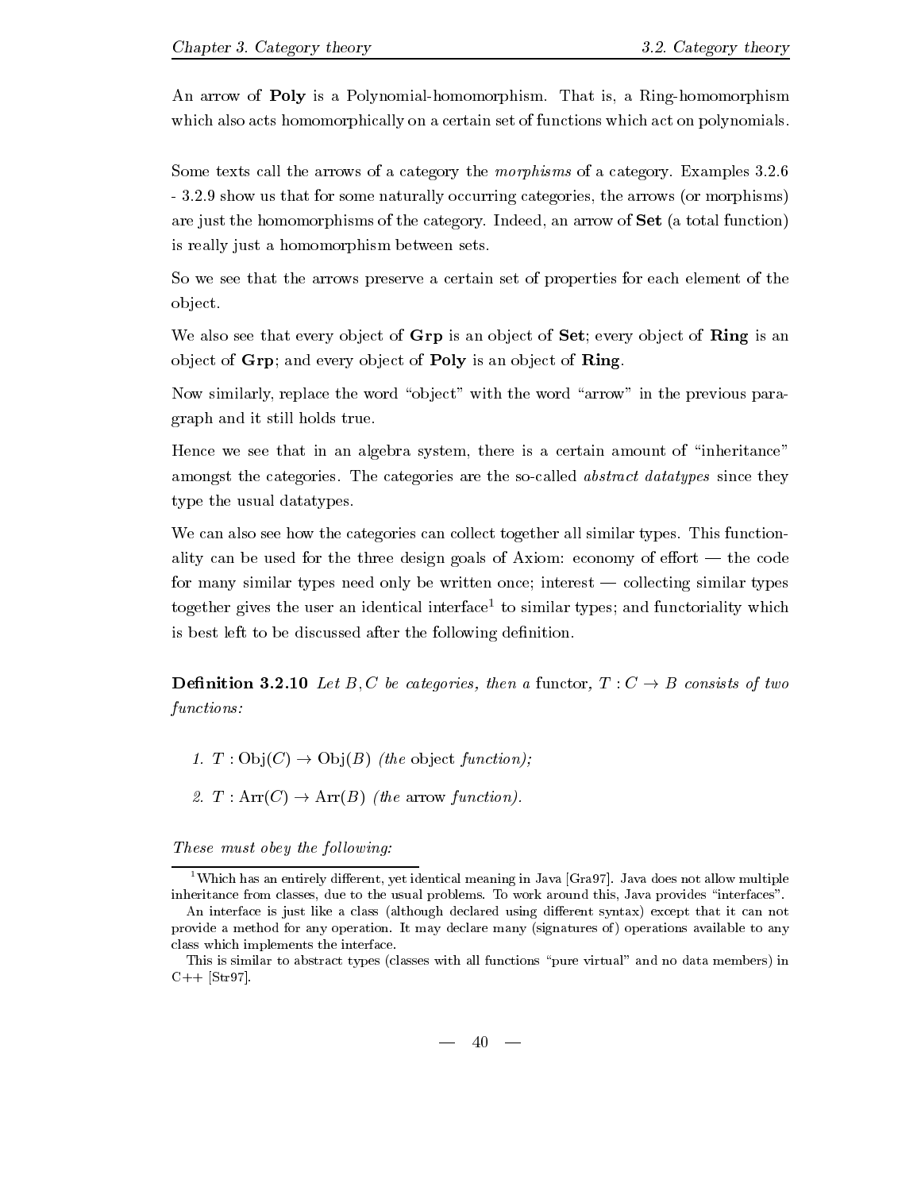An arrow of **Poly** is a Polynomial-homomorphism. That is, a Ring-homomorphism which also acts homomorphically on a certain set of functions which act on polynomials.

Some texts call the arrows of a category the *morphisms* of a category. Examples 3.2.6 - 3.2.9 show us that for some naturally occurring categories, the arrows (or morphisms) are just the homomorphisms of the category. Indeed, an arrow of **Set** (a total function) is really just a homomorphism between sets.

So we see that the arrows preserve a certain set of properties for each element of the object.

We also see that every object of **Grp** is an object of **Set**; every object of **Ring** is an object of **Grp**; and every object of **Poly** is an object of **Ring**.

Now similarly, replace the word "object" with the word "arrow" in the previous paragraph and it still holds true.

Hence we see that in an algebra system, there is a certain amount of "inheritance" amongst the categories. The categories are the so-called *abstract datatypes* since they type the usual datatypes.

We can also see how the categories can collect together all similar types. This functionality can be used for the three design goals of Axiom: economy of effort — the code for many similar types need only be written once; interest — collecting similar types together gives the user an identical interface[1] to similar types; and functoriality which is best left to be discussed after the following definition.

**Definition 3.2.10** *Let $B, C$ be categories, then a* functor*, $T : C \to B$ consists of two functions:*

1. *$T : \mathrm{Obj}(C) \to \mathrm{Obj}(B)$ (the* object *function);*
2. *$T : \mathrm{Arr}(C) \to \mathrm{Arr}(B)$ (the* arrow *function).*

*These must obey the following:*

[1] Which has an entirely different, yet identical meaning in Java [Gra97]. Java does not allow multiple inheritance from classes, due to the usual problems. To work around this, Java provides "interfaces".

An interface is just like a class (although declared using different syntax) except that it can not provide a method for any operation. It may declare many (signatures of) operations available to any class which implements the interface.

This is similar to abstract types (classes with all functions "pure virtual" and no data members) in C++ [Str97].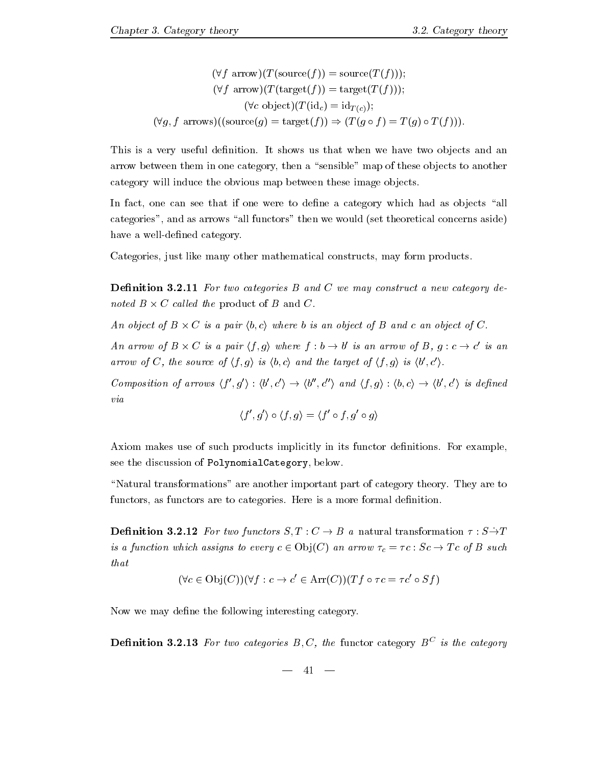$$(\forall f \text{ arrow})(T(\text{source}(f)) = \text{source}(T(f)));$$
$$(\forall f \text{ arrow})(T(\text{target}(f)) = \text{target}(T(f)));$$
$$(\forall c \text{ object})(T(\text{id}_c) = \text{id}_{T(c)});$$
$$(\forall g, f \text{ arrows})((\text{source}(g) = \text{target}(f)) \Rightarrow (T(g \circ f) = T(g) \circ T(f))).$$

This is a very useful definition. It shows us that when we have two objects and an arrow between them in one category, then a "sensible" map of these objects to another category will induce the obvious map between these image objects.

In fact, one can see that if one were to define a category which had as objects "all categories", and as arrows "all functors" then we would (set theoretical concerns aside) have a well-defined category.

Categories, just like many other mathematical constructs, may form products.

**Definition 3.2.11** *For two categories $B$ and $C$ we may construct a new category denoted $B \times C$ called the* product of $B$ and $C$.

*An object of $B \times C$ is a pair $\langle b, c\rangle$ where $b$ is an object of $B$ and $c$ an object of $C$.*

*An arrow of $B \times C$ is a pair $\langle f, g\rangle$ where $f : b \to b'$ is an arrow of $B$, $g : c \to c'$ is an arrow of $C$, the source of $\langle f, g\rangle$ is $\langle b, c\rangle$ and the target of $\langle f, g\rangle$ is $\langle b', c'\rangle$.*

*Composition of arrows $\langle f', g'\rangle : \langle b', c'\rangle \to \langle b'', c''\rangle$ and $\langle f, g\rangle : \langle b, c\rangle \to \langle b', c'\rangle$ is defined via*

$$\langle f', g'\rangle \circ \langle f, g\rangle = \langle f' \circ f, g' \circ g\rangle$$

Axiom makes use of such products implicitly in its functor definitions. For example, see the discussion of `PolynomialCategory`, below.

"Natural transformations" are another important part of category theory. They are to functors, as functors are to categories. Here is a more formal definition.

**Definition 3.2.12** *For two functors $S, T : C \to B$ a* natural transformation *$\tau : S \dot{\to} T$ is a function which assigns to every $c \in \text{Obj}(C)$ an arrow $\tau_c = \tau c : Sc \to Tc$ of $B$ such that*

$$(\forall c \in \text{Obj}(C))(\forall f : c \to c' \in \text{Arr}(C))(Tf \circ \tau c = \tau c' \circ Sf)$$

Now we may define the following interesting category.

**Definition 3.2.13** *For two categories $B, C$, the* functor category *$B^C$ is the category*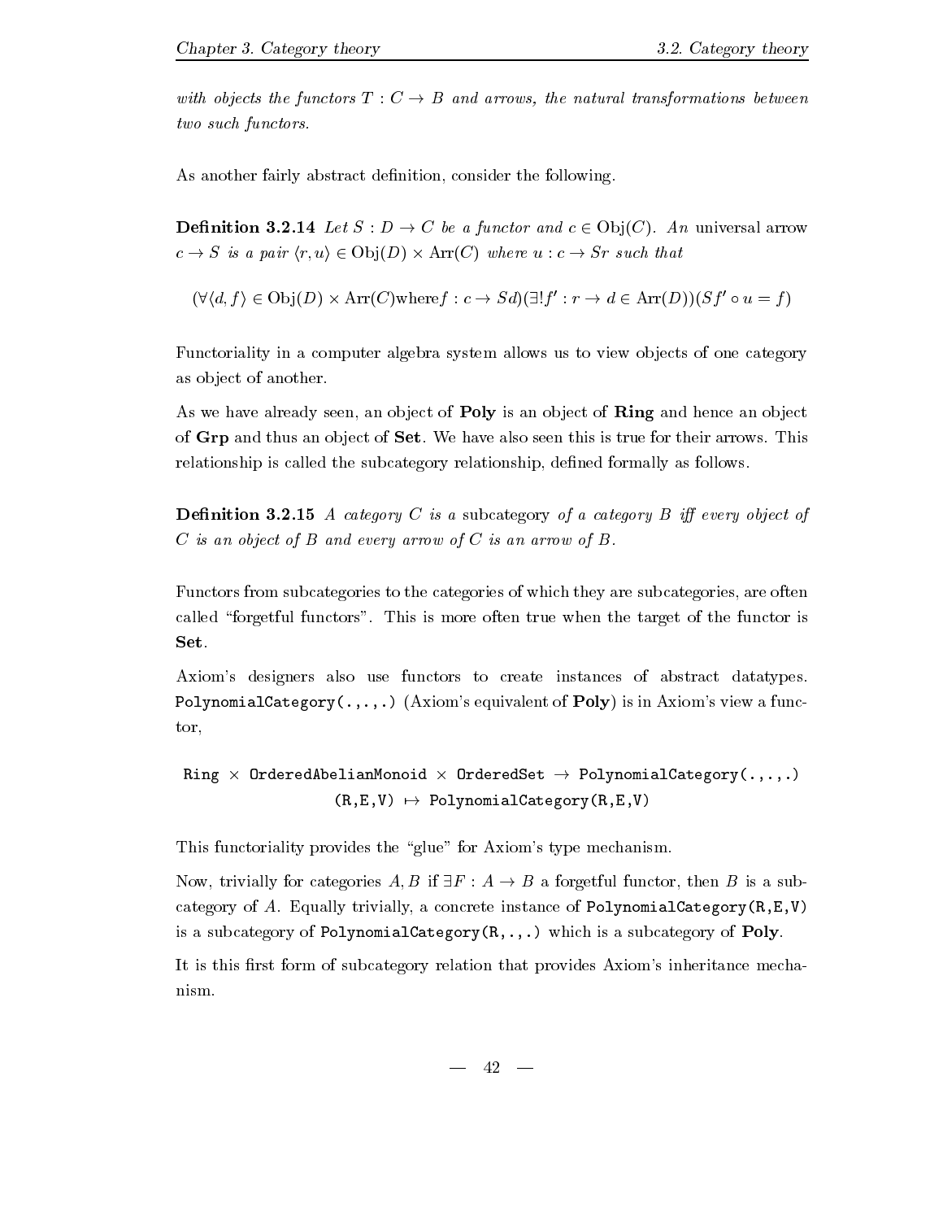*with objects the functors $T : C \to B$ and arrows, the natural transformations between two such functors.*

As another fairly abstract definition, consider the following.

**Definition 3.2.14** *Let $S : D \to C$ be a functor and $c \in \mathrm{Obj}(C)$. An* universal arrow *$c \to S$ is a pair $\langle r, u \rangle \in \mathrm{Obj}(D) \times \mathrm{Arr}(C)$ where $u : c \to Sr$ such that*

$$(\forall \langle d, f \rangle \in \mathrm{Obj}(D) \times \mathrm{Arr}(C) \mathrm{where} f : c \to Sd)(\exists! f' : r \to d \in \mathrm{Arr}(D))(Sf' \circ u = f)$$

Functoriality in a computer algebra system allows us to view objects of one category as object of another.

As we have already seen, an object of **Poly** is an object of **Ring** and hence an object of **Grp** and thus an object of **Set**. We have also seen this is true for their arrows. This relationship is called the subcategory relationship, defined formally as follows.

**Definition 3.2.15** *A category $C$ is a* subcategory *of a category $B$ iff every object of $C$ is an object of $B$ and every arrow of $C$ is an arrow of $B$.*

Functors from subcategories to the categories of which they are subcategories, are often called "forgetful functors". This is more often true when the target of the functor is **Set**.

Axiom's designers also use functors to create instances of abstract datatypes. `PolynomialCategory(.,.,.)` (Axiom's equivalent of **Poly**) is in Axiom's view a functor,

$$\texttt{Ring} \times \texttt{OrderedAbelianMonoid} \times \texttt{OrderedSet} \to \texttt{PolynomialCategory(.,.,.)}$$
$$\texttt{(R,E,V)} \mapsto \texttt{PolynomialCategory(R,E,V)}$$

This functoriality provides the "glue" for Axiom's type mechanism.

Now, trivially for categories $A, B$ if $\exists F : A \to B$ a forgetful functor, then $B$ is a subcategory of $A$. Equally trivially, a concrete instance of `PolynomialCategory(R,E,V)` is a subcategory of `PolynomialCategory(R,.,.)` which is a subcategory of **Poly**.

It is this first form of subcategory relation that provides Axiom's inheritance mechanism.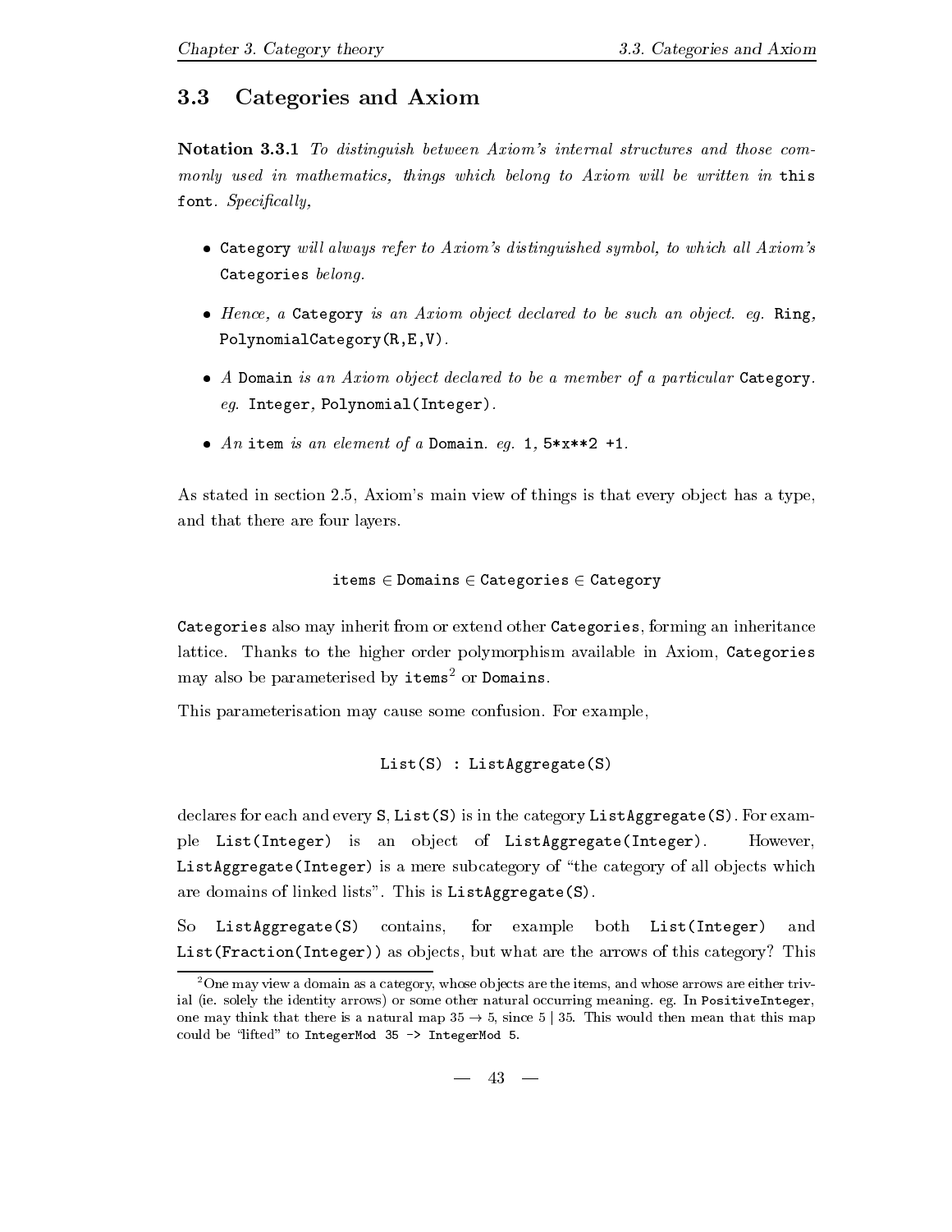## 3.3 Categories and Axiom

**Notation 3.3.1** *To distinguish between Axiom's internal structures and those commonly used in mathematics, things which belong to Axiom will be written in* `this font`*. Specifically,*

- `Category` *will always refer to Axiom's distinguished symbol, to which all Axiom's* `Categories` *belong.*
- *Hence, a* `Category` *is an Axiom object declared to be such an object. eg.* `Ring`*,* `PolynomialCategory(R,E,V)`*.*
- *A* `Domain` *is an Axiom object declared to be a member of a particular* `Category`*. eg.* `Integer`*,* `Polynomial(Integer)`*.*
- *An* `item` *is an element of a* `Domain`*. eg.* `1`*,* `5*x**2 +1`*.*

As stated in section 2.5, Axiom's main view of things is that every object has a type, and that there are four layers.

$$\texttt{items} \in \texttt{Domains} \in \texttt{Categories} \in \texttt{Category}$$

`Categories` also may inherit from or extend other `Categories`, forming an inheritance lattice. Thanks to the higher order polymorphism available in Axiom, `Categories` may also be parameterised by `items`[2] or `Domains`.

This parameterisation may cause some confusion. For example,

```
List(S) : ListAggregate(S)
```

declares for each and every `S`, `List(S)` is in the category `ListAggregate(S)`. For example `List(Integer)` is an object of `ListAggregate(Integer)`. However, `ListAggregate(Integer)` is a mere subcategory of "the category of all objects which are domains of linked lists". This is `ListAggregate(S)`.

So `ListAggregate(S)` contains, for example both `List(Integer)` and `List(Fraction(Integer))` as objects, but what are the arrows of this category? This

[2] One may view a domain as a category, whose objects are the items, and whose arrows are either trivial (ie. solely the identity arrows) or some other natural occurring meaning. eg. In `PositiveInteger`, one may think that there is a natural map $35 \to 5$, since $5 \mid 35$. This would then mean that this map could be "lifted" to `IntegerMod 35 -> IntegerMod 5`.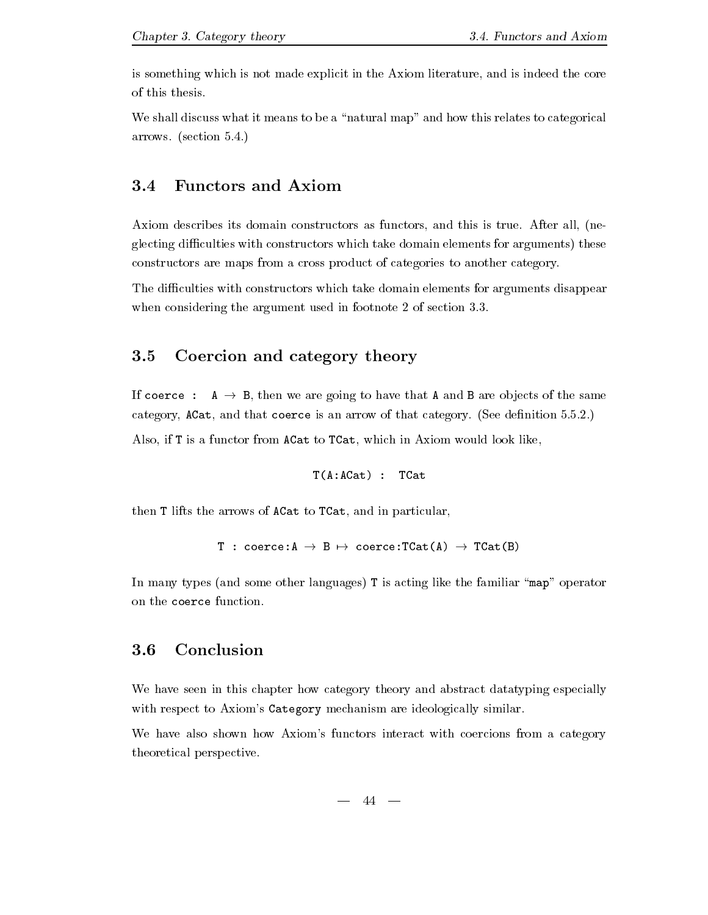is something which is not made explicit in the Axiom literature, and is indeed the core of this thesis.

We shall discuss what it means to be a "natural map" and how this relates to categorical arrows. (section 5.4.)

## 3.4 Functors and Axiom

Axiom describes its domain constructors as functors, and this is true. After all, (neglecting difficulties with constructors which take domain elements for arguments) these constructors are maps from a cross product of categories to another category.

The difficulties with constructors which take domain elements for arguments disappear when considering the argument used in footnote 2 of section 3.3.

## 3.5 Coercion and category theory

If `coerce : A → B`, then we are going to have that `A` and `B` are objects of the same category, `ACat`, and that `coerce` is an arrow of that category. (See definition 5.5.2.)

Also, if `T` is a functor from `ACat` to `TCat`, which in Axiom would look like,

```
T(A:ACat) : TCat
```

then `T` lifts the arrows of `ACat` to `TCat`, and in particular,

```
T : coerce:A → B ↦ coerce:TCat(A) → TCat(B)
```

In many types (and some other languages) `T` is acting like the familiar "`map`" operator on the `coerce` function.

## 3.6 Conclusion

We have seen in this chapter how category theory and abstract datatyping especially with respect to Axiom's `Category` mechanism are ideologically similar.

We have also shown how Axiom's functors interact with coercions from a category theoretical perspective.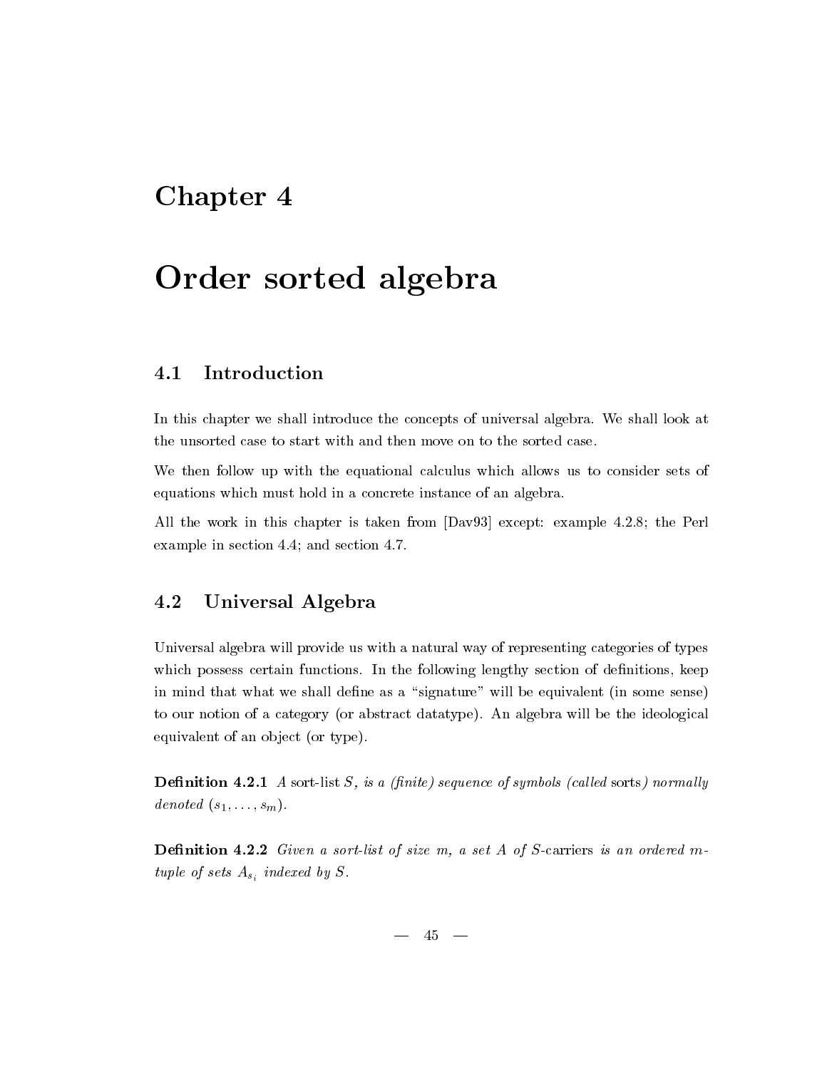# Chapter 4

# Order sorted algebra

## 4.1 Introduction

In this chapter we shall introduce the concepts of universal algebra. We shall look at the unsorted case to start with and then move on to the sorted case.

We then follow up with the equational calculus which allows us to consider sets of equations which must hold in a concrete instance of an algebra.

All the work in this chapter is taken from [Dav93] except: example 4.2.8; the Perl example in section 4.4; and section 4.7.

## 4.2 Universal Algebra

Universal algebra will provide us with a natural way of representing categories of types which possess certain functions. In the following lengthy section of definitions, keep in mind that what we shall define as a "signature" will be equivalent (in some sense) to our notion of a category (or abstract datatype). An algebra will be the ideological equivalent of an object (or type).

**Definition 4.2.1** *A* sort-list $S$*, is a (finite) sequence of symbols (called* sorts*) normally denoted* $(s_1, \ldots, s_m)$.

**Definition 4.2.2** *Given a sort-list of size* $m$*, a set* $A$ *of* $S$*-*carriers *is an ordered* $m$*-tuple of sets* $A_{s_i}$ *indexed by* $S$.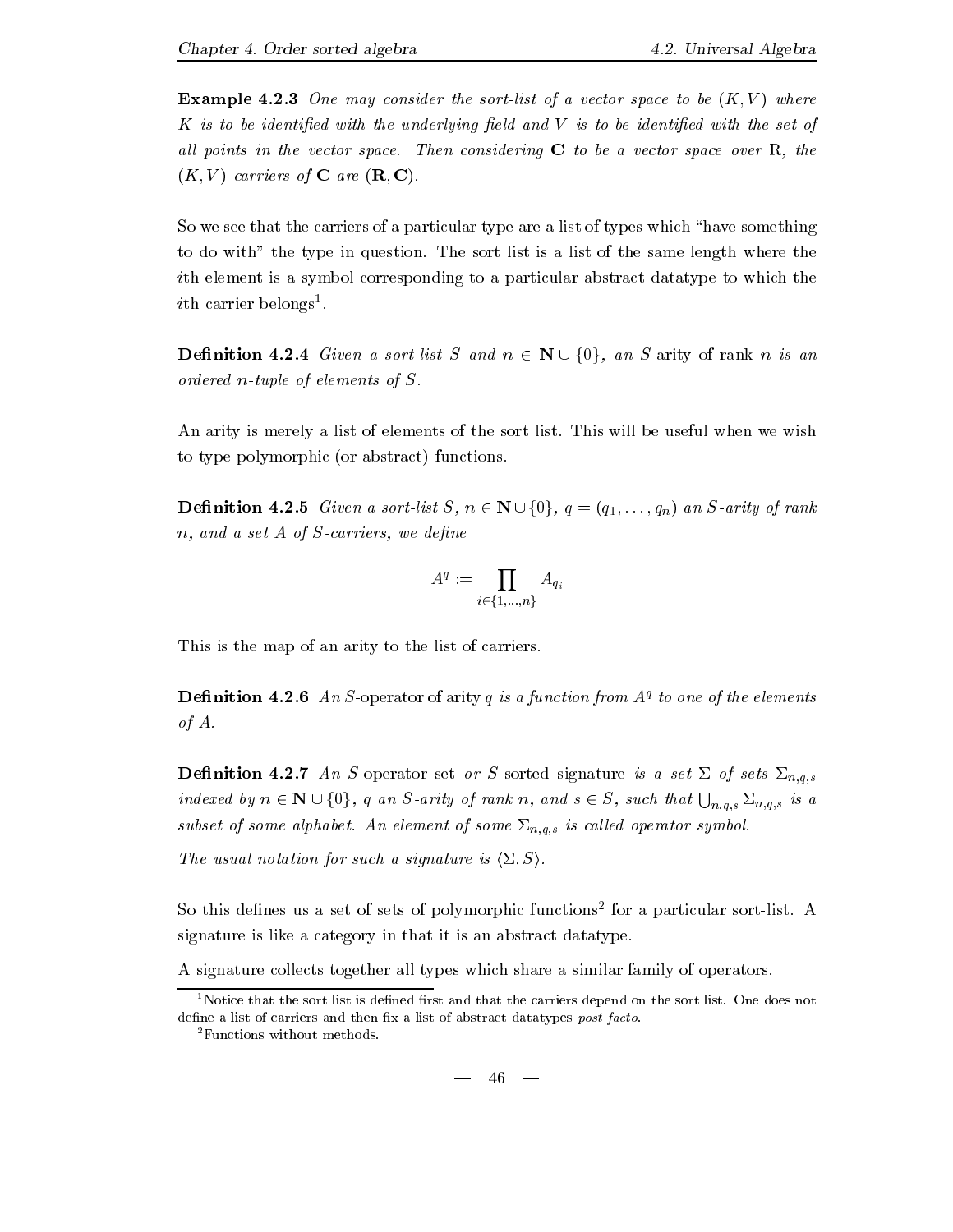**Example 4.2.3** *One may consider the sort-list of a vector space to be $(K, V)$ where $K$ is to be identified with the underlying field and $V$ is to be identified with the set of all points in the vector space. Then considering $\mathbf{C}$ to be a vector space over* R*, the $(K, V)$-carriers of $\mathbf{C}$ are $(\mathbf{R}, \mathbf{C})$.*

So we see that the carriers of a particular type are a list of types which "have something to do with" the type in question. The sort list is a list of the same length where the $i$th element is a symbol corresponding to a particular abstract datatype to which the $i$th carrier belongs[1].

**Definition 4.2.4** *Given a sort-list $S$ and $n \in \mathbf{N} \cup \{0\}$, an* $S$-arity of rank $n$ *is an ordered $n$-tuple of elements of $S$.*

An arity is merely a list of elements of the sort list. This will be useful when we wish to type polymorphic (or abstract) functions.

**Definition 4.2.5** *Given a sort-list $S$, $n \in \mathbf{N} \cup \{0\}$, $q = (q_1, \ldots, q_n)$ an $S$-arity of rank $n$, and a set $A$ of $S$-carriers, we define*

$$A^q := \prod_{i \in \{1, \ldots, n\}} A_{q_i}$$

This is the map of an arity to the list of carriers.

**Definition 4.2.6** *An* $S$-operator *of arity $q$ is a function from $A^q$ to one of the elements of $A$.*

**Definition 4.2.7** *An* $S$-operator set *or* $S$-sorted signature *is a set $\Sigma$ of sets $\Sigma_{n,q,s}$ indexed by $n \in \mathbf{N} \cup \{0\}$, $q$ an $S$-arity of rank $n$, and $s \in S$, such that $\bigcup_{n,q,s} \Sigma_{n,q,s}$ is a subset of some alphabet. An element of some $\Sigma_{n,q,s}$ is called operator symbol.*

*The usual notation for such a signature is $\langle \Sigma, S \rangle$.*

So this defines us a set of sets of polymorphic functions[2] for a particular sort-list. A signature is like a category in that it is an abstract datatype.

A signature collects together all types which share a similar family of operators.

[1] Notice that the sort list is defined first and that the carriers depend on the sort list. One does not define a list of carriers and then fix a list of abstract datatypes *post facto*.

[2] Functions without methods.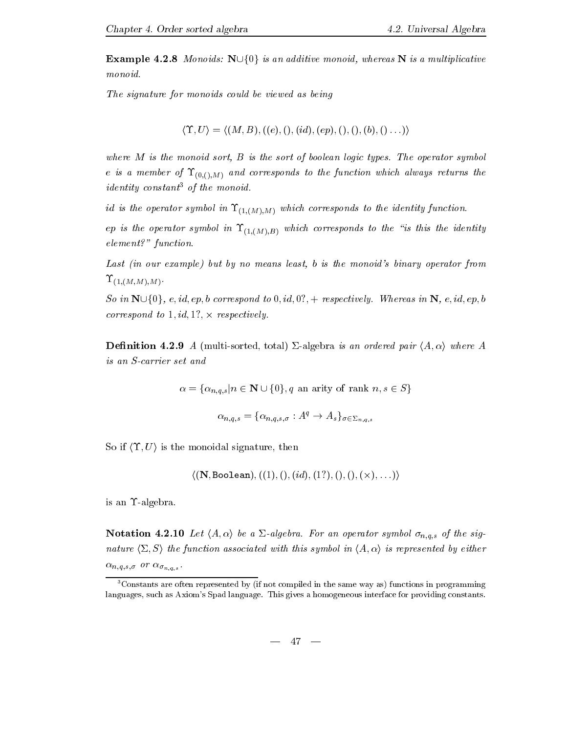**Example 4.2.8** *Monoids:* $\mathbf{N} \cup \{0\}$ *is an additive monoid, whereas* $\mathbf{N}$ *is a multiplicative monoid.*

*The signature for monoids could be viewed as being*

$$\langle \Upsilon, U \rangle = \langle (M, B), ((e), (), (id), (ep), (), (), (b), () \ldots) \rangle$$

*where* $M$ *is the monoid sort,* $B$ *is the sort of boolean logic types. The operator symbol* $e$ *is a member of* $\Upsilon_{(0,(),M)}$ *and corresponds to the function which always returns the identity constant*[3] *of the monoid.*

$id$ *is the operator symbol in* $\Upsilon_{(1,(M),M)}$ *which corresponds to the identity function.*

$ep$ *is the operator symbol in* $\Upsilon_{(1,(M),B)}$ *which corresponds to the "is this the identity element?" function.*

*Last (in our example) but by no means least,* $b$ *is the monoid's binary operator from* $\Upsilon_{(1,(M,M),M)}$.

*So in* $\mathbf{N} \cup \{0\}$, $e, id, ep, b$ *correspond to* $0, id, 0?, +$ *respectively. Whereas in* $\mathbf{N}$, $e, id, ep, b$ *correspond to* $1, id, 1?, \times$ *respectively.*

**Definition 4.2.9** *A* (multi-sorted, total) $\Sigma$-algebra *is an ordered pair* $\langle A, \alpha \rangle$ *where* $A$ *is an* $S$*-carrier set and*

$$\alpha = \{\alpha_{n,q,s} | n \in \mathbf{N} \cup \{0\}, q \text{ an arity of rank } n, s \in S\}$$

$$\alpha_{n,q,s} = \{\alpha_{n,q,s,\sigma} : A^q \to A_s\}_{\sigma \in \Sigma_{n,q,s}}$$

So if $\langle \Upsilon, U \rangle$ is the monoidal signature, then

$$\langle (\mathbf{N}, \texttt{Boolean}), ((1), (), (id), (1?), (), (), (\times), \ldots) \rangle$$

is an $\Upsilon$-algebra.

**Notation 4.2.10** *Let* $\langle A, \alpha \rangle$ *be a* $\Sigma$*-algebra. For an operator symbol* $\sigma_{n,q,s}$ *of the signature* $\langle \Sigma, S \rangle$ *the function associated with this symbol in* $\langle A, \alpha \rangle$ *is represented by either* $\alpha_{n,q,s,\sigma}$ *or* $\alpha_{\sigma_{n,q,s}}$.

[3] Constants are often represented by (if not compiled in the same way as) functions in programming languages, such as Axiom's Spad language. This gives a homogeneous interface for providing constants.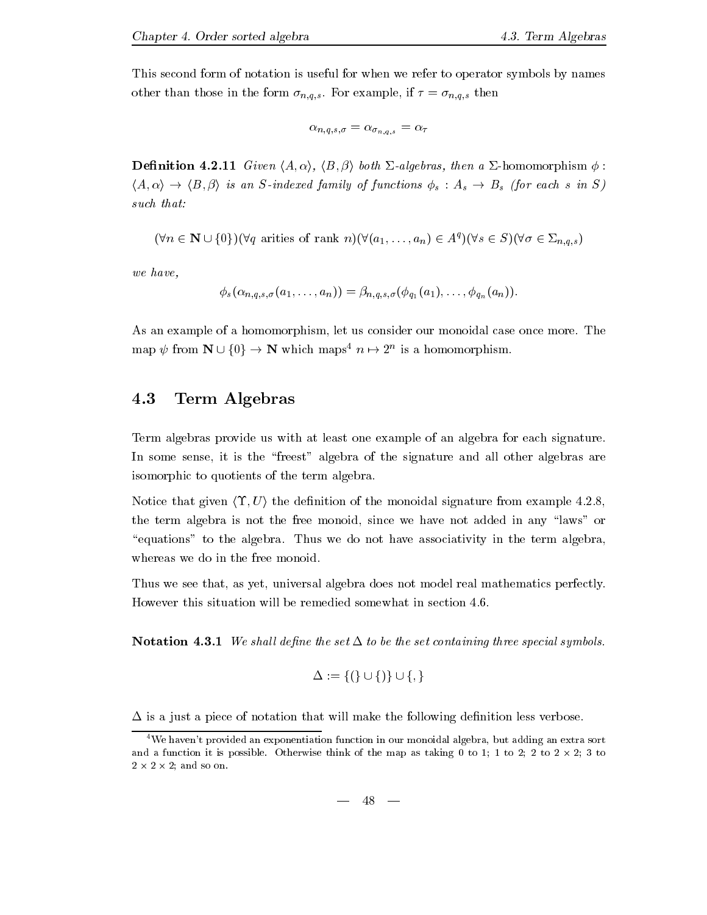This second form of notation is useful for when we refer to operator symbols by names other than those in the form $\sigma_{n,q,s}$. For example, if $\tau = \sigma_{n,q,s}$ then

$$\alpha_{n,q,s,\sigma} = \alpha_{\sigma_{n,q,s}} = \alpha_\tau$$

**Definition 4.2.11** *Given $\langle A, \alpha\rangle$, $\langle B, \beta\rangle$ both $\Sigma$-algebras, then a* $\Sigma$-homomorphism *$\phi : \langle A, \alpha\rangle \to \langle B, \beta\rangle$ is an $S$-indexed family of functions $\phi_s : A_s \to B_s$ (for each $s$ in $S$) such that:*

$$(\forall n \in \mathbf{N} \cup \{0\})(\forall q \text{ arities of rank } n)(\forall (a_1, \ldots, a_n) \in A^q)(\forall s \in S)(\forall \sigma \in \Sigma_{n,q,s})$$

*we have,*

$$\phi_s(\alpha_{n,q,s,\sigma}(a_1, \ldots, a_n)) = \beta_{n,q,s,\sigma}(\phi_{q_1}(a_1), \ldots, \phi_{q_n}(a_n)).$$

As an example of a homomorphism, let us consider our monoidal case once more. The map $\psi$ from $\mathbf{N} \cup \{0\} \to \mathbf{N}$ which maps[4] $n \mapsto 2^n$ is a homomorphism.

## 4.3 Term Algebras

Term algebras provide us with at least one example of an algebra for each signature. In some sense, it is the "freest" algebra of the signature and all other algebras are isomorphic to quotients of the term algebra.

Notice that given $\langle \Upsilon, U\rangle$ the definition of the monoidal signature from example 4.2.8, the term algebra is not the free monoid, since we have not added in any "laws" or "equations" to the algebra. Thus we do not have associativity in the term algebra, whereas we do in the free monoid.

Thus we see that, as yet, universal algebra does not model real mathematics perfectly. However this situation will be remedied somewhat in section 4.6.

**Notation 4.3.1** *We shall define the set $\Delta$ to be the set containing three special symbols.*

$$\Delta := \{(\} \cup \{)\} \cup \{,\}$$

$\Delta$ is a just a piece of notation that will make the following definition less verbose.

[4] We haven't provided an exponentiation function in our monoidal algebra, but adding an extra sort and a function it is possible. Otherwise think of the map as taking 0 to 1; 1 to 2; 2 to $2 \times 2$; 3 to $2 \times 2 \times 2$; and so on.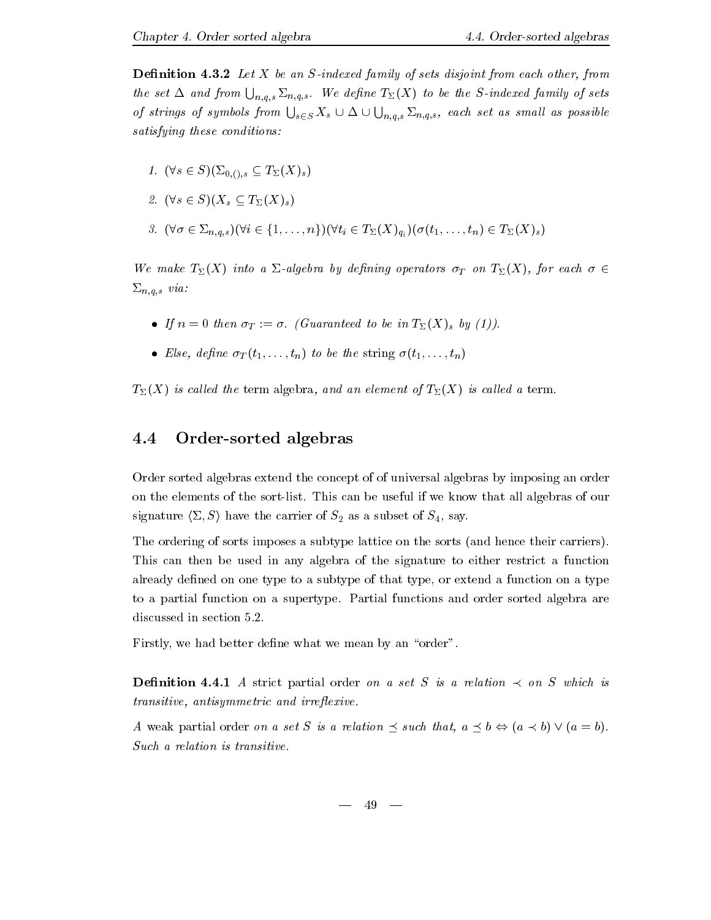**Definition 4.3.2** *Let $X$ be an $S$-indexed family of sets disjoint from each other, from the set $\Delta$ and from $\bigcup_{n,q,s} \Sigma_{n,q,s}$. We define $T_\Sigma(X)$ to be the $S$-indexed family of sets of strings of symbols from $\bigcup_{s \in S} X_s \cup \Delta \cup \bigcup_{n,q,s} \Sigma_{n,q,s}$, each set as small as possible satisfying these conditions:*

1. $(\forall s \in S)(\Sigma_{0,(),s} \subseteq T_\Sigma(X)_s)$
2. $(\forall s \in S)(X_s \subseteq T_\Sigma(X)_s)$
3. $(\forall \sigma \in \Sigma_{n,q,s})(\forall i \in \{1, \ldots, n\})(\forall t_i \in T_\Sigma(X)_{q_i})(\sigma(t_1, \ldots, t_n) \in T_\Sigma(X)_s)$

*We make $T_\Sigma(X)$ into a $\Sigma$-algebra by defining operators $\sigma_T$ on $T_\Sigma(X)$, for each $\sigma \in \Sigma_{n,q,s}$ via:*

- *If $n = 0$ then $\sigma_T := \sigma$. (Guaranteed to be in $T_\Sigma(X)_s$ by (1)).*
- *Else, define $\sigma_T(t_1, \ldots, t_n)$ to be the* string *$\sigma(t_1, \ldots, t_n)$*

*$T_\Sigma(X)$ is called the* term algebra*, and an element of $T_\Sigma(X)$ is called a* term*.*

## 4.4 Order-sorted algebras

Order sorted algebras extend the concept of of universal algebras by imposing an order on the elements of the sort-list. This can be useful if we know that all algebras of our signature $\langle \Sigma, S \rangle$ have the carrier of $S_2$ as a subset of $S_4$, say.

The ordering of sorts imposes a subtype lattice on the sorts (and hence their carriers). This can then be used in any algebra of the signature to either restrict a function already defined on one type to a subtype of that type, or extend a function on a type to a partial function on a supertype. Partial functions and order sorted algebra are discussed in section 5.2.

Firstly, we had better define what we mean by an "order".

**Definition 4.4.1** *A* strict partial order *on a set $S$ is a relation $\prec$ on $S$ which is transitive, antisymmetric and irreflexive.*

*A* weak partial order *on a set $S$ is a relation $\preceq$ such that, $a \preceq b \Leftrightarrow (a \prec b) \vee (a = b)$. Such a relation is transitive.*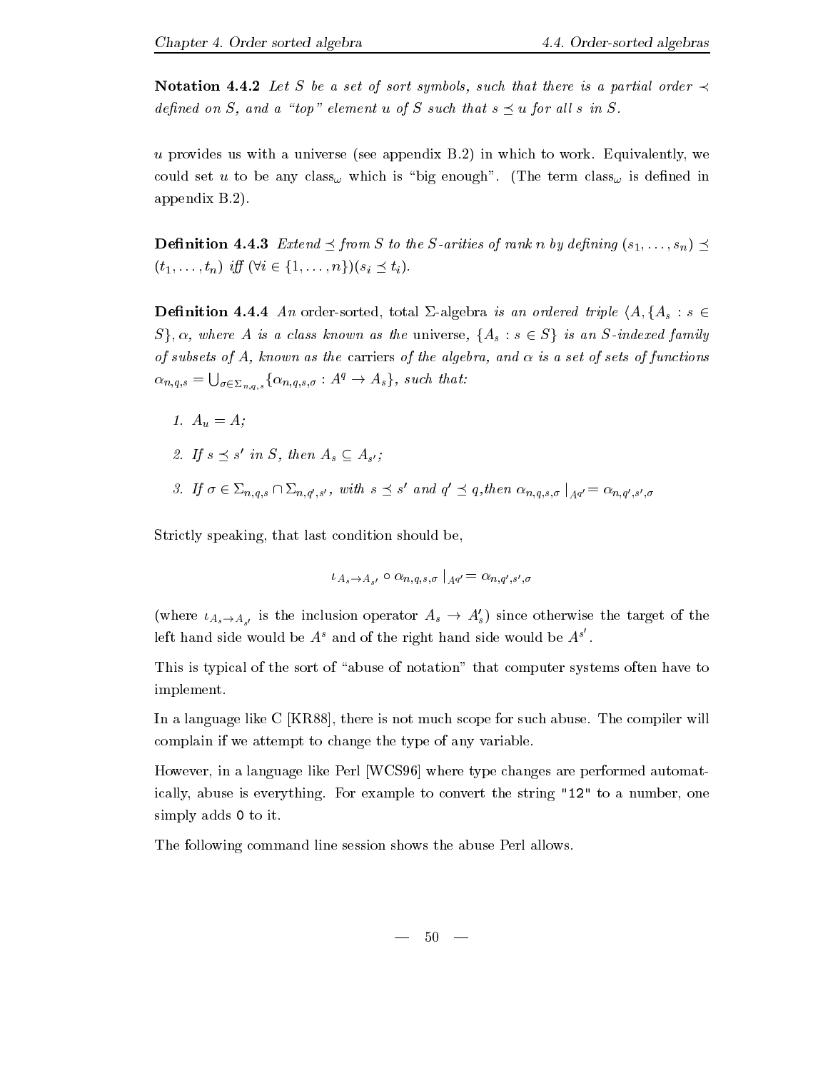**Notation 4.4.2** *Let $S$ be a set of sort symbols, such that there is a partial order $\prec$ defined on $S$, and a "top" element $u$ of $S$ such that $s \preceq u$ for all $s$ in $S$.*

$u$ provides us with a universe (see appendix B.2) in which to work. Equivalently, we could set $u$ to be any $\text{class}_\omega$ which is "big enough". (The term $\text{class}_\omega$ is defined in appendix B.2).

**Definition 4.4.3** *Extend $\preceq$ from $S$ to the $S$-arities of rank $n$ by defining $(s_1, \ldots, s_n) \preceq (t_1, \ldots, t_n)$ iff $(\forall i \in \{1, \ldots, n\})(s_i \preceq t_i)$.*

**Definition 4.4.4** *An* order-sorted, total $\Sigma$-algebra *is an ordered triple $\langle A, \{A_s : s \in S\}, \alpha$, where $A$ is a class known as the* universe, *$\{A_s : s \in S\}$ is an $S$-indexed family of subsets of $A$, known as the* carriers *of the algebra, and $\alpha$ is a set of sets of functions $\alpha_{n,q,s} = \bigcup_{\sigma \in \Sigma_{n,q,s}} \{\alpha_{n,q,s,\sigma} : A^q \to A_s\}$, such that:*

1. *$A_u = A$;*
2. *If $s \preceq s'$ in $S$, then $A_s \subseteq A_{s'}$;*
3. *If $\sigma \in \Sigma_{n,q,s} \cap \Sigma_{n,q',s'}$, with $s \preceq s'$ and $q' \preceq q$,then $\alpha_{n,q,s,\sigma} \mid_{A^{q'}} = \alpha_{n,q',s',\sigma}$*

Strictly speaking, that last condition should be,

$$\iota_{A_s \to A_{s'}} \circ \alpha_{n,q,s,\sigma} \mid_{A^{q'}} = \alpha_{n,q',s',\sigma}$$

(where $\iota_{A_s \to A_{s'}}$ is the inclusion operator $A_s \to A'_s$) since otherwise the target of the left hand side would be $A^s$ and of the right hand side would be $A^{s'}$.

This is typical of the sort of "abuse of notation" that computer systems often have to implement.

In a language like C [KR88], there is not much scope for such abuse. The compiler will complain if we attempt to change the type of any variable.

However, in a language like Perl [WCS96] where type changes are performed automatically, abuse is everything. For example to convert the string `"12"` to a number, one simply adds `0` to it.

The following command line session shows the abuse Perl allows.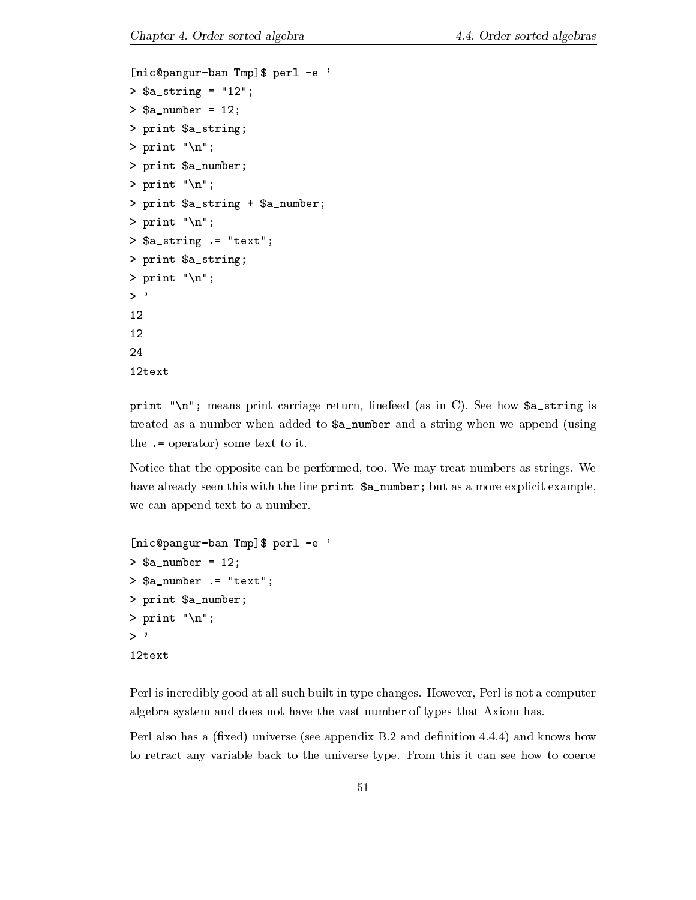```
[nic@pangur-ban Tmp]$ perl -e '
> $a_string = "12";
> $a_number = 12;
> print $a_string;
> print "\n";
> print $a_number;
> print "\n";
> print $a_string + $a_number;
> print "\n";
> $a_string .= "text";
> print $a_string;
> print "\n";
> '
12
12
24
12text
```

`print "\n";` means print carriage return, linefeed (as in C). See how `$a_string` is treated as a number when added to `$a_number` and a string when we append (using the `.=` operator) some text to it.

Notice that the opposite can be performed, too. We may treat numbers as strings. We have already seen this with the line `print $a_number;` but as a more explicit example, we can append text to a number.

```
[nic@pangur-ban Tmp]$ perl -e '
> $a_number = 12;
> $a_number .= "text";
> print $a_number;
> print "\n";
> '
12text
```

Perl is incredibly good at all such built in type changes. However, Perl is not a computer algebra system and does not have the vast number of types that Axiom has.

Perl also has a (fixed) universe (see appendix B.2 and definition 4.4.4) and knows how to retract any variable back to the universe type. From this it can see how to coerce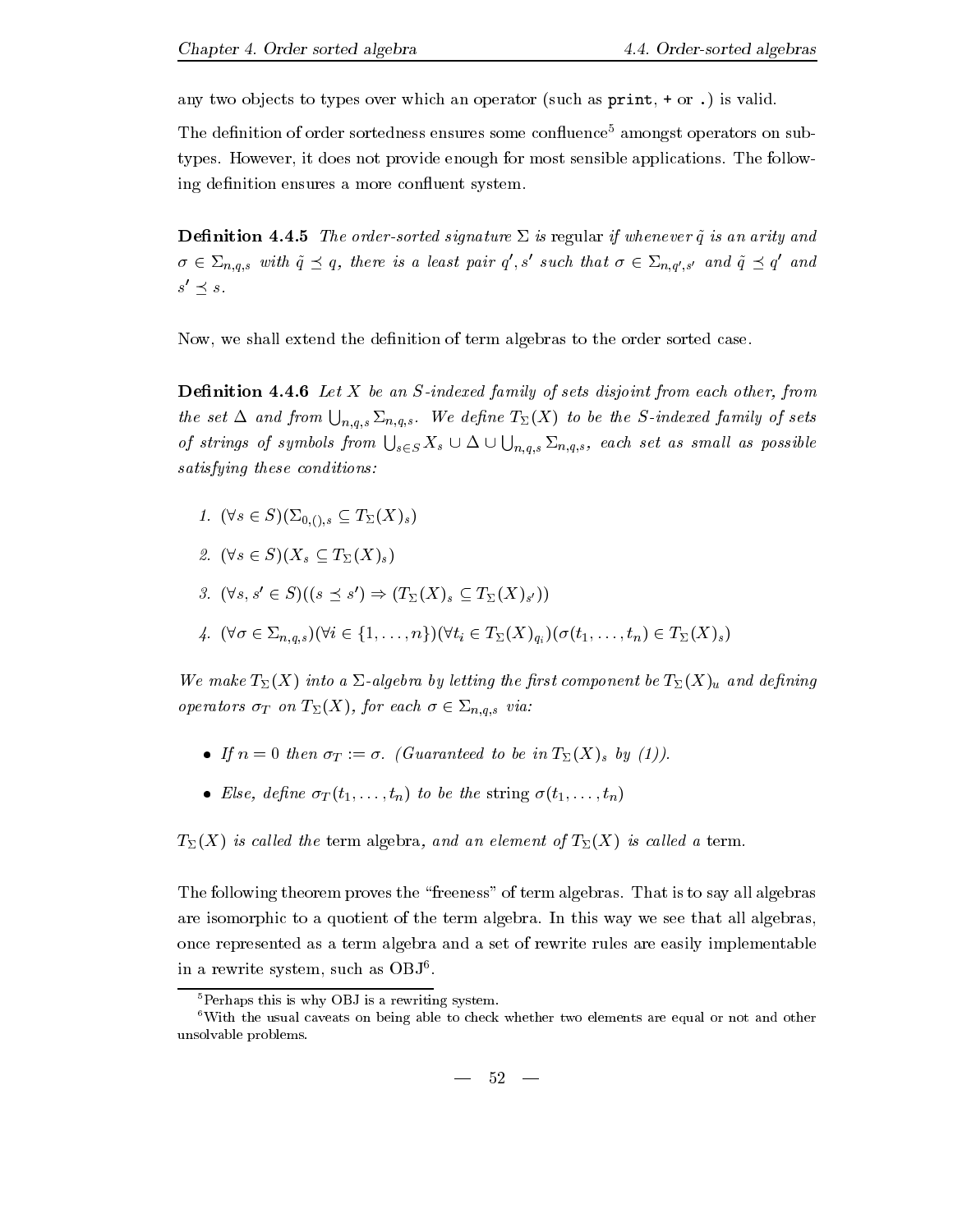any two objects to types over which an operator (such as `print`, `+` or `.`) is valid.

The definition of order sortedness ensures some confluence[5] amongst operators on subtypes. However, it does not provide enough for most sensible applications. The following definition ensures a more confluent system.

**Definition 4.4.5** *The order-sorted signature* $\Sigma$ *is* regular *if whenever* $\tilde{q}$ *is an arity and* $\sigma \in \Sigma_{n,q,s}$ *with* $\tilde{q} \preceq q$*, there is a least pair* $q', s'$ *such that* $\sigma \in \Sigma_{n,q',s'}$ *and* $\tilde{q} \preceq q'$ *and* $s' \preceq s$*.*

Now, we shall extend the definition of term algebras to the order sorted case.

**Definition 4.4.6** *Let* $X$ *be an* $S$*-indexed family of sets disjoint from each other, from the set* $\Delta$ *and from* $\bigcup_{n,q,s} \Sigma_{n,q,s}$*. We define* $T_\Sigma(X)$ *to be the* $S$*-indexed family of sets of strings of symbols from* $\bigcup_{s \in S} X_s \cup \Delta \cup \bigcup_{n,q,s} \Sigma_{n,q,s}$*, each set as small as possible satisfying these conditions:*

1. $(\forall s \in S)(\Sigma_{0,(),s} \subseteq T_\Sigma(X)_s)$
2. $(\forall s \in S)(X_s \subseteq T_\Sigma(X)_s)$
3. $(\forall s, s' \in S)((s \preceq s') \Rightarrow (T_\Sigma(X)_s \subseteq T_\Sigma(X)_{s'}))$
4. $(\forall \sigma \in \Sigma_{n,q,s})(\forall i \in \{1, \ldots, n\})(\forall t_i \in T_\Sigma(X)_{q_i})(\sigma(t_1, \ldots, t_n) \in T_\Sigma(X)_s)$

*We make* $T_\Sigma(X)$ *into a* $\Sigma$*-algebra by letting the first component be* $T_\Sigma(X)_u$ *and defining operators* $\sigma_T$ *on* $T_\Sigma(X)$*, for each* $\sigma \in \Sigma_{n,q,s}$ *via:*

- *If* $n = 0$ *then* $\sigma_T := \sigma$*. (Guaranteed to be in* $T_\Sigma(X)_s$ *by (1)).*
- *Else, define* $\sigma_T(t_1, \ldots, t_n)$ *to be the* string $\sigma(t_1, \ldots, t_n)$

$T_\Sigma(X)$ *is called the* term algebra*, and an element of* $T_\Sigma(X)$ *is called a* term*.*

The following theorem proves the "freeness" of term algebras. That is to say all algebras are isomorphic to a quotient of the term algebra. In this way we see that all algebras, once represented as a term algebra and a set of rewrite rules are easily implementable in a rewrite system, such as OBJ[6].

[5] Perhaps this is why OBJ is a rewriting system.

[6] With the usual caveats on being able to check whether two elements are equal or not and other unsolvable problems.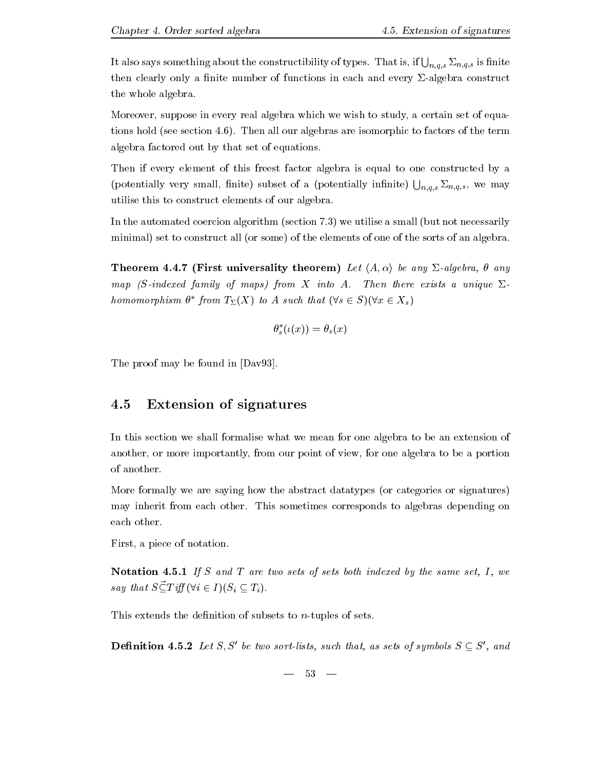It also says something about the constructibility of types. That is, if $\bigcup_{n,q,s} \Sigma_{n,q,s}$ is finite then clearly only a finite number of functions in each and every $\Sigma$-algebra construct the whole algebra.

Moreover, suppose in every real algebra which we wish to study, a certain set of equations hold (see section 4.6). Then all our algebras are isomorphic to factors of the term algebra factored out by that set of equations.

Then if every element of this freest factor algebra is equal to one constructed by a (potentially very small, finite) subset of a (potentially infinite) $\bigcup_{n,q,s} \Sigma_{n,q,s}$, we may utilise this to construct elements of our algebra.

In the automated coercion algorithm (section 7.3) we utilise a small (but not necessarily minimal) set to construct all (or some) of the elements of one of the sorts of an algebra.

**Theorem 4.4.7 (First universality theorem)** *Let $\langle A, \alpha \rangle$ be any $\Sigma$-algebra, $\theta$ any map ($S$-indexed family of maps) from $X$ into $A$. Then there exists a unique $\Sigma$-homomorphism $\theta^*$ from $T_\Sigma(X)$ to $A$ such that $(\forall s \in S)(\forall x \in X_s)$*

$$\theta^*_s(\iota(x)) = \theta_s(x)$$

The proof may be found in [Dav93].

## 4.5 Extension of signatures

In this section we shall formalise what we mean for one algebra to be an extension of another, or more importantly, from our point of view, for one algebra to be a portion of another.

More formally we are saying how the abstract datatypes (or categories or signatures) may inherit from each other. This sometimes corresponds to algebras depending on each other.

First, a piece of notation.

**Notation 4.5.1** *If $S$ and $T$ are two sets of sets both indexed by the same set, $I$, we say that $S \vec{\subseteq} T$ iff $(\forall i \in I)(S_i \subseteq T_i)$.*

This extends the definition of subsets to $n$-tuples of sets.

**Definition 4.5.2** *Let $S, S'$ be two sort-lists, such that, as sets of symbols $S \subseteq S'$, and*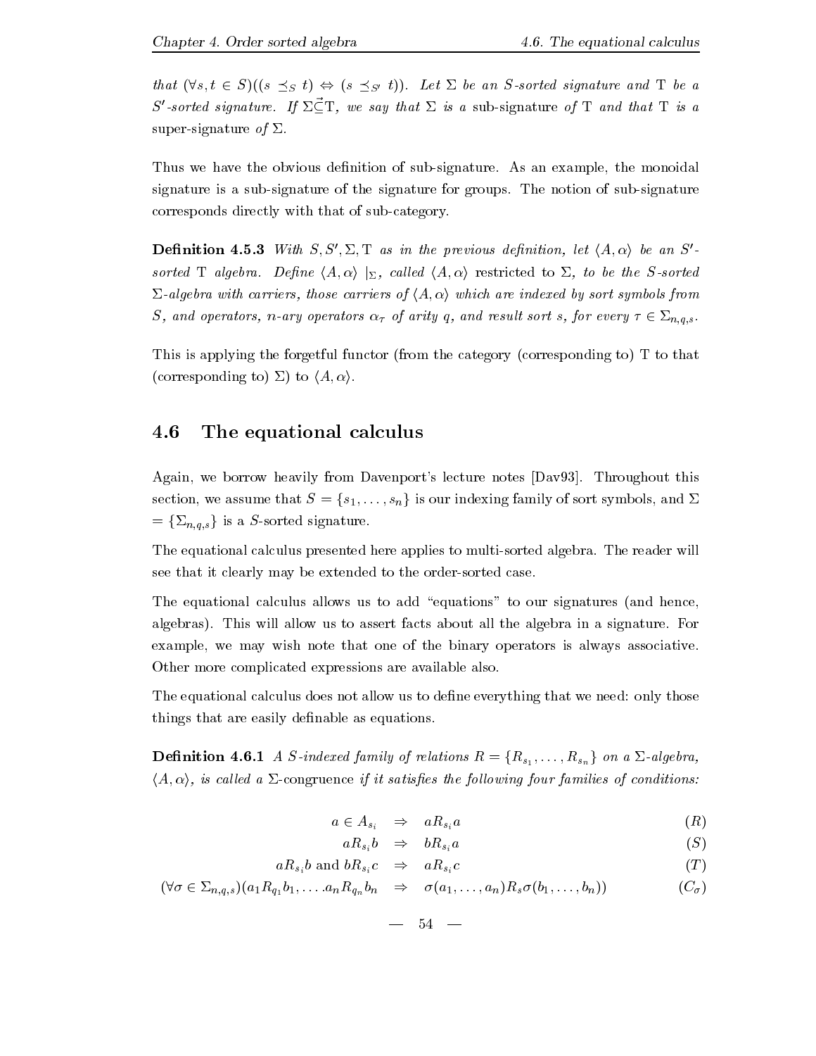*that* $(\forall s, t \in S)((s \preceq_S t) \Leftrightarrow (s \preceq_{S'} t))$*. Let* $\Sigma$ *be an* $S$*-sorted signature and* $\mathrm{T}$ *be a* $S'$*-sorted signature. If* $\Sigma \vec{\subseteq} \mathrm{T}$*, we say that* $\Sigma$ *is a* sub-signature *of* $\mathrm{T}$ *and that* $\mathrm{T}$ *is a* super-signature *of* $\Sigma$*.*

Thus we have the obvious definition of sub-signature. As an example, the monoidal signature is a sub-signature of the signature for groups. The notion of sub-signature corresponds directly with that of sub-category.

**Definition 4.5.3** *With* $S, S', \Sigma, \mathrm{T}$ *as in the previous definition, let* $\langle A, \alpha \rangle$ *be an* $S'$*-sorted* $\mathrm{T}$ *algebra. Define* $\langle A, \alpha \rangle \mid_\Sigma$*, called* $\langle A, \alpha \rangle$ restricted to $\Sigma$*, to be the* $S$*-sorted* $\Sigma$*-algebra with carriers, those carriers of* $\langle A, \alpha \rangle$ *which are indexed by sort symbols from* $S$*, and operators,* $n$*-ary operators* $\alpha_\tau$ *of arity* $q$*, and result sort* $s$*, for every* $\tau \in \Sigma_{n,q,s}$*.*

This is applying the forgetful functor (from the category (corresponding to) $\mathrm{T}$ to that (corresponding to) $\Sigma$) to $\langle A, \alpha \rangle$.

## 4.6 The equational calculus

Again, we borrow heavily from Davenport's lecture notes [Dav93]. Throughout this section, we assume that $S = \{s_1, \ldots, s_n\}$ is our indexing family of sort symbols, and $\Sigma = \{\Sigma_{n,q,s}\}$ is a $S$-sorted signature.

The equational calculus presented here applies to multi-sorted algebra. The reader will see that it clearly may be extended to the order-sorted case.

The equational calculus allows us to add "equations" to our signatures (and hence, algebras). This will allow us to assert facts about all the algebra in a signature. For example, we may wish note that one of the binary operators is always associative. Other more complicated expressions are available also.

The equational calculus does not allow us to define everything that we need: only those things that are easily definable as equations.

**Definition 4.6.1** *A* $S$*-indexed family of relations* $R = \{R_{s_1}, \ldots, R_{s_n}\}$ *on a* $\Sigma$*-algebra,* $\langle A, \alpha \rangle$*, is called a* $\Sigma$-congruence *if it satisfies the following four families of conditions:*

$$
\begin{array}{rcll}
a \in A_{s_i} & \Rightarrow & a R_{s_i} a & (R) \\
a R_{s_i} b & \Rightarrow & b R_{s_i} a & (S) \\
a R_{s_i} b \text{ and } b R_{s_i} c & \Rightarrow & a R_{s_i} c & (T) \\
(\forall \sigma \in \Sigma_{n,q,s})(a_1 R_{q_1} b_1, \ldots a_n R_{q_n} b_n & \Rightarrow & \sigma(a_1, \ldots, a_n) R_s \sigma(b_1, \ldots, b_n)) & (C_\sigma)
\end{array}
$$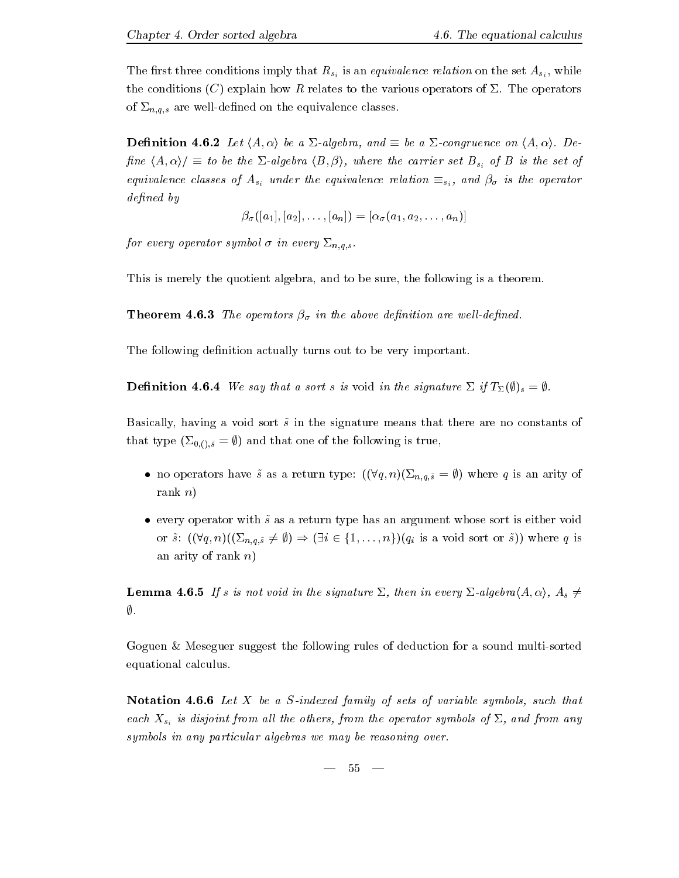The first three conditions imply that $R_{s_i}$ is an *equivalence relation* on the set $A_{s_i}$, while the conditions $(C)$ explain how $R$ relates to the various operators of $\Sigma$. The operators of $\Sigma_{n,q,s}$ are well-defined on the equivalence classes.

**Definition 4.6.2** *Let $\langle A, \alpha \rangle$ be a $\Sigma$-algebra, and $\equiv$ be a $\Sigma$-congruence on $\langle A, \alpha \rangle$. Define $\langle A, \alpha \rangle / \equiv$ to be the $\Sigma$-algebra $\langle B, \beta \rangle$, where the carrier set $B_{s_i}$ of $B$ is the set of equivalence classes of $A_{s_i}$ under the equivalence relation $\equiv_{s_i}$, and $\beta_\sigma$ is the operator defined by*

$$\beta_\sigma([a_1], [a_2], \ldots, [a_n]) = [\alpha_\sigma(a_1, a_2, \ldots, a_n)]$$

*for every operator symbol $\sigma$ in every $\Sigma_{n,q,s}$.*

This is merely the quotient algebra, and to be sure, the following is a theorem.

**Theorem 4.6.3** *The operators $\beta_\sigma$ in the above definition are well-defined.*

The following definition actually turns out to be very important.

**Definition 4.6.4** *We say that a sort $s$ is* void *in the signature $\Sigma$ if $T_\Sigma(\emptyset)_s = \emptyset$.*

Basically, having a void sort $\tilde{s}$ in the signature means that there are no constants of that type ($\Sigma_{0,(),\tilde{s}} = \emptyset$) and that one of the following is true,

- no operators have $\tilde{s}$ as a return type: $((\forall q, n)(\Sigma_{n,q,\tilde{s}} = \emptyset)$ where $q$ is an arity of rank $n$)
- every operator with $\tilde{s}$ as a return type has an argument whose sort is either void or $\tilde{s}$: $((\forall q, n)((\Sigma_{n,q,\tilde{s}} \neq \emptyset) \Rightarrow (\exists i \in \{1, \ldots, n\})(q_i$ is a void sort or $\tilde{s}))$ where $q$ is an arity of rank $n$)

**Lemma 4.6.5** *If $s$ is not void in the signature $\Sigma$, then in every $\Sigma$-algebra$\langle A, \alpha \rangle$, $A_s \neq \emptyset$.*

Goguen & Meseguer suggest the following rules of deduction for a sound multi-sorted equational calculus.

**Notation 4.6.6** *Let $X$ be a $S$-indexed family of sets of variable symbols, such that each $X_{s_i}$ is disjoint from all the others, from the operator symbols of $\Sigma$, and from any symbols in any particular algebras we may be reasoning over.*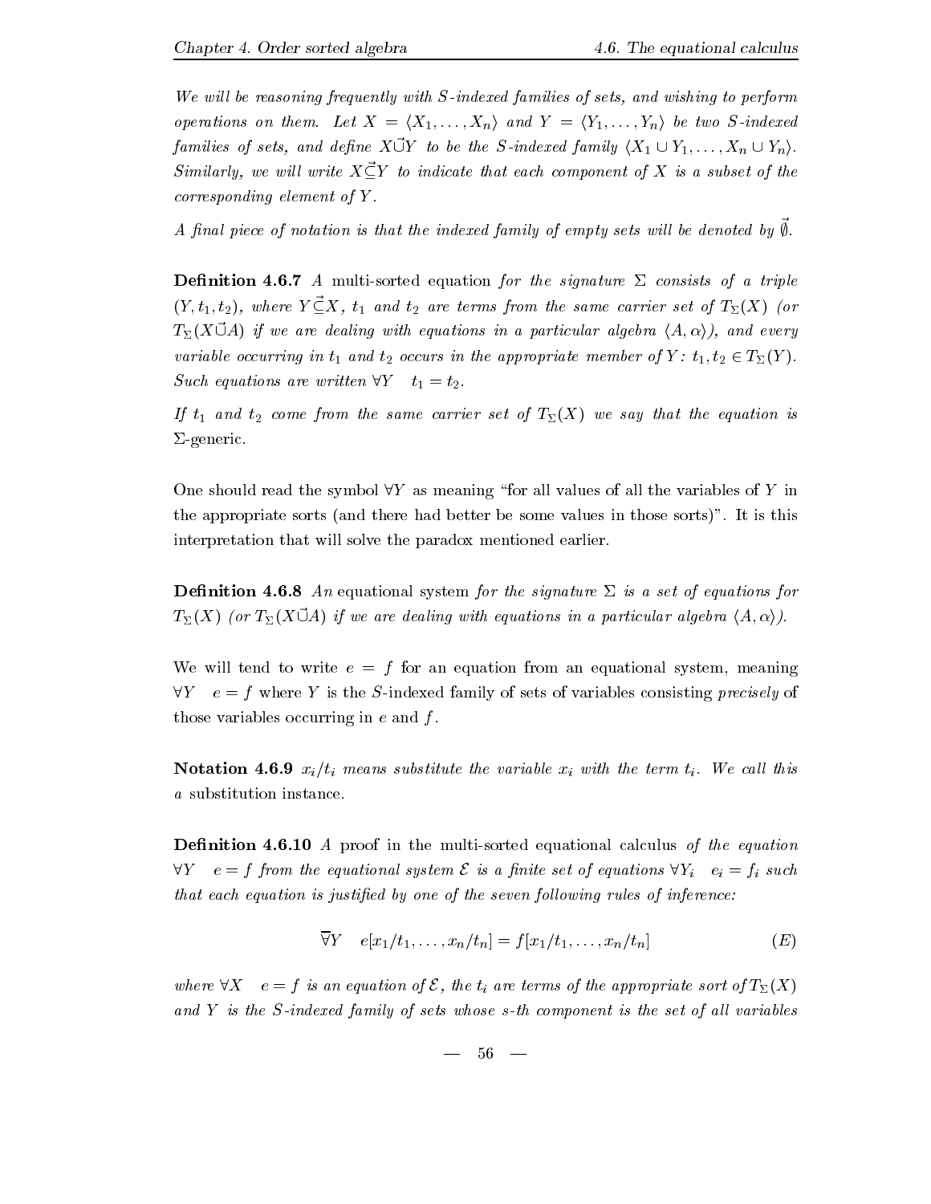*We will be reasoning frequently with $S$-indexed families of sets, and wishing to perform operations on them. Let $X = \langle X_1, \ldots, X_n \rangle$ and $Y = \langle Y_1, \ldots, Y_n \rangle$ be two $S$-indexed families of sets, and define $X \vec{\cup} Y$ to be the $S$-indexed family $\langle X_1 \cup Y_1, \ldots, X_n \cup Y_n \rangle$. Similarly, we will write $X \vec{\subseteq} Y$ to indicate that each component of $X$ is a subset of the corresponding element of $Y$.*

*A final piece of notation is that the indexed family of empty sets will be denoted by $\vec{\emptyset}$.*

**Definition 4.6.7** *A* multi-sorted equation *for the signature $\Sigma$ consists of a triple $(Y, t_1, t_2)$, where $Y \vec{\subseteq} X$, $t_1$ and $t_2$ are terms from the same carrier set of $T_\Sigma(X)$ (or $T_\Sigma(X \vec{\cup} A)$ if we are dealing with equations in a particular algebra $\langle A, \alpha \rangle$), and every variable occurring in $t_1$ and $t_2$ occurs in the appropriate member of $Y$: $t_1, t_2 \in T_\Sigma(Y)$. Such equations are written $\forall Y \quad t_1 = t_2$.*

*If $t_1$ and $t_2$ come from the same carrier set of $T_\Sigma(X)$ we say that the equation is* $\Sigma$-generic.

One should read the symbol $\forall Y$ as meaning "for all values of all the variables of $Y$ in the appropriate sorts (and there had better be some values in those sorts)". It is this interpretation that will solve the paradox mentioned earlier.

**Definition 4.6.8** *An* equational system *for the signature $\Sigma$ is a set of equations for $T_\Sigma(X)$ (or $T_\Sigma(X \vec{\cup} A)$ if we are dealing with equations in a particular algebra $\langle A, \alpha \rangle$).*

We will tend to write $e = f$ for an equation from an equational system, meaning $\forall Y \quad e = f$ where $Y$ is the $S$-indexed family of sets of variables consisting *precisely* of those variables occurring in $e$ and $f$.

**Notation 4.6.9** *$x_i/t_i$ means substitute the variable $x_i$ with the term $t_i$. We call this a* substitution instance.

**Definition 4.6.10** *A* proof *in the multi-sorted equational calculus of the equation $\forall Y \quad e = f$ from the equational system $\mathcal{E}$ is a finite set of equations $\forall Y_i \quad e_i = f_i$ such that each equation is justified by one of the seven following rules of inference:*

$$\overline{\forall} Y \quad e[x_1/t_1, \ldots, x_n/t_n] = f[x_1/t_1, \ldots, x_n/t_n] \tag{E}$$

*where $\forall X \quad e = f$ is an equation of $\mathcal{E}$, the $t_i$ are terms of the appropriate sort of $T_\Sigma(X)$ and $Y$ is the $S$-indexed family of sets whose $s$-th component is the set of all variables*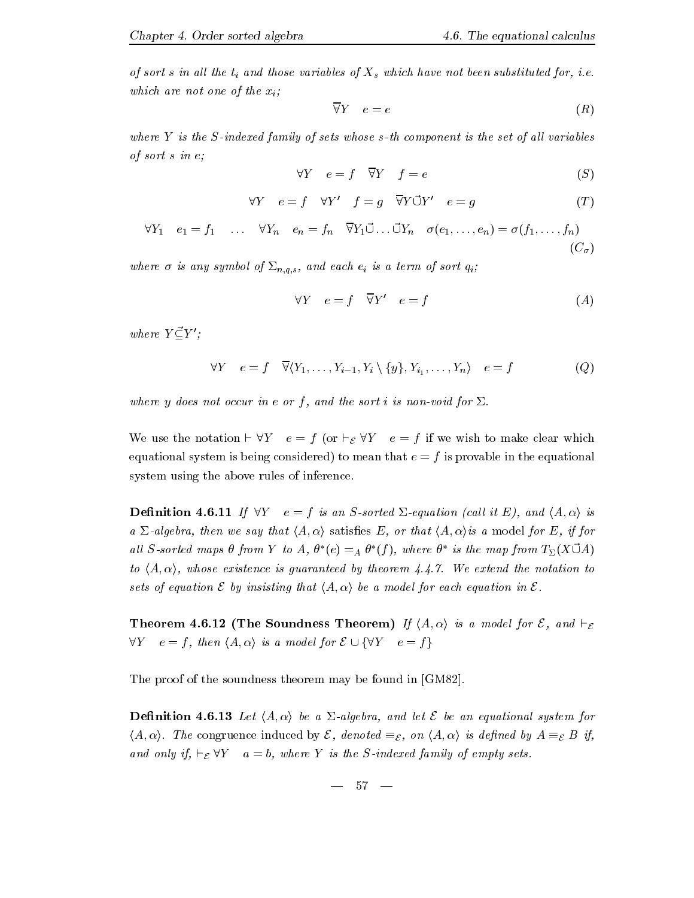*of sort s in all the $t_i$ and those variables of $X_s$ which have not been substituted for, i.e. which are not one of the $x_i$;*

$$\overline{\forall} Y \quad e = e \tag{R}$$

*where Y is the S-indexed family of sets whose s-th component is the set of all variables of sort s in e;*

$$\forall Y \quad e = f \quad \overline{\forall} Y \quad f = e \tag{S}$$

$$\forall Y \quad e = f \quad \forall Y' \quad f = g \quad \overline{\forall} Y \vec{\cup} Y' \quad e = g \tag{T}$$

$$\forall Y_1 \quad e_1 = f_1 \quad \ldots \quad \forall Y_n \quad e_n = f_n \quad \overline{\forall} Y_1 \vec{\cup} \ldots \vec{\cup} Y_n \quad \sigma(e_1, \ldots, e_n) = \sigma(f_1, \ldots, f_n) \tag{$C_\sigma$}$$

*where $\sigma$ is any symbol of $\Sigma_{n,q,s}$, and each $e_i$ is a term of sort $q_i$;*

$$\forall Y \quad e = f \quad \overline{\forall} Y' \quad e = f \tag{A}$$

*where $Y \vec{\subseteq} Y'$;*

$$\forall Y \quad e = f \quad \overline{\forall} \langle Y_1, \ldots, Y_{i-1}, Y_i \setminus \{y\}, Y_{i_1}, \ldots, Y_n \rangle \quad e = f \tag{Q}$$

*where y does not occur in e or f, and the sort i is non-void for $\Sigma$.*

We use the notation $\vdash \forall Y \quad e = f$ (or $\vdash_{\mathcal{E}} \forall Y \quad e = f$ if we wish to make clear which equational system is being considered) to mean that $e = f$ is provable in the equational system using the above rules of inference.

**Definition 4.6.11** *If $\forall Y \quad e = f$ is an S-sorted $\Sigma$-equation (call it E), and $\langle A, \alpha \rangle$ is a $\Sigma$-algebra, then we say that $\langle A, \alpha \rangle$* satisfies *E, or that $\langle A, \alpha \rangle$is a* model *for E, if for all S-sorted maps $\theta$ from Y to A, $\theta^*(e) =_A \theta^*(f)$, where $\theta^*$ is the map from $T_\Sigma(X \vec{\cup} A)$ to $\langle A, \alpha \rangle$, whose existence is guaranteed by theorem 4.4.7. We extend the notation to sets of equation $\mathcal{E}$ by insisting that $\langle A, \alpha \rangle$ be a model for each equation in $\mathcal{E}$.*

**Theorem 4.6.12 (The Soundness Theorem)** *If $\langle A, \alpha \rangle$ is a model for $\mathcal{E}$, and $\vdash_{\mathcal{E}} \forall Y \quad e = f$, then $\langle A, \alpha \rangle$ is a model for $\mathcal{E} \cup \{\forall Y \quad e = f\}$*

The proof of the soundness theorem may be found in [GM82].

**Definition 4.6.13** *Let $\langle A, \alpha \rangle$ be a $\Sigma$-algebra, and let $\mathcal{E}$ be an equational system for $\langle A, \alpha \rangle$. The* congruence induced by *$\mathcal{E}$, denoted $\equiv_{\mathcal{E}}$, on $\langle A, \alpha \rangle$ is defined by $A \equiv_{\mathcal{E}} B$ if, and only if, $\vdash_{\mathcal{E}} \forall Y \quad a = b$, where Y is the S-indexed family of empty sets.*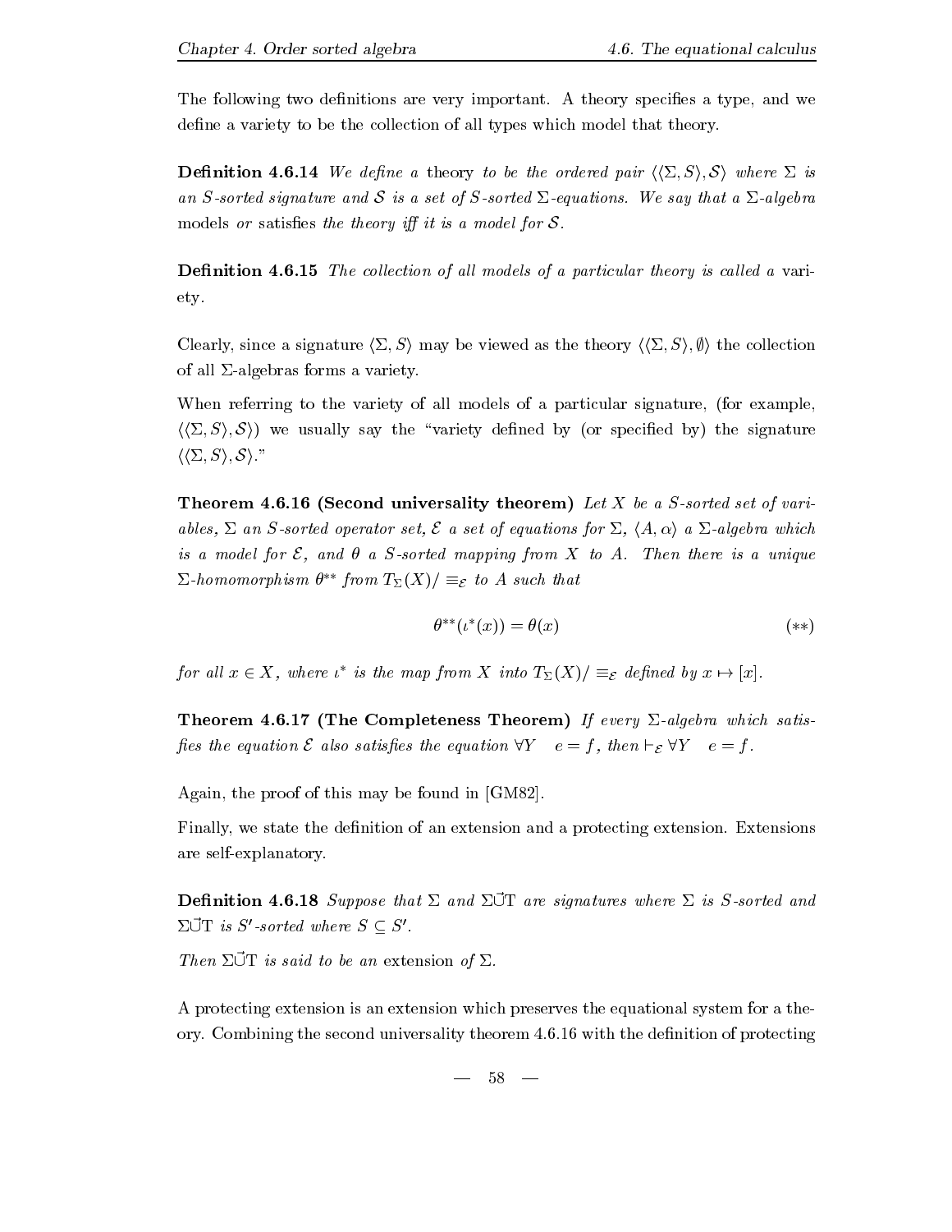The following two definitions are very important. A theory specifies a type, and we define a variety to be the collection of all types which model that theory.

**Definition 4.6.14** *We define a* theory *to be the ordered pair $\langle\langle\Sigma, S\rangle, \mathcal{S}\rangle$ where $\Sigma$ is an $S$-sorted signature and $\mathcal{S}$ is a set of $S$-sorted $\Sigma$-equations. We say that a $\Sigma$-algebra* models *or* satisfies *the theory iff it is a model for $\mathcal{S}$.*

**Definition 4.6.15** *The collection of all models of a particular theory is called a* variety.

Clearly, since a signature $\langle\Sigma, S\rangle$ may be viewed as the theory $\langle\langle\Sigma, S\rangle, \emptyset\rangle$ the collection of all $\Sigma$-algebras forms a variety.

When referring to the variety of all models of a particular signature, (for example, $\langle\langle\Sigma, S\rangle, \mathcal{S}\rangle$) we usually say the "variety defined by (or specified by) the signature $\langle\langle\Sigma, S\rangle, \mathcal{S}\rangle$."

**Theorem 4.6.16 (Second universality theorem)** *Let $X$ be a $S$-sorted set of variables, $\Sigma$ an $S$-sorted operator set, $\mathcal{E}$ a set of equations for $\Sigma$, $\langle A, \alpha\rangle$ a $\Sigma$-algebra which is a model for $\mathcal{E}$, and $\theta$ a $S$-sorted mapping from $X$ to $A$. Then there is a unique $\Sigma$-homomorphism $\theta^{**}$ from $T_\Sigma(X)/\equiv_{\mathcal{E}}$ to $A$ such that*

$$\theta^{**}(\iota^*(x)) = \theta(x) \tag{$**$}$$

*for all $x \in X$, where $\iota^*$ is the map from $X$ into $T_\Sigma(X)/\equiv_{\mathcal{E}}$ defined by $x \mapsto [x]$.*

**Theorem 4.6.17 (The Completeness Theorem)** *If every $\Sigma$-algebra which satisfies the equation $\mathcal{E}$ also satisfies the equation $\forall Y \quad e = f$, then $\vdash_{\mathcal{E}} \forall Y \quad e = f$.*

Again, the proof of this may be found in [GM82].

Finally, we state the definition of an extension and a protecting extension. Extensions are self-explanatory.

**Definition 4.6.18** *Suppose that $\Sigma$ and $\Sigma\vec{\cup}\mathrm{T}$ are signatures where $\Sigma$ is $S$-sorted and $\Sigma\vec{\cup}\mathrm{T}$ is $S'$-sorted where $S \subseteq S'$.*

*Then $\Sigma\vec{\cup}\mathrm{T}$ is said to be an* extension *of $\Sigma$.*

A protecting extension is an extension which preserves the equational system for a theory. Combining the second universality theorem 4.6.16 with the definition of protecting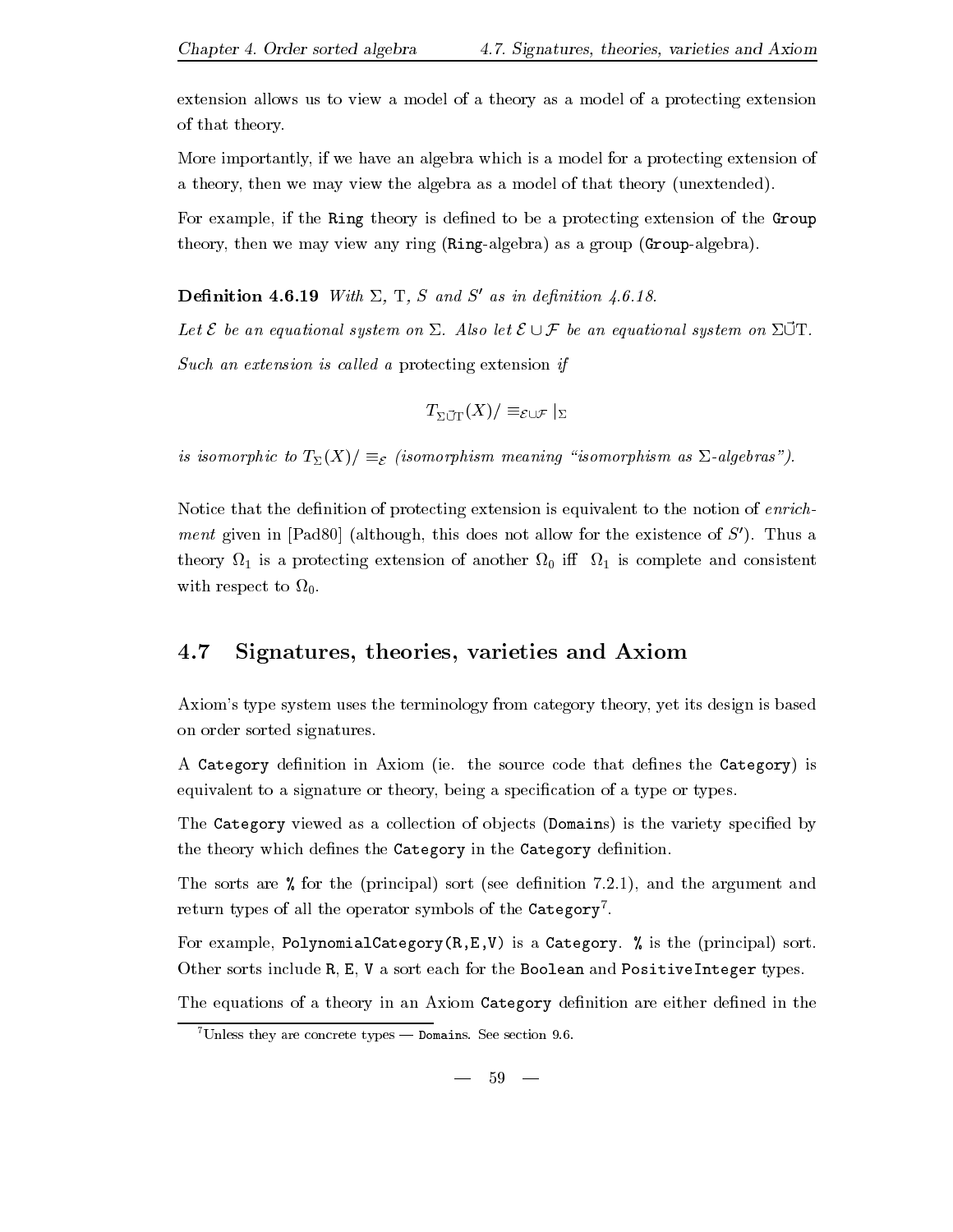extension allows us to view a model of a theory as a model of a protecting extension of that theory.

More importantly, if we have an algebra which is a model for a protecting extension of a theory, then we may view the algebra as a model of that theory (unextended).

For example, if the `Ring` theory is defined to be a protecting extension of the `Group` theory, then we may view any ring (`Ring`-algebra) as a group (`Group`-algebra).

**Definition 4.6.19** *With $\Sigma$, $\mathrm{T}$, $S$ and $S'$ as in definition 4.6.18.*

*Let $\mathcal{E}$ be an equational system on $\Sigma$. Also let $\mathcal{E} \cup \mathcal{F}$ be an equational system on $\Sigma \vec{\cup} \mathrm{T}$.*

*Such an extension is called a* protecting extension *if*

$$T_{\Sigma \vec{\cup} \mathrm{T}}(X) / \equiv_{\mathcal{E} \cup \mathcal{F}} |_{\Sigma}$$

*is isomorphic to $T_{\Sigma}(X) / \equiv_{\mathcal{E}}$ (isomorphism meaning "isomorphism as $\Sigma$-algebras").*

Notice that the definition of protecting extension is equivalent to the notion of *enrichment* given in [Pad80] (although, this does not allow for the existence of $S'$). Thus a theory $\Omega_1$ is a protecting extension of another $\Omega_0$ iff $\Omega_1$ is complete and consistent with respect to $\Omega_0$.

## 4.7 Signatures, theories, varieties and Axiom

Axiom's type system uses the terminology from category theory, yet its design is based on order sorted signatures.

A `Category` definition in Axiom (ie. the source code that defines the `Category`) is equivalent to a signature or theory, being a specification of a type or types.

The `Category` viewed as a collection of objects (`Domains`) is the variety specified by the theory which defines the `Category` in the `Category` definition.

The sorts are `%` for the (principal) sort (see definition 7.2.1), and the argument and return types of all the operator symbols of the `Category`[7].

For example, `PolynomialCategory(R,E,V)` is a `Category`. `%` is the (principal) sort. Other sorts include `R`, `E`, `V` a sort each for the `Boolean` and `PositiveInteger` types.

The equations of a theory in an Axiom `Category` definition are either defined in the

[7] Unless they are concrete types — `Domains`. See section 9.6.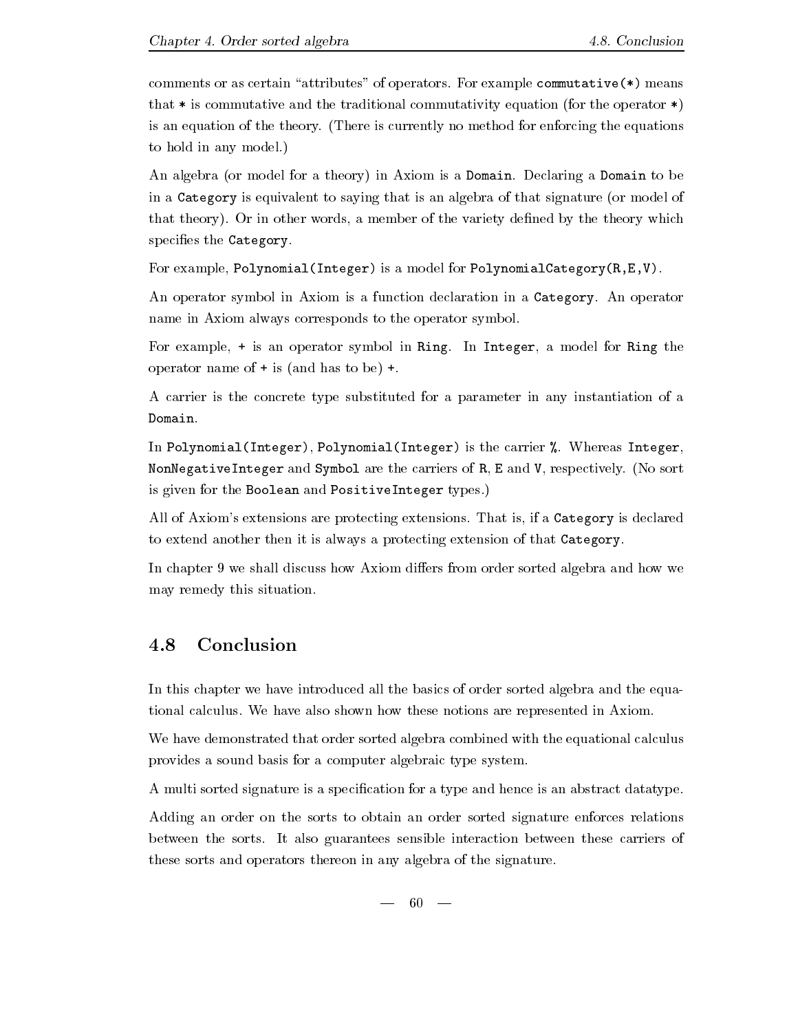comments or as certain "attributes" of operators. For example `commutative(*)` means that `*` is commutative and the traditional commutativity equation (for the operator `*`) is an equation of the theory. (There is currently no method for enforcing the equations to hold in any model.)

An algebra (or model for a theory) in Axiom is a `Domain`. Declaring a `Domain` to be in a `Category` is equivalent to saying that is an algebra of that signature (or model of that theory). Or in other words, a member of the variety defined by the theory which specifies the `Category`.

For example, `Polynomial(Integer)` is a model for `PolynomialCategory(R,E,V)`.

An operator symbol in Axiom is a function declaration in a `Category`. An operator name in Axiom always corresponds to the operator symbol.

For example, `+` is an operator symbol in `Ring`. In `Integer`, a model for `Ring` the operator name of `+` is (and has to be) `+`.

A carrier is the concrete type substituted for a parameter in any instantiation of a `Domain`.

In `Polynomial(Integer)`, `Polynomial(Integer)` is the carrier `%`. Whereas `Integer`, `NonNegativeInteger` and `Symbol` are the carriers of `R`, `E` and `V`, respectively. (No sort is given for the `Boolean` and `PositiveInteger` types.)

All of Axiom's extensions are protecting extensions. That is, if a `Category` is declared to extend another then it is always a protecting extension of that `Category`.

In chapter 9 we shall discuss how Axiom differs from order sorted algebra and how we may remedy this situation.

## 4.8 Conclusion

In this chapter we have introduced all the basics of order sorted algebra and the equational calculus. We have also shown how these notions are represented in Axiom.

We have demonstrated that order sorted algebra combined with the equational calculus provides a sound basis for a computer algebraic type system.

A multi sorted signature is a specification for a type and hence is an abstract datatype.

Adding an order on the sorts to obtain an order sorted signature enforces relations between the sorts. It also guarantees sensible interaction between these carriers of these sorts and operators thereon in any algebra of the signature.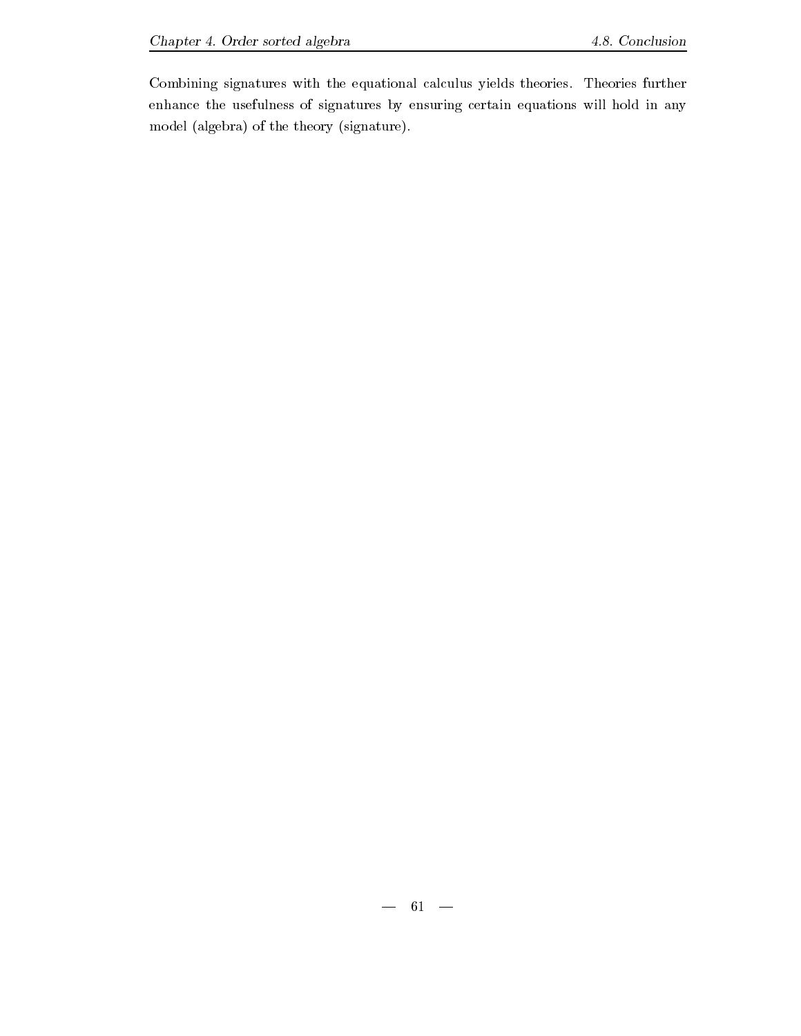Combining signatures with the equational calculus yields theories. Theories further enhance the usefulness of signatures by ensuring certain equations will hold in any model (algebra) of the theory (signature).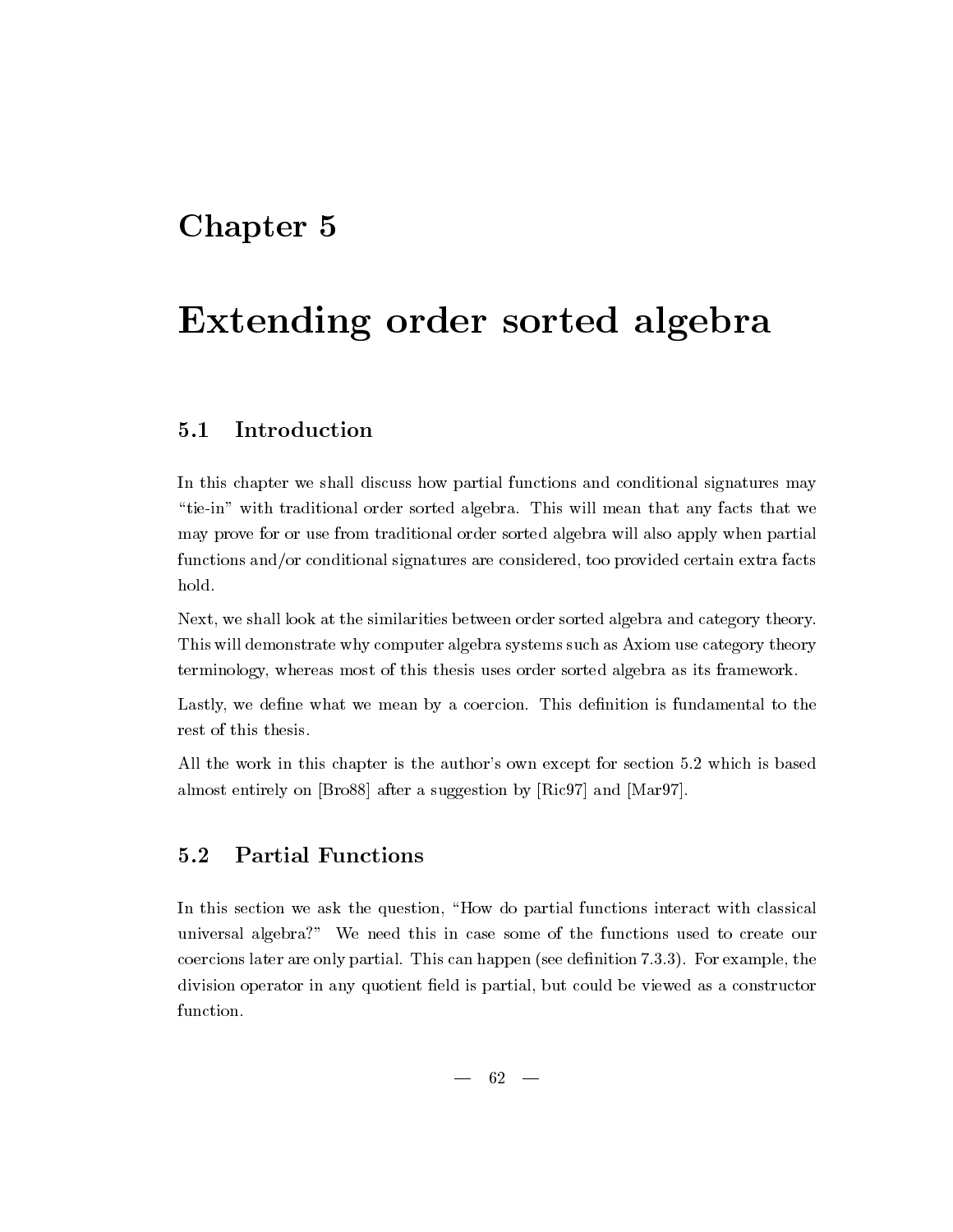# Chapter 5

# Extending order sorted algebra

## 5.1 Introduction

In this chapter we shall discuss how partial functions and conditional signatures may "tie-in" with traditional order sorted algebra. This will mean that any facts that we may prove for or use from traditional order sorted algebra will also apply when partial functions and/or conditional signatures are considered, too provided certain extra facts hold.

Next, we shall look at the similarities between order sorted algebra and category theory. This will demonstrate why computer algebra systems such as Axiom use category theory terminology, whereas most of this thesis uses order sorted algebra as its framework.

Lastly, we define what we mean by a coercion. This definition is fundamental to the rest of this thesis.

All the work in this chapter is the author's own except for section 5.2 which is based almost entirely on [Bro88] after a suggestion by [Ric97] and [Mar97].

## 5.2 Partial Functions

In this section we ask the question, "How do partial functions interact with classical universal algebra?" We need this in case some of the functions used to create our coercions later are only partial. This can happen (see definition 7.3.3). For example, the division operator in any quotient field is partial, but could be viewed as a constructor function.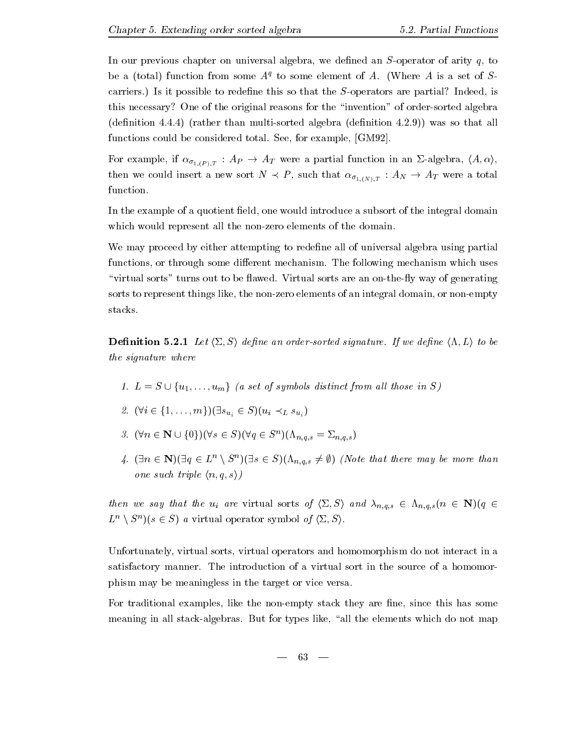In our previous chapter on universal algebra, we defined an $S$-operator of arity $q$, to be a (total) function from some $A^q$ to some element of $A$. (Where $A$ is a set of $S$-carriers.) Is it possible to redefine this so that the $S$-operators are partial? Indeed, is this necessary? One of the original reasons for the "invention" of order-sorted algebra (definition 4.4.4) (rather than multi-sorted algebra (definition 4.2.9)) was so that all functions could be considered total. See, for example, [GM92].

For example, if $\alpha_{\sigma_{1,(P)},T} : A_P \to A_T$ were a partial function in an $\Sigma$-algebra, $\langle A, \alpha \rangle$, then we could insert a new sort $N \prec P$, such that $\alpha_{\sigma_{1,(N)},T} : A_N \to A_T$ were a total function.

In the example of a quotient field, one would introduce a subsort of the integral domain which would represent all the non-zero elements of the domain.

We may proceed by either attempting to redefine all of universal algebra using partial functions, or through some different mechanism. The following mechanism which uses "virtual sorts" turns out to be flawed. Virtual sorts are an on-the-fly way of generating sorts to represent things like, the non-zero elements of an integral domain, or non-empty stacks.

**Definition 5.2.1** *Let $\langle \Sigma, S \rangle$ define an order-sorted signature. If we define $\langle \Lambda, L \rangle$ to be the signature where*

1. $L = S \cup \{u_1, \ldots, u_m\}$ *(a set of symbols distinct from all those in $S$)*
2. $(\forall i \in \{1, \ldots, m\})(\exists s_{u_i} \in S)(u_i \prec_L s_{u_i})$
3. $(\forall n \in \mathbf{N} \cup \{0\})(\forall s \in S)(\forall q \in S^n)(\Lambda_{n,q,s} = \Sigma_{n,q,s})$
4. $(\exists n \in \mathbf{N})(\exists q \in L^n \setminus S^n)(\exists s \in S)(\Lambda_{n,q,s} \neq \emptyset)$ *(Note that there may be more than one such triple $\langle n, q, s \rangle$)*

*then we say that the $u_i$ are* virtual sorts *of $\langle \Sigma, S \rangle$ and $\lambda_{n,q,s} \in \Lambda_{n,q,s}(n \in \mathbf{N})(q \in L^n \setminus S^n)(s \in S)$ a* virtual operator symbol *of $\langle \Sigma, S \rangle$.*

Unfortunately, virtual sorts, virtual operators and homomorphism do not interact in a satisfactory manner. The introduction of a virtual sort in the source of a homomorphism may be meaningless in the target or vice versa.

For traditional examples, like the non-empty stack they are fine, since this has some meaning in all stack-algebras. But for types like, "all the elements which do not map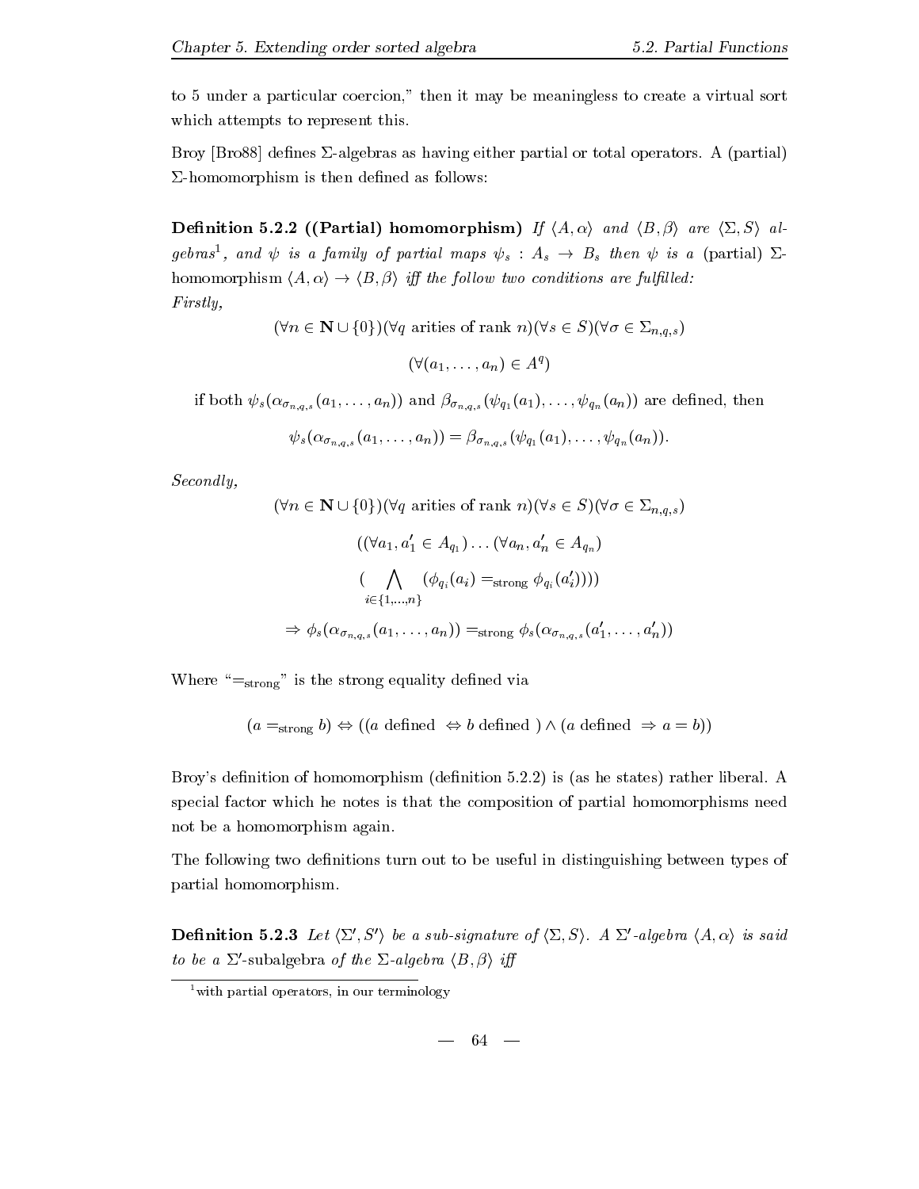to 5 under a particular coercion," then it may be meaningless to create a virtual sort which attempts to represent this.

Broy [Bro88] defines Σ-algebras as having either partial or total operators. A (partial) Σ-homomorphism is then defined as follows:

**Definition 5.2.2 ((Partial) homomorphism)** *If $\langle A, \alpha \rangle$ and $\langle B, \beta \rangle$ are $\langle \Sigma, S \rangle$ algebras*[1]*, and $\psi$ is a family of partial maps $\psi_s : A_s \to B_s$ then $\psi$ is a* (partial) Σ-homomorphism *$\langle A, \alpha \rangle \to \langle B, \beta \rangle$ iff the follow two conditions are fulfilled:*
*Firstly,*

$$(\forall n \in \mathbf{N} \cup \{0\})(\forall q \text{ arities of rank } n)(\forall s \in S)(\forall \sigma \in \Sigma_{n,q,s})$$

$$(\forall (a_1, \ldots, a_n) \in A^q)$$

if both $\psi_s(\alpha_{\sigma_{n,q,s}}(a_1, \ldots, a_n))$ and $\beta_{\sigma_{n,q,s}}(\psi_{q_1}(a_1), \ldots, \psi_{q_n}(a_n))$ are defined, then

$$\psi_s(\alpha_{\sigma_{n,q,s}}(a_1, \ldots, a_n)) = \beta_{\sigma_{n,q,s}}(\psi_{q_1}(a_1), \ldots, \psi_{q_n}(a_n)).$$

*Secondly,*

$$(\forall n \in \mathbf{N} \cup \{0\})(\forall q \text{ arities of rank } n)(\forall s \in S)(\forall \sigma \in \Sigma_{n,q,s})$$

$$((\forall a_1, a_1' \in A_{q_1}) \ldots (\forall a_n, a_n' \in A_{q_n})$$

$$(\bigwedge_{i \in \{1,\ldots,n\}} (\phi_{q_i}(a_i) =_{\text{strong}} \phi_{q_i}(a_i'))))$$

$$\Rightarrow \phi_s(\alpha_{\sigma_{n,q,s}}(a_1, \ldots, a_n)) =_{\text{strong}} \phi_s(\alpha_{\sigma_{n,q,s}}(a_1', \ldots, a_n'))$$

Where "$=_{\text{strong}}$" is the strong equality defined via

$$(a =_{\text{strong}} b) \Leftrightarrow ((a \text{ defined } \Leftrightarrow b \text{ defined }) \wedge (a \text{ defined } \Rightarrow a = b))$$

Broy's definition of homomorphism (definition 5.2.2) is (as he states) rather liberal. A special factor which he notes is that the composition of partial homomorphisms need not be a homomorphism again.

The following two definitions turn out to be useful in distinguishing between types of partial homomorphism.

**Definition 5.2.3** *Let $\langle \Sigma', S' \rangle$ be a sub-signature of $\langle \Sigma, S \rangle$. A $\Sigma'$-algebra $\langle A, \alpha \rangle$ is said to be a* Σ′-subalgebra *of the Σ-algebra $\langle B, \beta \rangle$ iff*

[1] with partial operators, in our terminology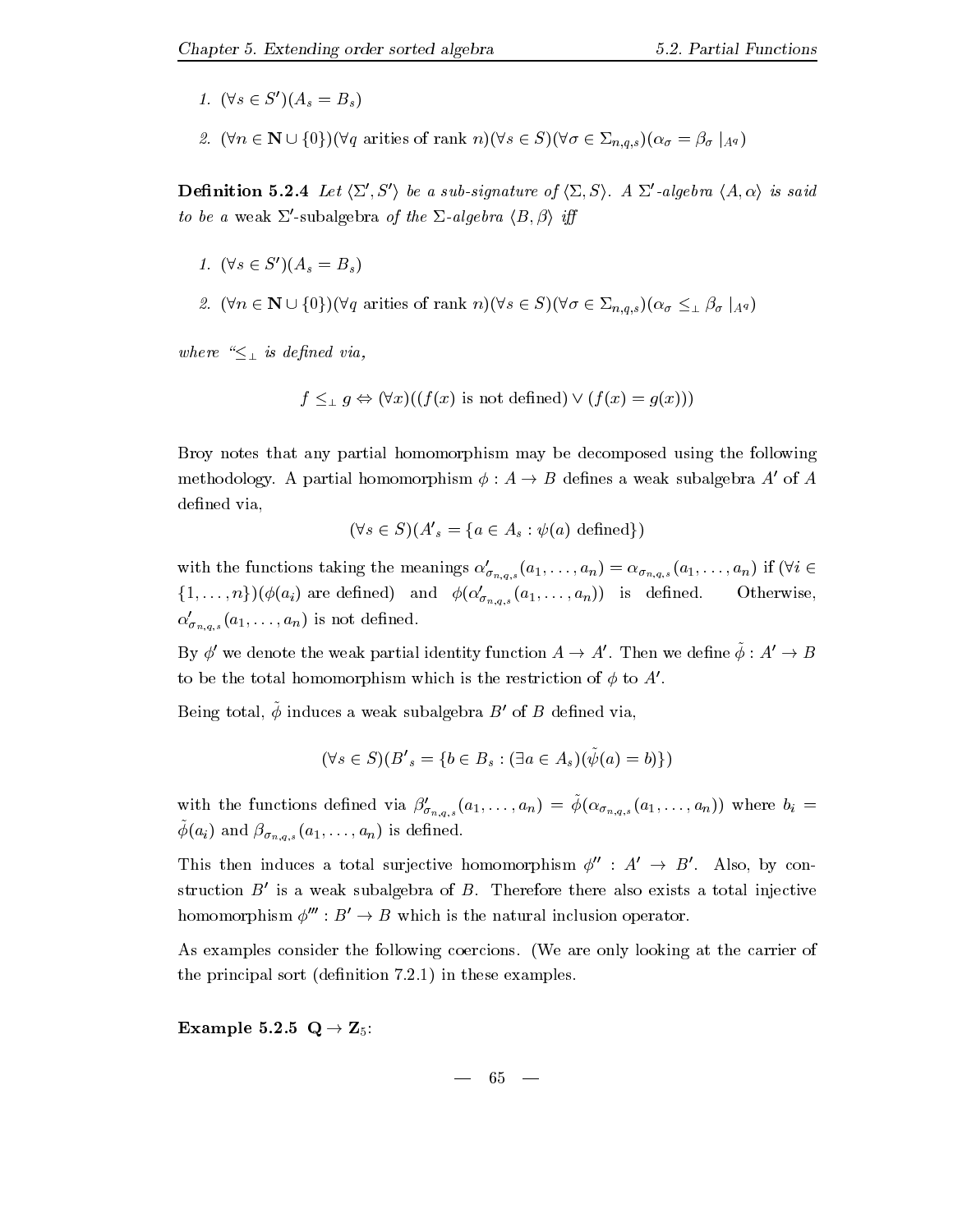1. $(\forall s \in S')(A_s = B_s)$

2. $(\forall n \in \mathbf{N} \cup \{0\})(\forall q \text{ arities of rank } n)(\forall s \in S)(\forall \sigma \in \Sigma_{n,q,s})(\alpha_\sigma = \beta_\sigma \mid_{A^q})$

**Definition 5.2.4** *Let $\langle \Sigma', S' \rangle$ be a sub-signature of $\langle \Sigma, S \rangle$. A $\Sigma'$-algebra $\langle A, \alpha \rangle$ is said to be a* weak $\Sigma'$-subalgebra *of the $\Sigma$-algebra $\langle B, \beta \rangle$ iff*

1. $(\forall s \in S')(A_s = B_s)$

2. $(\forall n \in \mathbf{N} \cup \{0\})(\forall q \text{ arities of rank } n)(\forall s \in S)(\forall \sigma \in \Sigma_{n,q,s})(\alpha_\sigma \leq_\perp \beta_\sigma \mid_{A^q})$

*where "$\leq_\perp$ is defined via,*

$$f \leq_\perp g \Leftrightarrow (\forall x)((f(x) \text{ is not defined}) \vee (f(x) = g(x)))$$

Broy notes that any partial homomorphism may be decomposed using the following methodology. A partial homomorphism $\phi : A \to B$ defines a weak subalgebra $A'$ of $A$ defined via,

$$(\forall s \in S)({A'}_s = \{a \in A_s : \psi(a) \text{ defined}\})$$

with the functions taking the meanings $\alpha'_{\sigma_{n,q,s}}(a_1, \ldots, a_n) = \alpha_{\sigma_{n,q,s}}(a_1, \ldots, a_n)$ if $(\forall i \in \{1, \ldots, n\})(\phi(a_i)$ are defined) and $\phi(\alpha'_{\sigma_{n,q,s}}(a_1, \ldots, a_n))$ is defined. Otherwise, $\alpha'_{\sigma_{n,q,s}}(a_1, \ldots, a_n)$ is not defined.

By $\phi'$ we denote the weak partial identity function $A \to A'$. Then we define $\tilde{\phi} : A' \to B$ to be the total homomorphism which is the restriction of $\phi$ to $A'$.

Being total, $\tilde{\phi}$ induces a weak subalgebra $B'$ of $B$ defined via,

$$(\forall s \in S)({B'}_s = \{b \in B_s : (\exists a \in A_s)(\tilde{\psi}(a) = b)\})$$

with the functions defined via $\beta'_{\sigma_{n,q,s}}(a_1, \ldots, a_n) = \tilde{\phi}(\alpha_{\sigma_{n,q,s}}(a_1, \ldots, a_n))$ where $b_i = \tilde{\phi}(a_i)$ and $\beta_{\sigma_{n,q,s}}(a_1, \ldots, a_n)$ is defined.

This then induces a total surjective homomorphism $\phi'' : A' \to B'$. Also, by construction $B'$ is a weak subalgebra of $B$. Therefore there also exists a total injective homomorphism $\phi''' : B' \to B$ which is the natural inclusion operator.

As examples consider the following coercions. (We are only looking at the carrier of the principal sort (definition 7.2.1) in these examples.

**Example 5.2.5** $\mathbf{Q} \to \mathbf{Z}_5$: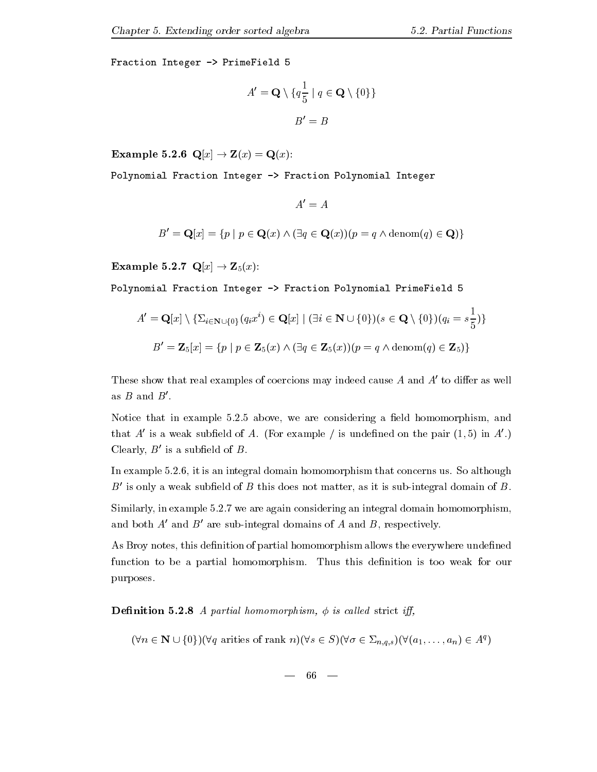```
Fraction Integer -> PrimeField 5
```

$$A' = \mathbf{Q} \setminus \{q\frac{1}{5} \mid q \in \mathbf{Q} \setminus \{0\}\}$$

$$B' = B$$

**Example 5.2.6** $\mathbf{Q}[x] \to \mathbf{Z}(x) = \mathbf{Q}(x)$:

```
Polynomial Fraction Integer -> Fraction Polynomial Integer
```

$$A' = A$$

$$B' = \mathbf{Q}[x] = \{p \mid p \in \mathbf{Q}(x) \wedge (\exists q \in \mathbf{Q}(x))(p = q \wedge \text{denom}(q) \in \mathbf{Q})\}$$

**Example 5.2.7** $\mathbf{Q}[x] \to \mathbf{Z}_5(x)$:

```
Polynomial Fraction Integer -> Fraction Polynomial PrimeField 5
```

$$A' = \mathbf{Q}[x] \setminus \{\Sigma_{i \in \mathbf{N} \cup \{0\}}(q_i x^i) \in \mathbf{Q}[x] \mid (\exists i \in \mathbf{N} \cup \{0\})(s \in \mathbf{Q} \setminus \{0\})(q_i = s\frac{1}{5})\}$$

$$B' = \mathbf{Z}_5[x] = \{p \mid p \in \mathbf{Z}_5(x) \wedge (\exists q \in \mathbf{Z}_5(x))(p = q \wedge \text{denom}(q) \in \mathbf{Z}_5)\}$$

These show that real examples of coercions may indeed cause $A$ and $A'$ to differ as well as $B$ and $B'$.

Notice that in example 5.2.5 above, we are considering a field homomorphism, and that $A'$ is a weak subfield of $A$. (For example $/$ is undefined on the pair $(1, 5)$ in $A'$.) Clearly, $B'$ is a subfield of $B$.

In example 5.2.6, it is an integral domain homomorphism that concerns us. So although $B'$ is only a weak subfield of $B$ this does not matter, as it is sub-integral domain of $B$.

Similarly, in example 5.2.7 we are again considering an integral domain homomorphism, and both $A'$ and $B'$ are sub-integral domains of $A$ and $B$, respectively.

As Broy notes, this definition of partial homomorphism allows the everywhere undefined function to be a partial homomorphism. Thus this definition is too weak for our purposes.

**Definition 5.2.8** *A partial homomorphism, $\phi$ is called* strict *iff,*

$$(\forall n \in \mathbf{N} \cup \{0\})(\forall q \text{ arities of rank } n)(\forall s \in S)(\forall \sigma \in \Sigma_{n,q,s})(\forall (a_1, \ldots, a_n) \in A^q)$$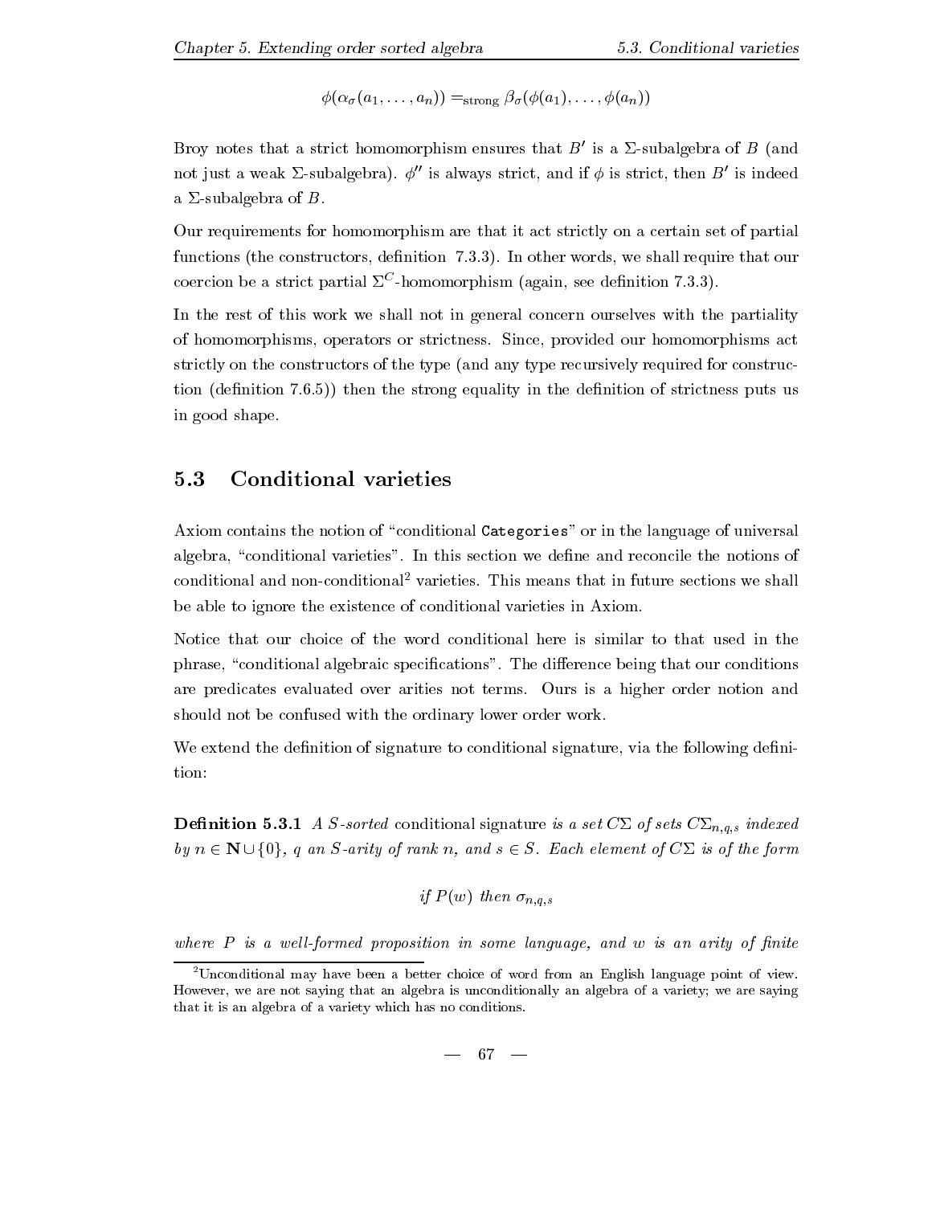$$\phi(\alpha_\sigma(a_1, \ldots, a_n)) =_{\text{strong}} \beta_\sigma(\phi(a_1), \ldots, \phi(a_n))$$

Broy notes that a strict homomorphism ensures that $B'$ is a $\Sigma$-subalgebra of $B$ (and not just a weak $\Sigma$-subalgebra). $\phi''$ is always strict, and if $\phi$ is strict, then $B'$ is indeed a $\Sigma$-subalgebra of $B$.

Our requirements for homomorphism are that it act strictly on a certain set of partial functions (the constructors, definition 7.3.3). In other words, we shall require that our coercion be a strict partial $\Sigma^C$-homomorphism (again, see definition 7.3.3).

In the rest of this work we shall not in general concern ourselves with the partiality of homomorphisms, operators or strictness. Since, provided our homomorphisms act strictly on the constructors of the type (and any type recursively required for construction (definition 7.6.5)) then the strong equality in the definition of strictness puts us in good shape.

## 5.3 Conditional varieties

Axiom contains the notion of "conditional `Categories`" or in the language of universal algebra, "conditional varieties". In this section we define and reconcile the notions of conditional and non-conditional[2] varieties. This means that in future sections we shall be able to ignore the existence of conditional varieties in Axiom.

Notice that our choice of the word conditional here is similar to that used in the phrase, "conditional algebraic specifications". The difference being that our conditions are predicates evaluated over arities not terms. Ours is a higher order notion and should not be confused with the ordinary lower order work.

We extend the definition of signature to conditional signature, via the following definition:

**Definition 5.3.1** *A $S$-sorted* conditional signature *is a set $C\Sigma$ of sets $C\Sigma_{n,q,s}$ indexed by $n \in \mathbf{N} \cup \{0\}$, $q$ an $S$-arity of rank $n$, and $s \in S$. Each element of $C\Sigma$ is of the form*

$$\textit{if } P(w) \textit{ then } \sigma_{n,q,s}$$

*where $P$ is a well-formed proposition in some language, and $w$ is an arity of finite*

[2] Unconditional may have been a better choice of word from an English language point of view. However, we are not saying that an algebra is unconditionally an algebra of a variety; we are saying that it is an algebra of a variety which has no conditions.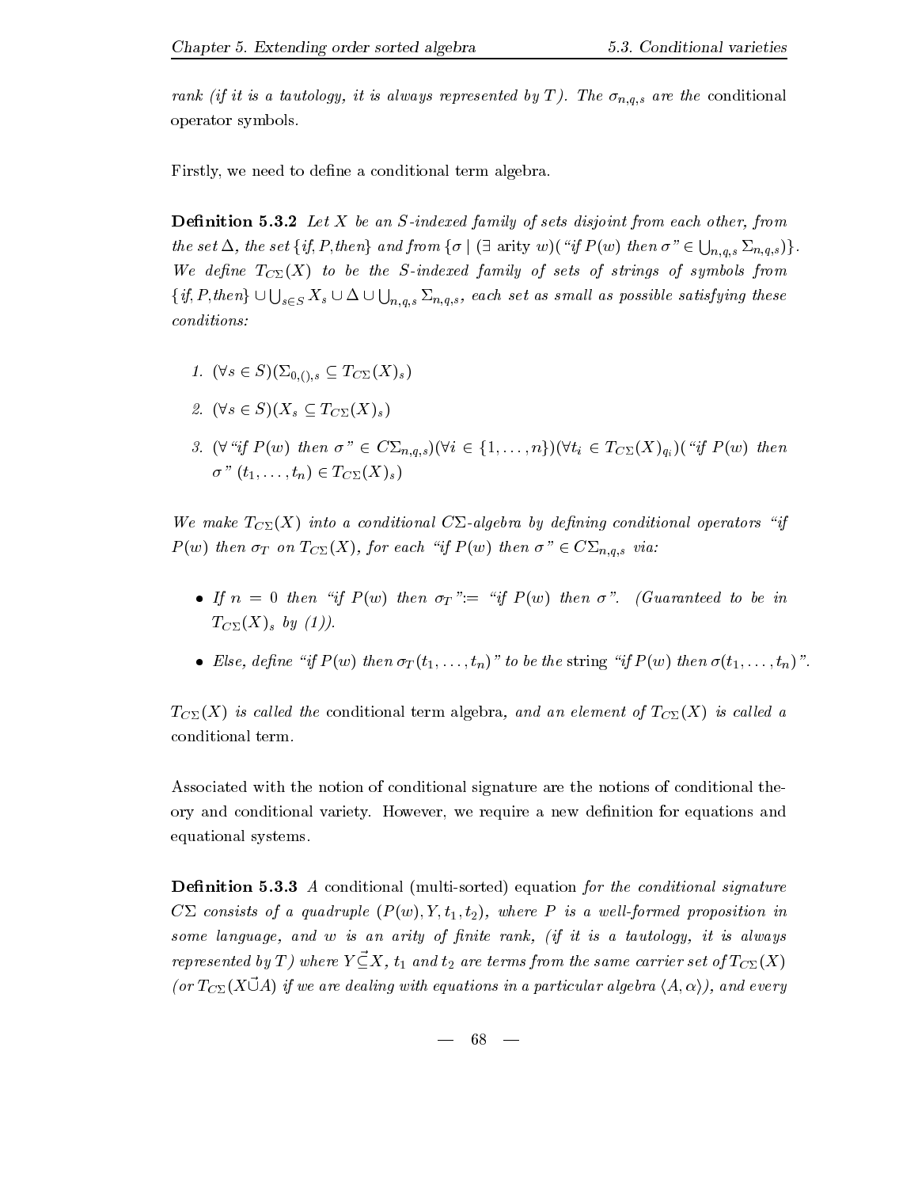*rank (if it is a tautology, it is always represented by $T$). The $\sigma_{n,q,s}$ are the* conditional operator symbols.

Firstly, we need to define a conditional term algebra.

**Definition 5.3.2** *Let $X$ be an $S$-indexed family of sets disjoint from each other, from the set $\Delta$, the set $\{$if, $P$, then$\}$ and from $\{\sigma \mid (\exists \text{ arity } w)(\text{"if } P(w) \text{ then } \sigma\text{"} \in \bigcup_{n,q,s} \Sigma_{n,q,s})\}$. We define $T_{C\Sigma}(X)$ to be the $S$-indexed family of sets of strings of symbols from $\{$if, $P$, then$\} \cup \bigcup_{s \in S} X_s \cup \Delta \cup \bigcup_{n,q,s} \Sigma_{n,q,s}$, each set as small as possible satisfying these conditions:*

1. $(\forall s \in S)(\Sigma_{0,(),s} \subseteq T_{C\Sigma}(X)_s)$
2. $(\forall s \in S)(X_s \subseteq T_{C\Sigma}(X)_s)$
3. $(\forall \text{"if } P(w) \text{ then } \sigma\text{"} \in C\Sigma_{n,q,s})(\forall i \in \{1, \ldots, n\})(\forall t_i \in T_{C\Sigma}(X)_{q_i})(\text{"if } P(w) \text{ then } \sigma\text{"}(t_1, \ldots, t_n) \in T_{C\Sigma}(X)_s)$

*We make $T_{C\Sigma}(X)$ into a conditional $C\Sigma$-algebra by defining conditional operators "if $P(w)$ then $\sigma_T$ on $T_{C\Sigma}(X)$, for each "if $P(w)$ then $\sigma$" $\in C\Sigma_{n,q,s}$ via:*

- *If $n = 0$ then "if $P(w)$ then $\sigma_T$":= "if $P(w)$ then $\sigma$". (Guaranteed to be in $T_{C\Sigma}(X)_s$ by (1)).*
- *Else, define "if $P(w)$ then $\sigma_T(t_1, \ldots, t_n)$" to be the* string *"if $P(w)$ then $\sigma(t_1, \ldots, t_n)$".*

*$T_{C\Sigma}(X)$ is called the* conditional term algebra, *and an element of $T_{C\Sigma}(X)$ is called a* conditional term.

Associated with the notion of conditional signature are the notions of conditional theory and conditional variety. However, we require a new definition for equations and equational systems.

**Definition 5.3.3** *A* conditional (multi-sorted) equation *for the conditional signature $C\Sigma$ consists of a quadruple $(P(w), Y, t_1, t_2)$, where $P$ is a well-formed proposition in some language, and $w$ is an arity of finite rank, (if it is a tautology, it is always represented by $T$) where $Y \vec{\subseteq} X$, $t_1$ and $t_2$ are terms from the same carrier set of $T_{C\Sigma}(X)$ (or $T_{C\Sigma}(X \vec{\cup} A)$ if we are dealing with equations in a particular algebra $\langle A, \alpha \rangle$), and every*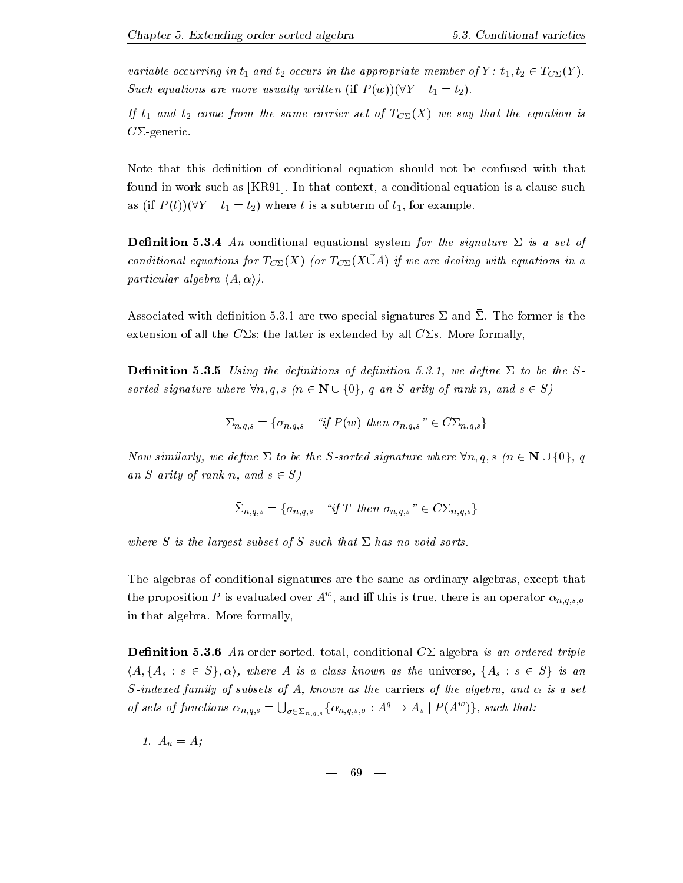*variable occurring in $t_1$ and $t_2$ occurs in the appropriate member of $Y$: $t_1, t_2 \in T_{C\Sigma}(Y)$. Such equations are more usually written* (if $P(w)$)($\forall Y \quad t_1 = t_2$).

*If $t_1$ and $t_2$ come from the same carrier set of $T_{C\Sigma}(X)$ we say that the equation is* $C\Sigma$-generic.

Note that this definition of conditional equation should not be confused with that found in work such as [KR91]. In that context, a conditional equation is a clause such as (if $P(t)$)($\forall Y \quad t_1 = t_2$) where $t$ is a subterm of $t_1$, for example.

**Definition 5.3.4** *An* conditional equational system *for the signature $\Sigma$ is a set of conditional equations for $T_{C\Sigma}(X)$ (or $T_{C\Sigma}(X \vec{\cup} A)$ if we are dealing with equations in a particular algebra $\langle A, \alpha \rangle$).*

Associated with definition 5.3.1 are two special signatures $\Sigma$ and $\bar{\Sigma}$. The former is the extension of all the $C\Sigma$s; the latter is extended by all $C\Sigma$s. More formally,

**Definition 5.3.5** *Using the definitions of definition 5.3.1, we define $\Sigma$ to be the $S$-sorted signature where $\forall n, q, s$ ($n \in \mathbf{N} \cup \{0\}$, $q$ an $S$-arity of rank $n$, and $s \in S$)*

$$\Sigma_{n,q,s} = \{\sigma_{n,q,s} \mid \text{“if } P(w) \text{ then } \sigma_{n,q,s}\text{”} \in C\Sigma_{n,q,s}\}$$

*Now similarly, we define $\bar{\Sigma}$ to be the $\bar{S}$-sorted signature where $\forall n, q, s$ ($n \in \mathbf{N} \cup \{0\}$, $q$ an $\bar{S}$-arity of rank $n$, and $s \in \bar{S}$)*

$$\bar{\Sigma}_{n,q,s} = \{\sigma_{n,q,s} \mid \text{“if } T \text{ then } \sigma_{n,q,s}\text{”} \in C\Sigma_{n,q,s}\}$$

*where $\bar{S}$ is the largest subset of $S$ such that $\bar{\Sigma}$ has no void sorts.*

The algebras of conditional signatures are the same as ordinary algebras, except that the proposition $P$ is evaluated over $A^w$, and iff this is true, there is an operator $\alpha_{n,q,s,\sigma}$ in that algebra. More formally,

**Definition 5.3.6** *An* order-sorted, total, conditional $C\Sigma$-algebra *is an ordered triple $\langle A, \{A_s : s \in S\}, \alpha \rangle$, where $A$ is a class known as the* universe*, $\{A_s : s \in S\}$ is an $S$-indexed family of subsets of $A$, known as the* carriers *of the algebra, and $\alpha$ is a set of sets of functions $\alpha_{n,q,s} = \bigcup_{\sigma \in \Sigma_{n,q,s}} \{\alpha_{n,q,s,\sigma} : A^q \to A_s \mid P(A^w)\}$, such that:*

1. *$A_u = A$;*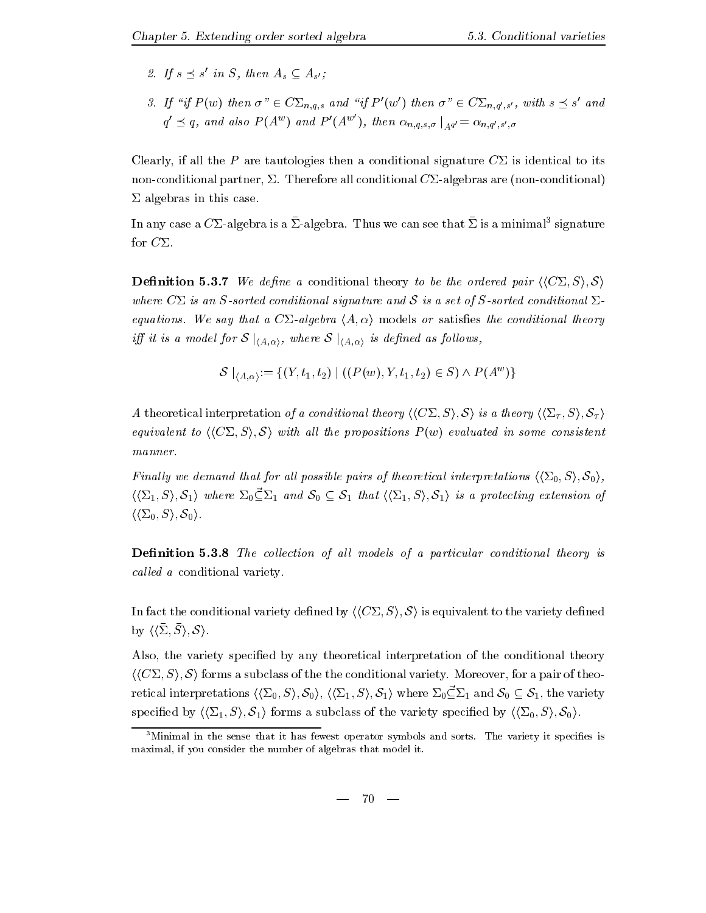2. *If* $s \preceq s'$ *in* $S$*, then* $A_s \subseteq A_{s'}$*;*

3. *If "if* $P(w)$ *then* $\sigma$*"* $\in C\Sigma_{n,q,s}$ *and "if* $P'(w')$ *then* $\sigma$*"* $\in C\Sigma_{n,q',s'}$*, with* $s \preceq s'$ *and* $q' \preceq q$*, and also* $P(A^w)$ *and* $P'(A^{w'})$*, then* $\alpha_{n,q,s,\sigma} \mid_{A^{q'}} = \alpha_{n,q',s',\sigma}$

Clearly, if all the $P$ are tautologies then a conditional signature $C\Sigma$ is identical to its non-conditional partner, $\Sigma$. Therefore all conditional $C\Sigma$-algebras are (non-conditional) $\Sigma$ algebras in this case.

In any case a $C\Sigma$-algebra is a $\bar{\Sigma}$-algebra. Thus we can see that $\bar{\Sigma}$ is a minimal[3] signature for $C\Sigma$.

**Definition 5.3.7** *We define a* conditional theory *to be the ordered pair* $\langle\langle C\Sigma, S\rangle, \mathcal{S}\rangle$ *where* $C\Sigma$ *is an* $S$*-sorted conditional signature and* $\mathcal{S}$ *is a set of* $S$*-sorted conditional* $\Sigma$*-equations. We say that a* $C\Sigma$*-algebra* $\langle A, \alpha\rangle$ models *or* satisfies *the conditional theory iff it is a model for* $\mathcal{S}\mid_{\langle A,\alpha\rangle}$*, where* $\mathcal{S}\mid_{\langle A,\alpha\rangle}$ *is defined as follows,*

$$\mathcal{S}\mid_{\langle A,\alpha\rangle} := \{(Y, t_1, t_2) \mid ((P(w), Y, t_1, t_2) \in S) \wedge P(A^w)\}$$

*A* theoretical interpretation *of a conditional theory* $\langle\langle C\Sigma, S\rangle, \mathcal{S}\rangle$ *is a theory* $\langle\langle \Sigma_\tau, S\rangle, \mathcal{S}_\tau\rangle$ *equivalent to* $\langle\langle C\Sigma, S\rangle, \mathcal{S}\rangle$ *with all the propositions* $P(w)$ *evaluated in some consistent manner.*

*Finally we demand that for all possible pairs of theoretical interpretations* $\langle\langle \Sigma_0, S\rangle, \mathcal{S}_0\rangle$*,* $\langle\langle \Sigma_1, S\rangle, \mathcal{S}_1\rangle$ *where* $\Sigma_0 \vec{\subseteq} \Sigma_1$ *and* $\mathcal{S}_0 \subseteq \mathcal{S}_1$ *that* $\langle\langle \Sigma_1, S\rangle, \mathcal{S}_1\rangle$ *is a protecting extension of* $\langle\langle \Sigma_0, S\rangle, \mathcal{S}_0\rangle$*.*

**Definition 5.3.8** *The collection of all models of a particular conditional theory is called a* conditional variety*.*

In fact the conditional variety defined by $\langle\langle C\Sigma, S\rangle, \mathcal{S}\rangle$ is equivalent to the variety defined by $\langle\langle \bar{\Sigma}, \bar{S}\rangle, \mathcal{S}\rangle$.

Also, the variety specified by any theoretical interpretation of the conditional theory $\langle\langle C\Sigma, S\rangle, \mathcal{S}\rangle$ forms a subclass of the the conditional variety. Moreover, for a pair of theoretical interpretations $\langle\langle \Sigma_0, S\rangle, \mathcal{S}_0\rangle$, $\langle\langle \Sigma_1, S\rangle, \mathcal{S}_1\rangle$ where $\Sigma_0 \vec{\subseteq} \Sigma_1$ and $\mathcal{S}_0 \subseteq \mathcal{S}_1$, the variety specified by $\langle\langle \Sigma_1, S\rangle, \mathcal{S}_1\rangle$ forms a subclass of the variety specified by $\langle\langle \Sigma_0, S\rangle, \mathcal{S}_0\rangle$.

[3] Minimal in the sense that it has fewest operator symbols and sorts. The variety it specifies is maximal, if you consider the number of algebras that model it.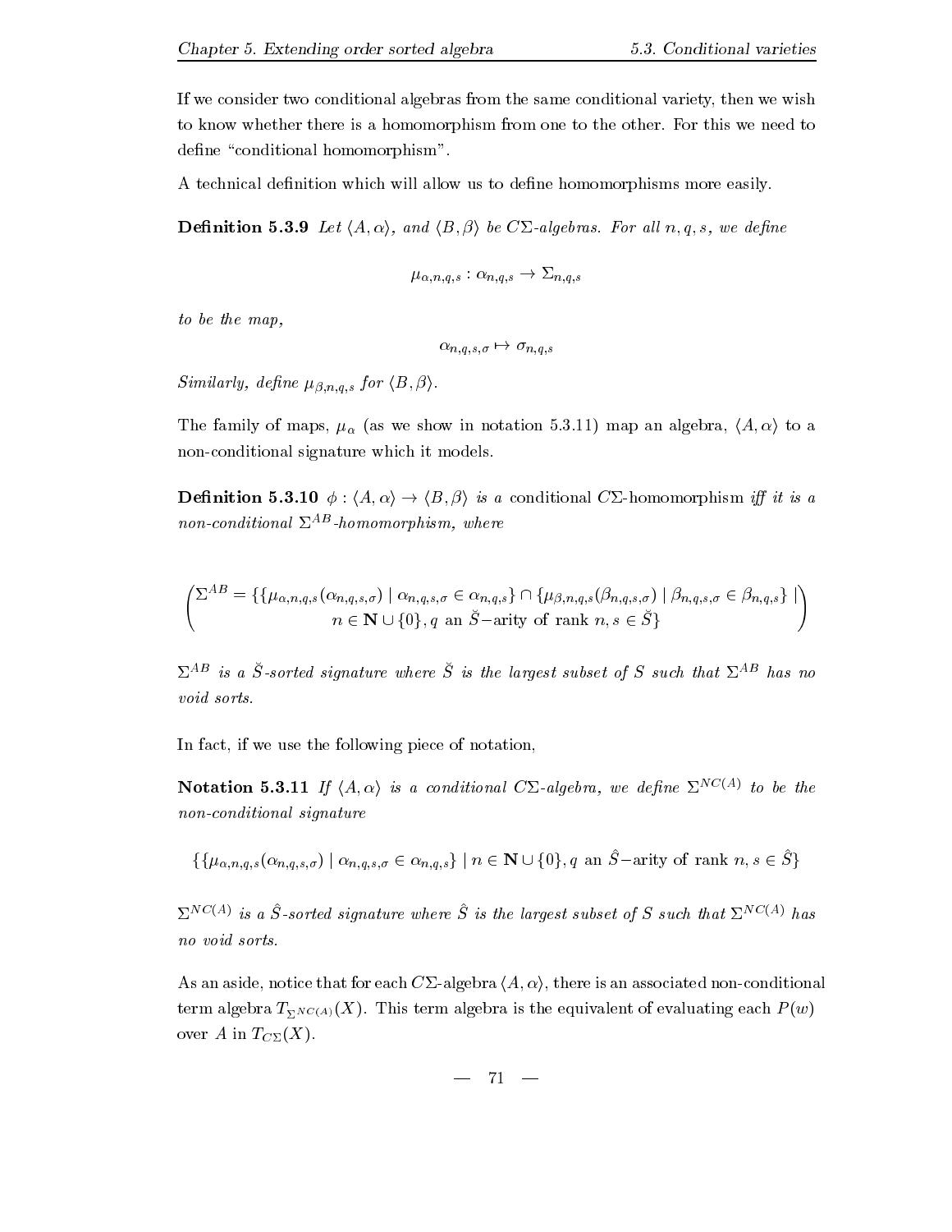If we consider two conditional algebras from the same conditional variety, then we wish to know whether there is a homomorphism from one to the other. For this we need to define "conditional homomorphism".

A technical definition which will allow us to define homomorphisms more easily.

**Definition 5.3.9** *Let $\langle A, \alpha \rangle$, and $\langle B, \beta \rangle$ be $C\Sigma$-algebras. For all $n, q, s$, we define*

$$\mu_{\alpha,n,q,s} : \alpha_{n,q,s} \to \Sigma_{n,q,s}$$

*to be the map,*

$$\alpha_{n,q,s,\sigma} \mapsto \sigma_{n,q,s}$$

*Similarly, define $\mu_{\beta,n,q,s}$ for $\langle B, \beta \rangle$.*

The family of maps, $\mu_\alpha$ (as we show in notation 5.3.11) map an algebra, $\langle A, \alpha \rangle$ to a non-conditional signature which it models.

**Definition 5.3.10** *$\phi : \langle A, \alpha \rangle \to \langle B, \beta \rangle$ is a* conditional $C\Sigma$-homomorphism *iff it is a non-conditional $\Sigma^{AB}$-homomorphism, where*

$$\begin{pmatrix} \Sigma^{AB} = \{\{\mu_{\alpha,n,q,s}(\alpha_{n,q,s,\sigma}) \mid \alpha_{n,q,s,\sigma} \in \alpha_{n,q,s}\} \cap \{\mu_{\beta,n,q,s}(\beta_{n,q,s,\sigma}) \mid \beta_{n,q,s,\sigma} \in \beta_{n,q,s}\} \mid \\ n \in \mathbf{N} \cup \{0\}, q \text{ an } \breve{S}\text{-arity of rank } n, s \in \breve{S}\} \end{pmatrix}$$

*$\Sigma^{AB}$ is a $\breve{S}$-sorted signature where $\breve{S}$ is the largest subset of $S$ such that $\Sigma^{AB}$ has no void sorts.*

In fact, if we use the following piece of notation,

**Notation 5.3.11** *If $\langle A, \alpha \rangle$ is a conditional $C\Sigma$-algebra, we define $\Sigma^{NC(A)}$ to be the non-conditional signature*

$$\{\{\mu_{\alpha,n,q,s}(\alpha_{n,q,s,\sigma}) \mid \alpha_{n,q,s,\sigma} \in \alpha_{n,q,s}\} \mid n \in \mathbf{N} \cup \{0\}, q \text{ an } \hat{S}\text{-arity of rank } n, s \in \hat{S}\}$$

*$\Sigma^{NC(A)}$ is a $\hat{S}$-sorted signature where $\hat{S}$ is the largest subset of $S$ such that $\Sigma^{NC(A)}$ has no void sorts.*

As an aside, notice that for each $C\Sigma$-algebra $\langle A, \alpha \rangle$, there is an associated non-conditional term algebra $T_{\Sigma^{NC(A)}}(X)$. This term algebra is the equivalent of evaluating each $P(w)$ over $A$ in $T_{C\Sigma}(X)$.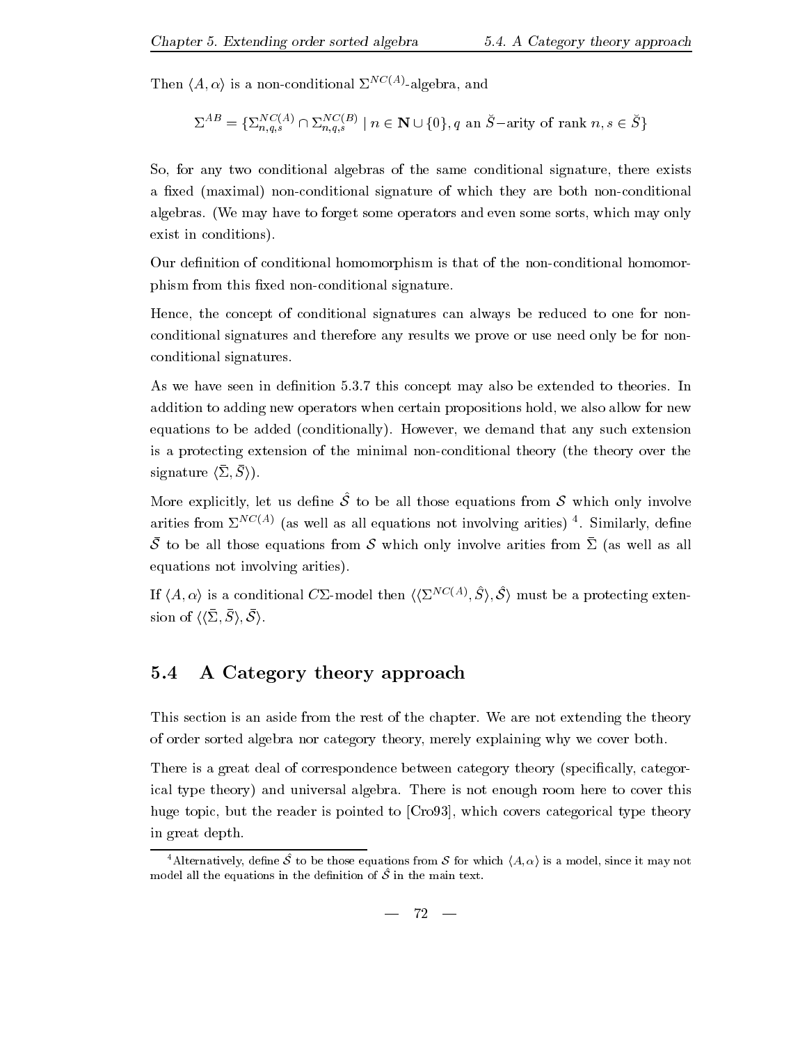Then $\langle A, \alpha \rangle$ is a non-conditional $\Sigma^{NC(A)}$-algebra, and

$$\Sigma^{AB} = \{\Sigma^{NC(A)}_{n,q,s} \cap \Sigma^{NC(B)}_{n,q,s} \mid n \in \mathbf{N} \cup \{0\}, q \text{ an } \breve{S}\text{-arity of rank } n, s \in \breve{S}\}$$

So, for any two conditional algebras of the same conditional signature, there exists a fixed (maximal) non-conditional signature of which they are both non-conditional algebras. (We may have to forget some operators and even some sorts, which may only exist in conditions).

Our definition of conditional homomorphism is that of the non-conditional homomorphism from this fixed non-conditional signature.

Hence, the concept of conditional signatures can always be reduced to one for non-conditional signatures and therefore any results we prove or use need only be for non-conditional signatures.

As we have seen in definition 5.3.7 this concept may also be extended to theories. In addition to adding new operators when certain propositions hold, we also allow for new equations to be added (conditionally). However, we demand that any such extension is a protecting extension of the minimal non-conditional theory (the theory over the signature $\langle \bar{\Sigma}, \bar{S} \rangle$).

More explicitly, let us define $\hat{\mathcal{S}}$ to be all those equations from $\mathcal{S}$ which only involve arities from $\Sigma^{NC(A)}$ (as well as all equations not involving arities) [4]. Similarly, define $\bar{\mathcal{S}}$ to be all those equations from $\mathcal{S}$ which only involve arities from $\bar{\Sigma}$ (as well as all equations not involving arities).

If $\langle A, \alpha \rangle$ is a conditional $C\Sigma$-model then $\langle \langle \Sigma^{NC(A)}, \hat{S} \rangle, \hat{\mathcal{S}} \rangle$ must be a protecting extension of $\langle \langle \bar{\Sigma}, \bar{S} \rangle, \bar{\mathcal{S}} \rangle$.

## 5.4 A Category theory approach

This section is an aside from the rest of the chapter. We are not extending the theory of order sorted algebra nor category theory, merely explaining why we cover both.

There is a great deal of correspondence between category theory (specifically, categorical type theory) and universal algebra. There is not enough room here to cover this huge topic, but the reader is pointed to [Cro93], which covers categorical type theory in great depth.

[4] Alternatively, define $\hat{\mathcal{S}}$ to be those equations from $\mathcal{S}$ for which $\langle A, \alpha \rangle$ is a model, since it may not model all the equations in the definition of $\hat{\mathcal{S}}$ in the main text.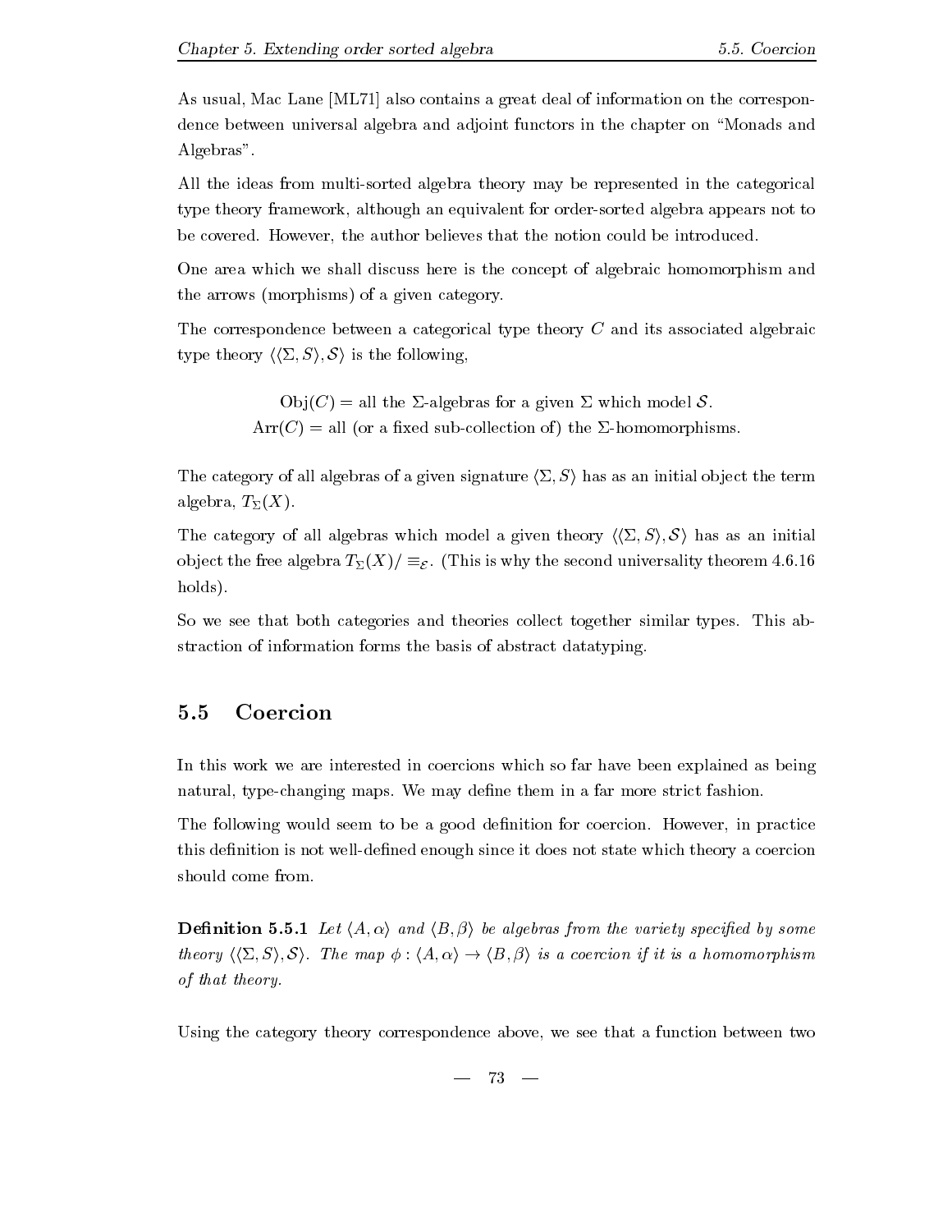As usual, Mac Lane [ML71] also contains a great deal of information on the correspondence between universal algebra and adjoint functors in the chapter on "Monads and Algebras".

All the ideas from multi-sorted algebra theory may be represented in the categorical type theory framework, although an equivalent for order-sorted algebra appears not to be covered. However, the author believes that the notion could be introduced.

One area which we shall discuss here is the concept of algebraic homomorphism and the arrows (morphisms) of a given category.

The correspondence between a categorical type theory $C$ and its associated algebraic type theory $\langle\langle\Sigma, S\rangle, \mathcal{S}\rangle$ is the following,

$$\text{Obj}(C) = \text{all the } \Sigma\text{-algebras for a given } \Sigma \text{ which model } \mathcal{S}.$$
$$\text{Arr}(C) = \text{all (or a fixed sub-collection of) the } \Sigma\text{-homomorphisms.}$$

The category of all algebras of a given signature $\langle\Sigma, S\rangle$ has as an initial object the term algebra, $T_\Sigma(X)$.

The category of all algebras which model a given theory $\langle\langle\Sigma, S\rangle, \mathcal{S}\rangle$ has as an initial object the free algebra $T_\Sigma(X)/\equiv_{\mathcal{E}}$. (This is why the second universality theorem 4.6.16 holds).

So we see that both categories and theories collect together similar types. This abstraction of information forms the basis of abstract datatyping.

## 5.5 Coercion

In this work we are interested in coercions which so far have been explained as being natural, type-changing maps. We may define them in a far more strict fashion.

The following would seem to be a good definition for coercion. However, in practice this definition is not well-defined enough since it does not state which theory a coercion should come from.

**Definition 5.5.1** *Let $\langle A, \alpha\rangle$ and $\langle B, \beta\rangle$ be algebras from the variety specified by some theory $\langle\langle\Sigma, S\rangle, \mathcal{S}\rangle$. The map $\phi : \langle A, \alpha\rangle \to \langle B, \beta\rangle$ is a coercion if it is a homomorphism of that theory.*

Using the category theory correspondence above, we see that a function between two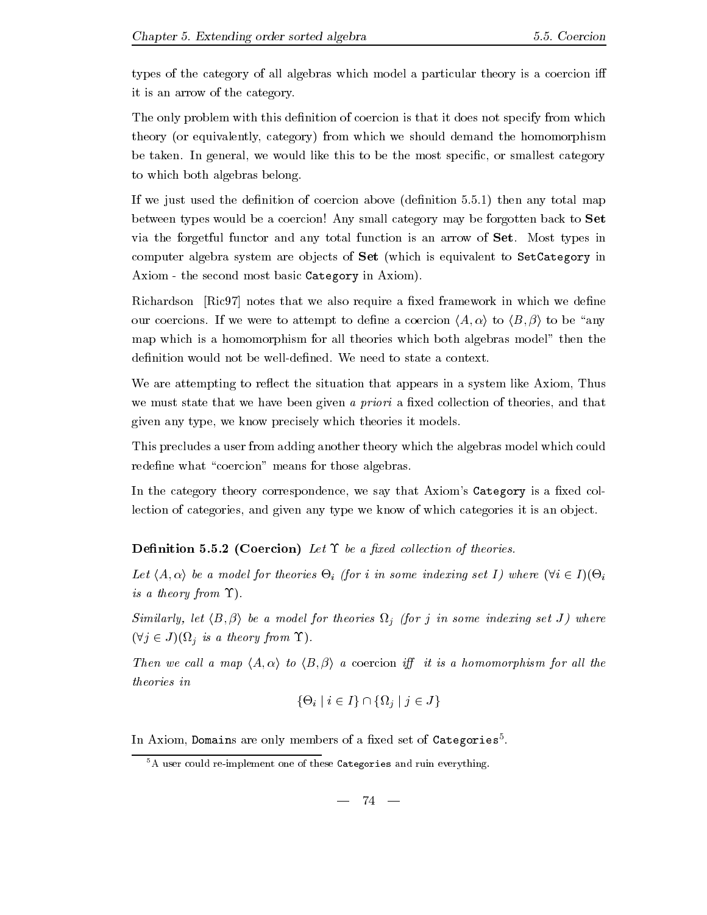types of the category of all algebras which model a particular theory is a coercion iff it is an arrow of the category.

The only problem with this definition of coercion is that it does not specify from which theory (or equivalently, category) from which we should demand the homomorphism be taken. In general, we would like this to be the most specific, or smallest category to which both algebras belong.

If we just used the definition of coercion above (definition 5.5.1) then any total map between types would be a coercion! Any small category may be forgotten back to **Set** via the forgetful functor and any total function is an arrow of **Set**. Most types in computer algebra system are objects of **Set** (which is equivalent to `SetCategory` in Axiom - the second most basic `Category` in Axiom).

Richardson [Ric97] notes that we also require a fixed framework in which we define our coercions. If we were to attempt to define a coercion $\langle A, \alpha \rangle$ to $\langle B, \beta \rangle$ to be "any map which is a homomorphism for all theories which both algebras model" then the definition would not be well-defined. We need to state a context.

We are attempting to reflect the situation that appears in a system like Axiom, Thus we must state that we have been given *a priori* a fixed collection of theories, and that given any type, we know precisely which theories it models.

This precludes a user from adding another theory which the algebras model which could redefine what "coercion" means for those algebras.

In the category theory correspondence, we say that Axiom's `Category` is a fixed collection of categories, and given any type we know of which categories it is an object.

**Definition 5.5.2 (Coercion)** *Let $\Upsilon$ be a fixed collection of theories.*

*Let $\langle A, \alpha \rangle$ be a model for theories $\Theta_i$ (for $i$ in some indexing set $I$) where $(\forall i \in I)(\Theta_i$ is a theory from $\Upsilon)$.*

*Similarly, let $\langle B, \beta \rangle$ be a model for theories $\Omega_j$ (for $j$ in some indexing set $J$) where $(\forall j \in J)(\Omega_j$ is a theory from $\Upsilon)$.*

*Then we call a map $\langle A, \alpha \rangle$ to $\langle B, \beta \rangle$ a* coercion *iff it is a homomorphism for all the theories in*

$$\{\Theta_i \mid i \in I\} \cap \{\Omega_j \mid j \in J\}$$

In Axiom, `Domains` are only members of a fixed set of `Categories`[5].

[5] A user could re-implement one of these `Categories` and ruin everything.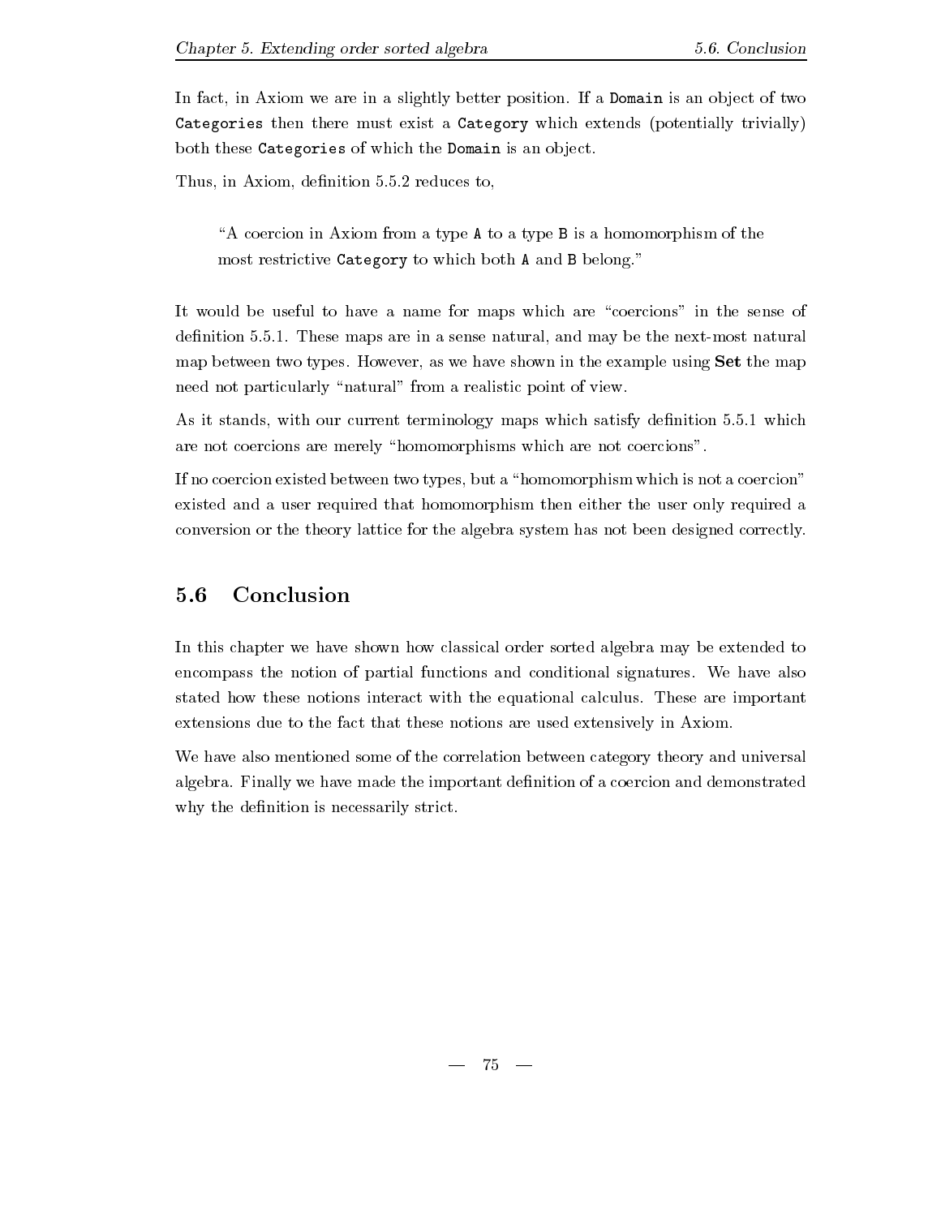In fact, in Axiom we are in a slightly better position. If a `Domain` is an object of two `Categories` then there must exist a `Category` which extends (potentially trivially) both these `Categories` of which the `Domain` is an object.

Thus, in Axiom, definition 5.5.2 reduces to,

> "A coercion in Axiom from a type `A` to a type `B` is a homomorphism of the most restrictive `Category` to which both `A` and `B` belong."

It would be useful to have a name for maps which are "coercions" in the sense of definition 5.5.1. These maps are in a sense natural, and may be the next-most natural map between two types. However, as we have shown in the example using **Set** the map need not particularly "natural" from a realistic point of view.

As it stands, with our current terminology maps which satisfy definition 5.5.1 which are not coercions are merely "homomorphisms which are not coercions".

If no coercion existed between two types, but a "homomorphism which is not a coercion" existed and a user required that homomorphism then either the user only required a conversion or the theory lattice for the algebra system has not been designed correctly.

## 5.6 Conclusion

In this chapter we have shown how classical order sorted algebra may be extended to encompass the notion of partial functions and conditional signatures. We have also stated how these notions interact with the equational calculus. These are important extensions due to the fact that these notions are used extensively in Axiom.

We have also mentioned some of the correlation between category theory and universal algebra. Finally we have made the important definition of a coercion and demonstrated why the definition is necessarily strict.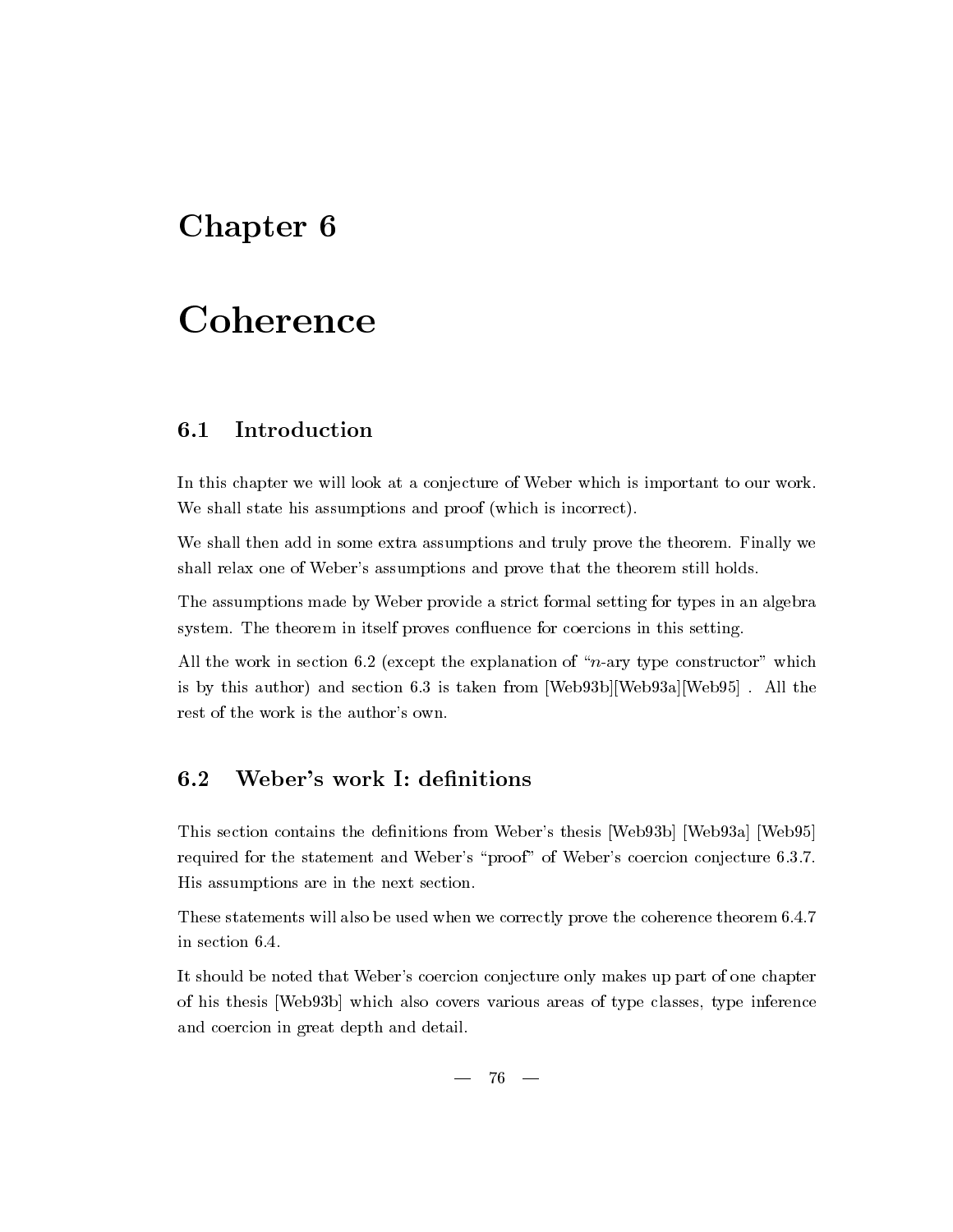# Chapter 6

# Coherence

## 6.1 Introduction

In this chapter we will look at a conjecture of Weber which is important to our work. We shall state his assumptions and proof (which is incorrect).

We shall then add in some extra assumptions and truly prove the theorem. Finally we shall relax one of Weber's assumptions and prove that the theorem still holds.

The assumptions made by Weber provide a strict formal setting for types in an algebra system. The theorem in itself proves confluence for coercions in this setting.

All the work in section 6.2 (except the explanation of "$n$-ary type constructor" which is by this author) and section 6.3 is taken from [Web93b][Web93a][Web95] . All the rest of the work is the author's own.

## 6.2 Weber's work I: definitions

This section contains the definitions from Weber's thesis [Web93b] [Web93a] [Web95] required for the statement and Weber's "proof" of Weber's coercion conjecture 6.3.7. His assumptions are in the next section.

These statements will also be used when we correctly prove the coherence theorem 6.4.7 in section 6.4.

It should be noted that Weber's coercion conjecture only makes up part of one chapter of his thesis [Web93b] which also covers various areas of type classes, type inference and coercion in great depth and detail.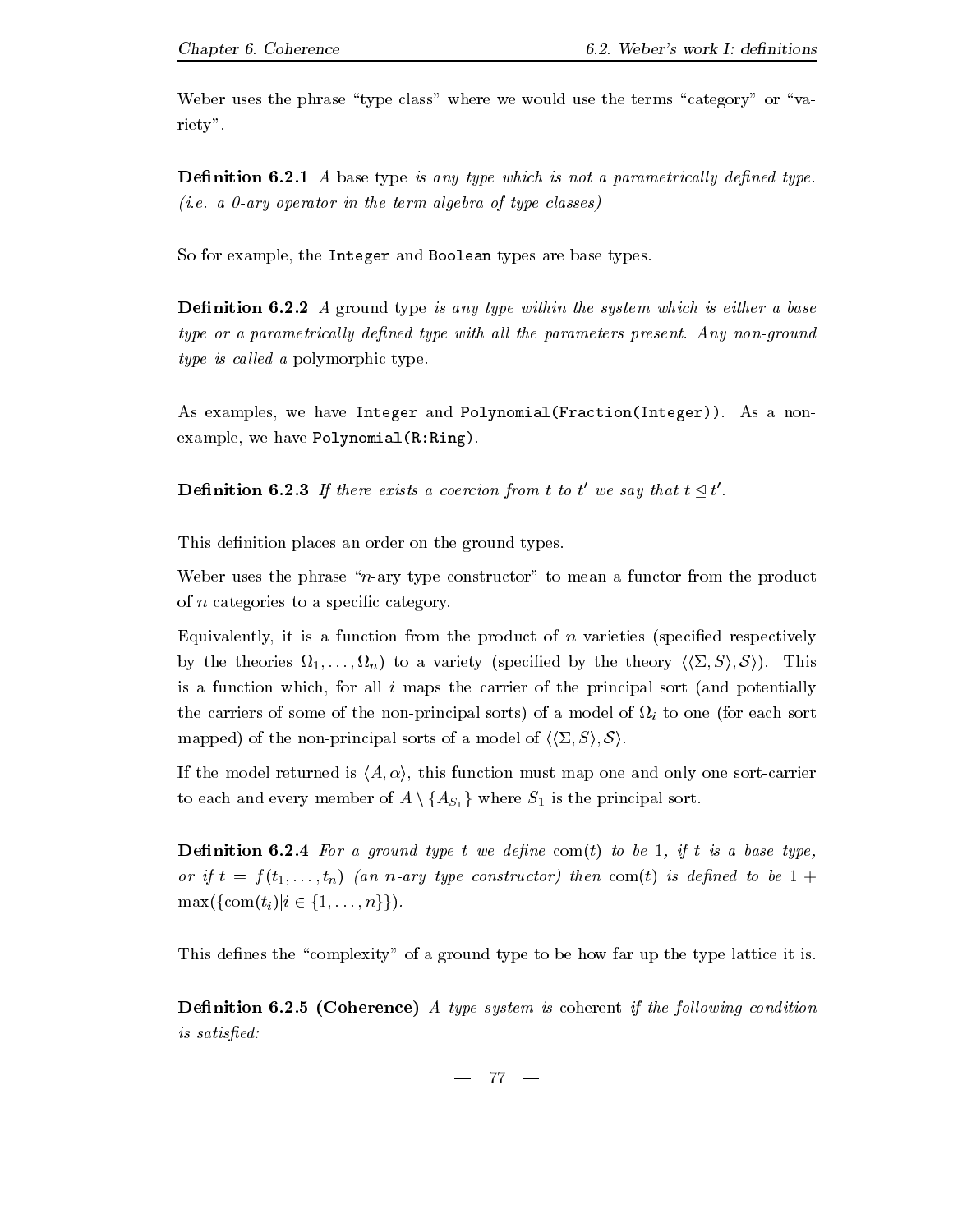Weber uses the phrase "type class" where we would use the terms "category" or "variety".

**Definition 6.2.1** *A* base type *is any type which is not a parametrically defined type. (i.e. a 0-ary operator in the term algebra of type classes)*

So for example, the `Integer` and `Boolean` types are base types.

**Definition 6.2.2** *A* ground type *is any type within the system which is either a base type or a parametrically defined type with all the parameters present. Any non-ground type is called a* polymorphic type.

As examples, we have `Integer` and `Polynomial(Fraction(Integer))`. As a non-example, we have `Polynomial(R:Ring)`.

**Definition 6.2.3** *If there exists a coercion from $t$ to $t'$ we say that $t \trianglelefteq t'$.*

This definition places an order on the ground types.

Weber uses the phrase "$n$-ary type constructor" to mean a functor from the product of $n$ categories to a specific category.

Equivalently, it is a function from the product of $n$ varieties (specified respectively by the theories $\Omega_1, \ldots, \Omega_n$) to a variety (specified by the theory $\langle\langle\Sigma, S\rangle, \mathcal{S}\rangle$). This is a function which, for all $i$ maps the carrier of the principal sort (and potentially the carriers of some of the non-principal sorts) of a model of $\Omega_i$ to one (for each sort mapped) of the non-principal sorts of a model of $\langle\langle\Sigma, S\rangle, \mathcal{S}\rangle$.

If the model returned is $\langle A, \alpha\rangle$, this function must map one and only one sort-carrier to each and every member of $A \setminus \{A_{S_1}\}$ where $S_1$ is the principal sort.

**Definition 6.2.4** *For a ground type $t$ we define $\mathrm{com}(t)$ to be 1, if $t$ is a base type, or if $t = f(t_1, \ldots, t_n)$ (an $n$-ary type constructor) then $\mathrm{com}(t)$ is defined to be $1 + \max(\{\mathrm{com}(t_i) | i \in \{1, \ldots, n\}\})$.*

This defines the "complexity" of a ground type to be how far up the type lattice it is.

**Definition 6.2.5 (Coherence)** *A type system is* coherent *if the following condition is satisfied:*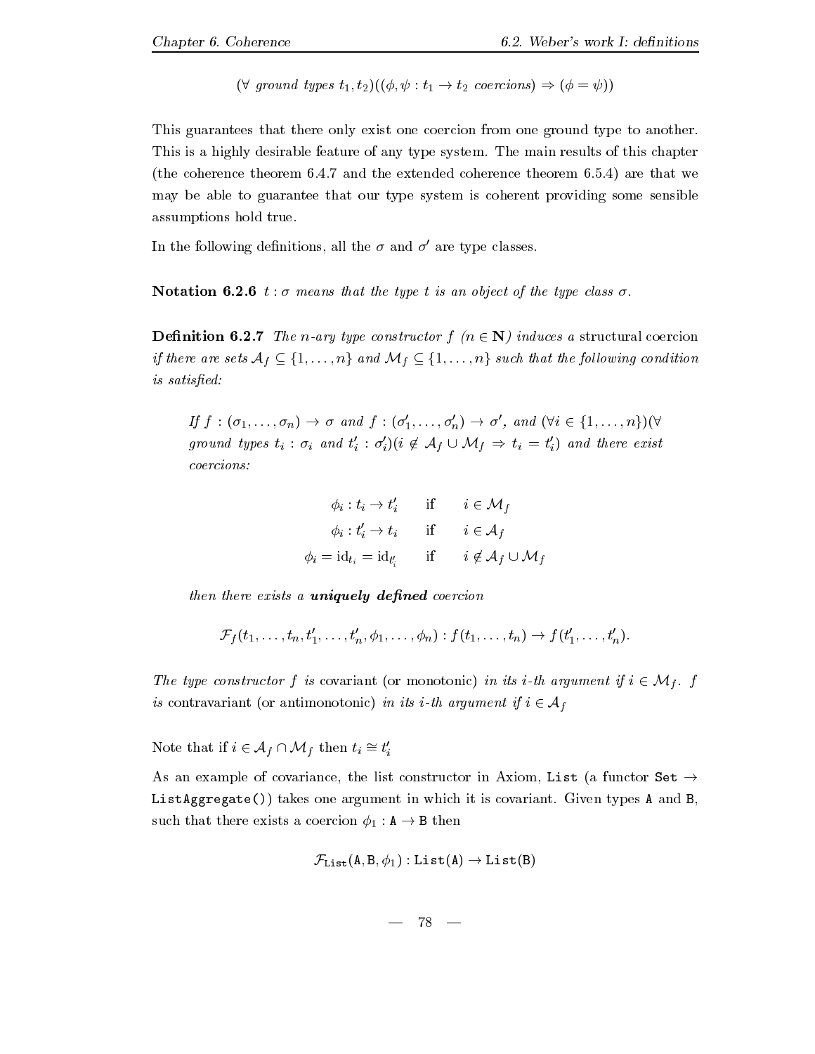$$(\forall \text{ ground types } t_1, t_2)((\phi, \psi : t_1 \to t_2 \text{ coercions}) \Rightarrow (\phi = \psi))$$

This guarantees that there only exist one coercion from one ground type to another. This is a highly desirable feature of any type system. The main results of this chapter (the coherence theorem 6.4.7 and the extended coherence theorem 6.5.4) are that we may be able to guarantee that our type system is coherent providing some sensible assumptions hold true.

In the following definitions, all the $\sigma$ and $\sigma'$ are type classes.

**Notation 6.2.6** *$t : \sigma$ means that the type $t$ is an object of the type class $\sigma$.*

**Definition 6.2.7** *The $n$-ary type constructor $f$ ($n \in \mathbf{N}$) induces a* structural coercion *if there are sets $\mathcal{A}_f \subseteq \{1, \ldots, n\}$ and $\mathcal{M}_f \subseteq \{1, \ldots, n\}$ such that the following condition is satisfied:*

> *If $f : (\sigma_1, \ldots, \sigma_n) \to \sigma$ and $f : (\sigma'_1, \ldots, \sigma'_n) \to \sigma'$, and $(\forall i \in \{1, \ldots, n\})(\forall$ ground types $t_i : \sigma_i$ and $t'_i : \sigma'_i)(i \notin \mathcal{A}_f \cup \mathcal{M}_f \Rightarrow t_i = t'_i)$ and there exist coercions:*
>
> $$\begin{array}{rll} \phi_i : t_i \to t'_i & \text{if} & i \in \mathcal{M}_f \\ \phi_i : t'_i \to t_i & \text{if} & i \in \mathcal{A}_f \\ \phi_i = \mathrm{id}_{t_i} = \mathrm{id}_{t'_i} & \text{if} & i \notin \mathcal{A}_f \cup \mathcal{M}_f \end{array}$$
>
> *then there exists a **uniquely defined** coercion*
>
> $$\mathcal{F}_f(t_1, \ldots, t_n, t'_1, \ldots, t'_n, \phi_1, \ldots, \phi_n) : f(t_1, \ldots, t_n) \to f(t'_1, \ldots, t'_n).$$

*The type constructor $f$ is* covariant (or monotonic) *in its $i$-th argument if $i \in \mathcal{M}_f$. $f$ is* contravariant (or antimonotonic) *in its $i$-th argument if $i \in \mathcal{A}_f$*

Note that if $i \in \mathcal{A}_f \cap \mathcal{M}_f$ then $t_i \cong t'_i$

As an example of covariance, the list constructor in Axiom, `List` (a functor `Set` $\to$ `ListAggregate()`) takes one argument in which it is covariant. Given types `A` and `B`, such that there exists a coercion $\phi_1 : \mathtt{A} \to \mathtt{B}$ then

$$\mathcal{F}_{\mathtt{List}}(\mathtt{A}, \mathtt{B}, \phi_1) : \mathtt{List(A)} \to \mathtt{List(B)}$$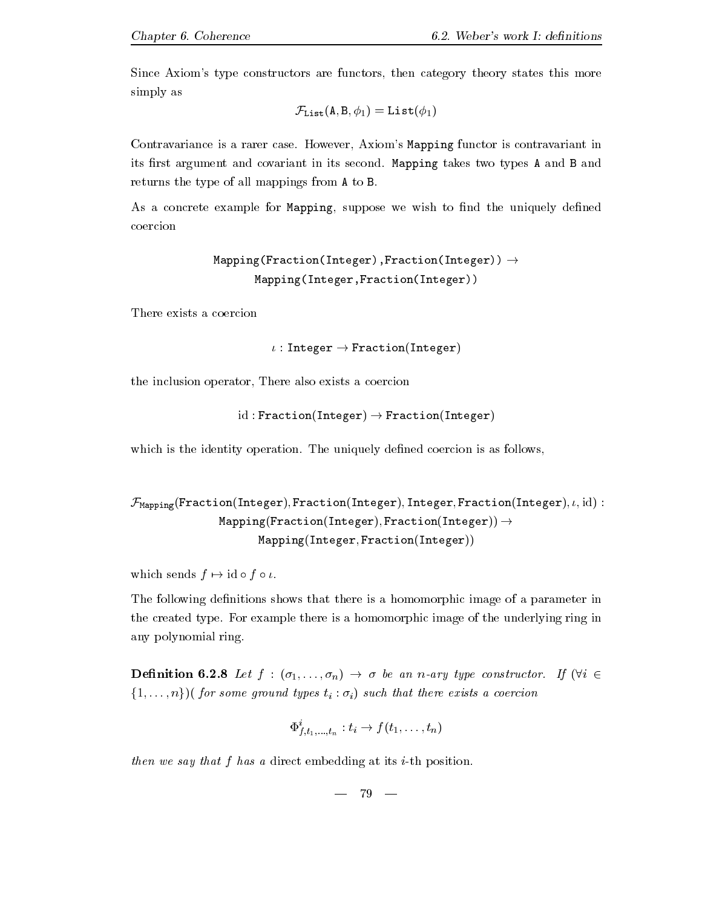Since Axiom's type constructors are functors, then category theory states this more simply as

$$\mathcal{F}_{\texttt{List}}(\texttt{A}, \texttt{B}, \phi_1) = \texttt{List}(\phi_1)$$

Contravariance is a rarer case. However, Axiom's `Mapping` functor is contravariant in its first argument and covariant in its second. `Mapping` takes two types `A` and `B` and returns the type of all mappings from `A` to `B`.

As a concrete example for `Mapping`, suppose we wish to find the uniquely defined coercion

$$\texttt{Mapping(Fraction(Integer),Fraction(Integer))} \rightarrow$$
$$\texttt{Mapping(Integer,Fraction(Integer))}$$

There exists a coercion

$$\iota : \texttt{Integer} \rightarrow \texttt{Fraction(Integer)}$$

the inclusion operator, There also exists a coercion

$$\text{id} : \texttt{Fraction(Integer)} \rightarrow \texttt{Fraction(Integer)}$$

which is the identity operation. The uniquely defined coercion is as follows,

$$\mathcal{F}_{\texttt{Mapping}}(\texttt{Fraction(Integer)}, \texttt{Fraction(Integer)}, \texttt{Integer}, \texttt{Fraction(Integer)}, \iota, \text{id}) :$$
$$\texttt{Mapping(Fraction(Integer)}, \texttt{Fraction(Integer))} \rightarrow$$
$$\texttt{Mapping(Integer}, \texttt{Fraction(Integer))}$$

which sends $f \mapsto \text{id} \circ f \circ \iota$.

The following definitions shows that there is a homomorphic image of a parameter in the created type. For example there is a homomorphic image of the underlying ring in any polynomial ring.

**Definition 6.2.8** *Let $f : (\sigma_1, \ldots, \sigma_n) \rightarrow \sigma$ be an $n$-ary type constructor. If $(\forall i \in \{1, \ldots, n\})$( for some ground types $t_i : \sigma_i$) such that there exists a coercion*

$$\Phi^i_{f,t_1,\ldots,t_n} : t_i \rightarrow f(t_1, \ldots, t_n)$$

*then we say that $f$ has a* direct embedding at its $i$-th position.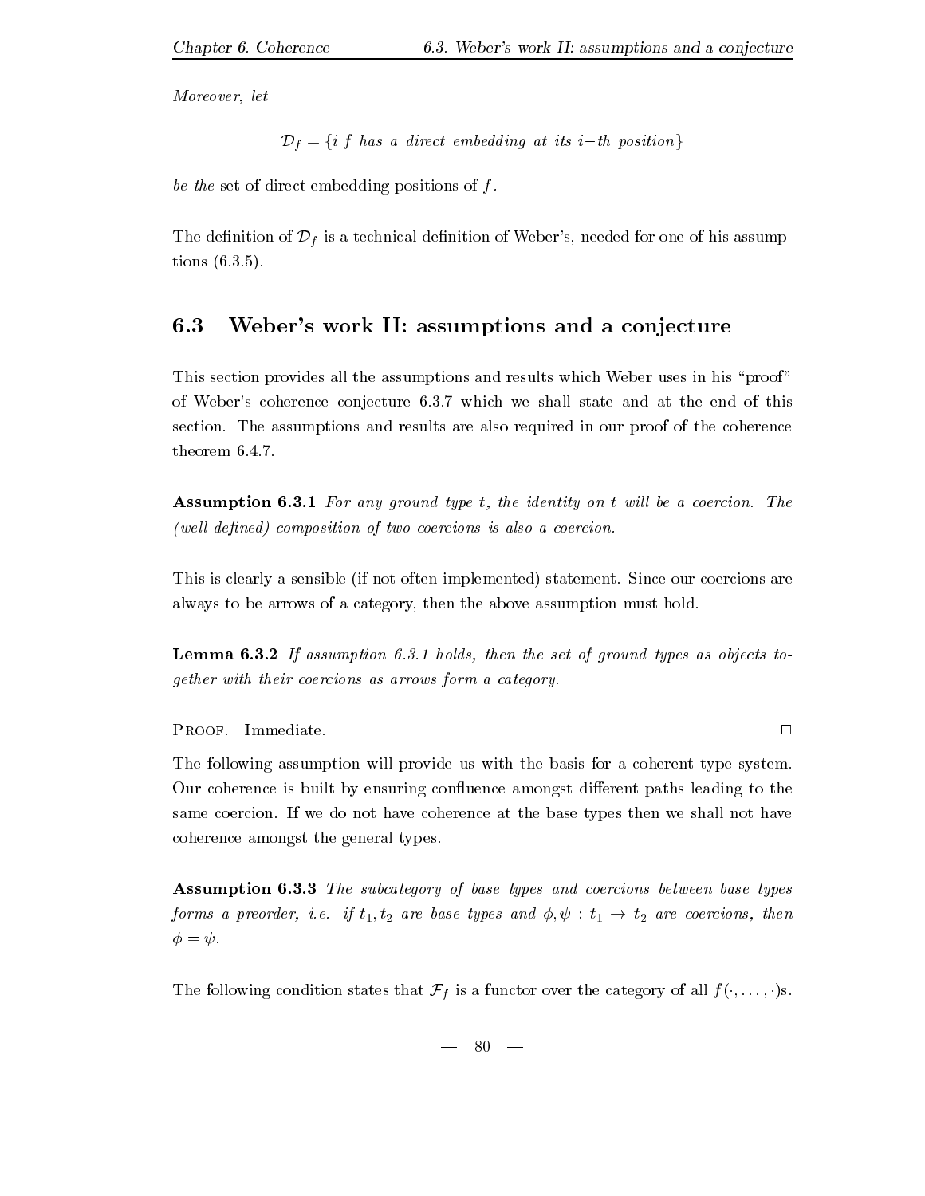*Moreover, let*

$$\mathcal{D}_f = \{i | f \text{ has a direct embedding at its } i\text{−th position}\}$$

*be the* set of direct embedding positions of $f$.

The definition of $\mathcal{D}_f$ is a technical definition of Weber's, needed for one of his assumptions (6.3.5).

## 6.3 Weber's work II: assumptions and a conjecture

This section provides all the assumptions and results which Weber uses in his "proof" of Weber's coherence conjecture 6.3.7 which we shall state and at the end of this section. The assumptions and results are also required in our proof of the coherence theorem 6.4.7.

**Assumption 6.3.1** *For any ground type $t$, the identity on $t$ will be a coercion. The (well-defined) composition of two coercions is also a coercion.*

This is clearly a sensible (if not-often implemented) statement. Since our coercions are always to be arrows of a category, then the above assumption must hold.

**Lemma 6.3.2** *If assumption 6.3.1 holds, then the set of ground types as objects together with their coercions as arrows form a category.*

Proof. Immediate. □

The following assumption will provide us with the basis for a coherent type system. Our coherence is built by ensuring confluence amongst different paths leading to the same coercion. If we do not have coherence at the base types then we shall not have coherence amongst the general types.

**Assumption 6.3.3** *The subcategory of base types and coercions between base types forms a preorder, i.e. if $t_1, t_2$ are base types and $\phi, \psi : t_1 \to t_2$ are coercions, then $\phi = \psi$.*

The following condition states that $\mathcal{F}_f$ is a functor over the category of all $f(\cdot, \ldots, \cdot)$s.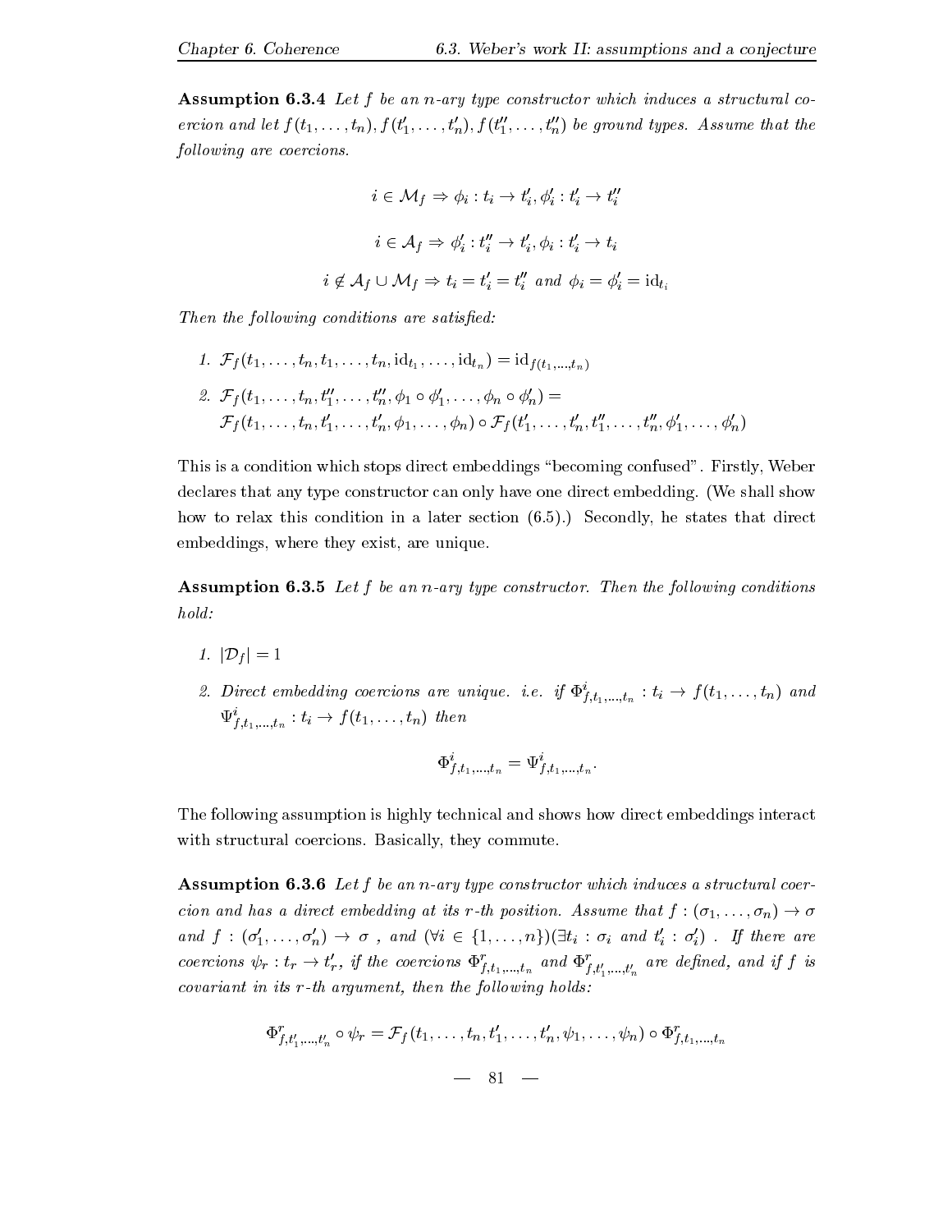**Assumption 6.3.4** *Let $f$ be an $n$-ary type constructor which induces a structural coercion and let $f(t_1, \ldots, t_n), f(t'_1, \ldots, t'_n), f(t''_1, \ldots, t''_n)$ be ground types. Assume that the following are coercions.*

$$i \in \mathcal{M}_f \Rightarrow \phi_i : t_i \to t'_i, \phi'_i : t'_i \to t''_i$$

$$i \in \mathcal{A}_f \Rightarrow \phi'_i : t''_i \to t'_i, \phi_i : t'_i \to t_i$$

$$i \notin \mathcal{A}_f \cup \mathcal{M}_f \Rightarrow t_i = t'_i = t''_i \text{ and } \phi_i = \phi'_i = \mathrm{id}_{t_i}$$

*Then the following conditions are satisfied:*

1. $\mathcal{F}_f(t_1, \ldots, t_n, t_1, \ldots, t_n, \mathrm{id}_{t_1}, \ldots, \mathrm{id}_{t_n}) = \mathrm{id}_{f(t_1, \ldots, t_n)}$
2. $\mathcal{F}_f(t_1, \ldots, t_n, t''_1, \ldots, t''_n, \phi_1 \circ \phi'_1, \ldots, \phi_n \circ \phi'_n) =$
   $\mathcal{F}_f(t_1, \ldots, t_n, t'_1, \ldots, t'_n, \phi_1, \ldots, \phi_n) \circ \mathcal{F}_f(t'_1, \ldots, t'_n, t''_1, \ldots, t''_n, \phi'_1, \ldots, \phi'_n)$

This is a condition which stops direct embeddings "becoming confused". Firstly, Weber declares that any type constructor can only have one direct embedding. (We shall show how to relax this condition in a later section (6.5).) Secondly, he states that direct embeddings, where they exist, are unique.

**Assumption 6.3.5** *Let $f$ be an $n$-ary type constructor. Then the following conditions hold:*

1. $|\mathcal{D}_f| = 1$
2. *Direct embedding coercions are unique. i.e. if $\Phi^i_{f,t_1,\ldots,t_n} : t_i \to f(t_1, \ldots, t_n)$ and $\Psi^i_{f,t_1,\ldots,t_n} : t_i \to f(t_1, \ldots, t_n)$ then*

$$\Phi^i_{f,t_1,\ldots,t_n} = \Psi^i_{f,t_1,\ldots,t_n}.$$

The following assumption is highly technical and shows how direct embeddings interact with structural coercions. Basically, they commute.

**Assumption 6.3.6** *Let $f$ be an $n$-ary type constructor which induces a structural coercion and has a direct embedding at its $r$-th position. Assume that $f : (\sigma_1, \ldots, \sigma_n) \to \sigma$ and $f : (\sigma'_1, \ldots, \sigma'_n) \to \sigma$ , and $(\forall i \in \{1, \ldots, n\})(\exists t_i : \sigma_i \text{ and } t'_i : \sigma'_i)$ . If there are coercions $\psi_r : t_r \to t'_r$, if the coercions $\Phi^r_{f,t_1,\ldots,t_n}$ and $\Phi^r_{f,t'_1,\ldots,t'_n}$ are defined, and if $f$ is covariant in its $r$-th argument, then the following holds:*

$$\Phi^r_{f,t'_1,\ldots,t'_n} \circ \psi_r = \mathcal{F}_f(t_1, \ldots, t_n, t'_1, \ldots, t'_n, \psi_1, \ldots, \psi_n) \circ \Phi^r_{f,t_1,\ldots,t_n}$$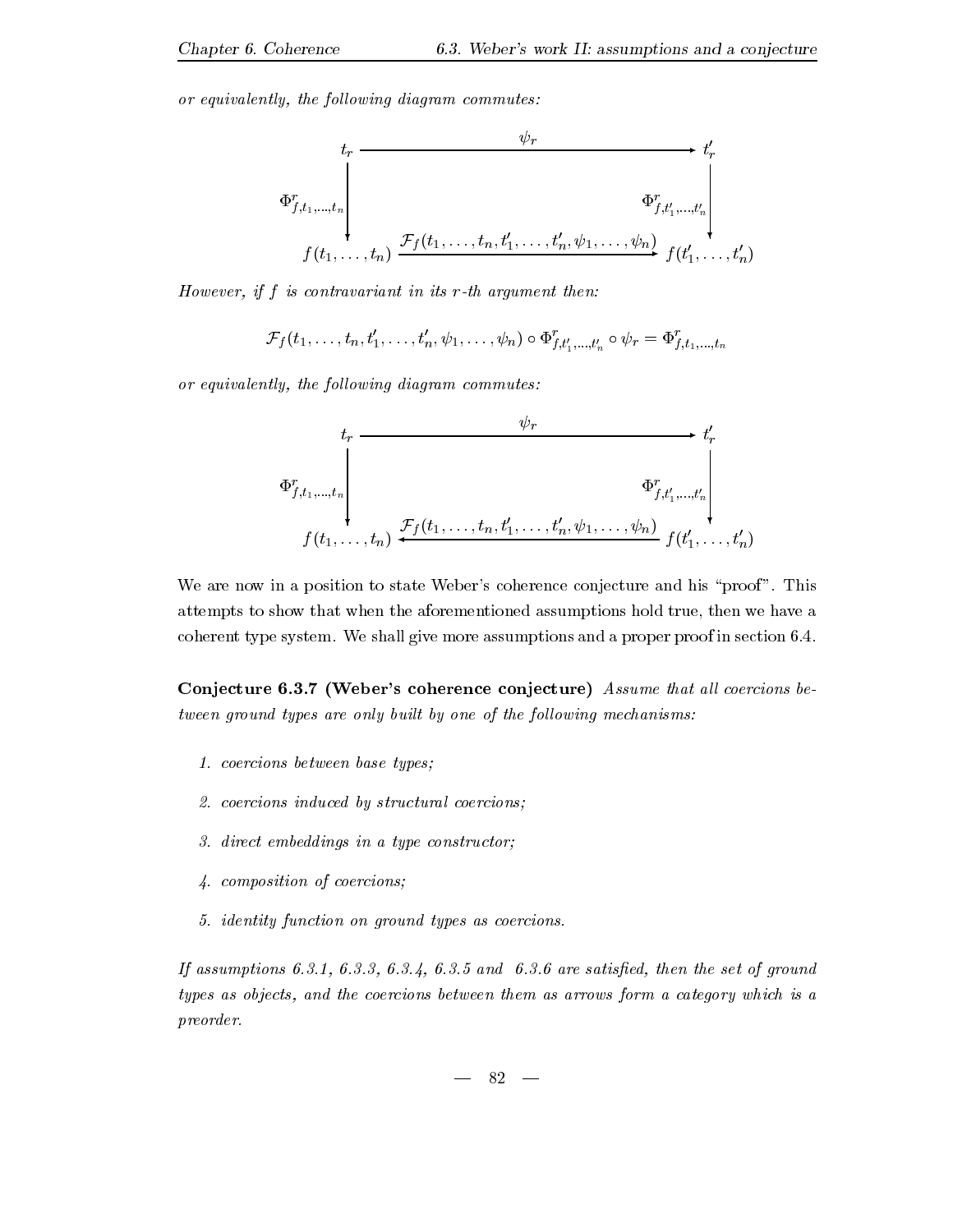*or equivalently, the following diagram commutes:*

$$
\begin{array}{ccc}
t_r & \xrightarrow{\quad\quad\quad\quad\psi_r\quad\quad\quad\quad} & t'_r \\
\Big\downarrow {\scriptstyle \Phi^r_{f,t_1,\ldots,t_n}} & & \Big\downarrow {\scriptstyle \Phi^r_{f,t'_1,\ldots,t'_n}} \\
f(t_1,\ldots,t_n) & \xrightarrow{\mathcal{F}_f(t_1,\ldots,t_n,t'_1,\ldots,t'_n,\psi_1,\ldots,\psi_n)} & f(t'_1,\ldots,t'_n)
\end{array}
$$

*However, if $f$ is contravariant in its $r$-th argument then:*

$$
\mathcal{F}_f(t_1,\ldots,t_n,t'_1,\ldots,t'_n,\psi_1,\ldots,\psi_n) \circ \Phi^r_{f,t'_1,\ldots,t'_n} \circ \psi_r = \Phi^r_{f,t_1,\ldots,t_n}
$$

*or equivalently, the following diagram commutes:*

$$
\begin{array}{ccc}
t_r & \xrightarrow{\quad\quad\quad\quad\psi_r\quad\quad\quad\quad} & t'_r \\
\Big\downarrow {\scriptstyle \Phi^r_{f,t_1,\ldots,t_n}} & & \Big\downarrow {\scriptstyle \Phi^r_{f,t'_1,\ldots,t'_n}} \\
f(t_1,\ldots,t_n) & \xleftarrow{\mathcal{F}_f(t_1,\ldots,t_n,t'_1,\ldots,t'_n,\psi_1,\ldots,\psi_n)} & f(t'_1,\ldots,t'_n)
\end{array}
$$

We are now in a position to state Weber's coherence conjecture and his "proof". This attempts to show that when the aforementioned assumptions hold true, then we have a coherent type system. We shall give more assumptions and a proper proof in section 6.4.

**Conjecture 6.3.7 (Weber's coherence conjecture)** *Assume that all coercions between ground types are only built by one of the following mechanisms:*

1. *coercions between base types;*
2. *coercions induced by structural coercions;*
3. *direct embeddings in a type constructor;*
4. *composition of coercions;*
5. *identity function on ground types as coercions.*

*If assumptions 6.3.1, 6.3.3, 6.3.4, 6.3.5 and 6.3.6 are satisfied, then the set of ground types as objects, and the coercions between them as arrows form a category which is a preorder.*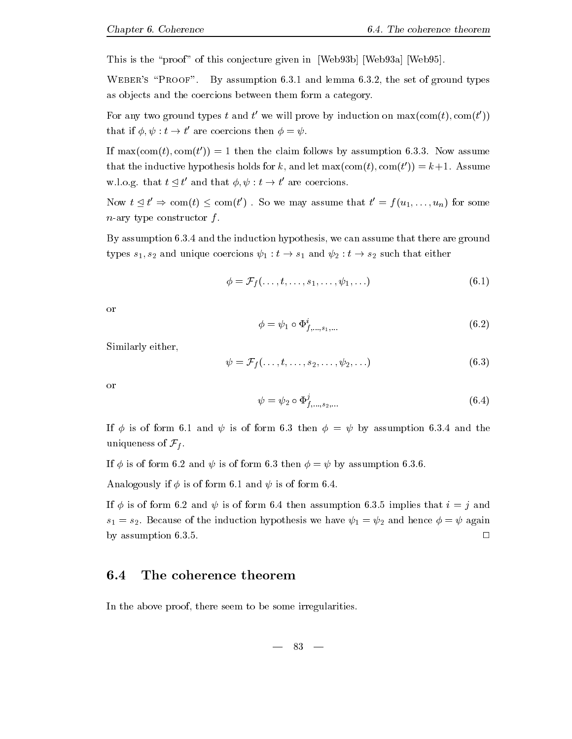This is the "proof" of this conjecture given in [Web93b] [Web93a] [Web95].

Weber's "Proof". By assumption 6.3.1 and lemma 6.3.2, the set of ground types as objects and the coercions between them form a category.

For any two ground types $t$ and $t'$ we will prove by induction on $\max(\text{com}(t), \text{com}(t'))$ that if $\phi, \psi : t \to t'$ are coercions then $\phi = \psi$.

If $\max(\text{com}(t), \text{com}(t')) = 1$ then the claim follows by assumption 6.3.3. Now assume that the inductive hypothesis holds for $k$, and let $\max(\text{com}(t), \text{com}(t')) = k+1$. Assume w.l.o.g. that $t \trianglelefteq t'$ and that $\phi, \psi : t \to t'$ are coercions.

Now $t \trianglelefteq t' \Rightarrow \text{com}(t) \leq \text{com}(t')$ . So we may assume that $t' = f(u_1, \ldots, u_n)$ for some $n$-ary type constructor $f$.

By assumption 6.3.4 and the induction hypothesis, we can assume that there are ground types $s_1, s_2$ and unique coercions $\psi_1 : t \to s_1$ and $\psi_2 : t \to s_2$ such that either

$$\phi = \mathcal{F}_f(\ldots, t, \ldots, s_1, \ldots, \psi_1, \ldots) \tag{6.1}$$

or

$$\phi = \psi_1 \circ \Phi^i_{f,\ldots,s_1,\ldots} \tag{6.2}$$

Similarly either,

$$\psi = \mathcal{F}_f(\ldots, t, \ldots, s_2, \ldots, \psi_2, \ldots) \tag{6.3}$$

or

$$\psi = \psi_2 \circ \Phi^j_{f,\ldots,s_2,\ldots} \tag{6.4}$$

If $\phi$ is of form 6.1 and $\psi$ is of form 6.3 then $\phi = \psi$ by assumption 6.3.4 and the uniqueness of $\mathcal{F}_f$.

If $\phi$ is of form 6.2 and $\psi$ is of form 6.3 then $\phi = \psi$ by assumption 6.3.6.

Analogously if $\phi$ is of form 6.1 and $\psi$ is of form 6.4.

If $\phi$ is of form 6.2 and $\psi$ is of form 6.4 then assumption 6.3.5 implies that $i = j$ and $s_1 = s_2$. Because of the induction hypothesis we have $\psi_1 = \psi_2$ and hence $\phi = \psi$ again by assumption 6.3.5. □

## 6.4 The coherence theorem

In the above proof, there seem to be some irregularities.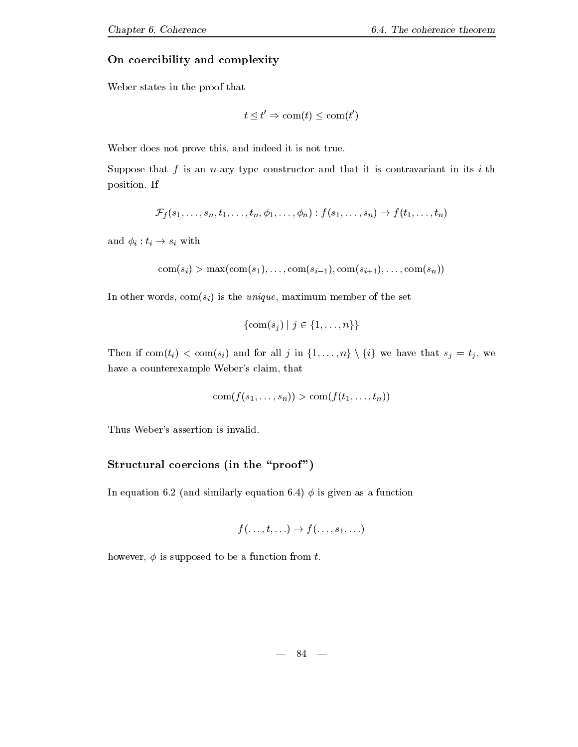### On coercibility and complexity

Weber states in the proof that

$$t \trianglelefteq t' \Rightarrow \mathrm{com}(t) \leq \mathrm{com}(t')$$

Weber does not prove this, and indeed it is not true.

Suppose that $f$ is an $n$-ary type constructor and that it is contravariant in its $i$-th position. If

$$\mathcal{F}_f(s_1, \ldots, s_n, t_1, \ldots, t_n, \phi_1, \ldots, \phi_n) : f(s_1, \ldots, s_n) \to f(t_1, \ldots, t_n)$$

and $\phi_i : t_i \to s_i$ with

$$\mathrm{com}(s_i) > \max(\mathrm{com}(s_1), \ldots, \mathrm{com}(s_{i-1}), \mathrm{com}(s_{i+1}), \ldots, \mathrm{com}(s_n))$$

In other words, $\mathrm{com}(s_i)$ is the *unique*, maximum member of the set

$$\{\mathrm{com}(s_j) \mid j \in \{1, \ldots, n\}\}$$

Then if $\mathrm{com}(t_i) < \mathrm{com}(s_i)$ and for all $j$ in $\{1, \ldots, n\} \setminus \{i\}$ we have that $s_j = t_j$, we have a counterexample Weber's claim, that

$$\mathrm{com}(f(s_1, \ldots, s_n)) > \mathrm{com}(f(t_1, \ldots, t_n))$$

Thus Weber's assertion is invalid.

### Structural coercions (in the "proof")

In equation 6.2 (and similarly equation 6.4) $\phi$ is given as a function

$$f(\ldots, t, \ldots) \to f(\ldots, s_1, \ldots)$$

however, $\phi$ is supposed to be a function from $t$.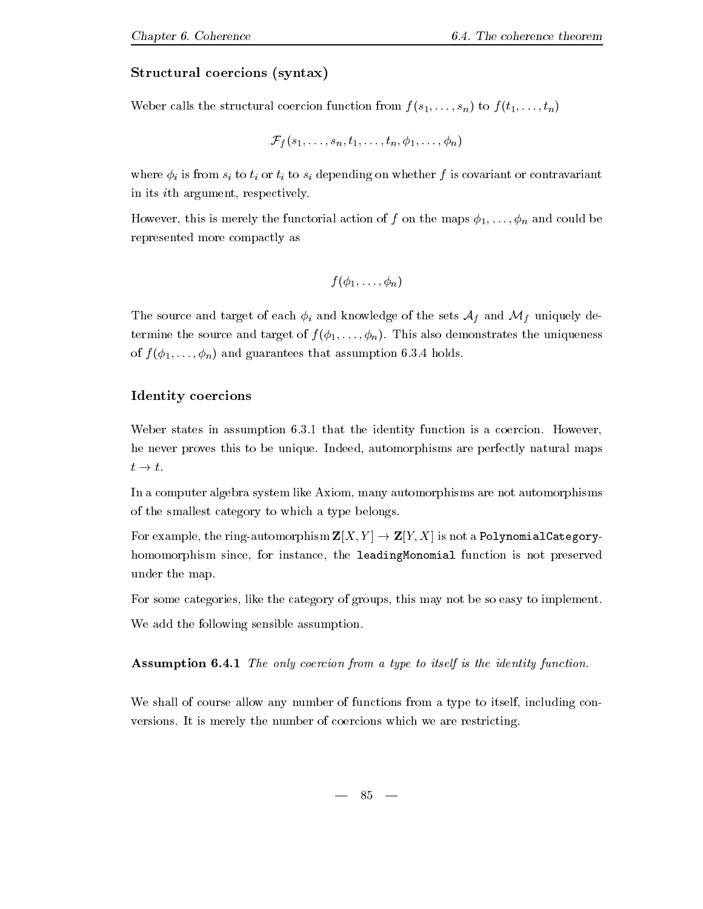### Structural coercions (syntax)

Weber calls the structural coercion function from $f(s_1, \ldots, s_n)$ to $f(t_1, \ldots, t_n)$

$$\mathcal{F}_f(s_1, \ldots, s_n, t_1, \ldots, t_n, \phi_1, \ldots, \phi_n)$$

where $\phi_i$ is from $s_i$ to $t_i$ or $t_i$ to $s_i$ depending on whether $f$ is covariant or contravariant in its $i$th argument, respectively.

However, this is merely the functorial action of $f$ on the maps $\phi_1, \ldots, \phi_n$ and could be represented more compactly as

$$f(\phi_1, \ldots, \phi_n)$$

The source and target of each $\phi_i$ and knowledge of the sets $\mathcal{A}_f$ and $\mathcal{M}_f$ uniquely determine the source and target of $f(\phi_1, \ldots, \phi_n)$. This also demonstrates the uniqueness of $f(\phi_1, \ldots, \phi_n)$ and guarantees that assumption 6.3.4 holds.

### Identity coercions

Weber states in assumption 6.3.1 that the identity function is a coercion. However, he never proves this to be unique. Indeed, automorphisms are perfectly natural maps $t \to t$.

In a computer algebra system like Axiom, many automorphisms are not automorphisms of the smallest category to which a type belongs.

For example, the ring-automorphism $\mathbf{Z}[X, Y] \to \mathbf{Z}[Y, X]$ is not a `PolynomialCategory`-homomorphism since, for instance, the `leadingMonomial` function is not preserved under the map.

For some categories, like the category of groups, this may not be so easy to implement.

We add the following sensible assumption.

**Assumption 6.4.1** *The only coercion from a type to itself is the identity function.*

We shall of course allow any number of functions from a type to itself, including conversions. It is merely the number of coercions which we are restricting.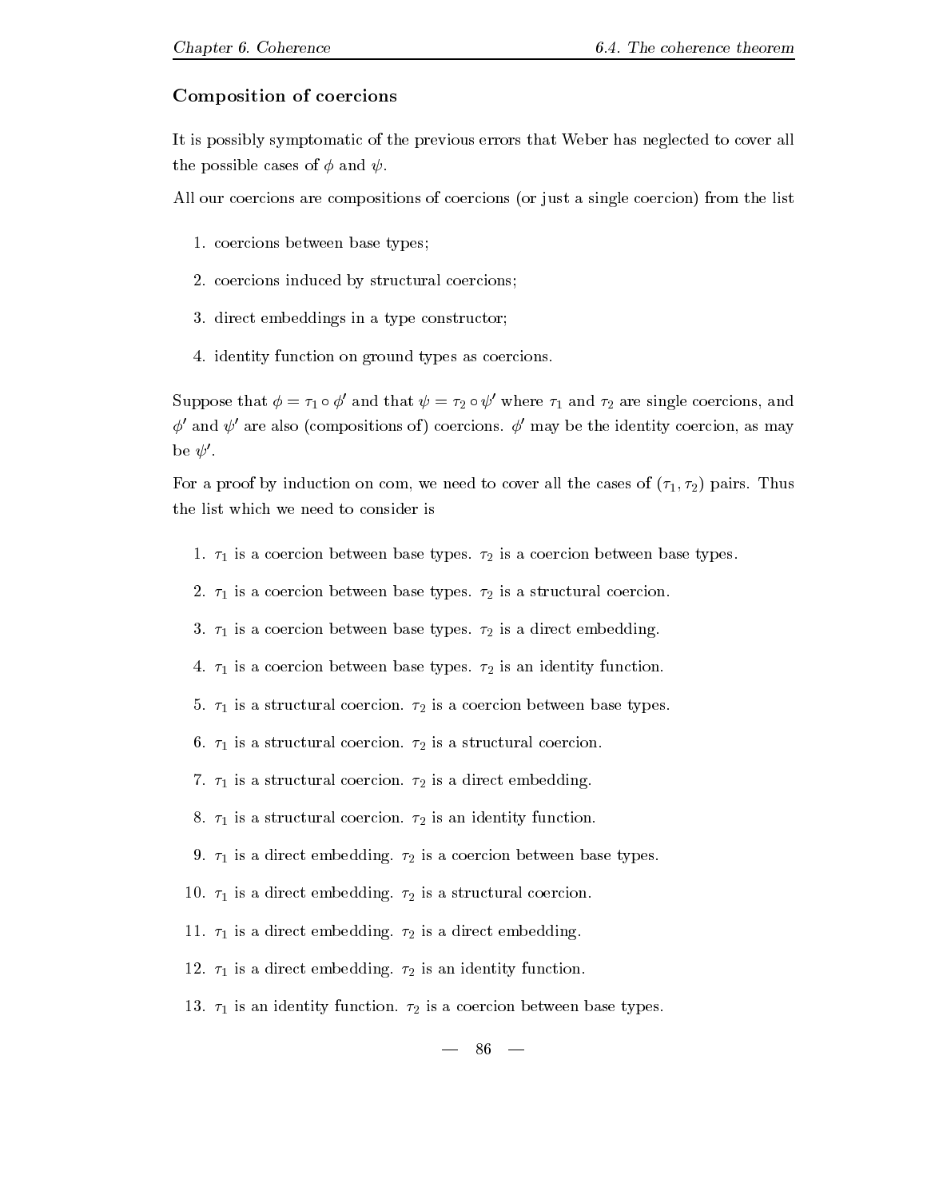### Composition of coercions

It is possibly symptomatic of the previous errors that Weber has neglected to cover all the possible cases of $\phi$ and $\psi$.

All our coercions are compositions of coercions (or just a single coercion) from the list

1. coercions between base types;
2. coercions induced by structural coercions;
3. direct embeddings in a type constructor;
4. identity function on ground types as coercions.

Suppose that $\phi = \tau_1 \circ \phi'$ and that $\psi = \tau_2 \circ \psi'$ where $\tau_1$ and $\tau_2$ are single coercions, and $\phi'$ and $\psi'$ are also (compositions of) coercions. $\phi'$ may be the identity coercion, as may be $\psi'$.

For a proof by induction on com, we need to cover all the cases of $(\tau_1, \tau_2)$ pairs. Thus the list which we need to consider is

1. $\tau_1$ is a coercion between base types. $\tau_2$ is a coercion between base types.
2. $\tau_1$ is a coercion between base types. $\tau_2$ is a structural coercion.
3. $\tau_1$ is a coercion between base types. $\tau_2$ is a direct embedding.
4. $\tau_1$ is a coercion between base types. $\tau_2$ is an identity function.
5. $\tau_1$ is a structural coercion. $\tau_2$ is a coercion between base types.
6. $\tau_1$ is a structural coercion. $\tau_2$ is a structural coercion.
7. $\tau_1$ is a structural coercion. $\tau_2$ is a direct embedding.
8. $\tau_1$ is a structural coercion. $\tau_2$ is an identity function.
9. $\tau_1$ is a direct embedding. $\tau_2$ is a coercion between base types.
10. $\tau_1$ is a direct embedding. $\tau_2$ is a structural coercion.
11. $\tau_1$ is a direct embedding. $\tau_2$ is a direct embedding.
12. $\tau_1$ is a direct embedding. $\tau_2$ is an identity function.
13. $\tau_1$ is an identity function. $\tau_2$ is a coercion between base types.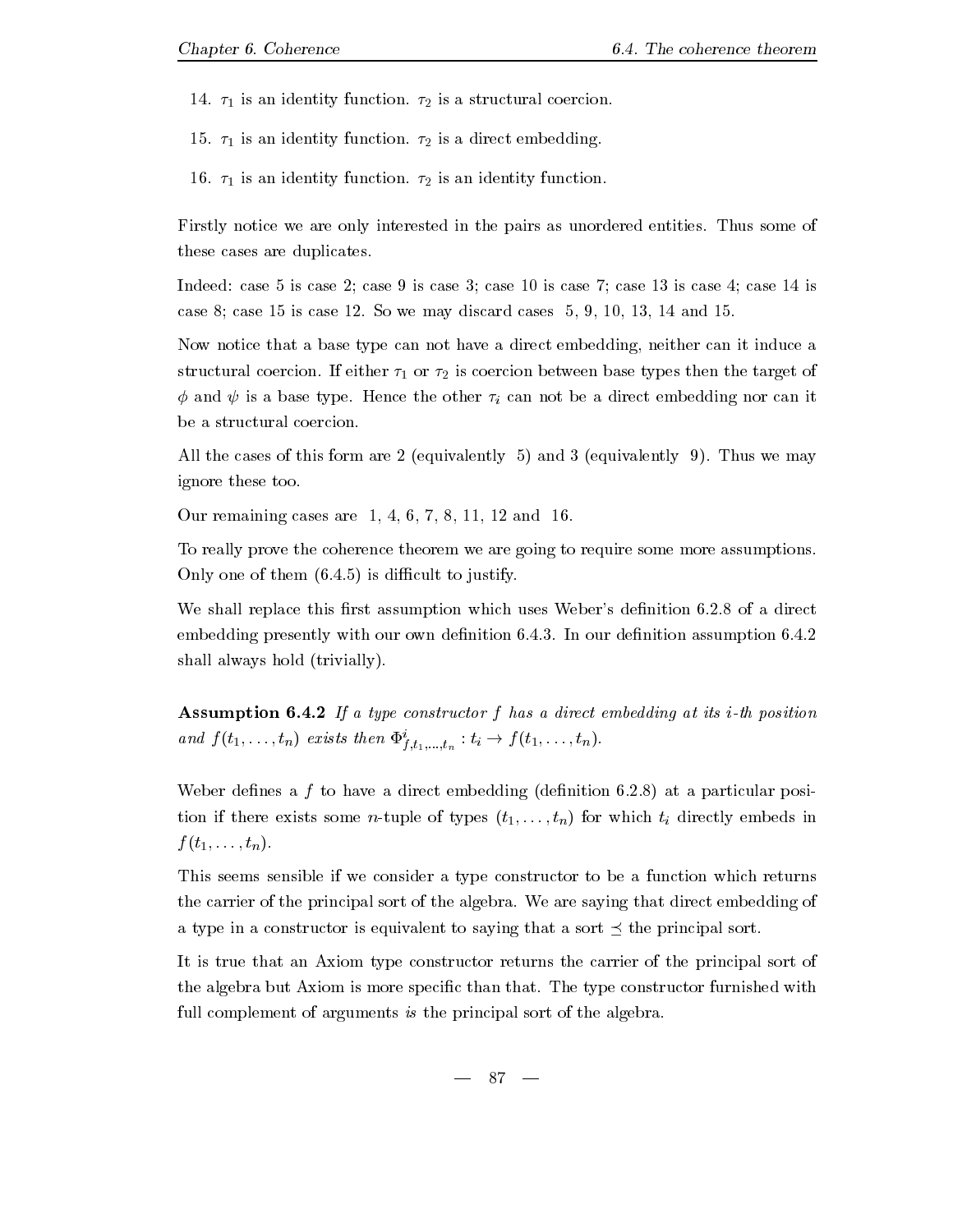14. $\tau_1$ is an identity function. $\tau_2$ is a structural coercion.

15. $\tau_1$ is an identity function. $\tau_2$ is a direct embedding.

16. $\tau_1$ is an identity function. $\tau_2$ is an identity function.

Firstly notice we are only interested in the pairs as unordered entities. Thus some of these cases are duplicates.

Indeed: case 5 is case 2; case 9 is case 3; case 10 is case 7; case 13 is case 4; case 14 is case 8; case 15 is case 12. So we may discard cases 5, 9, 10, 13, 14 and 15.

Now notice that a base type can not have a direct embedding, neither can it induce a structural coercion. If either $\tau_1$ or $\tau_2$ is coercion between base types then the target of $\phi$ and $\psi$ is a base type. Hence the other $\tau_i$ can not be a direct embedding nor can it be a structural coercion.

All the cases of this form are 2 (equivalently 5) and 3 (equivalently 9). Thus we may ignore these too.

Our remaining cases are 1, 4, 6, 7, 8, 11, 12 and 16.

To really prove the coherence theorem we are going to require some more assumptions. Only one of them (6.4.5) is difficult to justify.

We shall replace this first assumption which uses Weber's definition 6.2.8 of a direct embedding presently with our own definition 6.4.3. In our definition assumption 6.4.2 shall always hold (trivially).

**Assumption 6.4.2** *If a type constructor $f$ has a direct embedding at its $i$-th position and $f(t_1, \ldots, t_n)$ exists then $\Phi^i_{f,t_1,\ldots,t_n} : t_i \to f(t_1, \ldots, t_n)$.*

Weber defines a $f$ to have a direct embedding (definition 6.2.8) at a particular position if there exists some $n$-tuple of types $(t_1, \ldots, t_n)$ for which $t_i$ directly embeds in $f(t_1, \ldots, t_n)$.

This seems sensible if we consider a type constructor to be a function which returns the carrier of the principal sort of the algebra. We are saying that direct embedding of a type in a constructor is equivalent to saying that a sort $\preceq$ the principal sort.

It is true that an Axiom type constructor returns the carrier of the principal sort of the algebra but Axiom is more specific than that. The type constructor furnished with full complement of arguments *is* the principal sort of the algebra.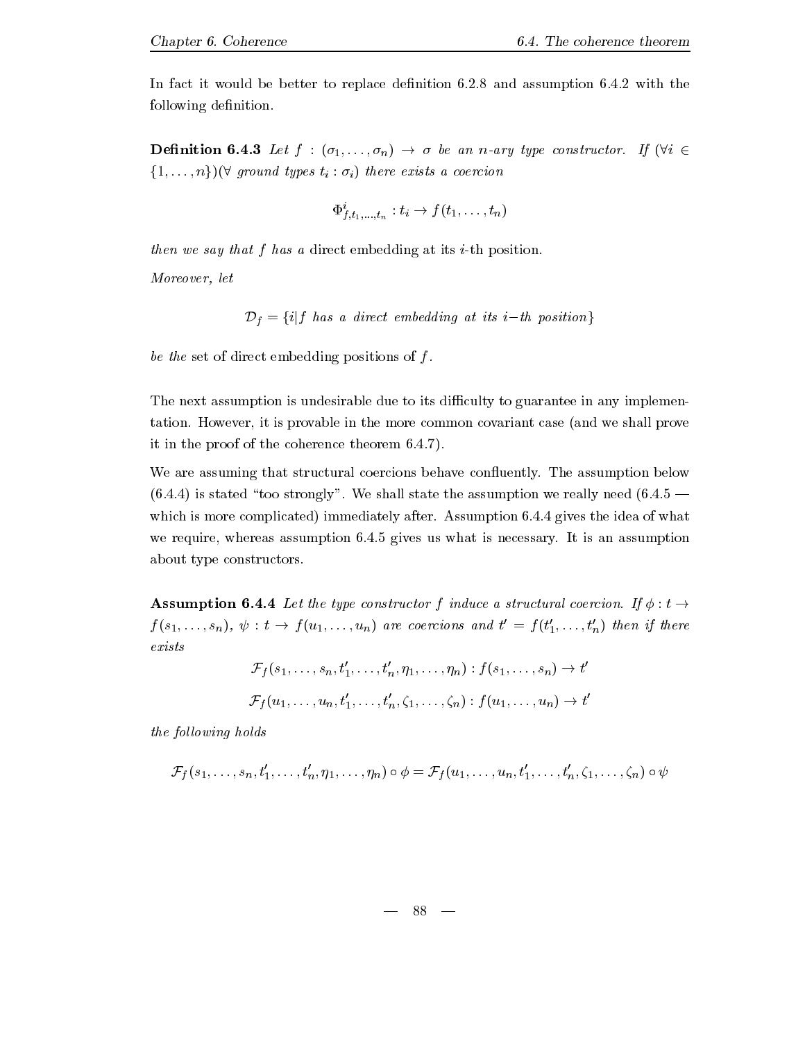In fact it would be better to replace definition 6.2.8 and assumption 6.4.2 with the following definition.

**Definition 6.4.3** *Let* $f : (\sigma_1, \ldots, \sigma_n) \to \sigma$ *be an* $n$*-ary type constructor. If* $(\forall i \in \{1, \ldots, n\})(\forall$ *ground types* $t_i : \sigma_i)$ *there exists a coercion*

$$\Phi^i_{f,t_1,\ldots,t_n} : t_i \to f(t_1, \ldots, t_n)$$

*then we say that* $f$ *has a* direct embedding at its $i$-th position.

*Moreover, let*

$$\mathcal{D}_f = \{i | f \textit{ has a direct embedding at its } i\text{-}th \textit{ position}\}$$

*be the* set of direct embedding positions of $f$.

The next assumption is undesirable due to its difficulty to guarantee in any implementation. However, it is provable in the more common covariant case (and we shall prove it in the proof of the coherence theorem 6.4.7).

We are assuming that structural coercions behave confluently. The assumption below (6.4.4) is stated "too strongly". We shall state the assumption we really need (6.4.5 — which is more complicated) immediately after. Assumption 6.4.4 gives the idea of what we require, whereas assumption 6.4.5 gives us what is necessary. It is an assumption about type constructors.

**Assumption 6.4.4** *Let the type constructor* $f$ *induce a structural coercion. If* $\phi : t \to f(s_1, \ldots, s_n)$, $\psi : t \to f(u_1, \ldots, u_n)$ *are coercions and* $t' = f(t'_1, \ldots, t'_n)$ *then if there exists*

$$\mathcal{F}_f(s_1, \ldots, s_n, t'_1, \ldots, t'_n, \eta_1, \ldots, \eta_n) : f(s_1, \ldots, s_n) \to t'$$

$$\mathcal{F}_f(u_1, \ldots, u_n, t'_1, \ldots, t'_n, \zeta_1, \ldots, \zeta_n) : f(u_1, \ldots, u_n) \to t'$$

*the following holds*

$$\mathcal{F}_f(s_1, \ldots, s_n, t'_1, \ldots, t'_n, \eta_1, \ldots, \eta_n) \circ \phi = \mathcal{F}_f(u_1, \ldots, u_n, t'_1, \ldots, t'_n, \zeta_1, \ldots, \zeta_n) \circ \psi$$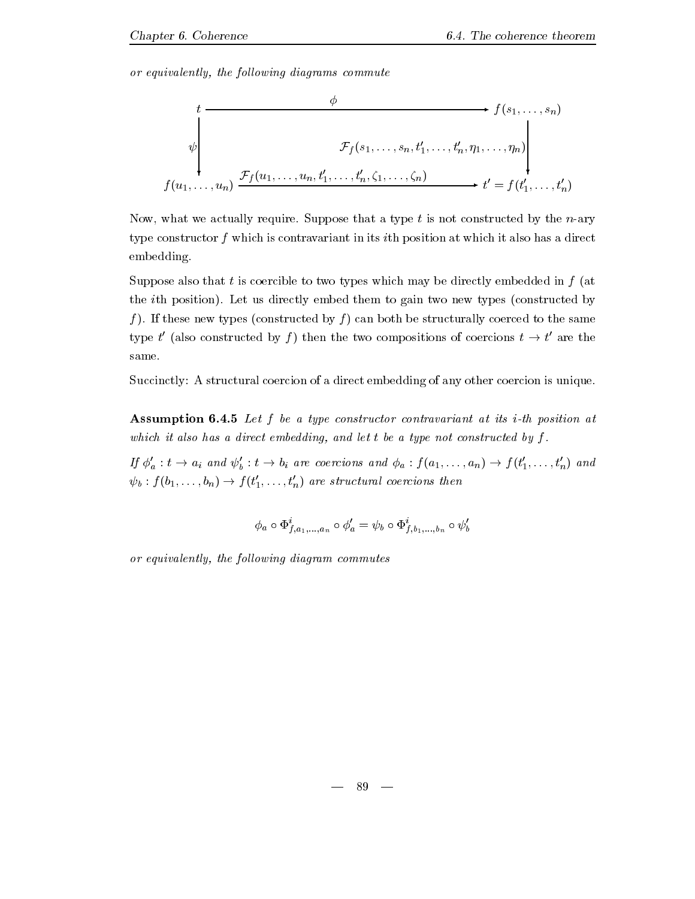*or equivalently, the following diagrams commute*

$$
\begin{array}{ccc}
t & \xrightarrow{\quad\quad\quad\quad\phi\quad\quad\quad\quad} & f(s_1,\ldots,s_n) \\
\Big\downarrow{\scriptstyle\psi} & & \Big\downarrow{\scriptstyle\mathcal{F}_f(s_1,\ldots,s_n,t'_1,\ldots,t'_n,\eta_1,\ldots,\eta_n)} \\
f(u_1,\ldots,u_n) & \xrightarrow{\mathcal{F}_f(u_1,\ldots,u_n,t'_1,\ldots,t'_n,\zeta_1,\ldots,\zeta_n)} & t' = f(t'_1,\ldots,t'_n)
\end{array}
$$

Now, what we actually require. Suppose that a type $t$ is not constructed by the $n$-ary type constructor $f$ which is contravariant in its $i$th position at which it also has a direct embedding.

Suppose also that $t$ is coercible to two types which may be directly embedded in $f$ (at the $i$th position). Let us directly embed them to gain two new types (constructed by $f$). If these new types (constructed by $f$) can both be structurally coerced to the same type $t'$ (also constructed by $f$) then the two compositions of coercions $t \to t'$ are the same.

Succinctly: A structural coercion of a direct embedding of any other coercion is unique.

**Assumption 6.4.5** *Let $f$ be a type constructor contravariant at its $i$-th position at which it also has a direct embedding, and let $t$ be a type not constructed by $f$.*

*If $\phi'_a : t \to a_i$ and $\psi'_b : t \to b_i$ are coercions and $\phi_a : f(a_1,\ldots,a_n) \to f(t'_1,\ldots,t'_n)$ and $\psi_b : f(b_1,\ldots,b_n) \to f(t'_1,\ldots,t'_n)$ are structural coercions then*

$$\phi_a \circ \Phi^i_{f,a_1,\ldots,a_n} \circ \phi'_a = \psi_b \circ \Phi^i_{f,b_1,\ldots,b_n} \circ \psi'_b$$

*or equivalently, the following diagram commutes*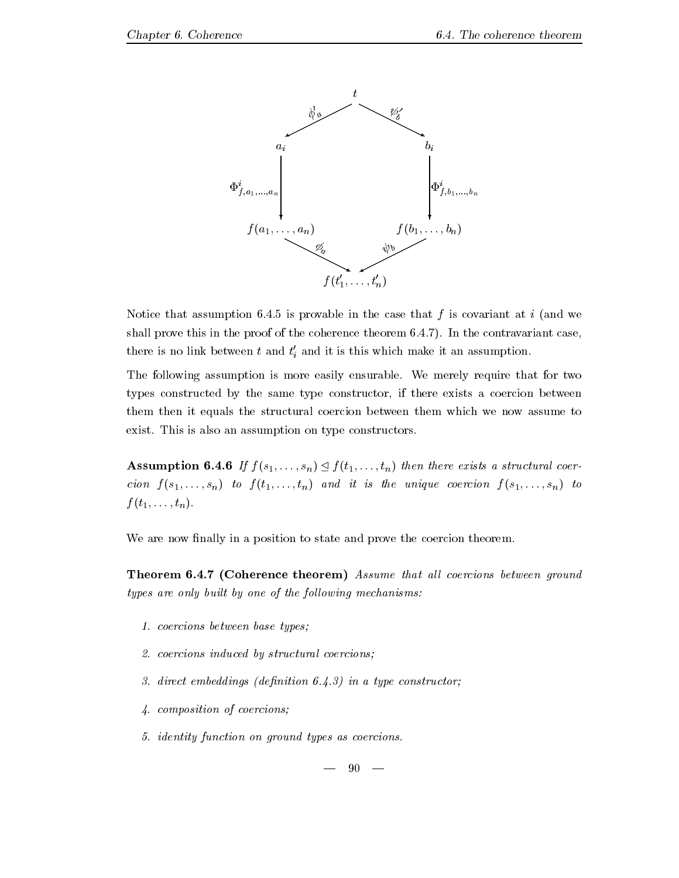$$
\begin{array}{ccccc}
 & & t & & \\
 & \swarrow^{\psi'_a} & & \searrow^{\psi'_b} & \\
a_i & & & & b_i \\
\downarrow \Phi^i_{f,a_1,\ldots,a_n} & & & & \downarrow \Phi^i_{f,b_1,\ldots,b_n} \\
f(a_1,\ldots,a_n) & & & & f(b_1,\ldots,b_n) \\
 & \searrow_{\psi_a} & & \swarrow_{\psi_b} & \\
 & & f(t'_1,\ldots,t'_n) & &
\end{array}
$$

Notice that assumption 6.4.5 is provable in the case that $f$ is covariant at $i$ (and we shall prove this in the proof of the coherence theorem 6.4.7). In the contravariant case, there is no link between $t$ and $t'_i$ and it is this which make it an assumption.

The following assumption is more easily ensurable. We merely require that for two types constructed by the same type constructor, if there exists a coercion between them then it equals the structural coercion between them which we now assume to exist. This is also an assumption on type constructors.

**Assumption 6.4.6** *If $f(s_1,\ldots,s_n) \trianglelefteq f(t_1,\ldots,t_n)$ then there exists a structural coercion $f(s_1,\ldots,s_n)$ to $f(t_1,\ldots,t_n)$ and it is the unique coercion $f(s_1,\ldots,s_n)$ to $f(t_1,\ldots,t_n)$.*

We are now finally in a position to state and prove the coercion theorem.

**Theorem 6.4.7 (Coherence theorem)** *Assume that all coercions between ground types are only built by one of the following mechanisms:*

1. *coercions between base types;*
2. *coercions induced by structural coercions;*
3. *direct embeddings (definition 6.4.3) in a type constructor;*
4. *composition of coercions;*
5. *identity function on ground types as coercions.*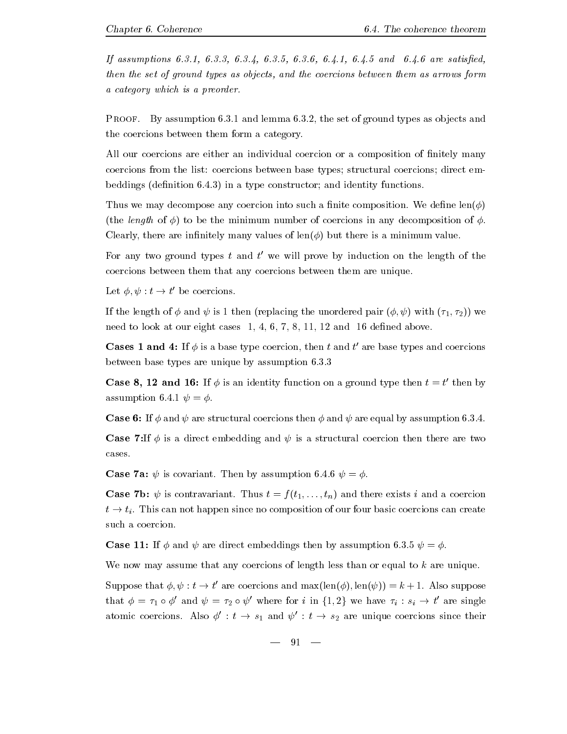*If assumptions 6.3.1, 6.3.3, 6.3.4, 6.3.5, 6.3.6, 6.4.1, 6.4.5 and 6.4.6 are satisfied, then the set of ground types as objects, and the coercions between them as arrows form a category which is a preorder.*

Proof. By assumption 6.3.1 and lemma 6.3.2, the set of ground types as objects and the coercions between them form a category.

All our coercions are either an individual coercion or a composition of finitely many coercions from the list: coercions between base types; structural coercions; direct embeddings (definition 6.4.3) in a type constructor; and identity functions.

Thus we may decompose any coercion into such a finite composition. We define $\text{len}(\phi)$ (the *length* of $\phi$) to be the minimum number of coercions in any decomposition of $\phi$. Clearly, there are infinitely many values of $\text{len}(\phi)$ but there is a minimum value.

For any two ground types $t$ and $t'$ we will prove by induction on the length of the coercions between them that any coercions between them are unique.

Let $\phi, \psi : t \to t'$ be coercions.

If the length of $\phi$ and $\psi$ is 1 then (replacing the unordered pair $(\phi, \psi)$ with $(\tau_1, \tau_2)$) we need to look at our eight cases 1, 4, 6, 7, 8, 11, 12 and 16 defined above.

**Cases 1 and 4:** If $\phi$ is a base type coercion, then $t$ and $t'$ are base types and coercions between base types are unique by assumption 6.3.3

**Case 8, 12 and 16:** If $\phi$ is an identity function on a ground type then $t = t'$ then by assumption 6.4.1 $\psi = \phi$.

**Case 6:** If $\phi$ and $\psi$ are structural coercions then $\phi$ and $\psi$ are equal by assumption 6.3.4.

**Case 7:** If $\phi$ is a direct embedding and $\psi$ is a structural coercion then there are two cases.

**Case 7a:** $\psi$ is covariant. Then by assumption 6.4.6 $\psi = \phi$.

**Case 7b:** $\psi$ is contravariant. Thus $t = f(t_1, \ldots, t_n)$ and there exists $i$ and a coercion $t \to t_i$. This can not happen since no composition of our four basic coercions can create such a coercion.

**Case 11:** If $\phi$ and $\psi$ are direct embeddings then by assumption 6.3.5 $\psi = \phi$.

We now may assume that any coercions of length less than or equal to $k$ are unique.

Suppose that $\phi, \psi : t \to t'$ are coercions and $\max(\text{len}(\phi), \text{len}(\psi)) = k + 1$. Also suppose that $\phi = \tau_1 \circ \phi'$ and $\psi = \tau_2 \circ \psi'$ where for $i$ in $\{1, 2\}$ we have $\tau_i : s_i \to t'$ are single atomic coercions. Also $\phi' : t \to s_1$ and $\psi' : t \to s_2$ are unique coercions since their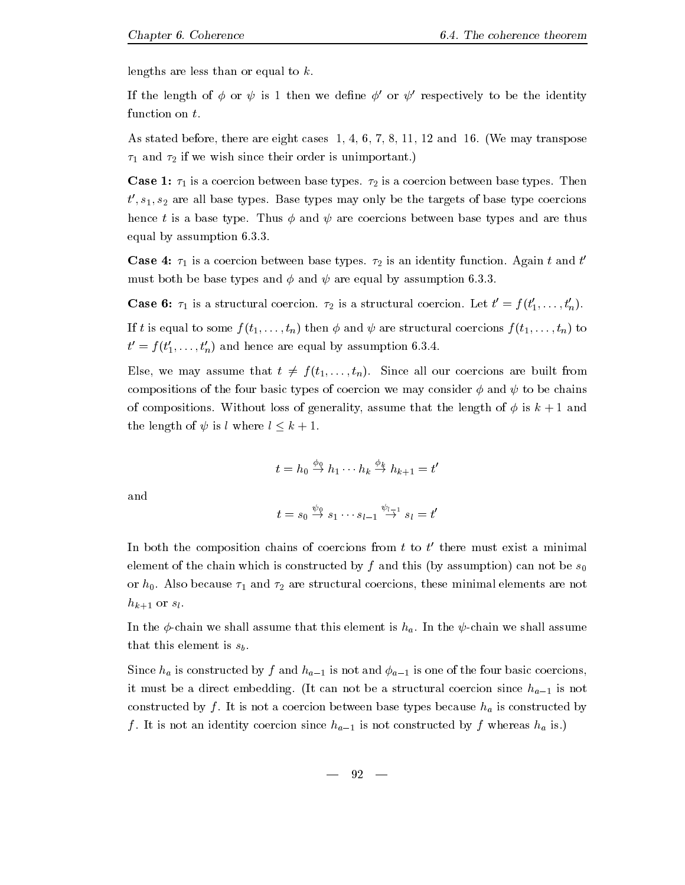lengths are less than or equal to $k$.

If the length of $\phi$ or $\psi$ is 1 then we define $\phi'$ or $\psi'$ respectively to be the identity function on $t$.

As stated before, there are eight cases 1, 4, 6, 7, 8, 11, 12 and 16. (We may transpose $\tau_1$ and $\tau_2$ if we wish since their order is unimportant.)

**Case 1:** $\tau_1$ is a coercion between base types. $\tau_2$ is a coercion between base types. Then $t', s_1, s_2$ are all base types. Base types may only be the targets of base type coercions hence $t$ is a base type. Thus $\phi$ and $\psi$ are coercions between base types and are thus equal by assumption 6.3.3.

**Case 4:** $\tau_1$ is a coercion between base types. $\tau_2$ is an identity function. Again $t$ and $t'$ must both be base types and $\phi$ and $\psi$ are equal by assumption 6.3.3.

**Case 6:** $\tau_1$ is a structural coercion. $\tau_2$ is a structural coercion. Let $t' = f(t'_1, \ldots, t'_n)$.

If $t$ is equal to some $f(t_1, \ldots, t_n)$ then $\phi$ and $\psi$ are structural coercions $f(t_1, \ldots, t_n)$ to $t' = f(t'_1, \ldots, t'_n)$ and hence are equal by assumption 6.3.4.

Else, we may assume that $t \neq f(t_1, \ldots, t_n)$. Since all our coercions are built from compositions of the four basic types of coercion we may consider $\phi$ and $\psi$ to be chains of compositions. Without loss of generality, assume that the length of $\phi$ is $k+1$ and the length of $\psi$ is $l$ where $l \leq k+1$.

$$t = h_0 \stackrel{\phi_0}{\rightarrow} h_1 \cdots h_k \stackrel{\phi_k}{\rightarrow} h_{k+1} = t'$$

and

$$t = s_0 \stackrel{\psi_0}{\rightarrow} s_1 \cdots s_{l-1} \stackrel{\psi_{l-1}}{\rightarrow} s_l = t'$$

In both the composition chains of coercions from $t$ to $t'$ there must exist a minimal element of the chain which is constructed by $f$ and this (by assumption) can not be $s_0$ or $h_0$. Also because $\tau_1$ and $\tau_2$ are structural coercions, these minimal elements are not $h_{k+1}$ or $s_l$.

In the $\phi$-chain we shall assume that this element is $h_a$. In the $\psi$-chain we shall assume that this element is $s_b$.

Since $h_a$ is constructed by $f$ and $h_{a-1}$ is not and $\phi_{a-1}$ is one of the four basic coercions, it must be a direct embedding. (It can not be a structural coercion since $h_{a-1}$ is not constructed by $f$. It is not a coercion between base types because $h_a$ is constructed by $f$. It is not an identity coercion since $h_{a-1}$ is not constructed by $f$ whereas $h_a$ is.)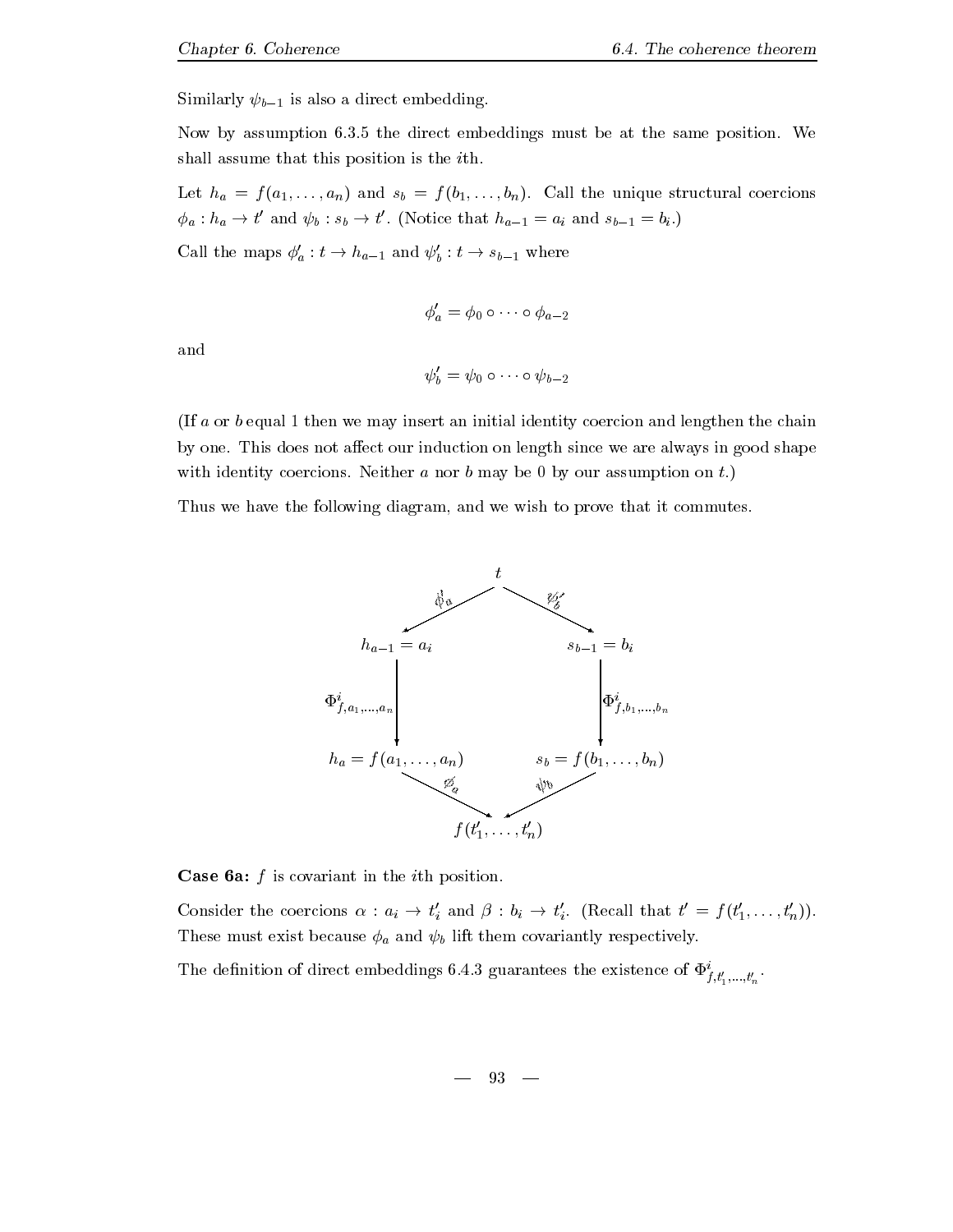Similarly $\psi_{b-1}$ is also a direct embedding.

Now by assumption 6.3.5 the direct embeddings must be at the same position. We shall assume that this position is the $i$th.

Let $h_a = f(a_1, \ldots, a_n)$ and $s_b = f(b_1, \ldots, b_n)$. Call the unique structural coercions $\phi_a : h_a \to t'$ and $\psi_b : s_b \to t'$. (Notice that $h_{a-1} = a_i$ and $s_{b-1} = b_i$.)

Call the maps $\phi'_a : t \to h_{a-1}$ and $\psi'_b : t \to s_{b-1}$ where

$$\phi'_a = \phi_0 \circ \cdots \circ \phi_{a-2}$$

and

$$\psi'_b = \psi_0 \circ \cdots \circ \psi_{b-2}$$

(If $a$ or $b$ equal 1 then we may insert an initial identity coercion and lengthen the chain by one. This does not affect our induction on length since we are always in good shape with identity coercions. Neither $a$ nor $b$ may be 0 by our assumption on $t$.)

Thus we have the following diagram, and we wish to prove that it commutes.

$$\begin{array}{ccccc}
 & & t & & \\
 & \swarrow^{\phi'_a} & & \searrow^{\psi'_b} & \\
h_{a-1} = a_i & & & & s_{b-1} = b_i \\
\downarrow \Phi^i_{f,a_1,\ldots,a_n} & & & & \downarrow \Phi^i_{f,b_1,\ldots,b_n} \\
h_a = f(a_1, \ldots, a_n) & & & & s_b = f(b_1, \ldots, b_n) \\
 & \searrow_{\phi_a} & & \swarrow_{\psi_b} & \\
 & & f(t'_1, \ldots, t'_n) & &
\end{array}$$

**Case 6a:** $f$ is covariant in the $i$th position.

Consider the coercions $\alpha : a_i \to t'_i$ and $\beta : b_i \to t'_i$. (Recall that $t' = f(t'_1, \ldots, t'_n)$). These must exist because $\phi_a$ and $\psi_b$ lift them covariantly respectively.

The definition of direct embeddings 6.4.3 guarantees the existence of $\Phi^i_{f,t'_1,\ldots,t'_n}$.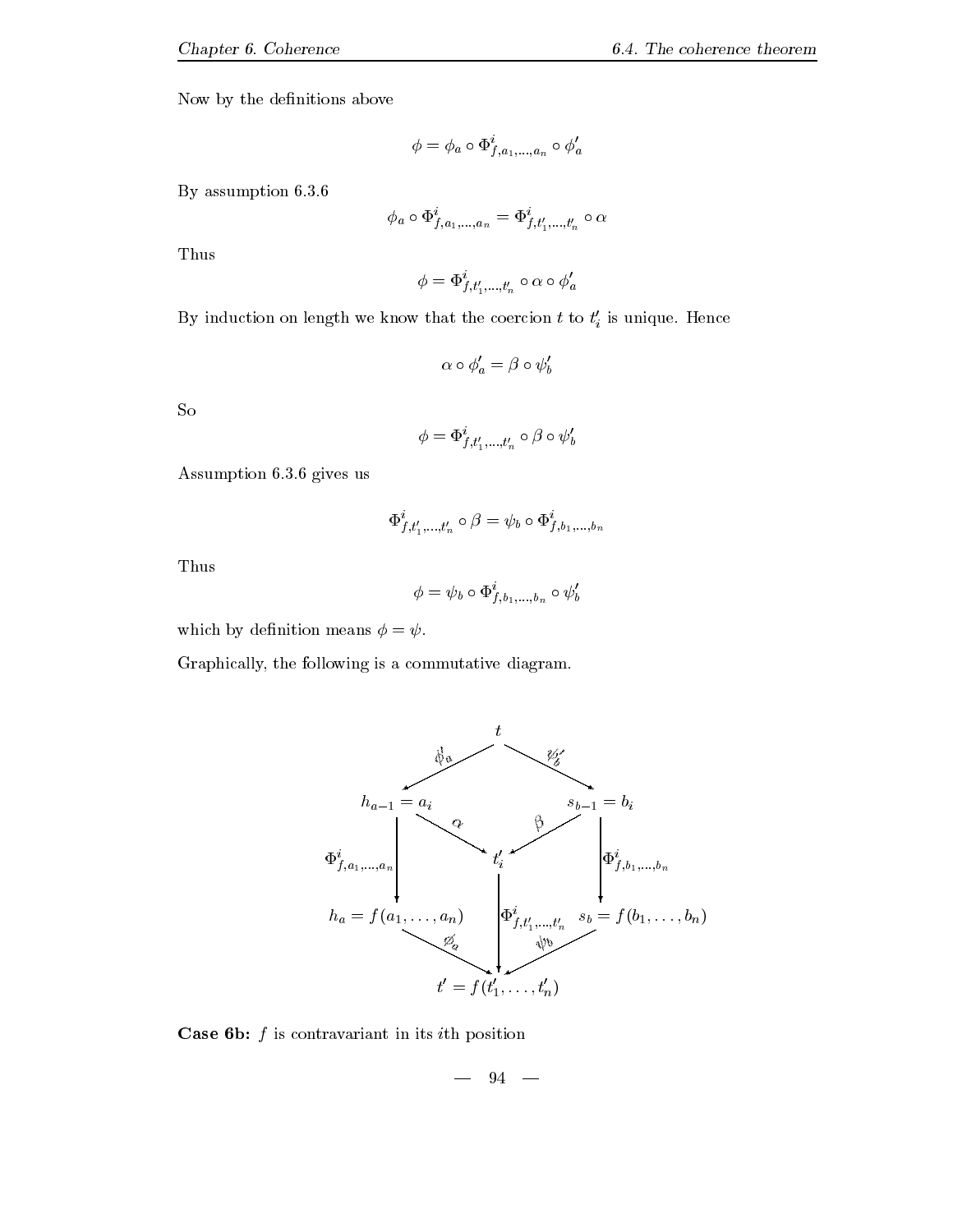Now by the definitions above

$$\phi = \phi_a \circ \Phi^i_{f,a_1,\ldots,a_n} \circ \phi'_a$$

By assumption 6.3.6

$$\phi_a \circ \Phi^i_{f,a_1,\ldots,a_n} = \Phi^i_{f,t'_1,\ldots,t'_n} \circ \alpha$$

Thus

$$\phi = \Phi^i_{f,t'_1,\ldots,t'_n} \circ \alpha \circ \phi'_a$$

By induction on length we know that the coercion $t$ to $t'_i$ is unique. Hence

$$\alpha \circ \phi'_a = \beta \circ \psi'_b$$

So

$$\phi = \Phi^i_{f,t'_1,\ldots,t'_n} \circ \beta \circ \psi'_b$$

Assumption 6.3.6 gives us

$$\Phi^i_{f,t'_1,\ldots,t'_n} \circ \beta = \psi_b \circ \Phi^i_{f,b_1,\ldots,b_n}$$

Thus

$$\phi = \psi_b \circ \Phi^i_{f,b_1,\ldots,b_n} \circ \psi'_b$$

which by definition means $\phi = \psi$.

Graphically, the following is a commutative diagram.

$$
\begin{array}{ccccc}
 & & t & & \\
 & {}^{\phi'_a}\swarrow & & \searrow^{\psi'_b} & \\
h_{a-1} = a_i & & & & s_{b-1} = b_i \\
 & {}_{\alpha}\searrow & & \swarrow_{\beta} & \\
\Big\downarrow \Phi^i_{f,a_1,\ldots,a_n} & & t'_i & & \Big\downarrow \Phi^i_{f,b_1,\ldots,b_n} \\
 & & \Big\downarrow \Phi^i_{f,t'_1,\ldots,t'_n} & & \\
h_a = f(a_1,\ldots,a_n) & & & & s_b = f(b_1,\ldots,b_n) \\
 & {}_{\phi_a}\searrow & & \swarrow_{\psi_b} & \\
 & & t' = f(t'_1,\ldots,t'_n) & &
\end{array}
$$

**Case 6b:** $f$ is contravariant in its $i$th position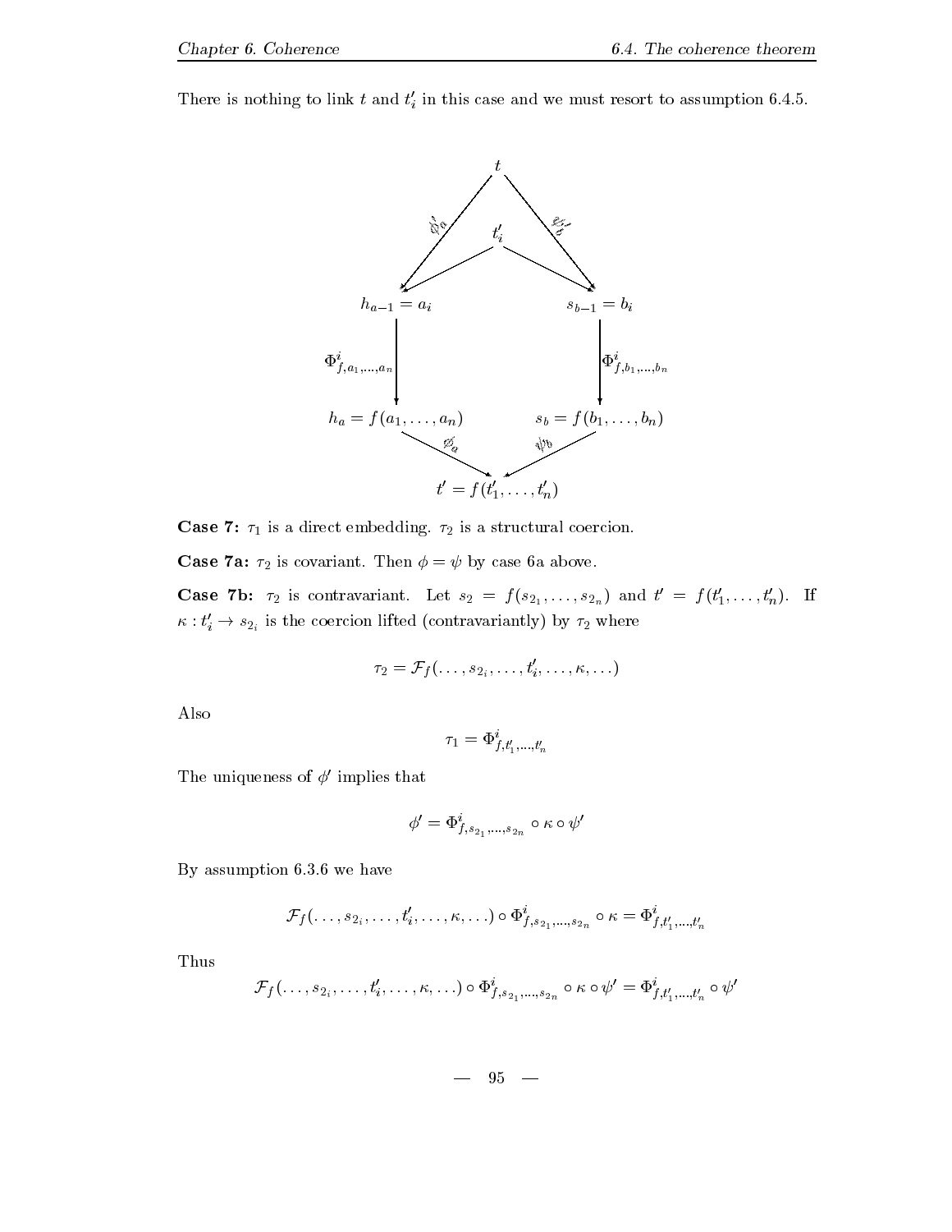There is nothing to link $t$ and $t'_i$ in this case and we must resort to assumption 6.4.5.

$$
\begin{array}{ccccc}
 & & t & & \\
 & \swarrow^{\phi'_a} & t'_i & ^{\psi'_b}\searrow & \\
h_{a-1} = a_i & \swarrow & & \searrow & s_{b-1} = b_i \\
\downarrow \Phi^i_{f,a_1,\ldots,a_n} & & & & \downarrow \Phi^i_{f,b_1,\ldots,b_n} \\
h_a = f(a_1, \ldots, a_n) & & & & s_b = f(b_1, \ldots, b_n) \\
 & \searrow^{\phi_a} & & \swarrow^{\psi_b} & \\
 & & t' = f(t'_1, \ldots, t'_n) & &
\end{array}
$$

**Case 7:** $\tau_1$ is a direct embedding. $\tau_2$ is a structural coercion.

**Case 7a:** $\tau_2$ is covariant. Then $\phi = \psi$ by case 6a above.

**Case 7b:** $\tau_2$ is contravariant. Let $s_2 = f(s_{2_1}, \ldots, s_{2_n})$ and $t' = f(t'_1, \ldots, t'_n)$. If $\kappa : t'_i \to s_{2_i}$ is the coercion lifted (contravariantly) by $\tau_2$ where

$$\tau_2 = \mathcal{F}_f(\ldots, s_{2_i}, \ldots, t'_i, \ldots, \kappa, \ldots)$$

Also

$$\tau_1 = \Phi^i_{f,t'_1,\ldots,t'_n}$$

The uniqueness of $\phi'$ implies that

$$\phi' = \Phi^i_{f,s_{2_1},\ldots,s_{2_n}} \circ \kappa \circ \psi'$$

By assumption 6.3.6 we have

$$\mathcal{F}_f(\ldots, s_{2_i}, \ldots, t'_i, \ldots, \kappa, \ldots) \circ \Phi^i_{f,s_{2_1},\ldots,s_{2_n}} \circ \kappa = \Phi^i_{f,t'_1,\ldots,t'_n}$$

Thus

$$\mathcal{F}_f(\ldots, s_{2_i}, \ldots, t'_i, \ldots, \kappa, \ldots) \circ \Phi^i_{f,s_{2_1},\ldots,s_{2_n}} \circ \kappa \circ \psi' = \Phi^i_{f,t'_1,\ldots,t'_n} \circ \psi'$$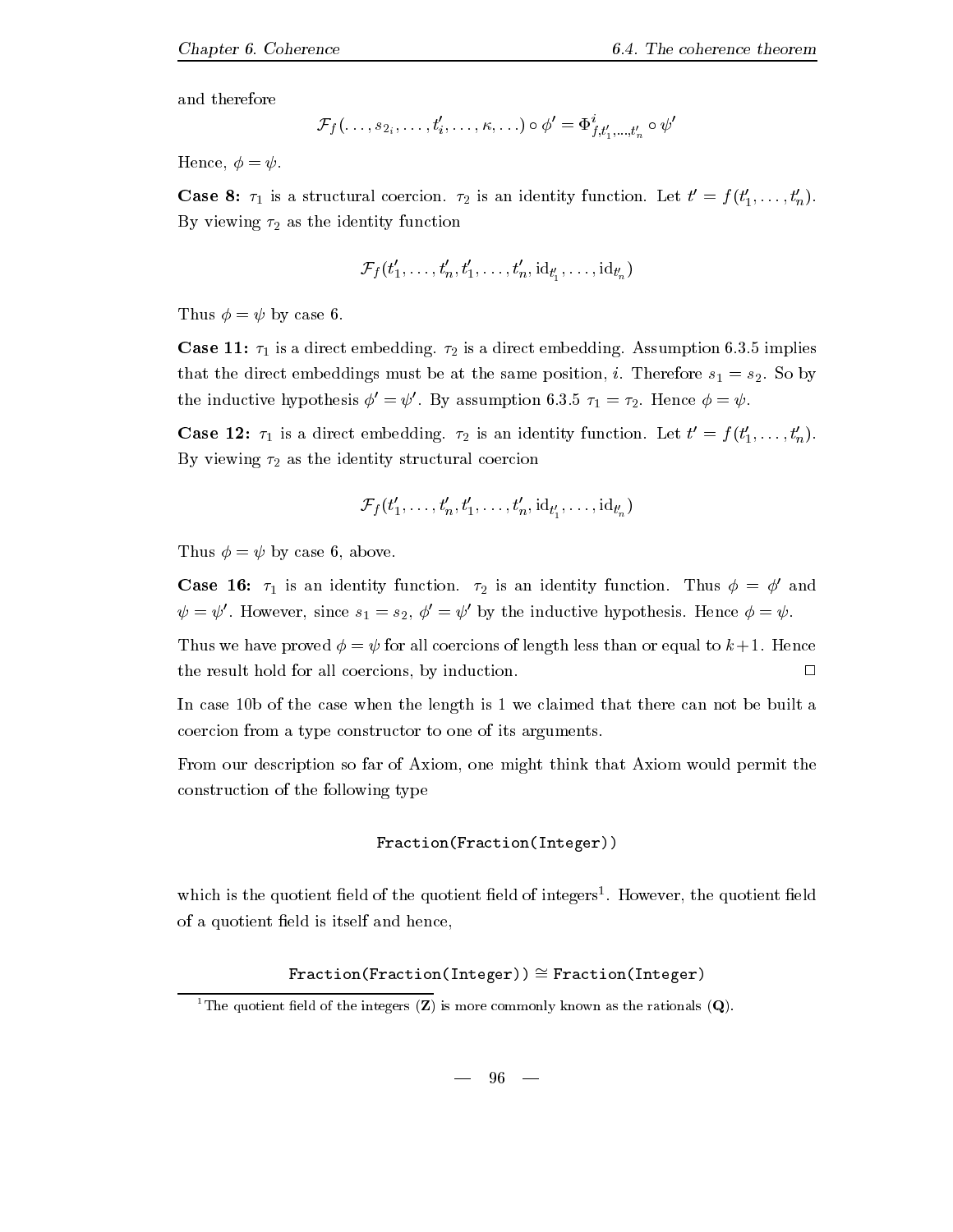and therefore

$$\mathcal{F}_f(\ldots, s_{2_i}, \ldots, t'_i, \ldots, \kappa, \ldots) \circ \phi' = \Phi^i_{f,t'_1,\ldots,t'_n} \circ \psi'$$

Hence, $\phi = \psi$.

**Case 8:** $\tau_1$ is a structural coercion. $\tau_2$ is an identity function. Let $t' = f(t'_1, \ldots, t'_n)$. By viewing $\tau_2$ as the identity function

$$\mathcal{F}_f(t'_1, \ldots, t'_n, t'_1, \ldots, t'_n, \mathrm{id}_{t'_1}, \ldots, \mathrm{id}_{t'_n})$$

Thus $\phi = \psi$ by case 6.

**Case 11:** $\tau_1$ is a direct embedding. $\tau_2$ is a direct embedding. Assumption 6.3.5 implies that the direct embeddings must be at the same position, $i$. Therefore $s_1 = s_2$. So by the inductive hypothesis $\phi' = \psi'$. By assumption 6.3.5 $\tau_1 = \tau_2$. Hence $\phi = \psi$.

**Case 12:** $\tau_1$ is a direct embedding. $\tau_2$ is an identity function. Let $t' = f(t'_1, \ldots, t'_n)$. By viewing $\tau_2$ as the identity structural coercion

$$\mathcal{F}_f(t'_1, \ldots, t'_n, t'_1, \ldots, t'_n, \mathrm{id}_{t'_1}, \ldots, \mathrm{id}_{t'_n})$$

Thus $\phi = \psi$ by case 6, above.

**Case 16:** $\tau_1$ is an identity function. $\tau_2$ is an identity function. Thus $\phi = \phi'$ and $\psi = \psi'$. However, since $s_1 = s_2$, $\phi' = \psi'$ by the inductive hypothesis. Hence $\phi = \psi$.

Thus we have proved $\phi = \psi$ for all coercions of length less than or equal to $k+1$. Hence the result hold for all coercions, by induction. □

In case 10b of the case when the length is 1 we claimed that there can not be built a coercion from a type constructor to one of its arguments.

From our description so far of Axiom, one might think that Axiom would permit the construction of the following type

```
Fraction(Fraction(Integer))
```

which is the quotient field of the quotient field of integers[1]. However, the quotient field of a quotient field is itself and hence,

$$\texttt{Fraction(Fraction(Integer))} \cong \texttt{Fraction(Integer)}$$

[1] The quotient field of the integers ($\mathbf{Z}$) is more commonly known as the rationals ($\mathbf{Q}$).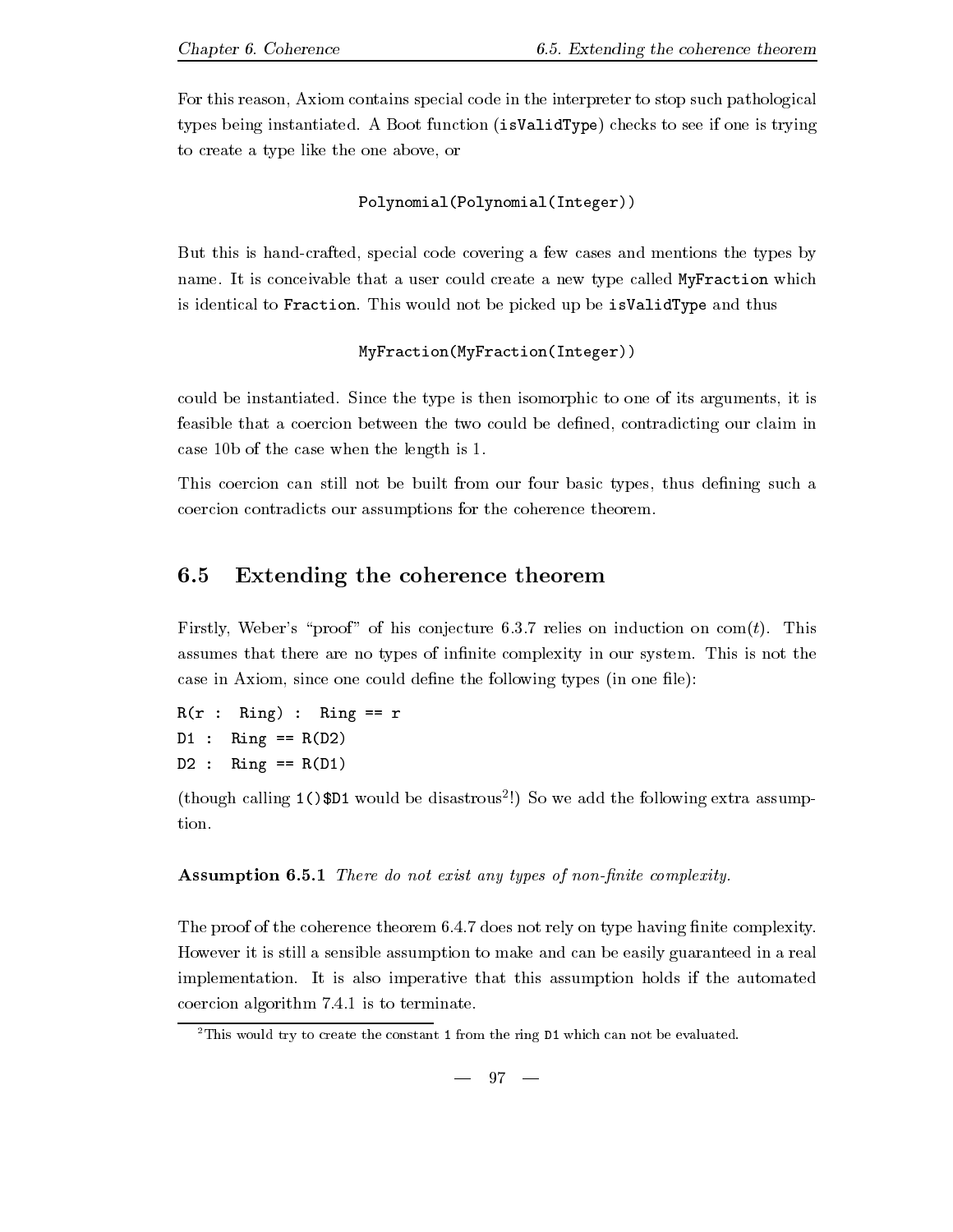For this reason, Axiom contains special code in the interpreter to stop such pathological types being instantiated. A Boot function (`isValidType`) checks to see if one is trying to create a type like the one above, or

```
Polynomial(Polynomial(Integer))
```

But this is hand-crafted, special code covering a few cases and mentions the types by name. It is conceivable that a user could create a new type called `MyFraction` which is identical to `Fraction`. This would not be picked up be `isValidType` and thus

```
MyFraction(MyFraction(Integer))
```

could be instantiated. Since the type is then isomorphic to one of its arguments, it is feasible that a coercion between the two could be defined, contradicting our claim in case 10b of the case when the length is 1.

This coercion can still not be built from our four basic types, thus defining such a coercion contradicts our assumptions for the coherence theorem.

## 6.5 Extending the coherence theorem

Firstly, Weber's "proof" of his conjecture 6.3.7 relies on induction on $\mathrm{com}(t)$. This assumes that there are no types of infinite complexity in our system. This is not the case in Axiom, since one could define the following types (in one file):

```
R(r : Ring) : Ring == r
D1 : Ring == R(D2)
D2 : Ring == R(D1)
```

(though calling `1()$D1` would be disastrous[2]!) So we add the following extra assumption.

**Assumption 6.5.1** *There do not exist any types of non-finite complexity.*

The proof of the coherence theorem 6.4.7 does not rely on type having finite complexity. However it is still a sensible assumption to make and can be easily guaranteed in a real implementation. It is also imperative that this assumption holds if the automated coercion algorithm 7.4.1 is to terminate.

[2] This would try to create the constant `1` from the ring `D1` which can not be evaluated.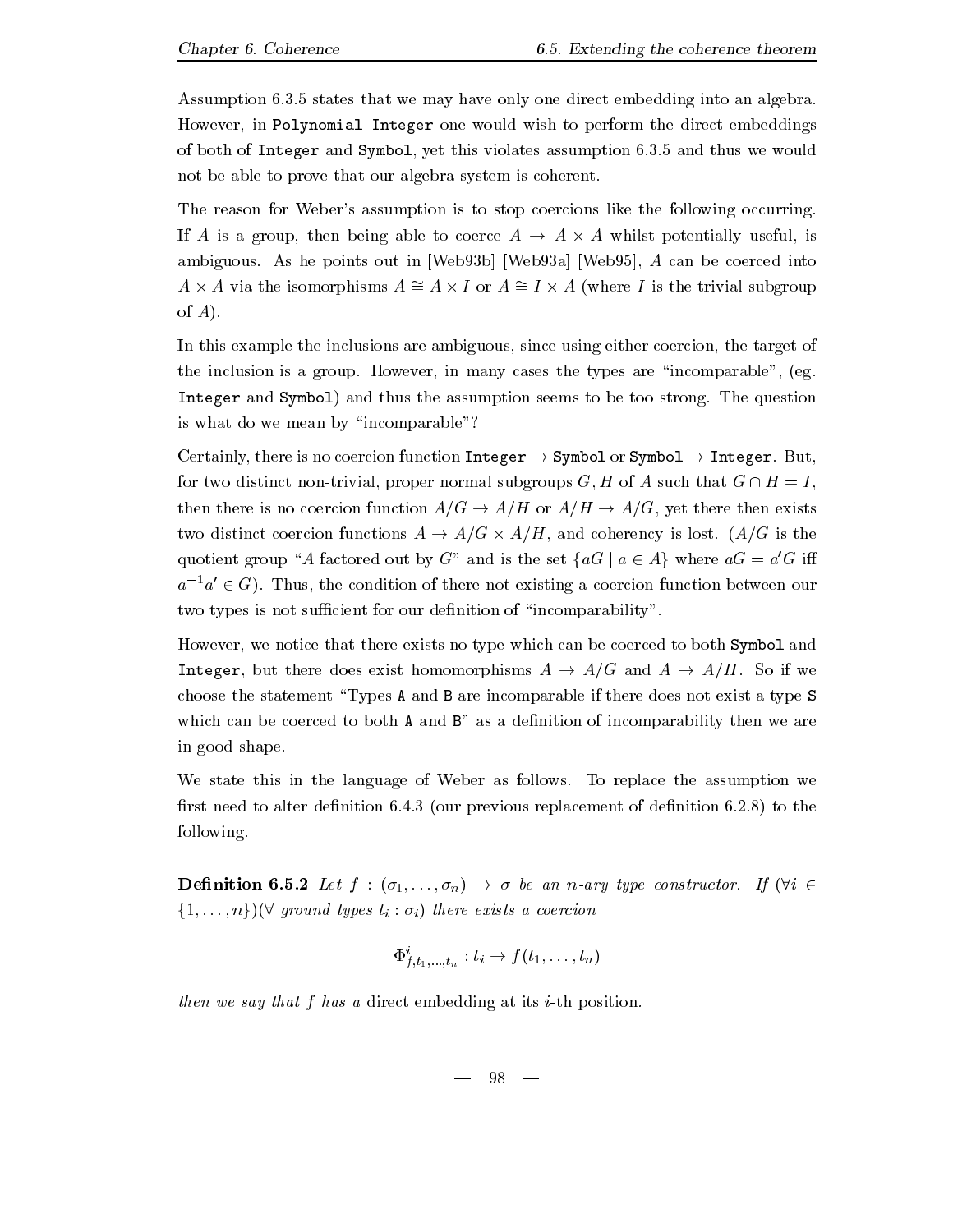Assumption 6.3.5 states that we may have only one direct embedding into an algebra. However, in `Polynomial Integer` one would wish to perform the direct embeddings of both of `Integer` and `Symbol`, yet this violates assumption 6.3.5 and thus we would not be able to prove that our algebra system is coherent.

The reason for Weber's assumption is to stop coercions like the following occurring. If $A$ is a group, then being able to coerce $A \to A \times A$ whilst potentially useful, is ambiguous. As he points out in [Web93b] [Web93a] [Web95], $A$ can be coerced into $A \times A$ via the isomorphisms $A \cong A \times I$ or $A \cong I \times A$ (where $I$ is the trivial subgroup of $A$).

In this example the inclusions are ambiguous, since using either coercion, the target of the inclusion is a group. However, in many cases the types are "incomparable", (eg. `Integer` and `Symbol`) and thus the assumption seems to be too strong. The question is what do we mean by "incomparable"?

Certainly, there is no coercion function `Integer` $\to$ `Symbol` or `Symbol` $\to$ `Integer`. But, for two distinct non-trivial, proper normal subgroups $G, H$ of $A$ such that $G \cap H = I$, then there is no coercion function $A/G \to A/H$ or $A/H \to A/G$, yet there then exists two distinct coercion functions $A \to A/G \times A/H$, and coherency is lost. ($A/G$ is the quotient group "$A$ factored out by $G$" and is the set $\{aG \mid a \in A\}$ where $aG = a'G$ iff $a^{-1}a' \in G$). Thus, the condition of there not existing a coercion function between our two types is not sufficient for our definition of "incomparability".

However, we notice that there exists no type which can be coerced to both `Symbol` and `Integer`, but there does exist homomorphisms $A \to A/G$ and $A \to A/H$. So if we choose the statement "Types `A` and `B` are incomparable if there does not exist a type `S` which can be coerced to both `A` and `B`" as a definition of incomparability then we are in good shape.

We state this in the language of Weber as follows. To replace the assumption we first need to alter definition 6.4.3 (our previous replacement of definition 6.2.8) to the following.

**Definition 6.5.2** *Let $f : (\sigma_1, \ldots, \sigma_n) \to \sigma$ be an $n$-ary type constructor. If $(\forall i \in \{1, \ldots, n\})(\forall$ ground types $t_i : \sigma_i)$ there exists a coercion*

$$\Phi^i_{f,t_1,\ldots,t_n} : t_i \to f(t_1, \ldots, t_n)$$

*then we say that $f$ has a* direct embedding *at its $i$-th position.*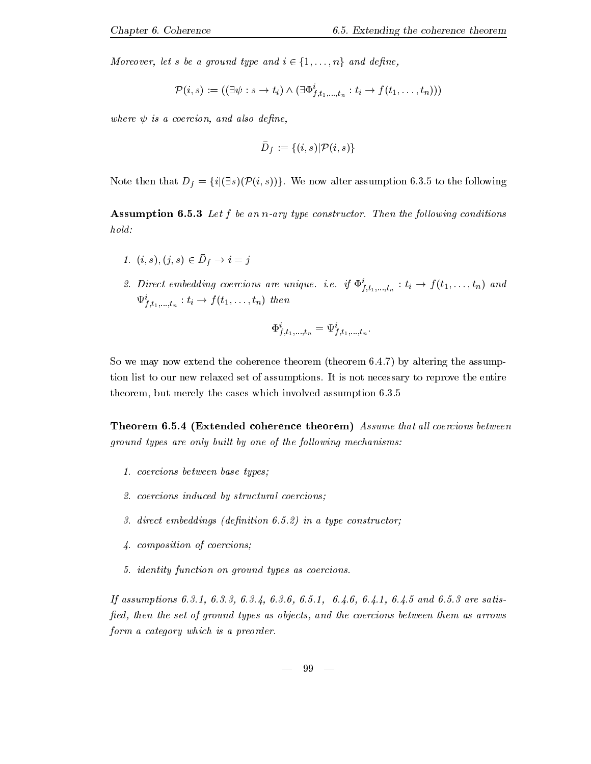*Moreover, let $s$ be a ground type and $i \in \{1, \ldots, n\}$ and define,*

$$\mathcal{P}(i, s) := ((\exists \psi : s \to t_i) \wedge (\exists \Phi^i_{f,t_1,\ldots,t_n} : t_i \to f(t_1, \ldots, t_n)))$$

*where $\psi$ is a coercion, and also define,*

$$\bar{D}_f := \{(i, s) | \mathcal{P}(i, s)\}$$

Note then that $D_f = \{i | (\exists s)(\mathcal{P}(i, s))\}$. We now alter assumption 6.3.5 to the following

**Assumption 6.5.3** *Let $f$ be an $n$-ary type constructor. Then the following conditions hold:*

1. $(i, s), (j, s) \in \bar{D}_f \to i = j$
2. *Direct embedding coercions are unique. i.e. if $\Phi^i_{f,t_1,\ldots,t_n} : t_i \to f(t_1, \ldots, t_n)$ and $\Psi^i_{f,t_1,\ldots,t_n} : t_i \to f(t_1, \ldots, t_n)$ then*

$$\Phi^i_{f,t_1,\ldots,t_n} = \Psi^i_{f,t_1,\ldots,t_n}.$$

So we may now extend the coherence theorem (theorem 6.4.7) by altering the assumption list to our new relaxed set of assumptions. It is not necessary to reprove the entire theorem, but merely the cases which involved assumption 6.3.5

**Theorem 6.5.4 (Extended coherence theorem)** *Assume that all coercions between ground types are only built by one of the following mechanisms:*

1. *coercions between base types;*
2. *coercions induced by structural coercions;*
3. *direct embeddings (definition 6.5.2) in a type constructor;*
4. *composition of coercions;*
5. *identity function on ground types as coercions.*

*If assumptions 6.3.1, 6.3.3, 6.3.4, 6.3.6, 6.5.1, 6.4.6, 6.4.1, 6.4.5 and 6.5.3 are satisfied, then the set of ground types as objects, and the coercions between them as arrows form a category which is a preorder.*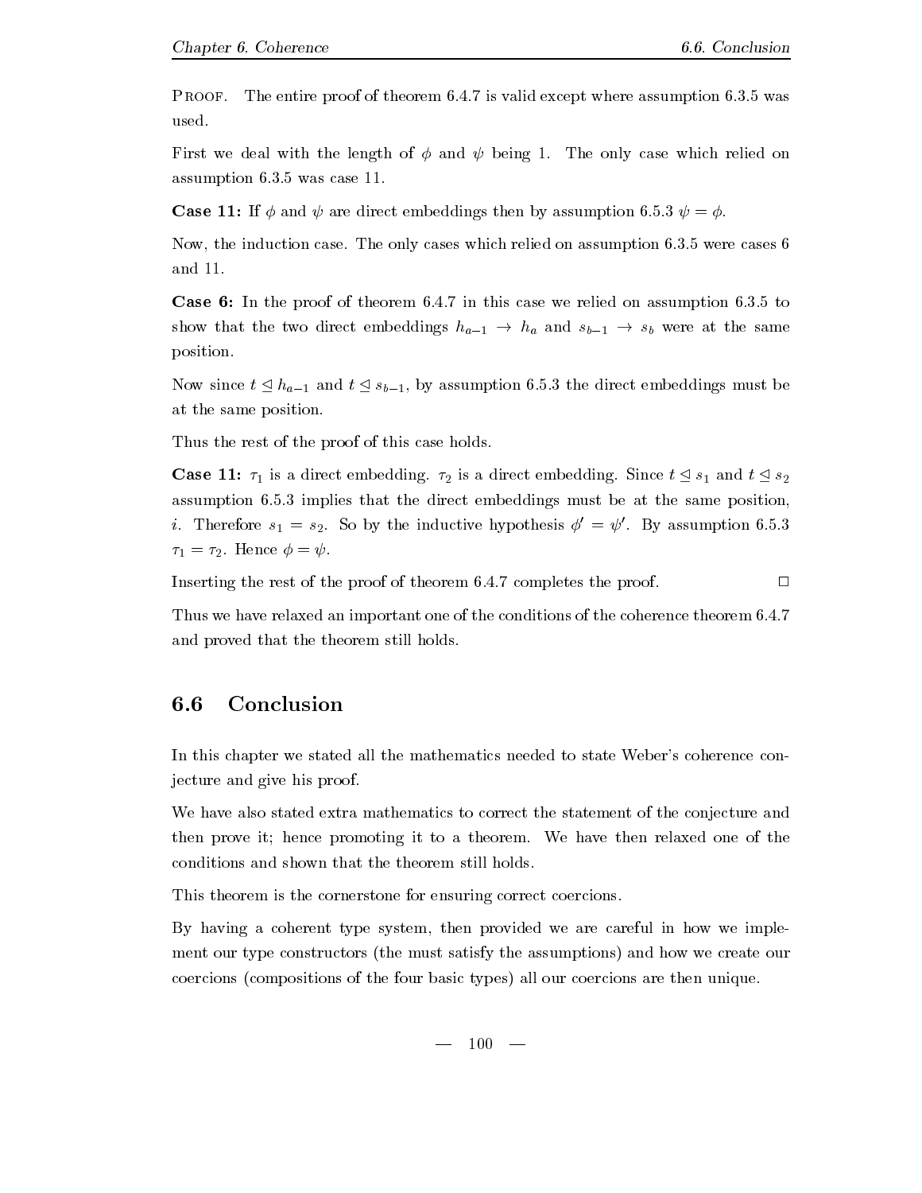Proof. The entire proof of theorem 6.4.7 is valid except where assumption 6.3.5 was used.

First we deal with the length of $\phi$ and $\psi$ being 1. The only case which relied on assumption 6.3.5 was case 11.

**Case 11:** If $\phi$ and $\psi$ are direct embeddings then by assumption 6.5.3 $\psi = \phi$.

Now, the induction case. The only cases which relied on assumption 6.3.5 were cases 6 and 11.

**Case 6:** In the proof of theorem 6.4.7 in this case we relied on assumption 6.3.5 to show that the two direct embeddings $h_{a-1} \to h_a$ and $s_{b-1} \to s_b$ were at the same position.

Now since $t \trianglelefteq h_{a-1}$ and $t \trianglelefteq s_{b-1}$, by assumption 6.5.3 the direct embeddings must be at the same position.

Thus the rest of the proof of this case holds.

**Case 11:** $\tau_1$ is a direct embedding. $\tau_2$ is a direct embedding. Since $t \trianglelefteq s_1$ and $t \trianglelefteq s_2$ assumption 6.5.3 implies that the direct embeddings must be at the same position, $i$. Therefore $s_1 = s_2$. So by the inductive hypothesis $\phi' = \psi'$. By assumption 6.5.3 $\tau_1 = \tau_2$. Hence $\phi = \psi$.

Inserting the rest of the proof of theorem 6.4.7 completes the proof. □

Thus we have relaxed an important one of the conditions of the coherence theorem 6.4.7 and proved that the theorem still holds.

## 6.6 Conclusion

In this chapter we stated all the mathematics needed to state Weber's coherence conjecture and give his proof.

We have also stated extra mathematics to correct the statement of the conjecture and then prove it; hence promoting it to a theorem. We have then relaxed one of the conditions and shown that the theorem still holds.

This theorem is the cornerstone for ensuring correct coercions.

By having a coherent type system, then provided we are careful in how we implement our type constructors (the must satisfy the assumptions) and how we create our coercions (compositions of the four basic types) all our coercions are then unique.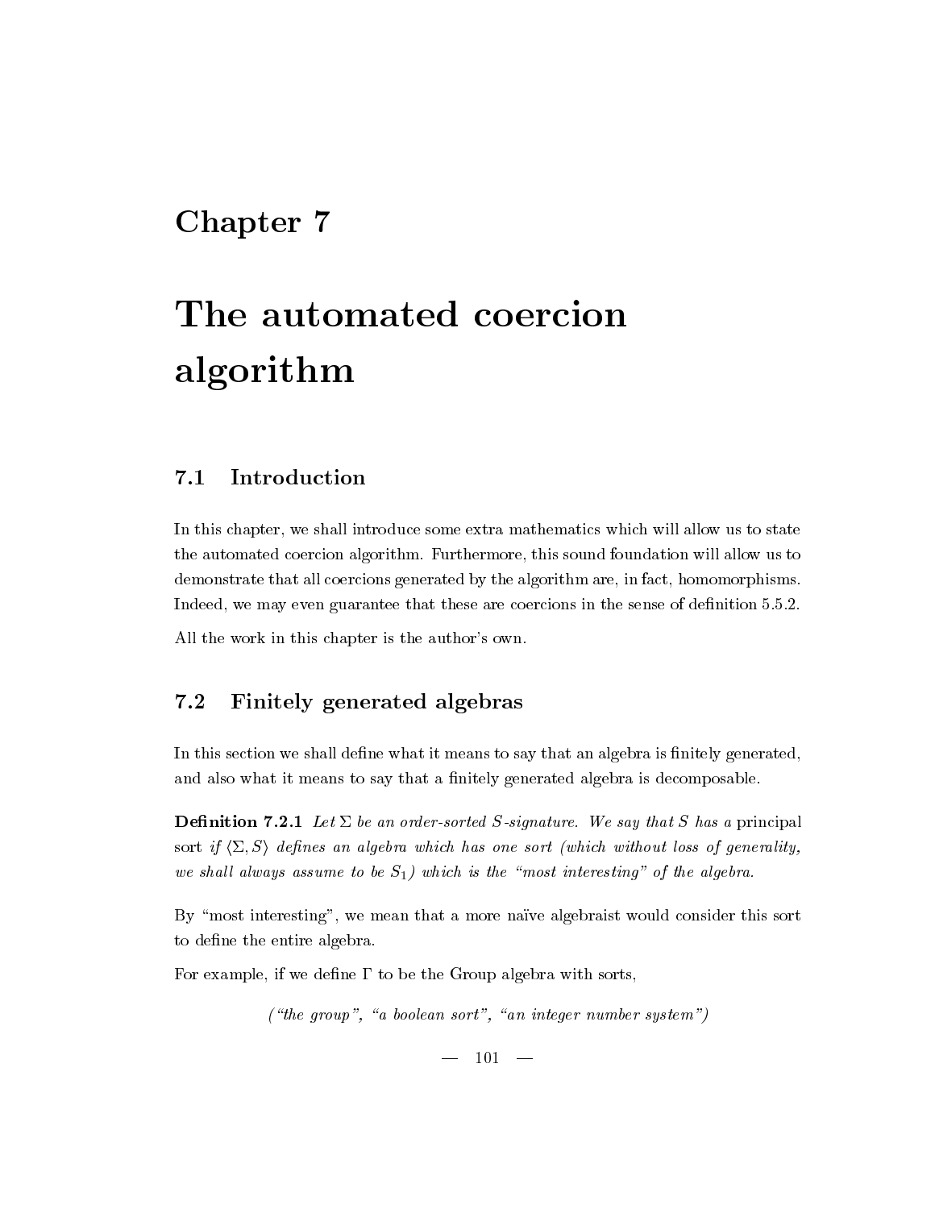# Chapter 7

# The automated coercion algorithm

## 7.1 Introduction

In this chapter, we shall introduce some extra mathematics which will allow us to state the automated coercion algorithm. Furthermore, this sound foundation will allow us to demonstrate that all coercions generated by the algorithm are, in fact, homomorphisms. Indeed, we may even guarantee that these are coercions in the sense of definition 5.5.2.

All the work in this chapter is the author's own.

## 7.2 Finitely generated algebras

In this section we shall define what it means to say that an algebra is finitely generated, and also what it means to say that a finitely generated algebra is decomposable.

**Definition 7.2.1** *Let $\Sigma$ be an order-sorted $S$-signature. We say that $S$ has a* principal sort *if $\langle \Sigma, S \rangle$ defines an algebra which has one sort (which without loss of generality, we shall always assume to be $S_1$) which is the "most interesting" of the algebra.*

By "most interesting", we mean that a more naïve algebraist would consider this sort to define the entire algebra.

For example, if we define $\Gamma$ to be the Group algebra with sorts,

*("the group", "a boolean sort", "an integer number system")*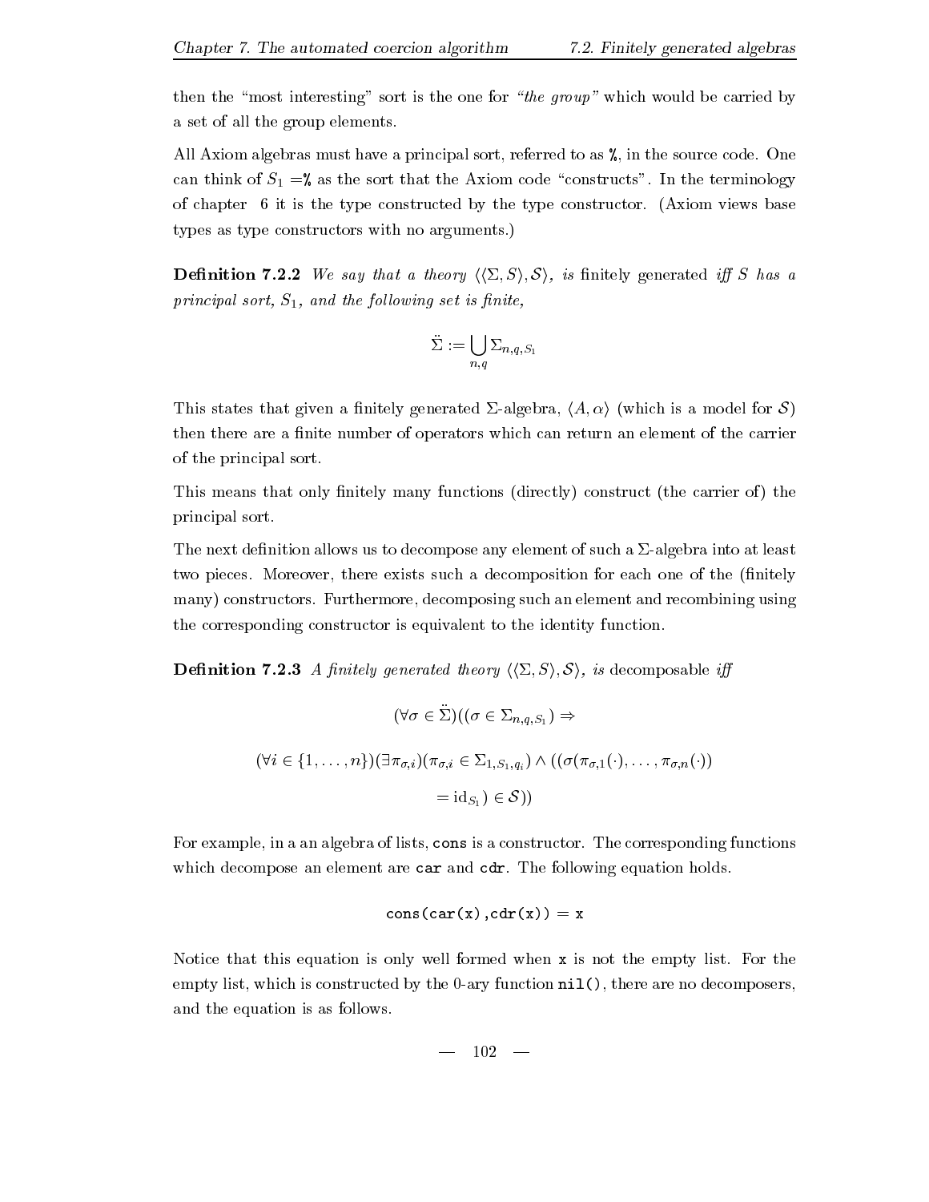then the "most interesting" sort is the one for *"the group"* which would be carried by a set of all the group elements.

All Axiom algebras must have a principal sort, referred to as `%`, in the source code. One can think of $S_1 =$`%` as the sort that the Axiom code "constructs". In the terminology of chapter 6 it is the type constructed by the type constructor. (Axiom views base types as type constructors with no arguments.)

**Definition 7.2.2** *We say that a theory $\langle\langle\Sigma, S\rangle, \mathcal{S}\rangle$, is* finitely generated *iff $S$ has a principal sort, $S_1$, and the following set is finite,*

$$\ddot{\Sigma} := \bigcup_{n,q} \Sigma_{n,q,S_1}$$

This states that given a finitely generated $\Sigma$-algebra, $\langle A, \alpha\rangle$ (which is a model for $\mathcal{S}$) then there are a finite number of operators which can return an element of the carrier of the principal sort.

This means that only finitely many functions (directly) construct (the carrier of) the principal sort.

The next definition allows us to decompose any element of such a $\Sigma$-algebra into at least two pieces. Moreover, there exists such a decomposition for each one of the (finitely many) constructors. Furthermore, decomposing such an element and recombining using the corresponding constructor is equivalent to the identity function.

**Definition 7.2.3** *A finitely generated theory $\langle\langle\Sigma, S\rangle, \mathcal{S}\rangle$, is* decomposable *iff*

$$(\forall\sigma \in \ddot{\Sigma})((\sigma \in \Sigma_{n,q,S_1}) \Rightarrow$$

$$(\forall i \in \{1, \ldots, n\})(\exists \pi_{\sigma,i})(\pi_{\sigma,i} \in \Sigma_{1,S_1,q_i}) \wedge ((\sigma(\pi_{\sigma,1}(\cdot), \ldots, \pi_{\sigma,n}(\cdot))$$

$$= \mathrm{id}_{S_1}) \in \mathcal{S}))$$

For example, in a an algebra of lists, `cons` is a constructor. The corresponding functions which decompose an element are `car` and `cdr`. The following equation holds.

```
cons(car(x),cdr(x)) = x
```

Notice that this equation is only well formed when `x` is not the empty list. For the empty list, which is constructed by the 0-ary function `nil()`, there are no decomposers, and the equation is as follows.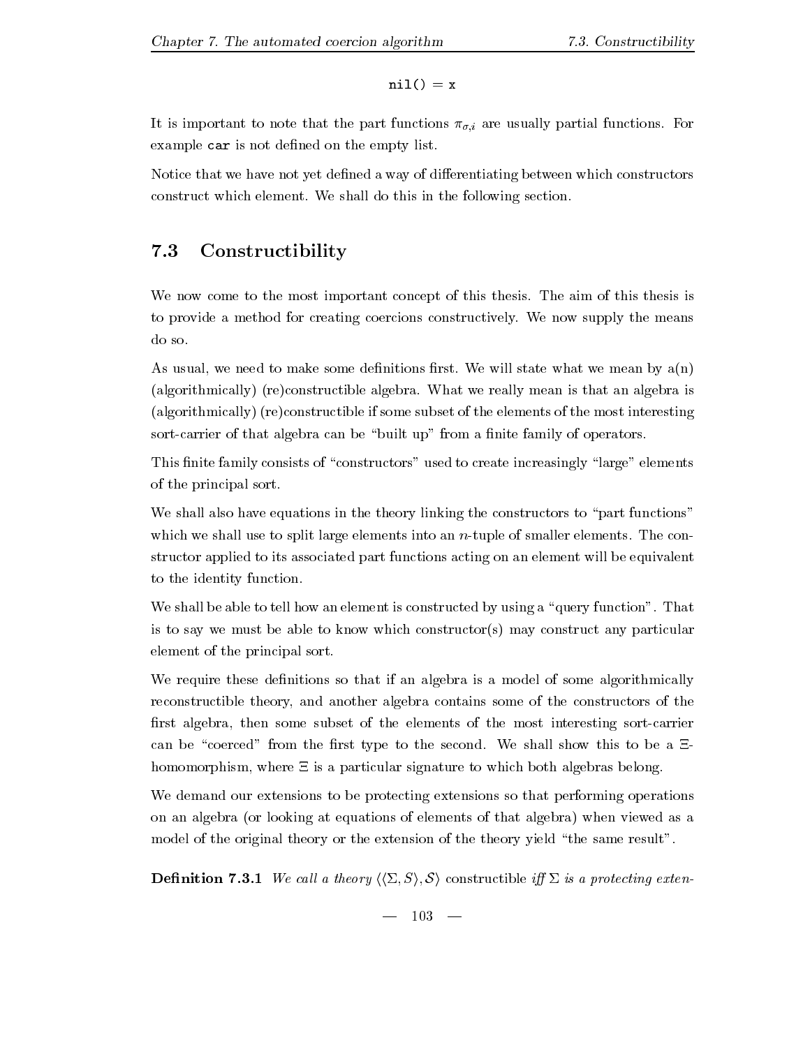```
nil() = x
```

It is important to note that the part functions $\pi_{\sigma,i}$ are usually partial functions. For example `car` is not defined on the empty list.

Notice that we have not yet defined a way of differentiating between which constructors construct which element. We shall do this in the following section.

## 7.3 Constructibility

We now come to the most important concept of this thesis. The aim of this thesis is to provide a method for creating coercions constructively. We now supply the means do so.

As usual, we need to make some definitions first. We will state what we mean by a(n) (algorithmically) (re)constructible algebra. What we really mean is that an algebra is (algorithmically) (re)constructible if some subset of the elements of the most interesting sort-carrier of that algebra can be "built up" from a finite family of operators.

This finite family consists of "constructors" used to create increasingly "large" elements of the principal sort.

We shall also have equations in the theory linking the constructors to "part functions" which we shall use to split large elements into an $n$-tuple of smaller elements. The constructor applied to its associated part functions acting on an element will be equivalent to the identity function.

We shall be able to tell how an element is constructed by using a "query function". That is to say we must be able to know which constructor(s) may construct any particular element of the principal sort.

We require these definitions so that if an algebra is a model of some algorithmically reconstructible theory, and another algebra contains some of the constructors of the first algebra, then some subset of the elements of the most interesting sort-carrier can be "coerced" from the first type to the second. We shall show this to be a $\Xi$-homomorphism, where $\Xi$ is a particular signature to which both algebras belong.

We demand our extensions to be protecting extensions so that performing operations on an algebra (or looking at equations of elements of that algebra) when viewed as a model of the original theory or the extension of the theory yield "the same result".

**Definition 7.3.1** *We call a theory* $\langle\langle\Sigma, S\rangle, \mathcal{S}\rangle$ constructible *iff* $\Sigma$ *is a protecting exten-*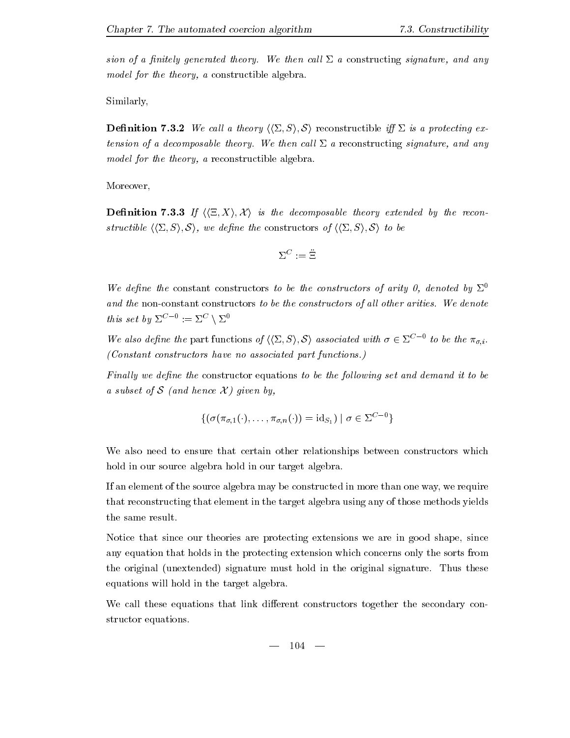*sion of a finitely generated theory. We then call $\Sigma$ a* constructing *signature, and any model for the theory, a* constructible algebra.

Similarly,

**Definition 7.3.2** *We call a theory $\langle\langle\Sigma, S\rangle, \mathcal{S}\rangle$* reconstructible *iff $\Sigma$ is a protecting extension of a decomposable theory. We then call $\Sigma$ a* reconstructing *signature, and any model for the theory, a* reconstructible algebra.

Moreover,

**Definition 7.3.3** *If $\langle\langle\Xi, X\rangle, \mathcal{X}\rangle$ is the decomposable theory extended by the reconstructible $\langle\langle\Sigma, S\rangle, \mathcal{S}\rangle$, we define the* constructors *of $\langle\langle\Sigma, S\rangle, \mathcal{S}\rangle$ to be*

$$\Sigma^C := \ddot{\Xi}$$

*We define the* constant constructors *to be the constructors of arity 0, denoted by $\Sigma^0$ and the* non-constant constructors *to be the constructors of all other arities. We denote this set by $\Sigma^{C-0} := \Sigma^C \setminus \Sigma^0$*

*We also define the* part functions *of $\langle\langle\Sigma, S\rangle, \mathcal{S}\rangle$ associated with $\sigma \in \Sigma^{C-0}$ to be the $\pi_{\sigma,i}$. (Constant constructors have no associated part functions.)*

*Finally we define the* constructor equations *to be the following set and demand it to be a subset of $\mathcal{S}$ (and hence $\mathcal{X}$) given by,*

$$\{(\sigma(\pi_{\sigma,1}(\cdot), \ldots, \pi_{\sigma,n}(\cdot)) = \mathrm{id}_{S_1}) \mid \sigma \in \Sigma^{C-0}\}$$

We also need to ensure that certain other relationships between constructors which hold in our source algebra hold in our target algebra.

If an element of the source algebra may be constructed in more than one way, we require that reconstructing that element in the target algebra using any of those methods yields the same result.

Notice that since our theories are protecting extensions we are in good shape, since any equation that holds in the protecting extension which concerns only the sorts from the original (unextended) signature must hold in the original signature. Thus these equations will hold in the target algebra.

We call these equations that link different constructors together the secondary constructor equations.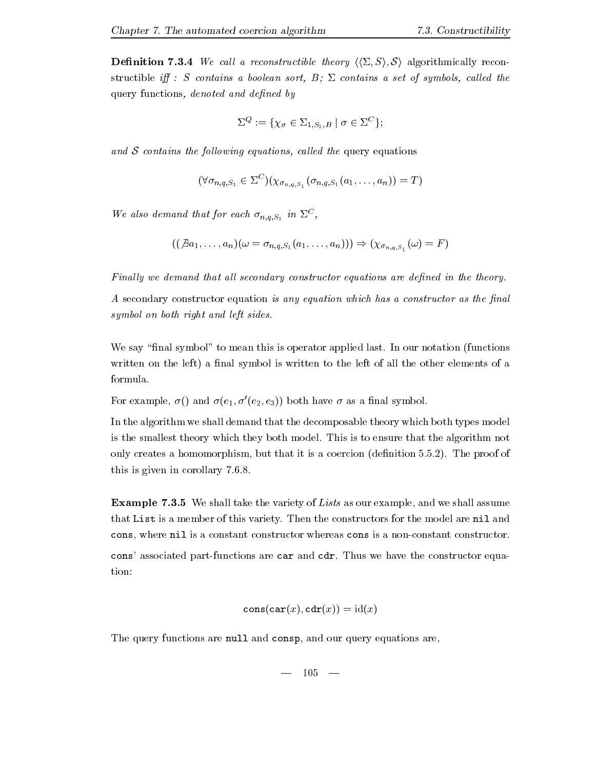**Definition 7.3.4** *We call a reconstructible theory* $\langle\langle\Sigma, S\rangle, \mathcal{S}\rangle$ algorithmically reconstructible *iff : S contains a boolean sort, B;* $\Sigma$ *contains a set of symbols, called the* query functions*, denoted and defined by*

$$\Sigma^Q := \{\chi_\sigma \in \Sigma_{1,S_1,B} \mid \sigma \in \Sigma^C\};$$

*and* $\mathcal{S}$ *contains the following equations, called the* query equations

$$(\forall \sigma_{n,q,S_1} \in \Sigma^C)(\chi_{\sigma_{n,q,S_1}}(\sigma_{n,q,S_1}(a_1, \ldots, a_n)) = T)$$

*We also demand that for each* $\sigma_{n,q,S_1}$ *in* $\Sigma^C$*,*

$$((\nexists a_1, \ldots, a_n)(\omega = \sigma_{n,q,S_1}(a_1, \ldots, a_n))) \Rightarrow (\chi_{\sigma_{n,q,S_1}}(\omega) = F)$$

*Finally we demand that all secondary constructor equations are defined in the theory.*

*A* secondary constructor equation *is any equation which has a constructor as the final symbol on both right and left sides.*

We say "final symbol" to mean this is operator applied last. In our notation (functions written on the left) a final symbol is written to the left of all the other elements of a formula.

For example, $\sigma()$ and $\sigma(e_1, \sigma'(e_2, e_3))$ both have $\sigma$ as a final symbol.

In the algorithm we shall demand that the decomposable theory which both types model is the smallest theory which they both model. This is to ensure that the algorithm not only creates a homomorphism, but that it is a coercion (definition 5.5.2). The proof of this is given in corollary 7.6.8.

**Example 7.3.5** We shall take the variety of *Lists* as our example, and we shall assume that `List` is a member of this variety. Then the constructors for the model are `nil` and `cons`, where `nil` is a constant constructor whereas `cons` is a non-constant constructor.

`cons`' associated part-functions are `car` and `cdr`. Thus we have the constructor equation:

$$\texttt{cons}(\texttt{car}(x), \texttt{cdr}(x)) = \mathrm{id}(x)$$

The query functions are `null` and `consp`, and our query equations are,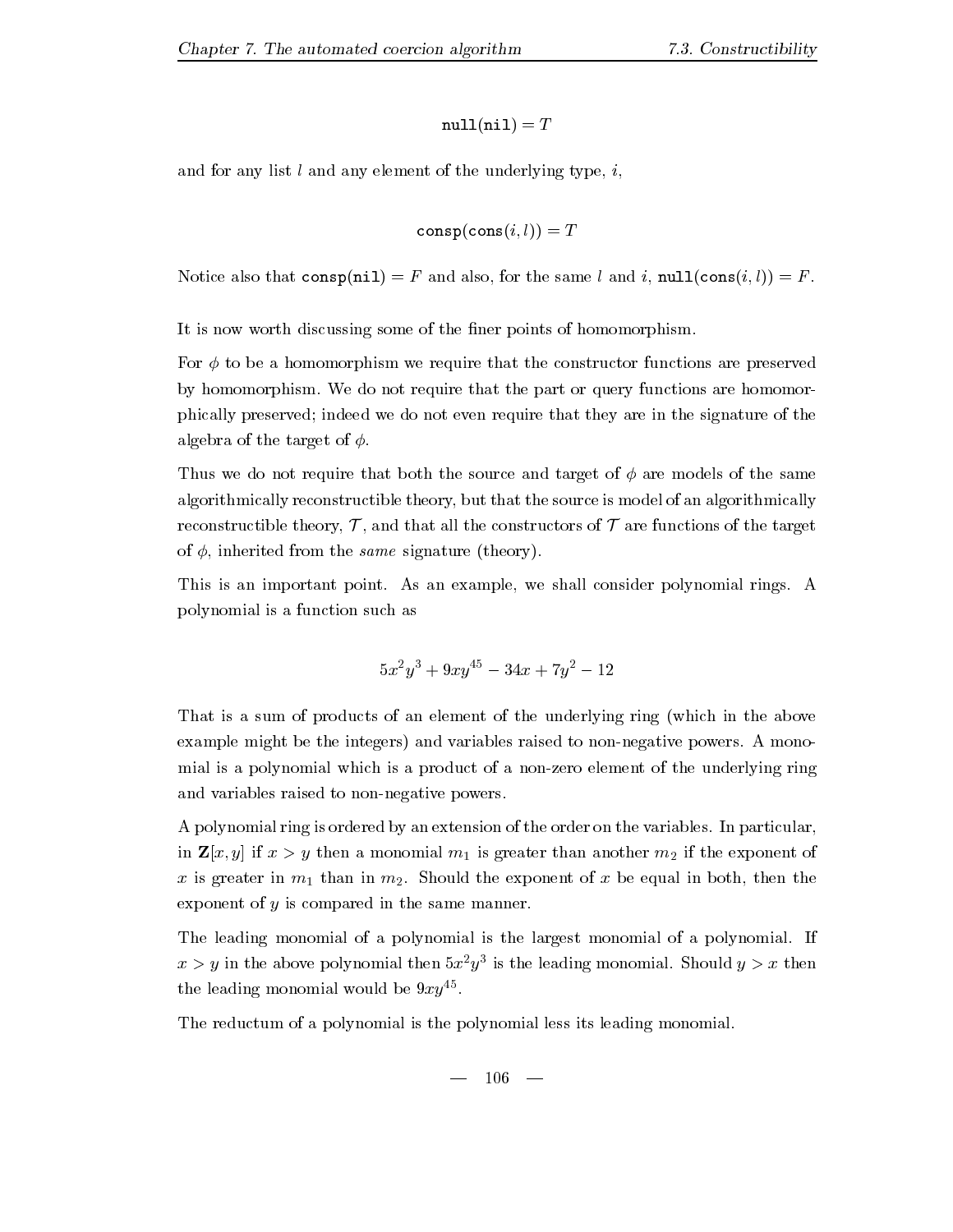$$\texttt{null}(\texttt{nil}) = T$$

and for any list $l$ and any element of the underlying type, $i$,

$$\texttt{consp}(\texttt{cons}(i, l)) = T$$

Notice also that $\texttt{consp}(\texttt{nil}) = F$ and also, for the same $l$ and $i$, $\texttt{null}(\texttt{cons}(i, l)) = F$.

It is now worth discussing some of the finer points of homomorphism.

For $\phi$ to be a homomorphism we require that the constructor functions are preserved by homomorphism. We do not require that the part or query functions are homomorphically preserved; indeed we do not even require that they are in the signature of the algebra of the target of $\phi$.

Thus we do not require that both the source and target of $\phi$ are models of the same algorithmically reconstructible theory, but that the source is model of an algorithmically reconstructible theory, $\mathcal{T}$, and that all the constructors of $\mathcal{T}$ are functions of the target of $\phi$, inherited from the *same* signature (theory).

This is an important point. As an example, we shall consider polynomial rings. A polynomial is a function such as

$$5x^2y^3 + 9xy^{45} - 34x + 7y^2 - 12$$

That is a sum of products of an element of the underlying ring (which in the above example might be the integers) and variables raised to non-negative powers. A monomial is a polynomial which is a product of a non-zero element of the underlying ring and variables raised to non-negative powers.

A polynomial ring is ordered by an extension of the order on the variables. In particular, in $\mathbf{Z}[x, y]$ if $x > y$ then a monomial $m_1$ is greater than another $m_2$ if the exponent of $x$ is greater in $m_1$ than in $m_2$. Should the exponent of $x$ be equal in both, then the exponent of $y$ is compared in the same manner.

The leading monomial of a polynomial is the largest monomial of a polynomial. If $x > y$ in the above polynomial then $5x^2y^3$ is the leading monomial. Should $y > x$ then the leading monomial would be $9xy^{45}$.

The reductum of a polynomial is the polynomial less its leading monomial.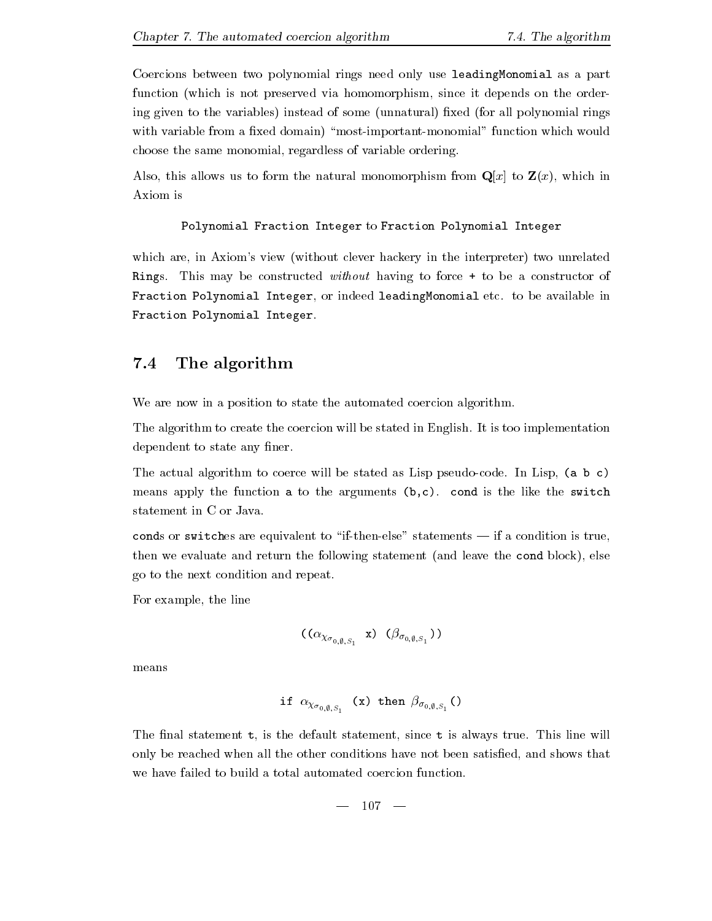Coercions between two polynomial rings need only use `leadingMonomial` as a part function (which is not preserved via homomorphism, since it depends on the ordering given to the variables) instead of some (unnatural) fixed (for all polynomial rings with variable from a fixed domain) "most-important-monomial" function which would choose the same monomial, regardless of variable ordering.

Also, this allows us to form the natural monomorphism from $\mathbf{Q}[x]$ to $\mathbf{Z}(x)$, which in Axiom is

`Polynomial Fraction Integer` to `Fraction Polynomial Integer`

which are, in Axiom's view (without clever hackery in the interpreter) two unrelated `Ring`s. This may be constructed *without* having to force `+` to be a constructor of `Fraction Polynomial Integer`, or indeed `leadingMonomial` etc. to be available in `Fraction Polynomial Integer`.

## 7.4 The algorithm

We are now in a position to state the automated coercion algorithm.

The algorithm to create the coercion will be stated in English. It is too implementation dependent to state any finer.

The actual algorithm to coerce will be stated as Lisp pseudo-code. In Lisp, `(a b c)` means apply the function `a` to the arguments `(b,c)`. `cond` is the like the `switch` statement in C or Java.

`cond`s or `switch`es are equivalent to "if-then-else" statements — if a condition is true, then we evaluate and return the following statement (and leave the `cond` block), else go to the next condition and repeat.

For example, the line

$$((\alpha_{\chi_{\sigma_{0,\emptyset,S_1}}}\ \texttt{x})\ (\beta_{\sigma_{0,\emptyset,S_1}}))$$

means

$$\texttt{if}\ \alpha_{\chi_{\sigma_{0,\emptyset,S_1}}}\ \texttt{(x) then}\ \beta_{\sigma_{0,\emptyset,S_1}}\texttt{()}$$

The final statement `t`, is the default statement, since `t` is always true. This line will only be reached when all the other conditions have not been satisfied, and shows that we have failed to build a total automated coercion function.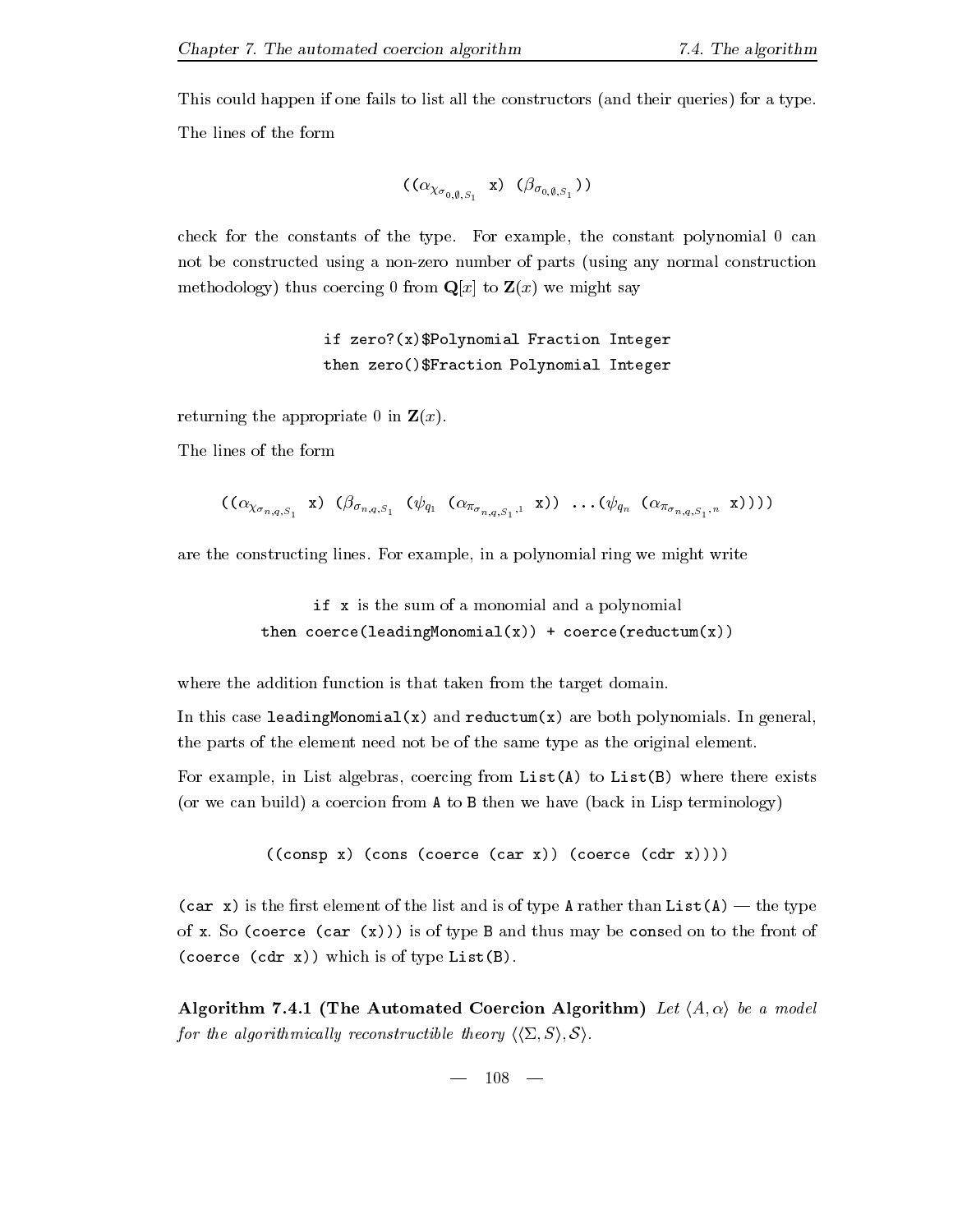This could happen if one fails to list all the constructors (and their queries) for a type.

The lines of the form

$$((\alpha_{\chi_{\sigma_{0,\emptyset,S_1}}}\ \texttt{x})\ (\beta_{\sigma_{0,\emptyset,S_1}}))$$

check for the constants of the type. For example, the constant polynomial 0 can not be constructed using a non-zero number of parts (using any normal construction methodology) thus coercing 0 from $\mathbf{Q}[x]$ to $\mathbf{Z}(x)$ we might say

```
if zero?(x)$Polynomial Fraction Integer
then zero()$Fraction Polynomial Integer
```

returning the appropriate 0 in $\mathbf{Z}(x)$.

The lines of the form

$$((\alpha_{\chi_{\sigma_{n,q,S_1}}}\ \texttt{x})\ (\beta_{\sigma_{n,q,S_1}}\ (\psi_{q_1}\ (\alpha_{\pi_{\sigma_{n,q,S_1},1}}\ \texttt{x}))\ \ldots(\psi_{q_n}\ (\alpha_{\pi_{\sigma_{n,q,S_1},n}}\ \texttt{x}))))$$

are the constructing lines. For example, in a polynomial ring we might write

```
    if x is the sum of a monomial and a polynomial
then coerce(leadingMonomial(x)) + coerce(reductum(x))
```

where the addition function is that taken from the target domain.

In this case `leadingMonomial(x)` and `reductum(x)` are both polynomials. In general, the parts of the element need not be of the same type as the original element.

For example, in List algebras, coercing from `List(A)` to `List(B)` where there exists (or we can build) a coercion from `A` to `B` then we have (back in Lisp terminology)

```
((consp x) (cons (coerce (car x)) (coerce (cdr x))))
```

`(car x)` is the first element of the list and is of type `A` rather than `List(A)` — the type of `x`. So `(coerce (car (x)))` is of type `B` and thus may be `cons`ed on to the front of `(coerce (cdr x))` which is of type `List(B)`.

**Algorithm 7.4.1 (The Automated Coercion Algorithm)** *Let $\langle A, \alpha\rangle$ be a model for the algorithmically reconstructible theory $\langle\langle\Sigma, S\rangle, \mathcal{S}\rangle$.*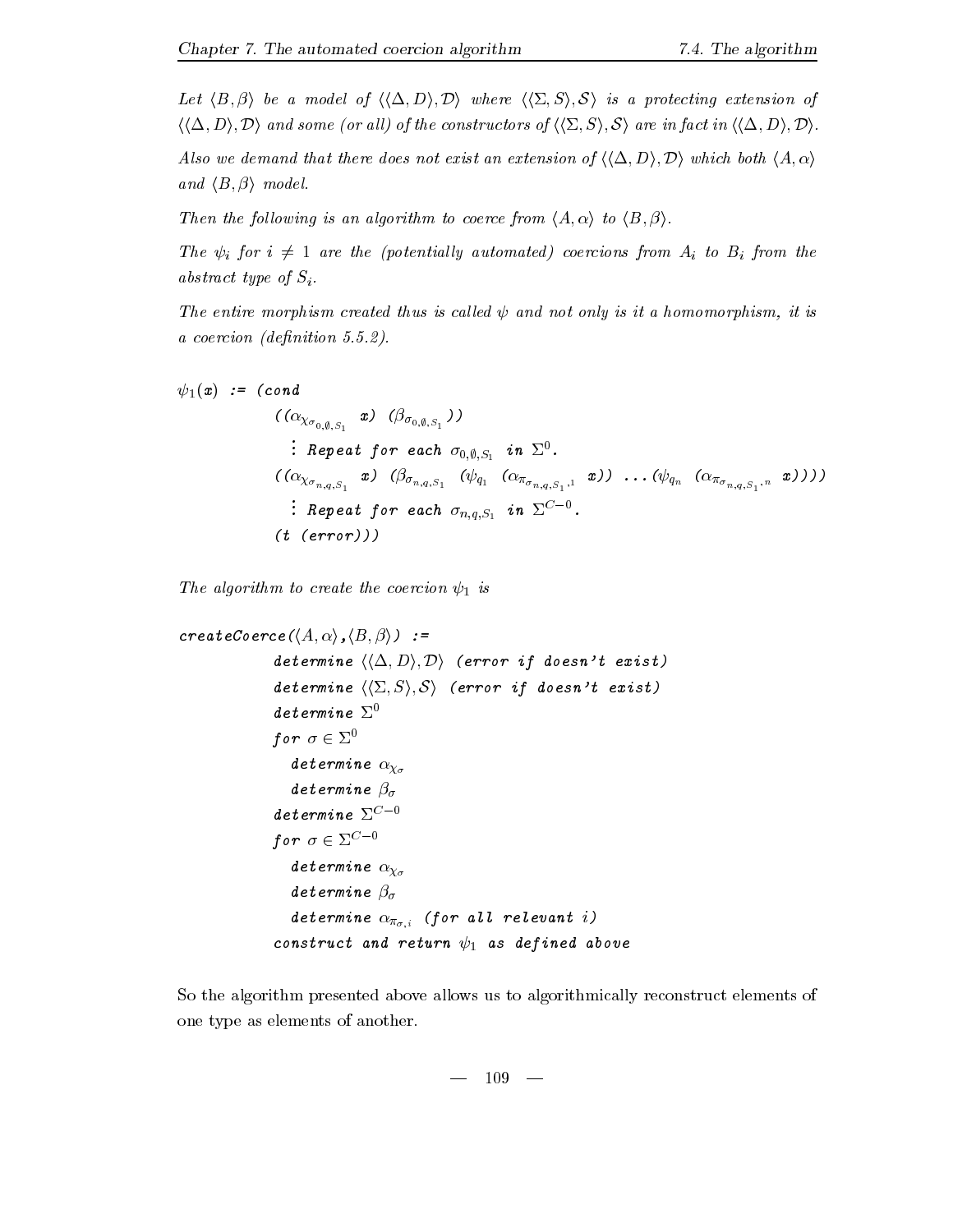*Let $\langle B, \beta\rangle$ be a model of $\langle\langle\Delta, D\rangle, \mathcal{D}\rangle$ where $\langle\langle\Sigma, S\rangle, \mathcal{S}\rangle$ is a protecting extension of $\langle\langle\Delta, D\rangle, \mathcal{D}\rangle$ and some (or all) of the constructors of $\langle\langle\Sigma, S\rangle, \mathcal{S}\rangle$ are in fact in $\langle\langle\Delta, D\rangle, \mathcal{D}\rangle$.*

*Also we demand that there does not exist an extension of $\langle\langle\Delta, D\rangle, \mathcal{D}\rangle$ which both $\langle A, \alpha\rangle$ and $\langle B, \beta\rangle$ model.*

*Then the following is an algorithm to coerce from $\langle A, \alpha\rangle$ to $\langle B, \beta\rangle$.*

*The $\psi_i$ for $i \neq 1$ are the (potentially automated) coercions from $A_i$ to $B_i$ from the abstract type of $S_i$.*

*The entire morphism created thus is called $\psi$ and not only is it a homomorphism, it is a coercion (definition 5.5.2).*

$$
\begin{array}{l}
\psi_1(x) \texttt{ := (cond} \\
\qquad \texttt{((}\alpha_{\chi_{\sigma_{0,\emptyset,S_1}}} \; x\texttt{) (}\beta_{\sigma_{0,\emptyset,S_1}}\texttt{))} \\
\qquad \;\vdots \; \texttt{Repeat for each } \sigma_{0,\emptyset,S_1} \texttt{ in } \Sigma^0\texttt{.} \\
\qquad \texttt{((}\alpha_{\chi_{\sigma_{n,q,S_1}}} \; x\texttt{) (}\beta_{\sigma_{n,q,S_1}} \; \texttt{(}\psi_{q_1} \; \texttt{(}\alpha_{\pi_{\sigma_{n,q,S_1},1}} \; x\texttt{))} \ldots \texttt{(}\psi_{q_n} \; \texttt{(}\alpha_{\pi_{\sigma_{n,q,S_1},n}} \; x\texttt{))))} \\
\qquad \;\vdots \; \texttt{Repeat for each } \sigma_{n,q,S_1} \texttt{ in } \Sigma^{C-0}\texttt{.} \\
\qquad \texttt{(t (error)))}
\end{array}
$$

*The algorithm to create the coercion $\psi_1$ is*

$$
\begin{array}{l}
\texttt{createCoerce(}\langle A, \alpha\rangle\texttt{,}\langle B, \beta\rangle\texttt{) :=} \\
\qquad \texttt{determine } \langle\langle\Delta, D\rangle, \mathcal{D}\rangle \texttt{ (error if doesn't exist)} \\
\qquad \texttt{determine } \langle\langle\Sigma, S\rangle, \mathcal{S}\rangle \texttt{ (error if doesn't exist)} \\
\qquad \texttt{determine } \Sigma^0 \\
\qquad \texttt{for } \sigma \in \Sigma^0 \\
\qquad \quad \texttt{determine } \alpha_{\chi_\sigma} \\
\qquad \quad \texttt{determine } \beta_\sigma \\
\qquad \texttt{determine } \Sigma^{C-0} \\
\qquad \texttt{for } \sigma \in \Sigma^{C-0} \\
\qquad \quad \texttt{determine } \alpha_{\chi_\sigma} \\
\qquad \quad \texttt{determine } \beta_\sigma \\
\qquad \quad \texttt{determine } \alpha_{\pi_{\sigma,i}} \texttt{ (for all relevant } i\texttt{)} \\
\qquad \texttt{construct and return } \psi_1 \texttt{ as defined above}
\end{array}
$$

So the algorithm presented above allows us to algorithmically reconstruct elements of one type as elements of another.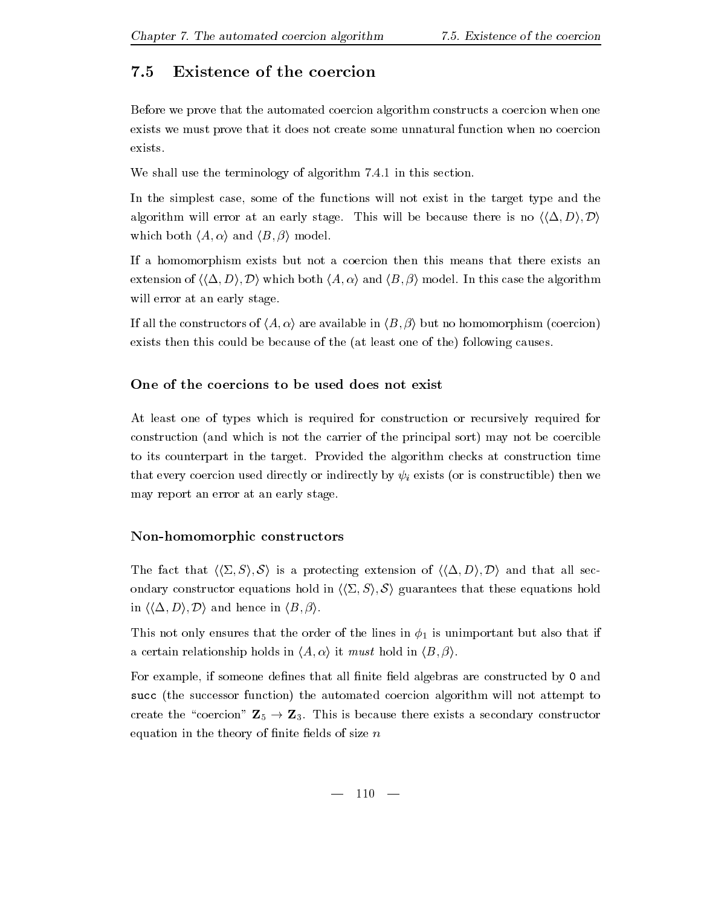## 7.5 Existence of the coercion

Before we prove that the automated coercion algorithm constructs a coercion when one exists we must prove that it does not create some unnatural function when no coercion exists.

We shall use the terminology of algorithm 7.4.1 in this section.

In the simplest case, some of the functions will not exist in the target type and the algorithm will error at an early stage. This will be because there is no $\langle\langle\Delta, D\rangle, \mathcal{D}\rangle$ which both $\langle A, \alpha\rangle$ and $\langle B, \beta\rangle$ model.

If a homomorphism exists but not a coercion then this means that there exists an extension of $\langle\langle\Delta, D\rangle, \mathcal{D}\rangle$ which both $\langle A, \alpha\rangle$ and $\langle B, \beta\rangle$ model. In this case the algorithm will error at an early stage.

If all the constructors of $\langle A, \alpha\rangle$ are available in $\langle B, \beta\rangle$ but no homomorphism (coercion) exists then this could be because of the (at least one of the) following causes.

### One of the coercions to be used does not exist

At least one of types which is required for construction or recursively required for construction (and which is not the carrier of the principal sort) may not be coercible to its counterpart in the target. Provided the algorithm checks at construction time that every coercion used directly or indirectly by $\psi_i$ exists (or is constructible) then we may report an error at an early stage.

### Non-homomorphic constructors

The fact that $\langle\langle\Sigma, S\rangle, \mathcal{S}\rangle$ is a protecting extension of $\langle\langle\Delta, D\rangle, \mathcal{D}\rangle$ and that all secondary constructor equations hold in $\langle\langle\Sigma, S\rangle, \mathcal{S}\rangle$ guarantees that these equations hold in $\langle\langle\Delta, D\rangle, \mathcal{D}\rangle$ and hence in $\langle B, \beta\rangle$.

This not only ensures that the order of the lines in $\phi_1$ is unimportant but also that if a certain relationship holds in $\langle A, \alpha\rangle$ it *must* hold in $\langle B, \beta\rangle$.

For example, if someone defines that all finite field algebras are constructed by `0` and `succ` (the successor function) the automated coercion algorithm will not attempt to create the "coercion" $\mathbf{Z}_5 \rightarrow \mathbf{Z}_3$. This is because there exists a secondary constructor equation in the theory of finite fields of size $n$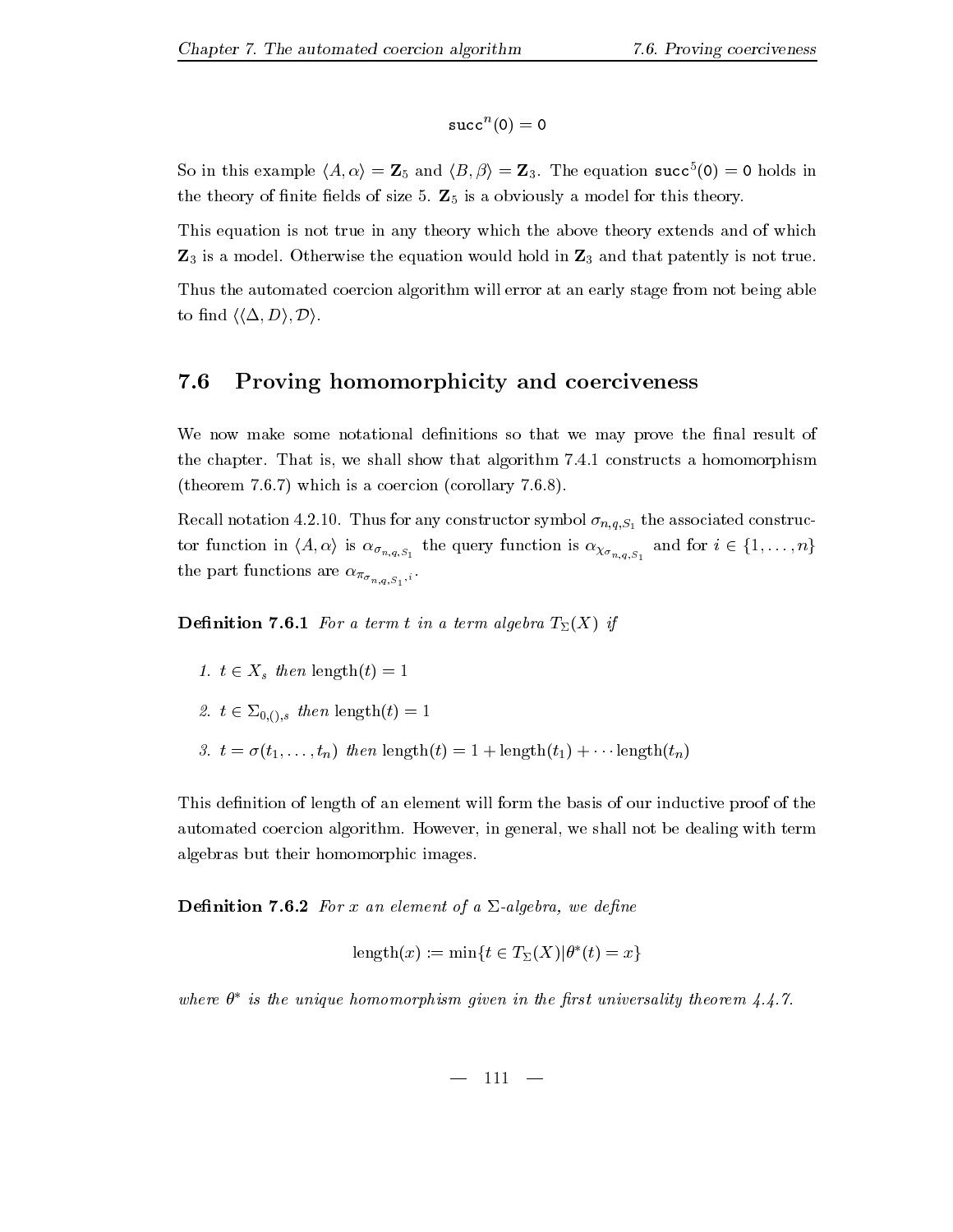$$\mathtt{succ}^n(\mathtt{0}) = \mathtt{0}$$

So in this example $\langle A, \alpha\rangle = \mathbf{Z}_5$ and $\langle B, \beta\rangle = \mathbf{Z}_3$. The equation $\mathtt{succ}^5(\mathtt{0}) = \mathtt{0}$ holds in the theory of finite fields of size 5. $\mathbf{Z}_5$ is a obviously a model for this theory.

This equation is not true in any theory which the above theory extends and of which $\mathbf{Z}_3$ is a model. Otherwise the equation would hold in $\mathbf{Z}_3$ and that patently is not true.

Thus the automated coercion algorithm will error at an early stage from not being able to find $\langle\langle\Delta, D\rangle, \mathcal{D}\rangle$.

## 7.6 Proving homomorphicity and coerciveness

We now make some notational definitions so that we may prove the final result of the chapter. That is, we shall show that algorithm 7.4.1 constructs a homomorphism (theorem 7.6.7) which is a coercion (corollary 7.6.8).

Recall notation 4.2.10. Thus for any constructor symbol $\sigma_{n,q,S_1}$ the associated constructor function in $\langle A, \alpha\rangle$ is $\alpha_{\sigma_{n,q,S_1}}$ the query function is $\alpha_{\chi_{\sigma_{n,q,S_1}}}$ and for $i \in \{1, \ldots, n\}$ the part functions are $\alpha_{\pi_{\sigma_{n,q,S_1},i}}$.

**Definition 7.6.1** *For a term $t$ in a term algebra $T_\Sigma(X)$ if*

1. $t \in X_s$ *then* $\mathrm{length}(t) = 1$
2. $t \in \Sigma_{0,(),s}$ *then* $\mathrm{length}(t) = 1$
3. $t = \sigma(t_1, \ldots, t_n)$ *then* $\mathrm{length}(t) = 1 + \mathrm{length}(t_1) + \cdots \mathrm{length}(t_n)$

This definition of length of an element will form the basis of our inductive proof of the automated coercion algorithm. However, in general, we shall not be dealing with term algebras but their homomorphic images.

**Definition 7.6.2** *For $x$ an element of a $\Sigma$-algebra, we define*

$$\mathrm{length}(x) := \min\{t \in T_\Sigma(X) | \theta^*(t) = x\}$$

*where $\theta^*$ is the unique homomorphism given in the first universality theorem 4.4.7.*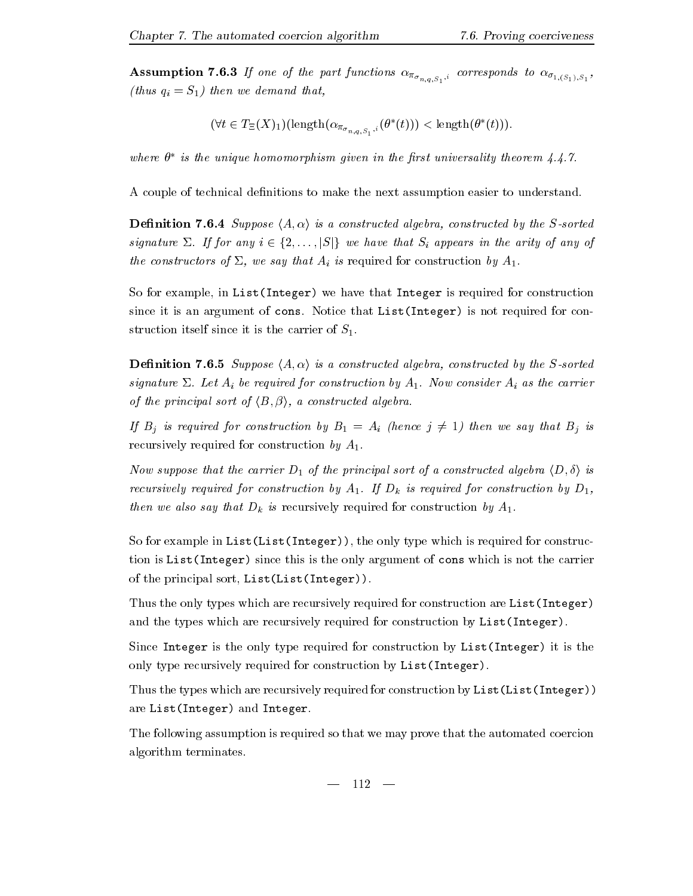**Assumption 7.6.3** *If one of the part functions* $\alpha_{\pi_{\sigma_{n,q,S_1},i}}$ *corresponds to* $\alpha_{\sigma_{1,(S_1),S_1}}$*, (thus* $q_i = S_1$*) then we demand that,*

$$(\forall t \in T_{\Xi}(X)_1)(\text{length}(\alpha_{\pi_{\sigma_{n,q,S_1},i}}(\theta^*(t))) < \text{length}(\theta^*(t))).$$

*where* $\theta^*$ *is the unique homomorphism given in the first universality theorem 4.4.7.*

A couple of technical definitions to make the next assumption easier to understand.

**Definition 7.6.4** *Suppose* $\langle A, \alpha \rangle$ *is a constructed algebra, constructed by the* $S$*-sorted signature* $\Sigma$*. If for any* $i \in \{2, \ldots, |S|\}$ *we have that* $S_i$ *appears in the arity of any of the constructors of* $\Sigma$*, we say that* $A_i$ *is* required for construction *by* $A_1$*.*

So for example, in `List(Integer)` we have that `Integer` is required for construction since it is an argument of `cons`. Notice that `List(Integer)` is not required for construction itself since it is the carrier of $S_1$.

**Definition 7.6.5** *Suppose* $\langle A, \alpha \rangle$ *is a constructed algebra, constructed by the* $S$*-sorted signature* $\Sigma$*. Let* $A_i$ *be required for construction by* $A_1$*. Now consider* $A_i$ *as the carrier of the principal sort of* $\langle B, \beta \rangle$*, a constructed algebra.*

*If* $B_j$ *is required for construction by* $B_1 = A_i$ *(hence* $j \neq 1$*) then we say that* $B_j$ *is* recursively required for construction *by* $A_1$*.*

*Now suppose that the carrier* $D_1$ *of the principal sort of a constructed algebra* $\langle D, \delta \rangle$ *is recursively required for construction by* $A_1$*. If* $D_k$ *is required for construction by* $D_1$*, then we also say that* $D_k$ *is* recursively required for construction *by* $A_1$*.*

So for example in `List(List(Integer))`, the only type which is required for construction is `List(Integer)` since this is the only argument of `cons` which is not the carrier of the principal sort, `List(List(Integer))`.

Thus the only types which are recursively required for construction are `List(Integer)` and the types which are recursively required for construction by `List(Integer)`.

Since `Integer` is the only type required for construction by `List(Integer)` it is the only type recursively required for construction by `List(Integer)`.

Thus the types which are recursively required for construction by `List(List(Integer))` are `List(Integer)` and `Integer`.

The following assumption is required so that we may prove that the automated coercion algorithm terminates.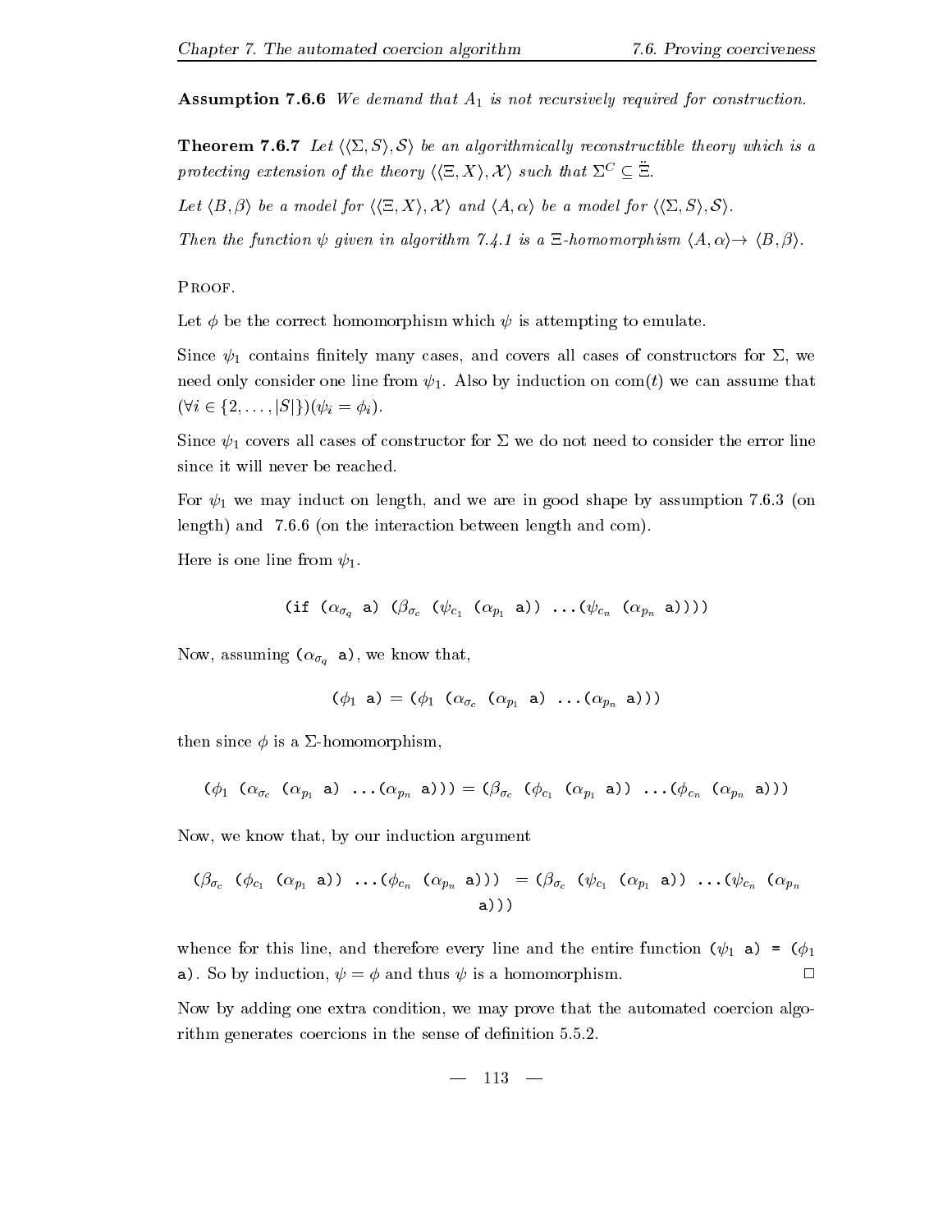**Assumption 7.6.6** *We demand that $A_1$ is not recursively required for construction.*

**Theorem 7.6.7** *Let $\langle\langle\Sigma, S\rangle, \mathcal{S}\rangle$ be an algorithmically reconstructible theory which is a protecting extension of the theory $\langle\langle\Xi, X\rangle, \mathcal{X}\rangle$ such that $\Sigma^C \subseteq \ddot{\Xi}$.*

*Let $\langle B, \beta\rangle$ be a model for $\langle\langle\Xi, X\rangle, \mathcal{X}\rangle$ and $\langle A, \alpha\rangle$ be a model for $\langle\langle\Sigma, S\rangle, \mathcal{S}\rangle$.*

*Then the function $\psi$ given in algorithm 7.4.1 is a $\Xi$-homomorphism $\langle A, \alpha\rangle \rightarrow \langle B, \beta\rangle$.*

Proof.

Let $\phi$ be the correct homomorphism which $\psi$ is attempting to emulate.

Since $\psi_1$ contains finitely many cases, and covers all cases of constructors for $\Sigma$, we need only consider one line from $\psi_1$. Also by induction on com$(t)$ we can assume that $(\forall i \in \{2, \ldots, |S|\})(\psi_i = \phi_i)$.

Since $\psi_1$ covers all cases of constructor for $\Sigma$ we do not need to consider the error line since it will never be reached.

For $\psi_1$ we may induct on length, and we are in good shape by assumption 7.6.3 (on length) and 7.6.6 (on the interaction between length and com).

Here is one line from $\psi_1$.

$$\texttt{(if } (\alpha_{\sigma_q}\ \texttt{a})\ (\beta_{\sigma_c}\ (\psi_{c_1}\ (\alpha_{p_1}\ \texttt{a}))\ \ldots(\psi_{c_n}\ (\alpha_{p_n}\ \texttt{a}))))$$

Now, assuming $(\alpha_{\sigma_q}\ \texttt{a})$, we know that,

$$(\phi_1\ \texttt{a}) = (\phi_1\ (\alpha_{\sigma_c}\ (\alpha_{p_1}\ \texttt{a})\ \ldots(\alpha_{p_n}\ \texttt{a})))$$

then since $\phi$ is a $\Sigma$-homomorphism,

$$(\phi_1\ (\alpha_{\sigma_c}\ (\alpha_{p_1}\ \texttt{a})\ \ldots(\alpha_{p_n}\ \texttt{a}))) = (\beta_{\sigma_c}\ (\phi_{c_1}\ (\alpha_{p_1}\ \texttt{a}))\ \ldots(\phi_{c_n}\ (\alpha_{p_n}\ \texttt{a})))$$

Now, we know that, by our induction argument

$$(\beta_{\sigma_c}\ (\phi_{c_1}\ (\alpha_{p_1}\ \texttt{a}))\ \ldots(\phi_{c_n}\ (\alpha_{p_n}\ \texttt{a}))) = (\beta_{\sigma_c}\ (\psi_{c_1}\ (\alpha_{p_1}\ \texttt{a}))\ \ldots(\psi_{c_n}\ (\alpha_{p_n}\ \texttt{a})))$$

whence for this line, and therefore every line and the entire function $(\psi_1\ \texttt{a}) = (\phi_1\ \texttt{a})$. So by induction, $\psi = \phi$ and thus $\psi$ is a homomorphism. □

Now by adding one extra condition, we may prove that the automated coercion algorithm generates coercions in the sense of definition 5.5.2.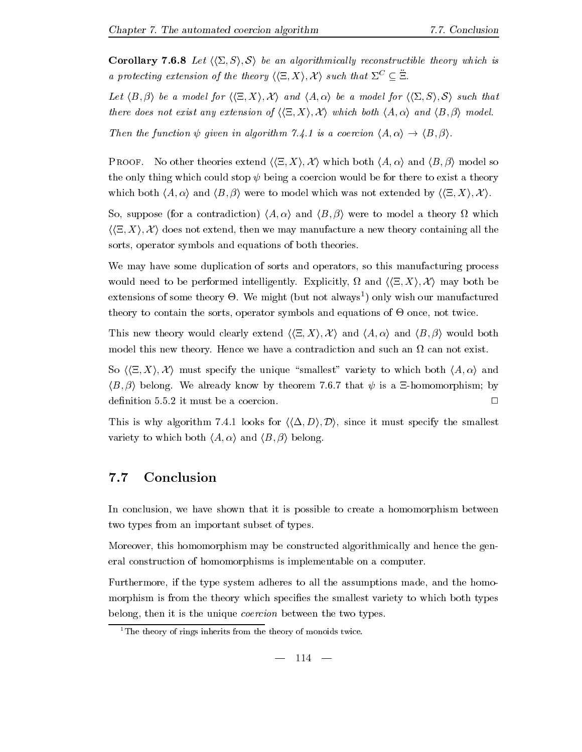**Corollary 7.6.8** *Let $\langle\langle\Sigma, S\rangle, \mathcal{S}\rangle$ be an algorithmically reconstructible theory which is a protecting extension of the theory $\langle\langle\Xi, X\rangle, \mathcal{X}\rangle$ such that $\Sigma^C \subseteq \ddot{\Xi}$.*

*Let $\langle B, \beta\rangle$ be a model for $\langle\langle\Xi, X\rangle, \mathcal{X}\rangle$ and $\langle A, \alpha\rangle$ be a model for $\langle\langle\Sigma, S\rangle, \mathcal{S}\rangle$ such that there does not exist any extension of $\langle\langle\Xi, X\rangle, \mathcal{X}\rangle$ which both $\langle A, \alpha\rangle$ and $\langle B, \beta\rangle$ model.*

*Then the function $\psi$ given in algorithm 7.4.1 is a coercion $\langle A, \alpha\rangle \to \langle B, \beta\rangle$.*

Proof. No other theories extend $\langle\langle\Xi, X\rangle, \mathcal{X}\rangle$ which both $\langle A, \alpha\rangle$ and $\langle B, \beta\rangle$ model so the only thing which could stop $\psi$ being a coercion would be for there to exist a theory which both $\langle A, \alpha\rangle$ and $\langle B, \beta\rangle$ were to model which was not extended by $\langle\langle\Xi, X\rangle, \mathcal{X}\rangle$.

So, suppose (for a contradiction) $\langle A, \alpha\rangle$ and $\langle B, \beta\rangle$ were to model a theory $\Omega$ which $\langle\langle\Xi, X\rangle, \mathcal{X}\rangle$ does not extend, then we may manufacture a new theory containing all the sorts, operator symbols and equations of both theories.

We may have some duplication of sorts and operators, so this manufacturing process would need to be performed intelligently. Explicitly, $\Omega$ and $\langle\langle\Xi, X\rangle, \mathcal{X}\rangle$ may both be extensions of some theory $\Theta$. We might (but not always[1]) only wish our manufactured theory to contain the sorts, operator symbols and equations of $\Theta$ once, not twice.

This new theory would clearly extend $\langle\langle\Xi, X\rangle, \mathcal{X}\rangle$ and $\langle A, \alpha\rangle$ and $\langle B, \beta\rangle$ would both model this new theory. Hence we have a contradiction and such an $\Omega$ can not exist.

So $\langle\langle\Xi, X\rangle, \mathcal{X}\rangle$ must specify the unique "smallest" variety to which both $\langle A, \alpha\rangle$ and $\langle B, \beta\rangle$ belong. We already know by theorem 7.6.7 that $\psi$ is a $\Xi$-homomorphism; by definition 5.5.2 it must be a coercion. □

This is why algorithm 7.4.1 looks for $\langle\langle\Delta, D\rangle, \mathcal{D}\rangle$, since it must specify the smallest variety to which both $\langle A, \alpha\rangle$ and $\langle B, \beta\rangle$ belong.

## 7.7 Conclusion

In conclusion, we have shown that it is possible to create a homomorphism between two types from an important subset of types.

Moreover, this homomorphism may be constructed algorithmically and hence the general construction of homomorphisms is implementable on a computer.

Furthermore, if the type system adheres to all the assumptions made, and the homomorphism is from the theory which specifies the smallest variety to which both types belong, then it is the unique *coercion* between the two types.

[1] The theory of rings inherits from the theory of monoids twice.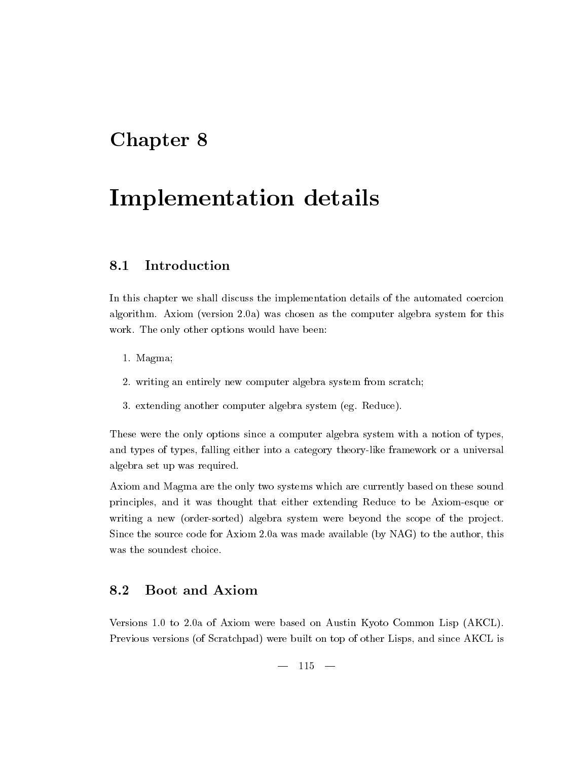# Chapter 8

# Implementation details

## 8.1 Introduction

In this chapter we shall discuss the implementation details of the automated coercion algorithm. Axiom (version 2.0a) was chosen as the computer algebra system for this work. The only other options would have been:

1. Magma;
2. writing an entirely new computer algebra system from scratch;
3. extending another computer algebra system (eg. Reduce).

These were the only options since a computer algebra system with a notion of types, and types of types, falling either into a category theory-like framework or a universal algebra set up was required.

Axiom and Magma are the only two systems which are currently based on these sound principles, and it was thought that either extending Reduce to be Axiom-esque or writing a new (order-sorted) algebra system were beyond the scope of the project. Since the source code for Axiom 2.0a was made available (by NAG) to the author, this was the soundest choice.

## 8.2 Boot and Axiom

Versions 1.0 to 2.0a of Axiom were based on Austin Kyoto Common Lisp (AKCL). Previous versions (of Scratchpad) were built on top of other Lisps, and since AKCL is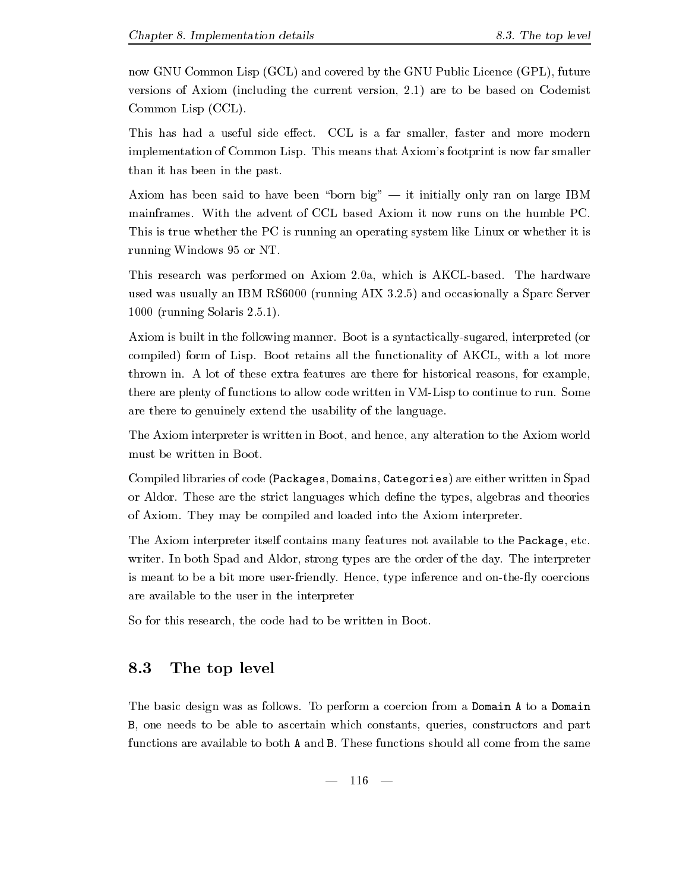now GNU Common Lisp (GCL) and covered by the GNU Public Licence (GPL), future versions of Axiom (including the current version, 2.1) are to be based on Codemist Common Lisp (CCL).

This has had a useful side effect. CCL is a far smaller, faster and more modern implementation of Common Lisp. This means that Axiom's footprint is now far smaller than it has been in the past.

Axiom has been said to have been "born big" — it initially only ran on large IBM mainframes. With the advent of CCL based Axiom it now runs on the humble PC. This is true whether the PC is running an operating system like Linux or whether it is running Windows 95 or NT.

This research was performed on Axiom 2.0a, which is AKCL-based. The hardware used was usually an IBM RS6000 (running AIX 3.2.5) and occasionally a Sparc Server 1000 (running Solaris 2.5.1).

Axiom is built in the following manner. Boot is a syntactically-sugared, interpreted (or compiled) form of Lisp. Boot retains all the functionality of AKCL, with a lot more thrown in. A lot of these extra features are there for historical reasons, for example, there are plenty of functions to allow code written in VM-Lisp to continue to run. Some are there to genuinely extend the usability of the language.

The Axiom interpreter is written in Boot, and hence, any alteration to the Axiom world must be written in Boot.

Compiled libraries of code (`Packages`, `Domains`, `Categories`) are either written in Spad or Aldor. These are the strict languages which define the types, algebras and theories of Axiom. They may be compiled and loaded into the Axiom interpreter.

The Axiom interpreter itself contains many features not available to the `Package`, etc. writer. In both Spad and Aldor, strong types are the order of the day. The interpreter is meant to be a bit more user-friendly. Hence, type inference and on-the-fly coercions are available to the user in the interpreter

So for this research, the code had to be written in Boot.

## 8.3 The top level

The basic design was as follows. To perform a coercion from a `Domain A` to a `Domain B`, one needs to be able to ascertain which constants, queries, constructors and part functions are available to both `A` and `B`. These functions should all come from the same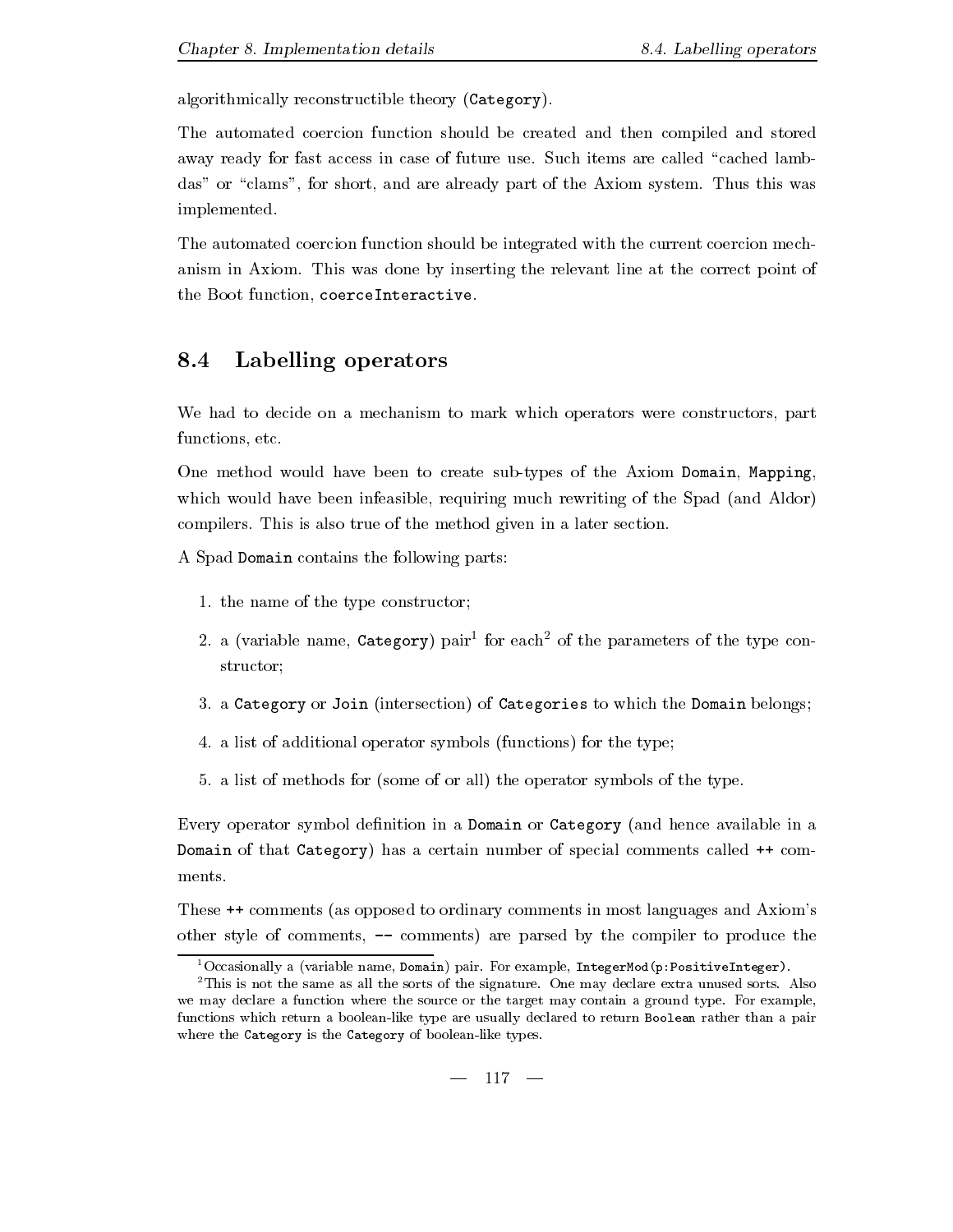algorithmically reconstructible theory (`Category`).

The automated coercion function should be created and then compiled and stored away ready for fast access in case of future use. Such items are called "cached lambdas" or "clams", for short, and are already part of the Axiom system. Thus this was implemented.

The automated coercion function should be integrated with the current coercion mechanism in Axiom. This was done by inserting the relevant line at the correct point of the Boot function, `coerceInteractive`.

## 8.4 Labelling operators

We had to decide on a mechanism to mark which operators were constructors, part functions, etc.

One method would have been to create sub-types of the Axiom `Domain`, `Mapping`, which would have been infeasible, requiring much rewriting of the Spad (and Aldor) compilers. This is also true of the method given in a later section.

A Spad `Domain` contains the following parts:

1. the name of the type constructor;
2. a (variable name, `Category`) pair[1] for each[2] of the parameters of the type constructor;
3. a `Category` or `Join` (intersection) of `Categories` to which the `Domain` belongs;
4. a list of additional operator symbols (functions) for the type;
5. a list of methods for (some of or all) the operator symbols of the type.

Every operator symbol definition in a `Domain` or `Category` (and hence available in a `Domain` of that `Category`) has a certain number of special comments called `++` comments.

These `++` comments (as opposed to ordinary comments in most languages and Axiom's other style of comments, `--` comments) are parsed by the compiler to produce the

[1] Occasionally a (variable name, `Domain`) pair. For example, `IntegerMod(p:PositiveInteger)`.

[2] This is not the same as all the sorts of the signature. One may declare extra unused sorts. Also we may declare a function where the source or the target may contain a ground type. For example, functions which return a boolean-like type are usually declared to return `Boolean` rather than a pair where the `Category` is the `Category` of boolean-like types.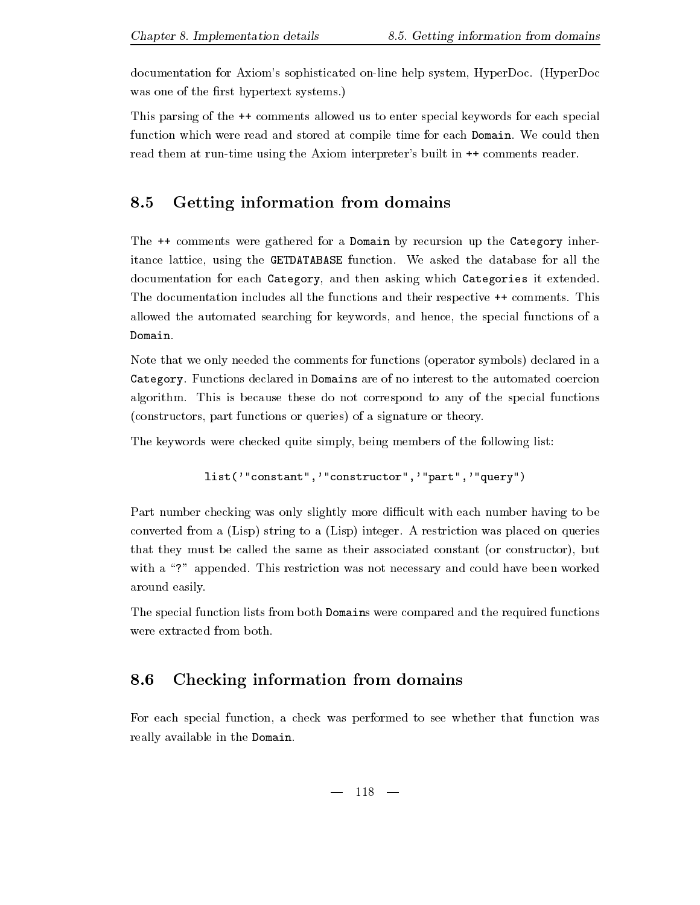documentation for Axiom's sophisticated on-line help system, HyperDoc. (HyperDoc was one of the first hypertext systems.)

This parsing of the `++` comments allowed us to enter special keywords for each special function which were read and stored at compile time for each `Domain`. We could then read them at run-time using the Axiom interpreter's built in `++` comments reader.

## 8.5 Getting information from domains

The `++` comments were gathered for a `Domain` by recursion up the `Category` inheritance lattice, using the `GETDATABASE` function. We asked the database for all the documentation for each `Category`, and then asking which `Categories` it extended. The documentation includes all the functions and their respective `++` comments. This allowed the automated searching for keywords, and hence, the special functions of a `Domain`.

Note that we only needed the comments for functions (operator symbols) declared in a `Category`. Functions declared in `Domains` are of no interest to the automated coercion algorithm. This is because these do not correspond to any of the special functions (constructors, part functions or queries) of a signature or theory.

The keywords were checked quite simply, being members of the following list:

```
list('"constant",'"constructor",'"part",'"query")
```

Part number checking was only slightly more difficult with each number having to be converted from a (Lisp) string to a (Lisp) integer. A restriction was placed on queries that they must be called the same as their associated constant (or constructor), but with a "`?`" appended. This restriction was not necessary and could have been worked around easily.

The special function lists from both `Domain`s were compared and the required functions were extracted from both.

## 8.6 Checking information from domains

For each special function, a check was performed to see whether that function was really available in the `Domain`.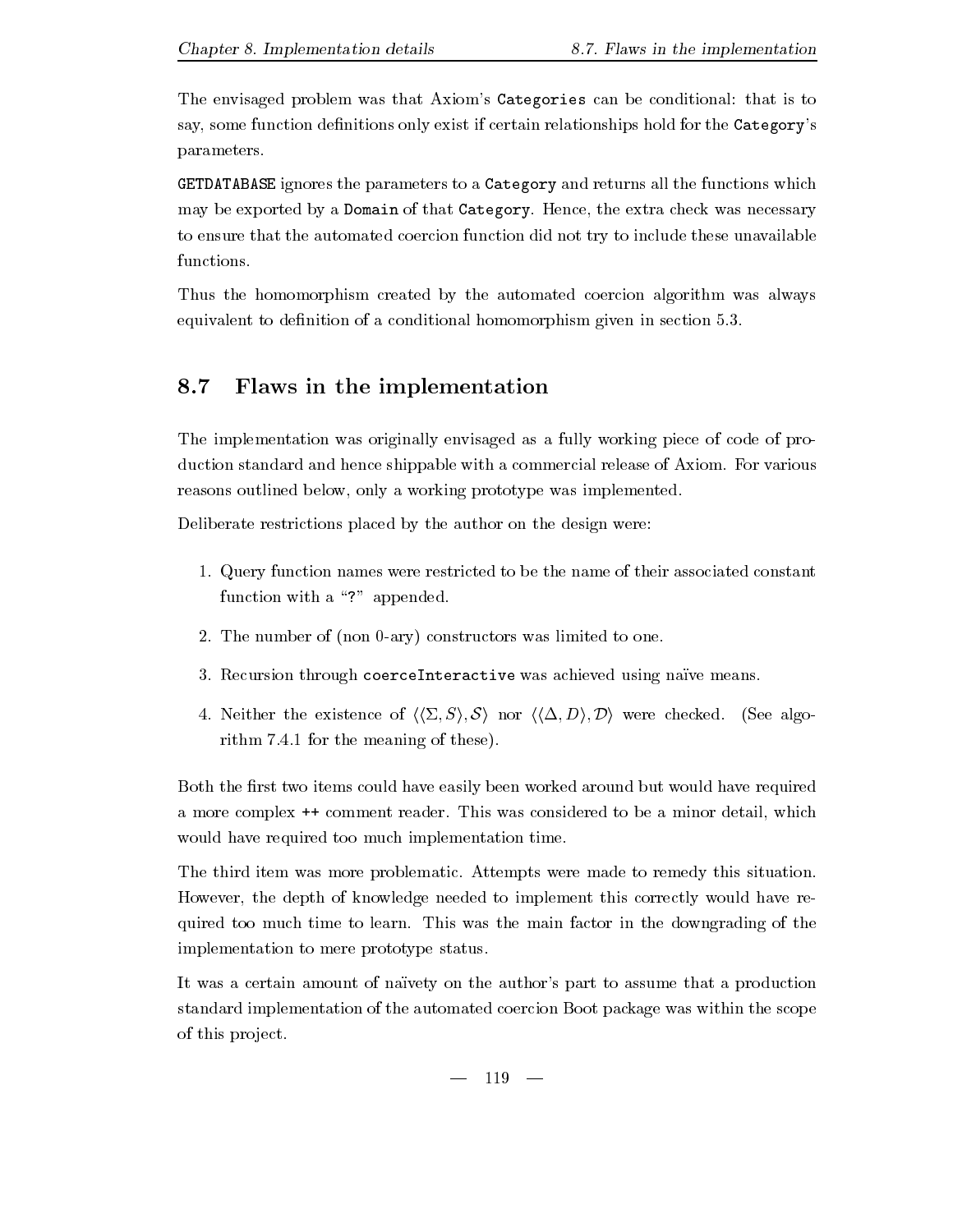The envisaged problem was that Axiom's `Categories` can be conditional: that is to say, some function definitions only exist if certain relationships hold for the `Category`'s parameters.

`GETDATABASE` ignores the parameters to a `Category` and returns all the functions which may be exported by a `Domain` of that `Category`. Hence, the extra check was necessary to ensure that the automated coercion function did not try to include these unavailable functions.

Thus the homomorphism created by the automated coercion algorithm was always equivalent to definition of a conditional homomorphism given in section 5.3.

## 8.7 Flaws in the implementation

The implementation was originally envisaged as a fully working piece of code of production standard and hence shippable with a commercial release of Axiom. For various reasons outlined below, only a working prototype was implemented.

Deliberate restrictions placed by the author on the design were:

1. Query function names were restricted to be the name of their associated constant function with a "`?`" appended.
2. The number of (non 0-ary) constructors was limited to one.
3. Recursion through `coerceInteractive` was achieved using naïve means.
4. Neither the existence of $\langle\langle\Sigma, S\rangle, \mathcal{S}\rangle$ nor $\langle\langle\Delta, D\rangle, \mathcal{D}\rangle$ were checked. (See algorithm 7.4.1 for the meaning of these).

Both the first two items could have easily been worked around but would have required a more complex `++` comment reader. This was considered to be a minor detail, which would have required too much implementation time.

The third item was more problematic. Attempts were made to remedy this situation. However, the depth of knowledge needed to implement this correctly would have required too much time to learn. This was the main factor in the downgrading of the implementation to mere prototype status.

It was a certain amount of naïvety on the author's part to assume that a production standard implementation of the automated coercion Boot package was within the scope of this project.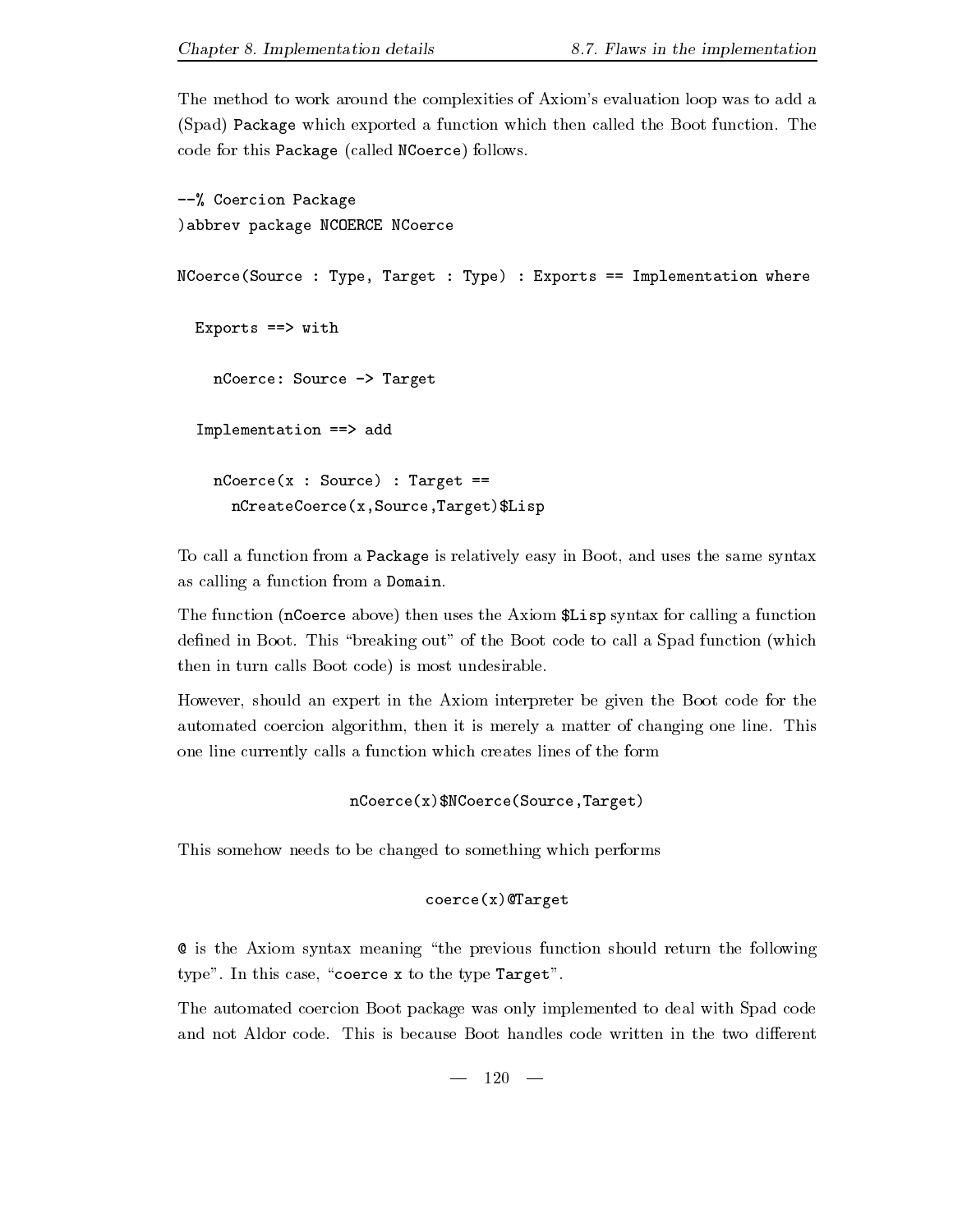The method to work around the complexities of Axiom's evaluation loop was to add a (Spad) `Package` which exported a function which then called the Boot function. The code for this `Package` (called `NCoerce`) follows.

```
--% Coercion Package
)abbrev package NCOERCE NCoerce

NCoerce(Source : Type, Target : Type) : Exports == Implementation where

  Exports ==> with

    nCoerce: Source -> Target

  Implementation ==> add

    nCoerce(x : Source) : Target ==
      nCreateCoerce(x,Source,Target)$Lisp
```

To call a function from a `Package` is relatively easy in Boot, and uses the same syntax as calling a function from a `Domain`.

The function (`nCoerce` above) then uses the Axiom `$Lisp` syntax for calling a function defined in Boot. This "breaking out" of the Boot code to call a Spad function (which then in turn calls Boot code) is most undesirable.

However, should an expert in the Axiom interpreter be given the Boot code for the automated coercion algorithm, then it is merely a matter of changing one line. This one line currently calls a function which creates lines of the form

```
nCoerce(x)$NCoerce(Source,Target)
```

This somehow needs to be changed to something which performs

```
coerce(x)@Target
```

`@` is the Axiom syntax meaning "the previous function should return the following type". In this case, "`coerce x` to the type `Target`".

The automated coercion Boot package was only implemented to deal with Spad code and not Aldor code. This is because Boot handles code written in the two different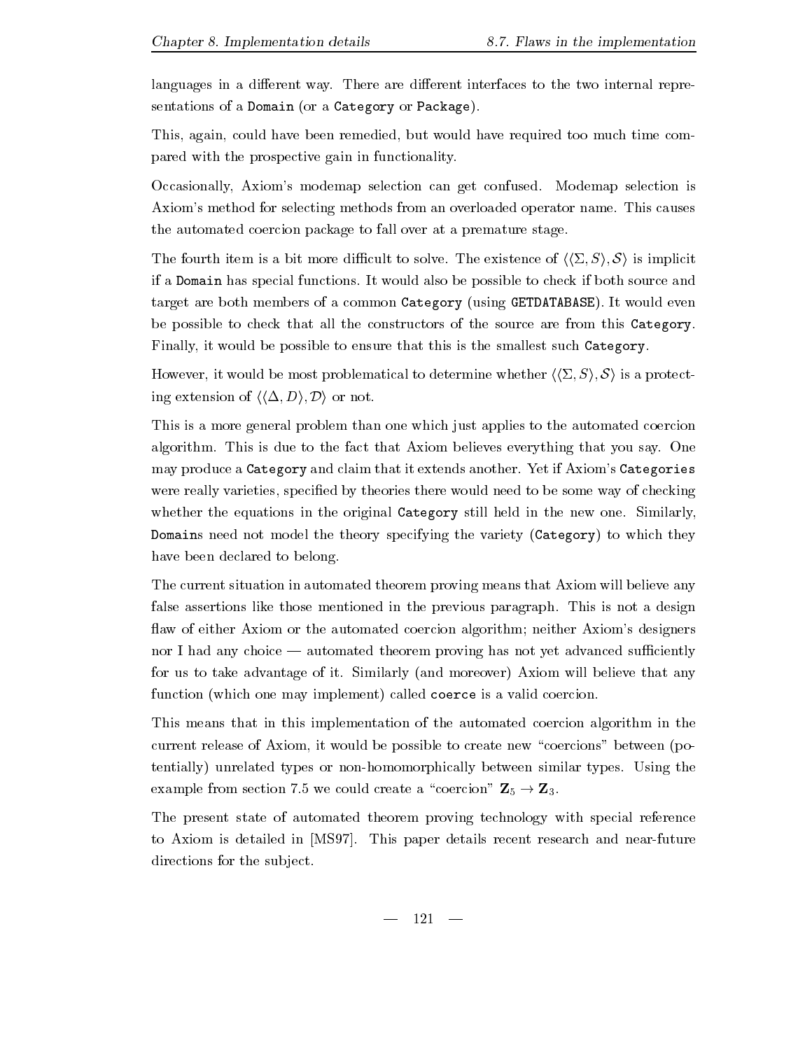languages in a different way. There are different interfaces to the two internal representations of a `Domain` (or a `Category` or `Package`).

This, again, could have been remedied, but would have required too much time compared with the prospective gain in functionality.

Occasionally, Axiom's modemap selection can get confused. Modemap selection is Axiom's method for selecting methods from an overloaded operator name. This causes the automated coercion package to fall over at a premature stage.

The fourth item is a bit more difficult to solve. The existence of $\langle\langle\Sigma, S\rangle, \mathcal{S}\rangle$ is implicit if a `Domain` has special functions. It would also be possible to check if both source and target are both members of a common `Category` (using `GETDATABASE`). It would even be possible to check that all the constructors of the source are from this `Category`. Finally, it would be possible to ensure that this is the smallest such `Category`.

However, it would be most problematical to determine whether $\langle\langle\Sigma, S\rangle, \mathcal{S}\rangle$ is a protecting extension of $\langle\langle\Delta, D\rangle, \mathcal{D}\rangle$ or not.

This is a more general problem than one which just applies to the automated coercion algorithm. This is due to the fact that Axiom believes everything that you say. One may produce a `Category` and claim that it extends another. Yet if Axiom's `Categories` were really varieties, specified by theories there would need to be some way of checking whether the equations in the original `Category` still held in the new one. Similarly, `Domains` need not model the theory specifying the variety (`Category`) to which they have been declared to belong.

The current situation in automated theorem proving means that Axiom will believe any false assertions like those mentioned in the previous paragraph. This is not a design flaw of either Axiom or the automated coercion algorithm; neither Axiom's designers nor I had any choice — automated theorem proving has not yet advanced sufficiently for us to take advantage of it. Similarly (and moreover) Axiom will believe that any function (which one may implement) called `coerce` is a valid coercion.

This means that in this implementation of the automated coercion algorithm in the current release of Axiom, it would be possible to create new "coercions" between (potentially) unrelated types or non-homomorphically between similar types. Using the example from section 7.5 we could create a "coercion" $\mathbf{Z}_5 \to \mathbf{Z}_3$.

The present state of automated theorem proving technology with special reference to Axiom is detailed in [MS97]. This paper details recent research and near-future directions for the subject.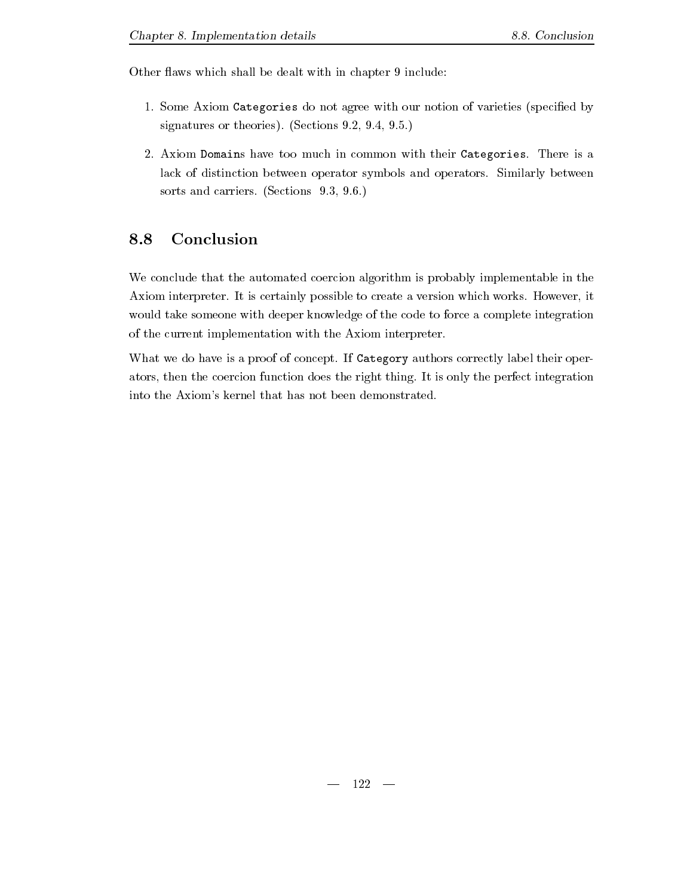Other flaws which shall be dealt with in chapter 9 include:

1. Some Axiom `Categories` do not agree with our notion of varieties (specified by signatures or theories). (Sections 9.2, 9.4, 9.5.)

2. Axiom `Domain`s have too much in common with their `Categories`. There is a lack of distinction between operator symbols and operators. Similarly between sorts and carriers. (Sections 9.3, 9.6.)

## 8.8 Conclusion

We conclude that the automated coercion algorithm is probably implementable in the Axiom interpreter. It is certainly possible to create a version which works. However, it would take someone with deeper knowledge of the code to force a complete integration of the current implementation with the Axiom interpreter.

What we do have is a proof of concept. If `Category` authors correctly label their operators, then the coercion function does the right thing. It is only the perfect integration into the Axiom's kernel that has not been demonstrated.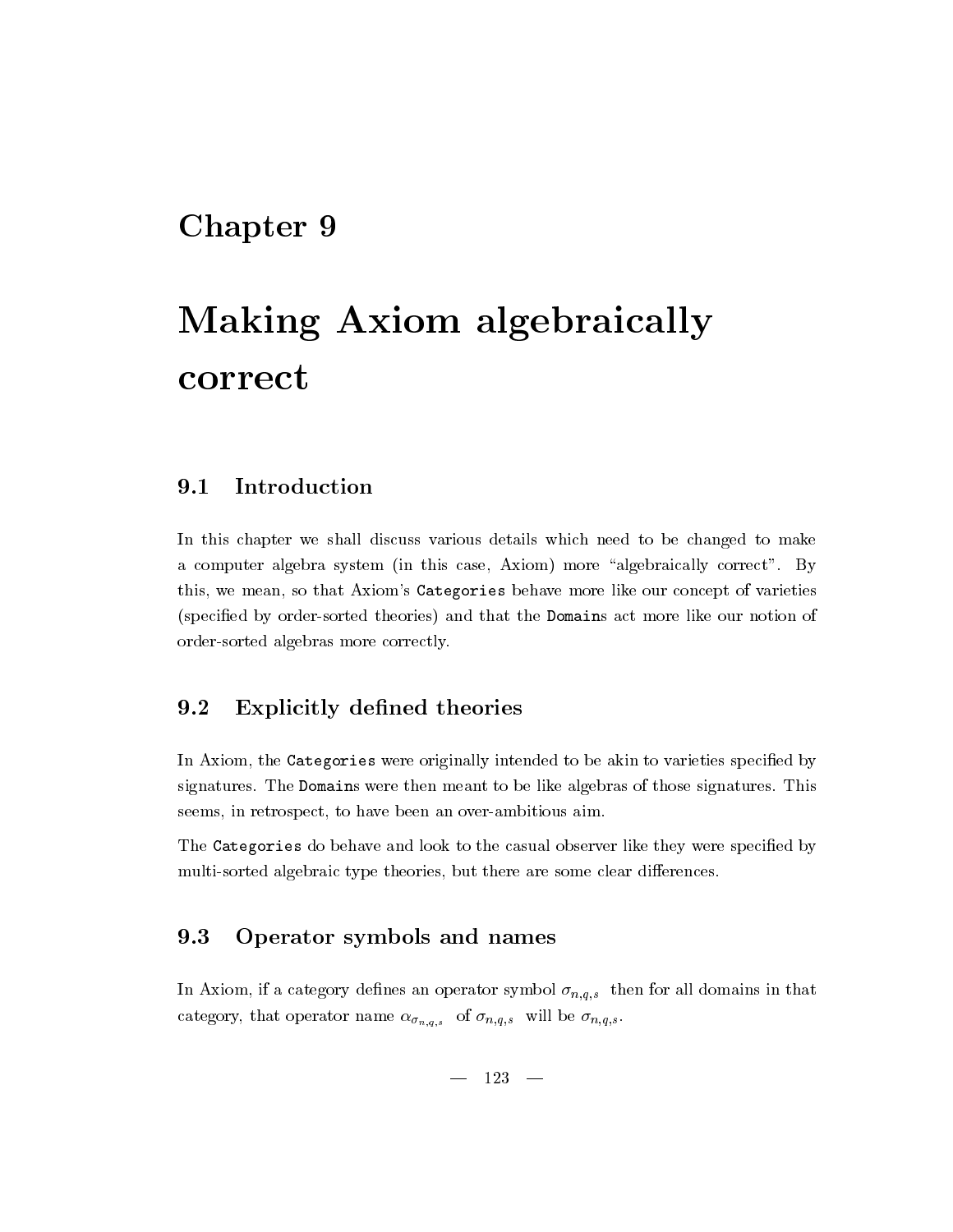# Chapter 9

# Making Axiom algebraically correct

## 9.1 Introduction

In this chapter we shall discuss various details which need to be changed to make a computer algebra system (in this case, Axiom) more "algebraically correct". By this, we mean, so that Axiom's `Categories` behave more like our concept of varieties (specified by order-sorted theories) and that the `Domains` act more like our notion of order-sorted algebras more correctly.

## 9.2 Explicitly defined theories

In Axiom, the `Categories` were originally intended to be akin to varieties specified by signatures. The `Domains` were then meant to be like algebras of those signatures. This seems, in retrospect, to have been an over-ambitious aim.

The `Categories` do behave and look to the casual observer like they were specified by multi-sorted algebraic type theories, but there are some clear differences.

## 9.3 Operator symbols and names

In Axiom, if a category defines an operator symbol $\sigma_{n,q,s}$ then for all domains in that category, that operator name $\alpha_{\sigma_{n,q,s}}$ of $\sigma_{n,q,s}$ will be $\sigma_{n,q,s}$.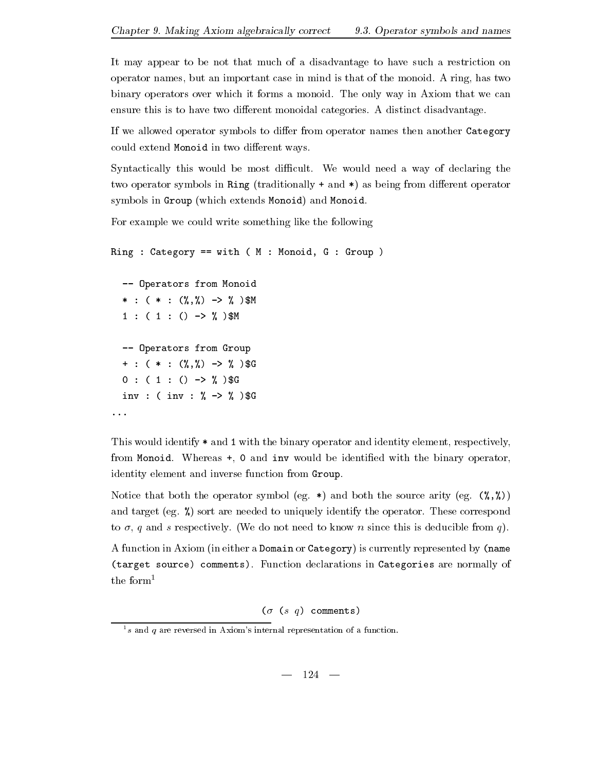It may appear to be not that much of a disadvantage to have such a restriction on operator names, but an important case in mind is that of the monoid. A ring, has two binary operators over which it forms a monoid. The only way in Axiom that we can ensure this is to have two different monoidal categories. A distinct disadvantage.

If we allowed operator symbols to differ from operator names then another `Category` could extend `Monoid` in two different ways.

Syntactically this would be most difficult. We would need a way of declaring the two operator symbols in `Ring` (traditionally `+` and `*`) as being from different operator symbols in `Group` (which extends `Monoid`) and `Monoid`.

For example we could write something like the following

```
Ring : Category == with ( M : Monoid, G : Group )

  -- Operators from Monoid
  * : ( * : (%,%) -> % )$M
  1 : ( 1 : () -> % )$M

  -- Operators from Group
  + : ( * : (%,%) -> % )$G
  0 : ( 1 : () -> % )$G
  inv : ( inv : % -> % )$G
...
```

This would identify `*` and `1` with the binary operator and identity element, respectively, from `Monoid`. Whereas `+`, `0` and `inv` would be identified with the binary operator, identity element and inverse function from `Group`.

Notice that both the operator symbol (eg. `*`) and both the source arity (eg. `(%,%)`) and target (eg. `%`) sort are needed to uniquely identify the operator. These correspond to $\sigma$, $q$ and $s$ respectively. (We do not need to know $n$ since this is deducible from $q$).

A function in Axiom (in either a `Domain` or `Category`) is currently represented by `(name (target source) comments)`. Function declarations in `Categories` are normally of the form[1]

$$(\sigma\ (s\ q)\ \texttt{comments})$$

[1] $s$ and $q$ are reversed in Axiom's internal representation of a function.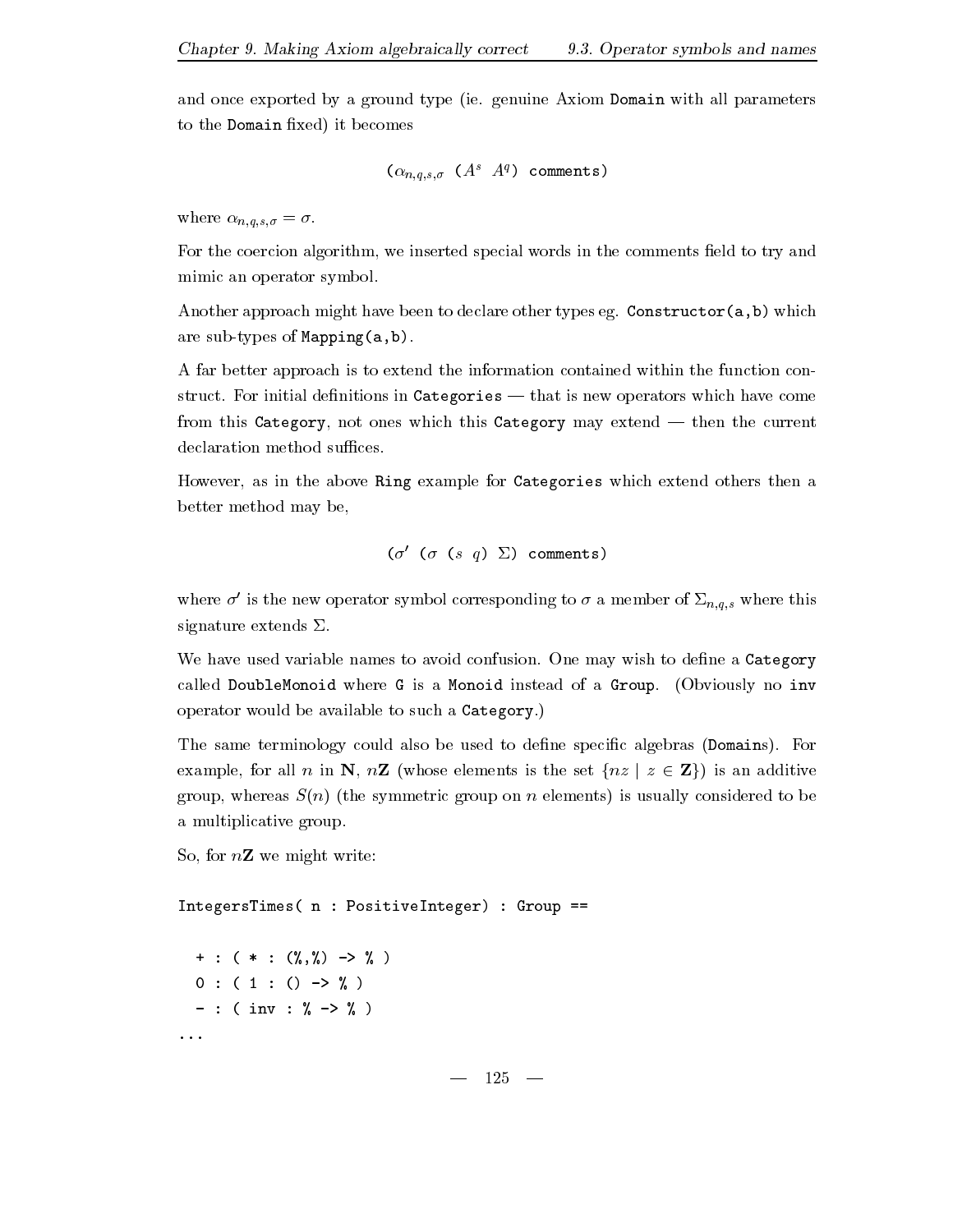and once exported by a ground type (ie. genuine Axiom Domain with all parameters to the Domain fixed) it becomes

$$(\alpha_{n,q,s,\sigma} \ (A^s \ \ A^q) \ \texttt{comments})$$

where $\alpha_{n,q,s,\sigma} = \sigma$.

For the coercion algorithm, we inserted special words in the comments field to try and mimic an operator symbol.

Another approach might have been to declare other types eg. Constructor(a,b) which are sub-types of Mapping(a,b).

A far better approach is to extend the information contained within the function construct. For initial definitions in Categories — that is new operators which have come from this Category, not ones which this Category may extend — then the current declaration method suffices.

However, as in the above Ring example for Categories which extend others then a better method may be,

$$(\sigma' \ (\sigma \ (s \ \ q) \ \Sigma) \ \texttt{comments})$$

where $\sigma'$ is the new operator symbol corresponding to $\sigma$ a member of $\Sigma_{n,q,s}$ where this signature extends $\Sigma$.

We have used variable names to avoid confusion. One may wish to define a Category called DoubleMonoid where G is a Monoid instead of a Group. (Obviously no inv operator would be available to such a Category.)

The same terminology could also be used to define specific algebras (Domains). For example, for all $n$ in $\mathbf{N}$, $n\mathbf{Z}$ (whose elements is the set $\{nz \mid z \in \mathbf{Z}\}$) is an additive group, whereas $S(n)$ (the symmetric group on $n$ elements) is usually considered to be a multiplicative group.

So, for $n\mathbf{Z}$ we might write:

```
IntegersTimes( n : PositiveInteger) : Group ==

  + : ( * : (%,%) -> % )
  0 : ( 1 : () -> % )
  - : ( inv : % -> % )
...
```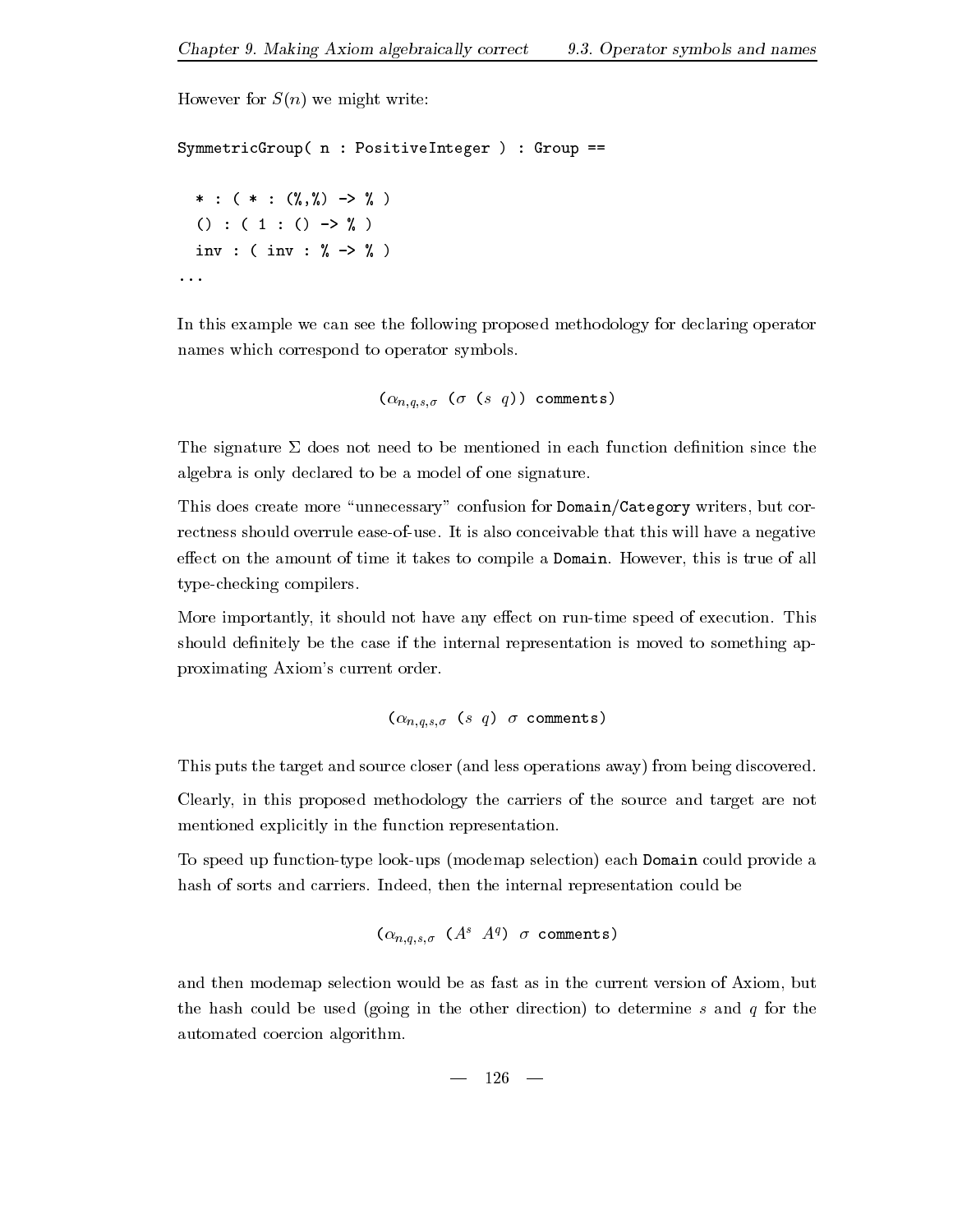However for $S(n)$ we might write:

```
SymmetricGroup( n : PositiveInteger ) : Group ==

  * : ( * : (%,%) -> % )
  () : ( 1 : () -> % )
  inv : ( inv : % -> % )
...
```

In this example we can see the following proposed methodology for declaring operator names which correspond to operator symbols.

$$(\alpha_{n,q,s,\sigma}\ (\sigma\ (s\ \ q))\ \texttt{comments})$$

The signature $\Sigma$ does not need to be mentioned in each function definition since the algebra is only declared to be a model of one signature.

This does create more "unnecessary" confusion for `Domain`/`Category` writers, but correctness should overrule ease-of-use. It is also conceivable that this will have a negative effect on the amount of time it takes to compile a `Domain`. However, this is true of all type-checking compilers.

More importantly, it should not have any effect on run-time speed of execution. This should definitely be the case if the internal representation is moved to something approximating Axiom's current order.

$$(\alpha_{n,q,s,\sigma}\ (s\ \ q)\ \sigma\ \texttt{comments})$$

This puts the target and source closer (and less operations away) from being discovered.

Clearly, in this proposed methodology the carriers of the source and target are not mentioned explicitly in the function representation.

To speed up function-type look-ups (modemap selection) each `Domain` could provide a hash of sorts and carriers. Indeed, then the internal representation could be

$$(\alpha_{n,q,s,\sigma}\ (A^s\ \ A^q)\ \sigma\ \texttt{comments})$$

and then modemap selection would be as fast as in the current version of Axiom, but the hash could be used (going in the other direction) to determine $s$ and $q$ for the automated coercion algorithm.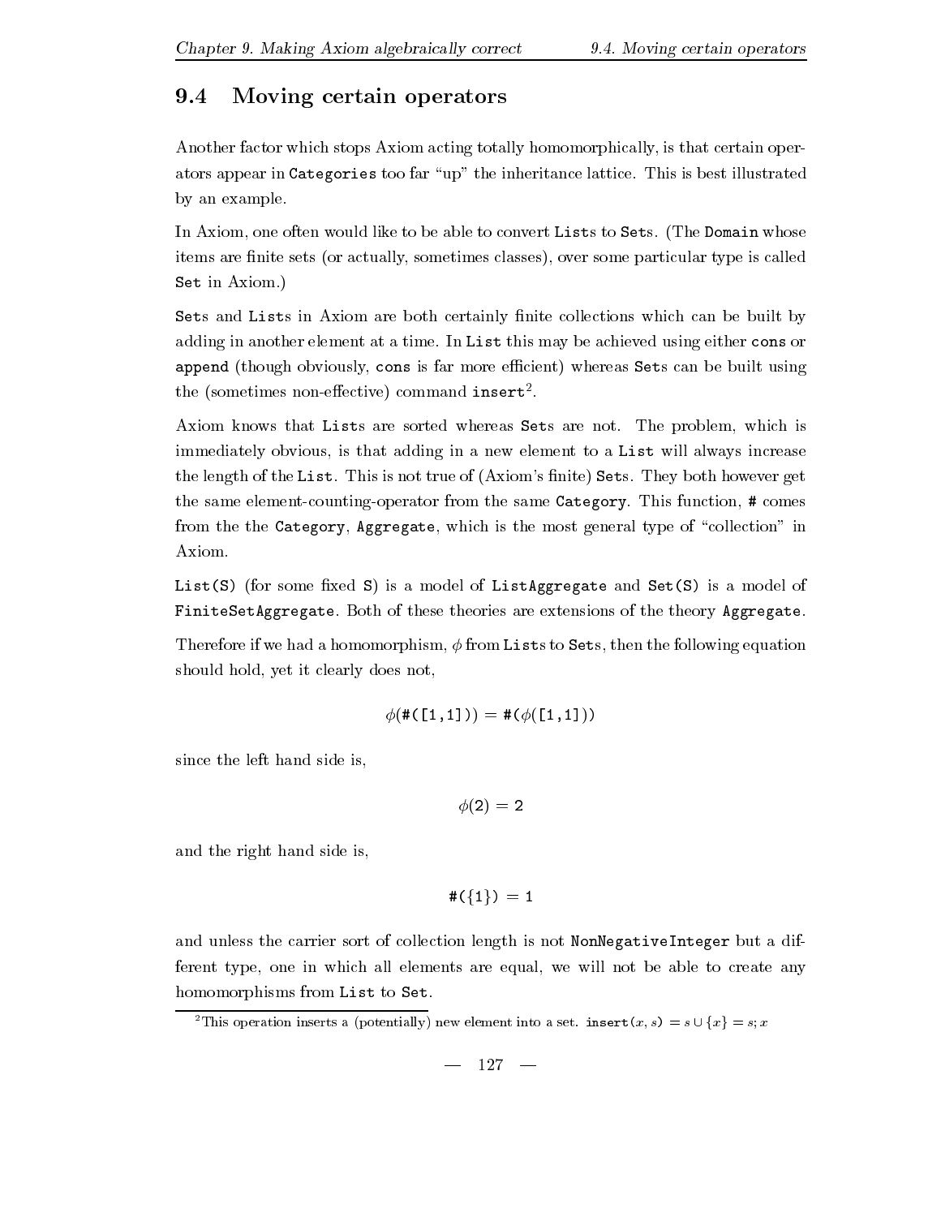## 9.4 Moving certain operators

Another factor which stops Axiom acting totally homomorphically, is that certain operators appear in `Categories` too far "up" the inheritance lattice. This is best illustrated by an example.

In Axiom, one often would like to be able to convert `Lists` to `Sets`. (The `Domain` whose items are finite sets (or actually, sometimes classes), over some particular type is called `Set` in Axiom.)

`Sets` and `Lists` in Axiom are both certainly finite collections which can be built by adding in another element at a time. In `List` this may be achieved using either `cons` or `append` (though obviously, `cons` is far more efficient) whereas `Sets` can be built using the (sometimes non-effective) command `insert`[2].

Axiom knows that `Lists` are sorted whereas `Sets` are not. The problem, which is immediately obvious, is that adding in a new element to a `List` will always increase the length of the `List`. This is not true of (Axiom's finite) `Sets`. They both however get the same element-counting-operator from the same `Category`. This function, `#` comes from the the `Category`, `Aggregate`, which is the most general type of "collection" in Axiom.

`List(S)` (for some fixed `S`) is a model of `ListAggregate` and `Set(S)` is a model of `FiniteSetAggregate`. Both of these theories are extensions of the theory `Aggregate`.

Therefore if we had a homomorphism, $\phi$ from `Lists` to `Sets`, then the following equation should hold, yet it clearly does not,

$$\phi(\texttt{\#([1,1])}) = \texttt{\#}(\phi(\texttt{[1,1]}))$$

since the left hand side is,

$$\phi(\texttt{2}) = \texttt{2}$$

and the right hand side is,

$$\texttt{\#}(\{\texttt{1}\}) = \texttt{1}$$

and unless the carrier sort of collection length is not `NonNegativeInteger` but a different type, one in which all elements are equal, we will not be able to create any homomorphisms from `List` to `Set`.

[2] This operation inserts a (potentially) new element into a set. $\texttt{insert}(x, s) = s \cup \{x\} = s; x$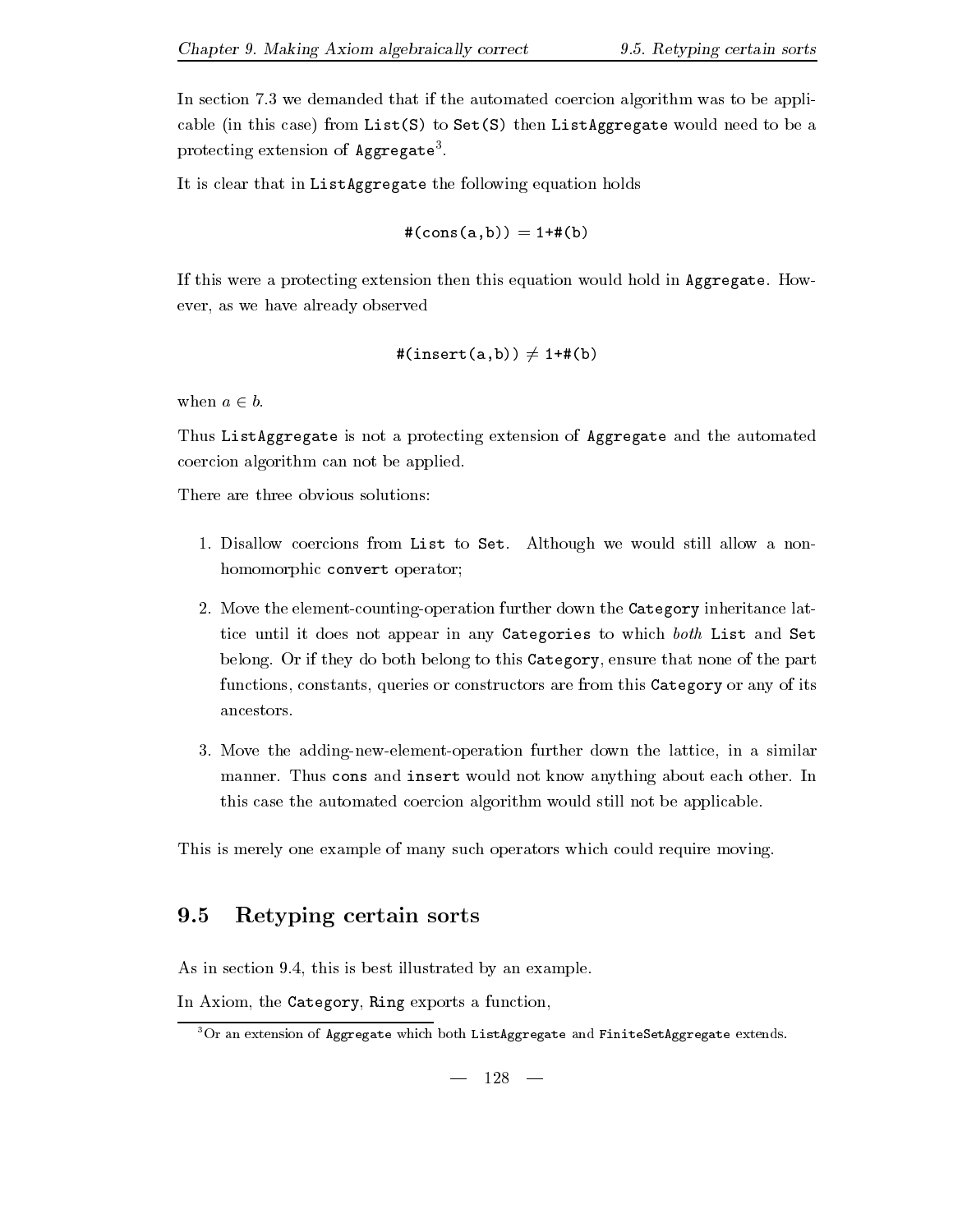In section 7.3 we demanded that if the automated coercion algorithm was to be applicable (in this case) from `List(S)` to `Set(S)` then `ListAggregate` would need to be a protecting extension of `Aggregate`[3].

It is clear that in `ListAggregate` the following equation holds

$$\texttt{\#(cons(a,b))} = \texttt{1+\#(b)}$$

If this were a protecting extension then this equation would hold in `Aggregate`. However, as we have already observed

$$\texttt{\#(insert(a,b))} \neq \texttt{1+\#(b)}$$

when $a \in b$.

Thus `ListAggregate` is not a protecting extension of `Aggregate` and the automated coercion algorithm can not be applied.

There are three obvious solutions:

1. Disallow coercions from `List` to `Set`. Although we would still allow a non-homomorphic `convert` operator;
2. Move the element-counting-operation further down the `Category` inheritance lattice until it does not appear in any `Categories` to which *both* `List` and `Set` belong. Or if they do both belong to this `Category`, ensure that none of the part functions, constants, queries or constructors are from this `Category` or any of its ancestors.
3. Move the adding-new-element-operation further down the lattice, in a similar manner. Thus `cons` and `insert` would not know anything about each other. In this case the automated coercion algorithm would still not be applicable.

This is merely one example of many such operators which could require moving.

## 9.5 Retyping certain sorts

As in section 9.4, this is best illustrated by an example.

In Axiom, the `Category`, `Ring` exports a function,

[3] Or an extension of `Aggregate` which both `ListAggregate` and `FiniteSetAggregate` extends.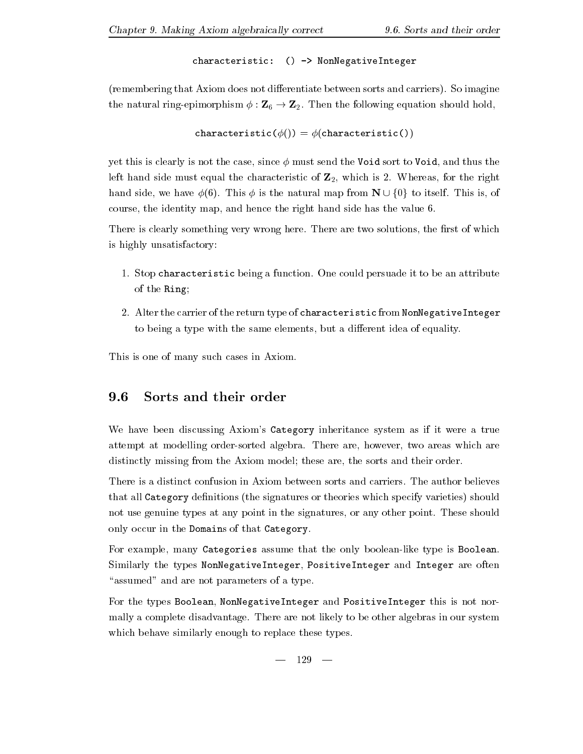```
characteristic:  () -> NonNegativeInteger
```

(remembering that Axiom does not differentiate between sorts and carriers). So imagine the natural ring-epimorphism $\phi : \mathbf{Z}_6 \to \mathbf{Z}_2$. Then the following equation should hold,

$$\texttt{characteristic}(\phi()) = \phi(\texttt{characteristic()})$$

yet this is clearly is not the case, since $\phi$ must send the `Void` sort to `Void`, and thus the left hand side must equal the characteristic of $\mathbf{Z}_2$, which is 2. Whereas, for the right hand side, we have $\phi(6)$. This $\phi$ is the natural map from $\mathbf{N} \cup \{0\}$ to itself. This is, of course, the identity map, and hence the right hand side has the value 6.

There is clearly something very wrong here. There are two solutions, the first of which is highly unsatisfactory:

1. Stop `characteristic` being a function. One could persuade it to be an attribute of the `Ring`;
2. Alter the carrier of the return type of `characteristic` from `NonNegativeInteger` to being a type with the same elements, but a different idea of equality.

This is one of many such cases in Axiom.

## 9.6 Sorts and their order

We have been discussing Axiom's `Category` inheritance system as if it were a true attempt at modelling order-sorted algebra. There are, however, two areas which are distinctly missing from the Axiom model; these are, the sorts and their order.

There is a distinct confusion in Axiom between sorts and carriers. The author believes that all `Category` definitions (the signatures or theories which specify varieties) should not use genuine types at any point in the signatures, or any other point. These should only occur in the `Domains` of that `Category`.

For example, many `Categories` assume that the only boolean-like type is `Boolean`. Similarly the types `NonNegativeInteger`, `PositiveInteger` and `Integer` are often "assumed" and are not parameters of a type.

For the types `Boolean`, `NonNegativeInteger` and `PositiveInteger` this is not normally a complete disadvantage. There are not likely to be other algebras in our system which behave similarly enough to replace these types.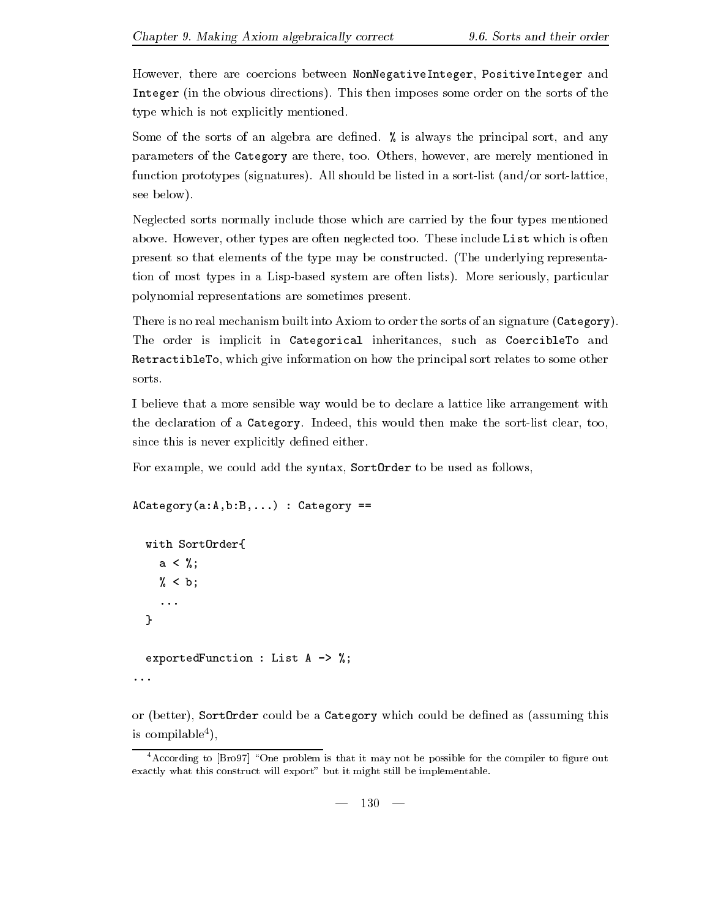However, there are coercions between `NonNegativeInteger`, `PositiveInteger` and `Integer` (in the obvious directions). This then imposes some order on the sorts of the type which is not explicitly mentioned.

Some of the sorts of an algebra are defined. `%` is always the principal sort, and any parameters of the `Category` are there, too. Others, however, are merely mentioned in function prototypes (signatures). All should be listed in a sort-list (and/or sort-lattice, see below).

Neglected sorts normally include those which are carried by the four types mentioned above. However, other types are often neglected too. These include `List` which is often present so that elements of the type may be constructed. (The underlying representation of most types in a Lisp-based system are often lists). More seriously, particular polynomial representations are sometimes present.

There is no real mechanism built into Axiom to order the sorts of an signature (`Category`). The order is implicit in `Categorical` inheritances, such as `CoercibleTo` and `RetractibleTo`, which give information on how the principal sort relates to some other sorts.

I believe that a more sensible way would be to declare a lattice like arrangement with the declaration of a `Category`. Indeed, this would then make the sort-list clear, too, since this is never explicitly defined either.

For example, we could add the syntax, `SortOrder` to be used as follows,

```
ACategory(a:A,b:B,...) : Category ==

  with SortOrder{
    a < %;
    % < b;
    ...
  }

  exportedFunction : List A -> %;
...
```

or (better), `SortOrder` could be a `Category` which could be defined as (assuming this is compilable[4]),

[4] According to [Bro97] "One problem is that it may not be possible for the compiler to figure out exactly what this construct will export" but it might still be implementable.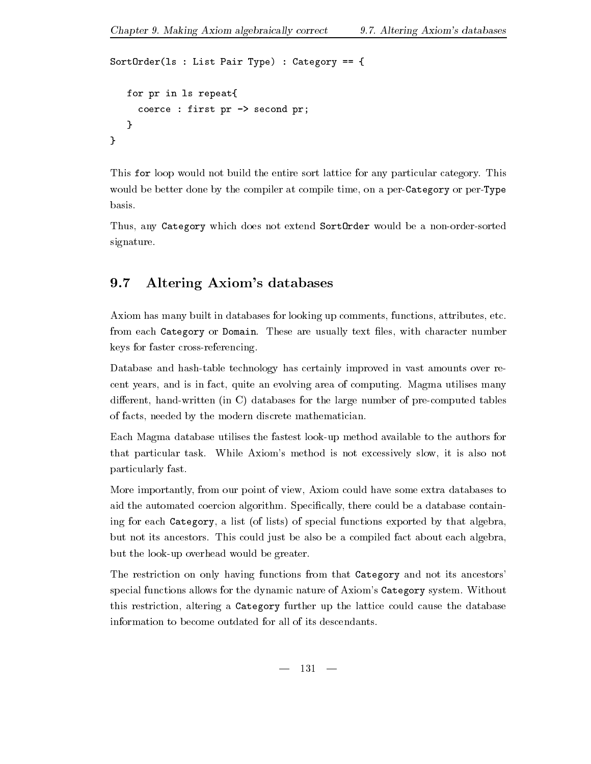```
SortOrder(ls : List Pair Type) : Category == {

   for pr in ls repeat{
     coerce : first pr -> second pr;
   }
}
```

This `for` loop would not build the entire sort lattice for any particular category. This would be better done by the compiler at compile time, on a per-`Category` or per-`Type` basis.

Thus, any `Category` which does not extend `SortOrder` would be a non-order-sorted signature.

## 9.7 Altering Axiom's databases

Axiom has many built in databases for looking up comments, functions, attributes, etc. from each `Category` or `Domain`. These are usually text files, with character number keys for faster cross-referencing.

Database and hash-table technology has certainly improved in vast amounts over recent years, and is in fact, quite an evolving area of computing. Magma utilises many different, hand-written (in C) databases for the large number of pre-computed tables of facts, needed by the modern discrete mathematician.

Each Magma database utilises the fastest look-up method available to the authors for that particular task. While Axiom's method is not excessively slow, it is also not particularly fast.

More importantly, from our point of view, Axiom could have some extra databases to aid the automated coercion algorithm. Specifically, there could be a database containing for each `Category`, a list (of lists) of special functions exported by that algebra, but not its ancestors. This could just be also be a compiled fact about each algebra, but the look-up overhead would be greater.

The restriction on only having functions from that `Category` and not its ancestors' special functions allows for the dynamic nature of Axiom's `Category` system. Without this restriction, altering a `Category` further up the lattice could cause the database information to become outdated for all of its descendants.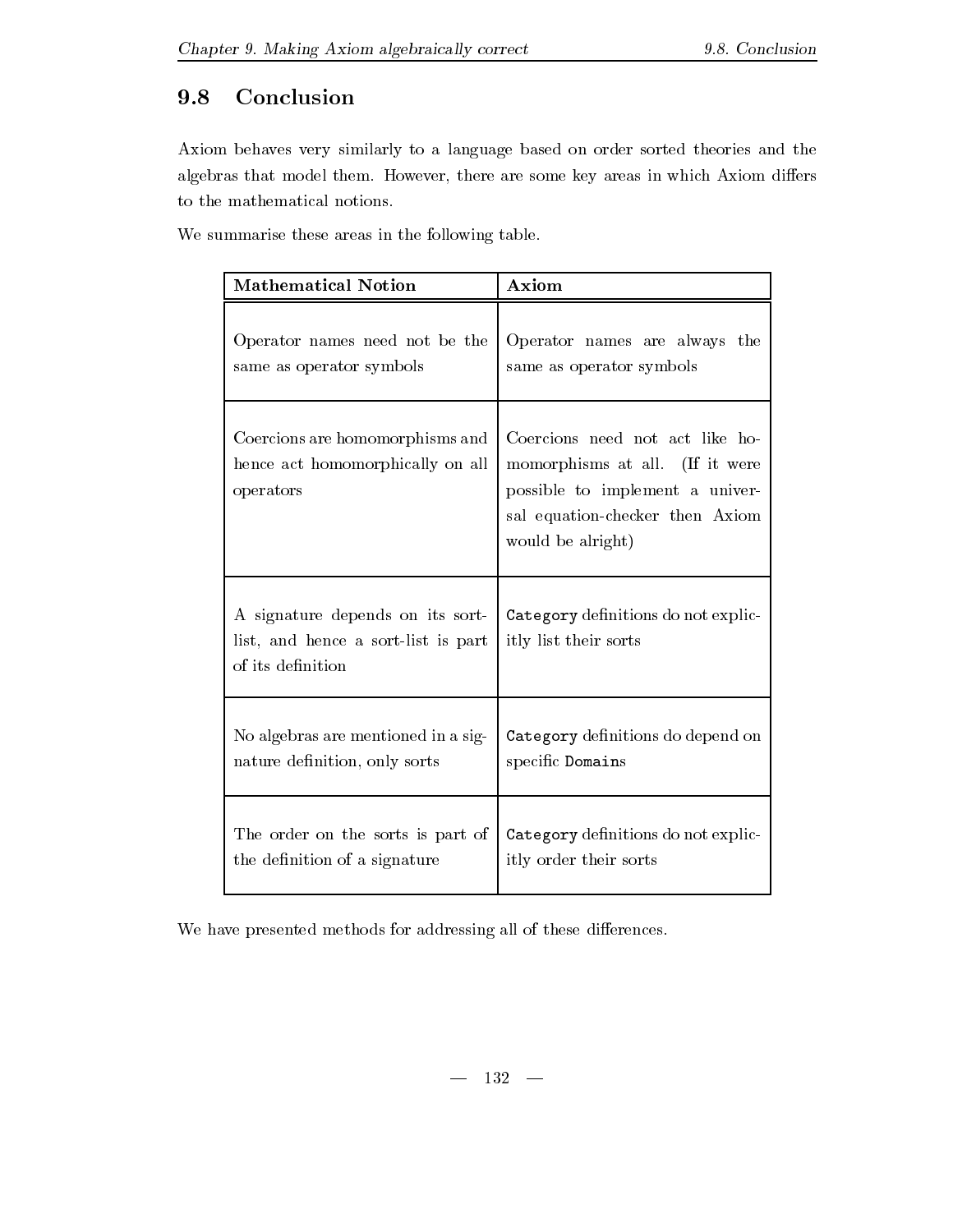## 9.8 Conclusion

Axiom behaves very similarly to a language based on order sorted theories and the algebras that model them. However, there are some key areas in which Axiom differs to the mathematical notions.

We summarise these areas in the following table.

| **Mathematical Notion** | **Axiom** |
|---|---|
| Operator names need not be the same as operator symbols | Operator names are always the same as operator symbols |
| Coercions are homomorphisms and hence act homomorphically on all operators | Coercions need not act like homomorphisms at all. (If it were possible to implement a universal equation-checker then Axiom would be alright) |
| A signature depends on its sort-list, and hence a sort-list is part of its definition | `Category` definitions do not explicitly list their sorts |
| No algebras are mentioned in a signature definition, only sorts | `Category` definitions do depend on specific `Domains` |
| The order on the sorts is part of the definition of a signature | `Category` definitions do not explicitly order their sorts |

We have presented methods for addressing all of these differences.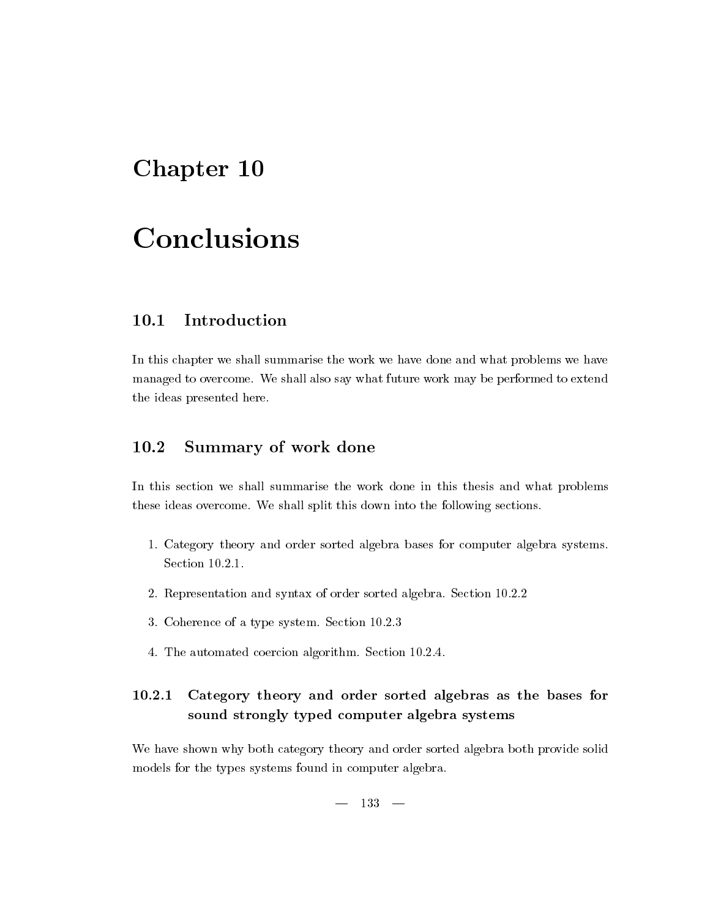# Chapter 10

# Conclusions

## 10.1 Introduction

In this chapter we shall summarise the work we have done and what problems we have managed to overcome. We shall also say what future work may be performed to extend the ideas presented here.

## 10.2 Summary of work done

In this section we shall summarise the work done in this thesis and what problems these ideas overcome. We shall split this down into the following sections.

1. Category theory and order sorted algebra bases for computer algebra systems. Section 10.2.1.
2. Representation and syntax of order sorted algebra. Section 10.2.2
3. Coherence of a type system. Section 10.2.3
4. The automated coercion algorithm. Section 10.2.4.

### 10.2.1 Category theory and order sorted algebras as the bases for sound strongly typed computer algebra systems

We have shown why both category theory and order sorted algebra both provide solid models for the types systems found in computer algebra.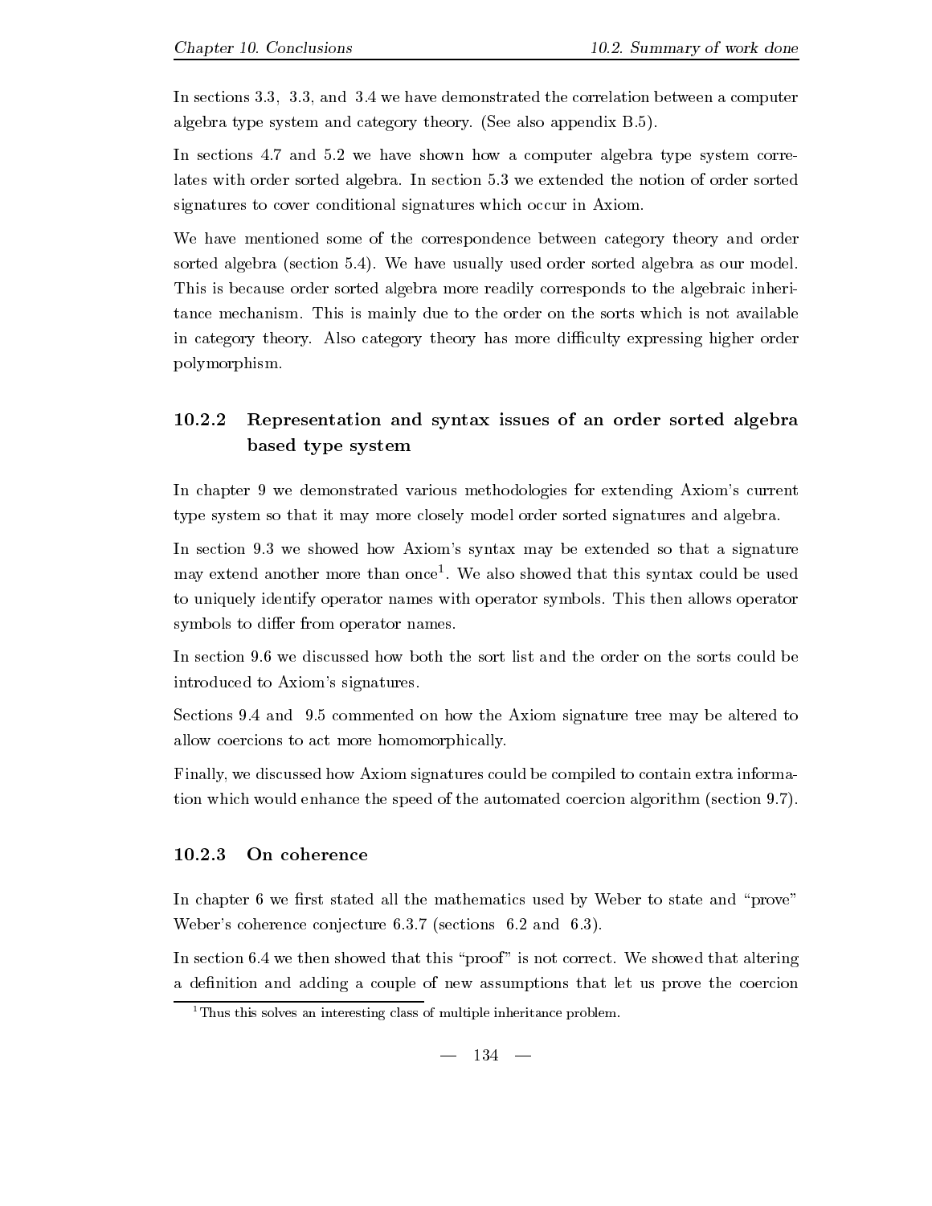In sections 3.3, 3.3, and 3.4 we have demonstrated the correlation between a computer algebra type system and category theory. (See also appendix B.5).

In sections 4.7 and 5.2 we have shown how a computer algebra type system correlates with order sorted algebra. In section 5.3 we extended the notion of order sorted signatures to cover conditional signatures which occur in Axiom.

We have mentioned some of the correspondence between category theory and order sorted algebra (section 5.4). We have usually used order sorted algebra as our model. This is because order sorted algebra more readily corresponds to the algebraic inheritance mechanism. This is mainly due to the order on the sorts which is not available in category theory. Also category theory has more difficulty expressing higher order polymorphism.

### 10.2.2 Representation and syntax issues of an order sorted algebra based type system

In chapter 9 we demonstrated various methodologies for extending Axiom's current type system so that it may more closely model order sorted signatures and algebra.

In section 9.3 we showed how Axiom's syntax may be extended so that a signature may extend another more than once[1]. We also showed that this syntax could be used to uniquely identify operator names with operator symbols. This then allows operator symbols to differ from operator names.

In section 9.6 we discussed how both the sort list and the order on the sorts could be introduced to Axiom's signatures.

Sections 9.4 and 9.5 commented on how the Axiom signature tree may be altered to allow coercions to act more homomorphically.

Finally, we discussed how Axiom signatures could be compiled to contain extra information which would enhance the speed of the automated coercion algorithm (section 9.7).

### 10.2.3 On coherence

In chapter 6 we first stated all the mathematics used by Weber to state and "prove" Weber's coherence conjecture 6.3.7 (sections 6.2 and 6.3).

In section 6.4 we then showed that this "proof" is not correct. We showed that altering a definition and adding a couple of new assumptions that let us prove the coercion

[1] Thus this solves an interesting class of multiple inheritance problem.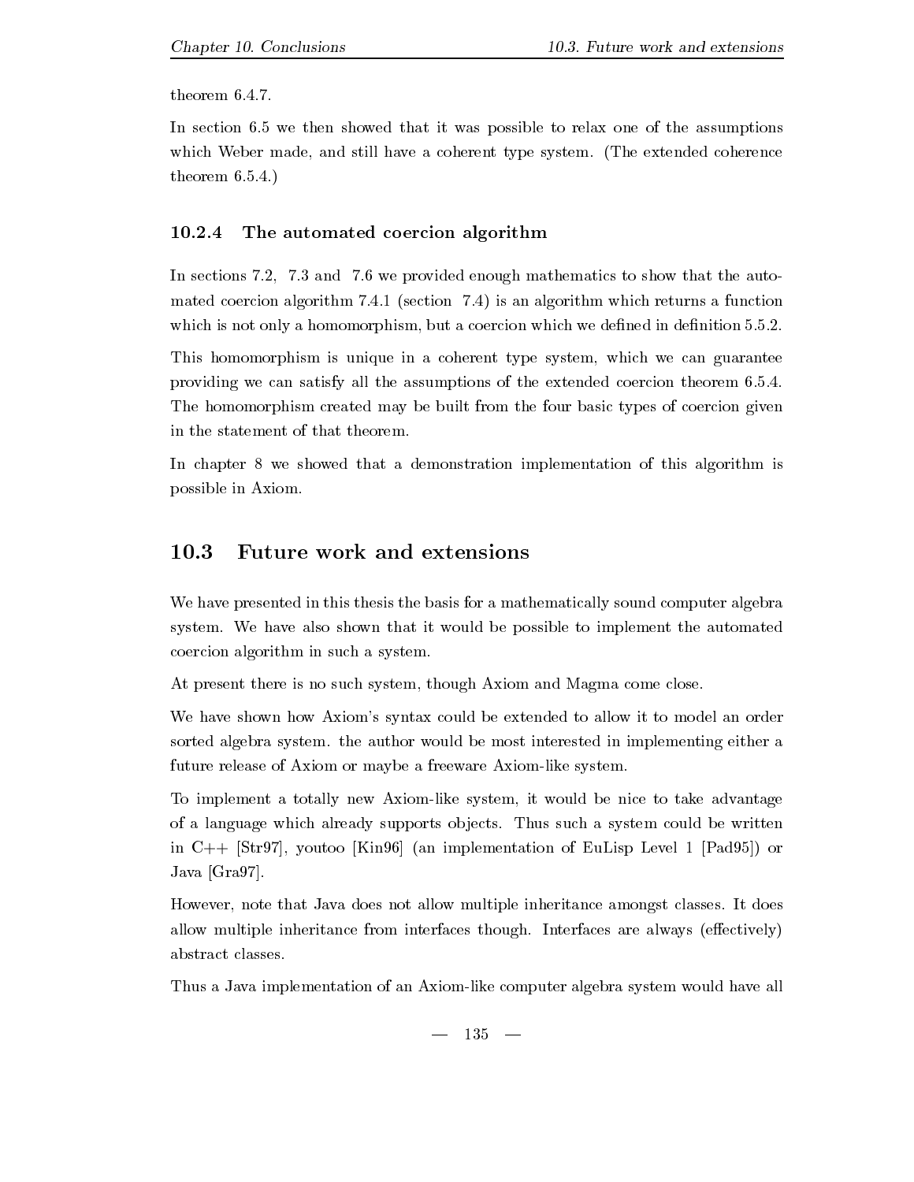theorem 6.4.7.

In section 6.5 we then showed that it was possible to relax one of the assumptions which Weber made, and still have a coherent type system. (The extended coherence theorem 6.5.4.)

### 10.2.4 The automated coercion algorithm

In sections 7.2, 7.3 and 7.6 we provided enough mathematics to show that the automated coercion algorithm 7.4.1 (section 7.4) is an algorithm which returns a function which is not only a homomorphism, but a coercion which we defined in definition 5.5.2.

This homomorphism is unique in a coherent type system, which we can guarantee providing we can satisfy all the assumptions of the extended coercion theorem 6.5.4. The homomorphism created may be built from the four basic types of coercion given in the statement of that theorem.

In chapter 8 we showed that a demonstration implementation of this algorithm is possible in Axiom.

## 10.3 Future work and extensions

We have presented in this thesis the basis for a mathematically sound computer algebra system. We have also shown that it would be possible to implement the automated coercion algorithm in such a system.

At present there is no such system, though Axiom and Magma come close.

We have shown how Axiom's syntax could be extended to allow it to model an order sorted algebra system. the author would be most interested in implementing either a future release of Axiom or maybe a freeware Axiom-like system.

To implement a totally new Axiom-like system, it would be nice to take advantage of a language which already supports objects. Thus such a system could be written in C++ [Str97], youtoo [Kin96] (an implementation of EuLisp Level 1 [Pad95]) or Java [Gra97].

However, note that Java does not allow multiple inheritance amongst classes. It does allow multiple inheritance from interfaces though. Interfaces are always (effectively) abstract classes.

Thus a Java implementation of an Axiom-like computer algebra system would have all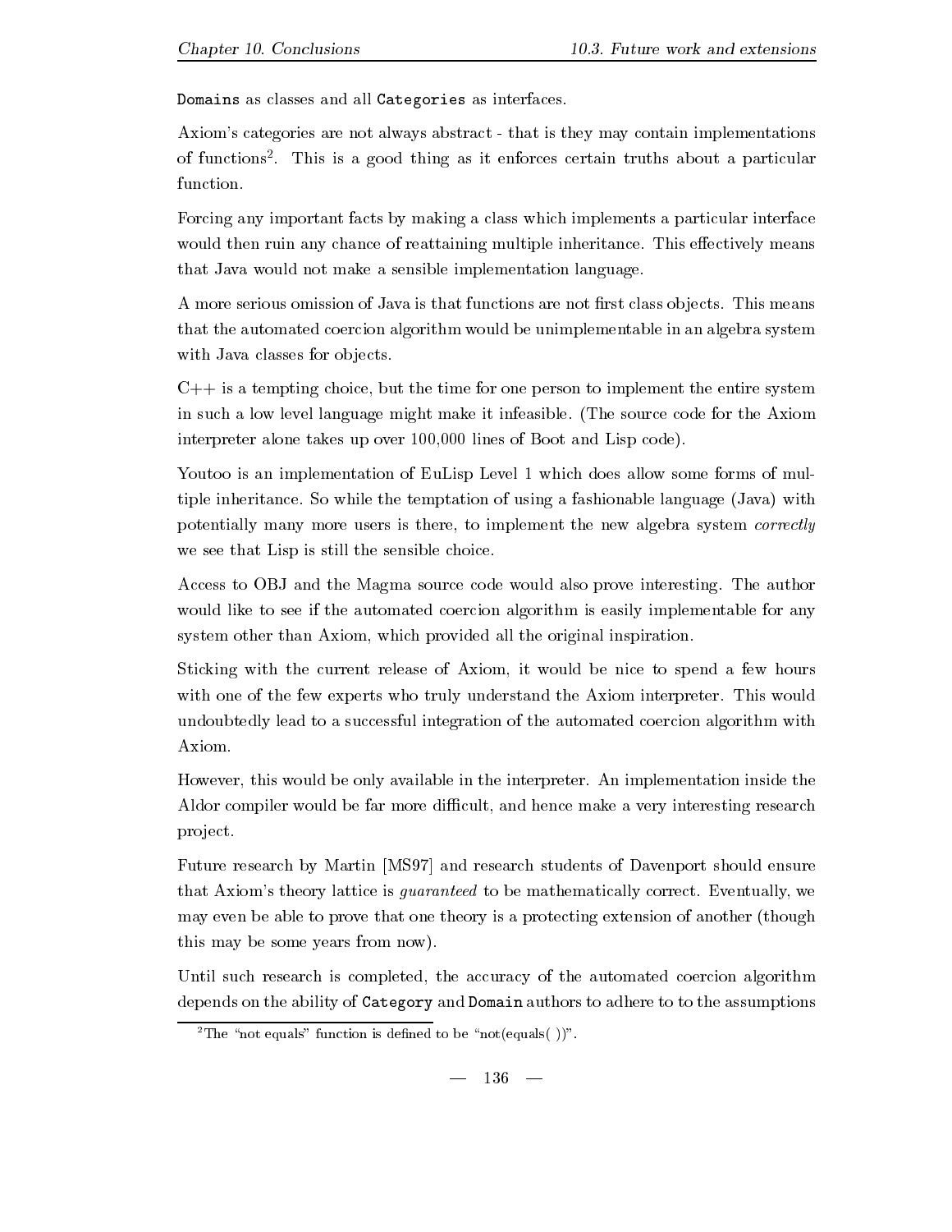`Domains` as classes and all `Categories` as interfaces.

Axiom's categories are not always abstract - that is they may contain implementations of functions[2]. This is a good thing as it enforces certain truths about a particular function.

Forcing any important facts by making a class which implements a particular interface would then ruin any chance of reattaining multiple inheritance. This effectively means that Java would not make a sensible implementation language.

A more serious omission of Java is that functions are not first class objects. This means that the automated coercion algorithm would be unimplementable in an algebra system with Java classes for objects.

C++ is a tempting choice, but the time for one person to implement the entire system in such a low level language might make it infeasible. (The source code for the Axiom interpreter alone takes up over 100,000 lines of Boot and Lisp code).

Youtoo is an implementation of EuLisp Level 1 which does allow some forms of multiple inheritance. So while the temptation of using a fashionable language (Java) with potentially many more users is there, to implement the new algebra system *correctly* we see that Lisp is still the sensible choice.

Access to OBJ and the Magma source code would also prove interesting. The author would like to see if the automated coercion algorithm is easily implementable for any system other than Axiom, which provided all the original inspiration.

Sticking with the current release of Axiom, it would be nice to spend a few hours with one of the few experts who truly understand the Axiom interpreter. This would undoubtedly lead to a successful integration of the automated coercion algorithm with Axiom.

However, this would be only available in the interpreter. An implementation inside the Aldor compiler would be far more difficult, and hence make a very interesting research project.

Future research by Martin [MS97] and research students of Davenport should ensure that Axiom's theory lattice is *guaranteed* to be mathematically correct. Eventually, we may even be able to prove that one theory is a protecting extension of another (though this may be some years from now).

Until such research is completed, the accuracy of the automated coercion algorithm depends on the ability of `Category` and `Domain` authors to adhere to to the assumptions

[2] The "not equals" function is defined to be "not(equals( ))".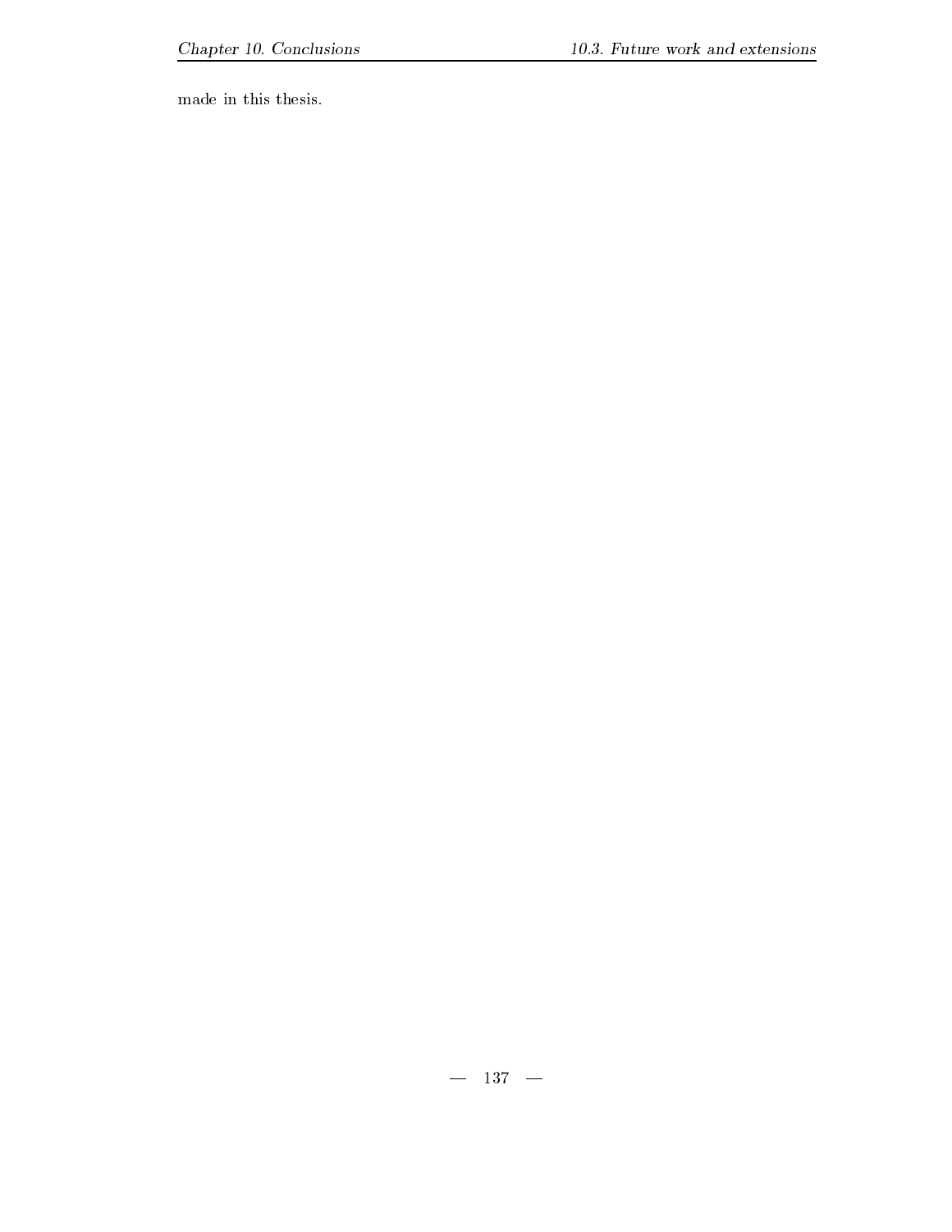made in this thesis.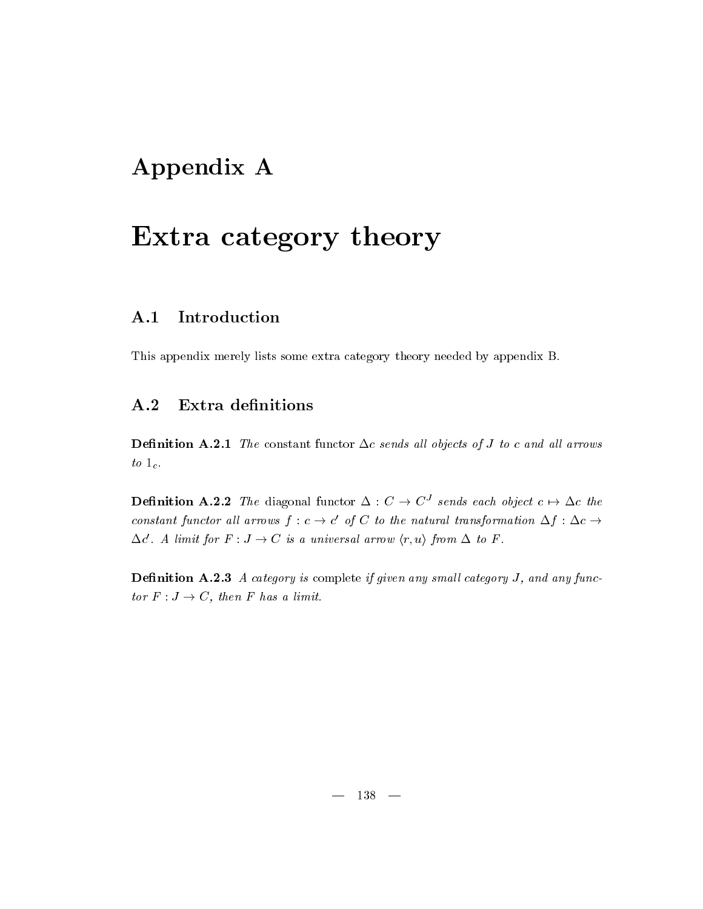# Appendix A

# Extra category theory

## A.1 Introduction

This appendix merely lists some extra category theory needed by appendix B.

## A.2 Extra definitions

**Definition A.2.1** *The* constant functor $\Delta c$ *sends all objects of* $J$ *to* $c$ *and all arrows to* $1_c$.

**Definition A.2.2** *The* diagonal functor $\Delta : C \to C^J$ *sends each object* $c \mapsto \Delta c$ *the constant functor all arrows* $f : c \to c'$ *of* $C$ *to the natural transformation* $\Delta f : \Delta c \to \Delta c'$. *A limit for* $F : J \to C$ *is a universal arrow* $\langle r, u \rangle$ *from* $\Delta$ *to* $F$.

**Definition A.2.3** *A category is* complete *if given any small category* $J$, *and any functor* $F : J \to C$, *then* $F$ *has a limit.*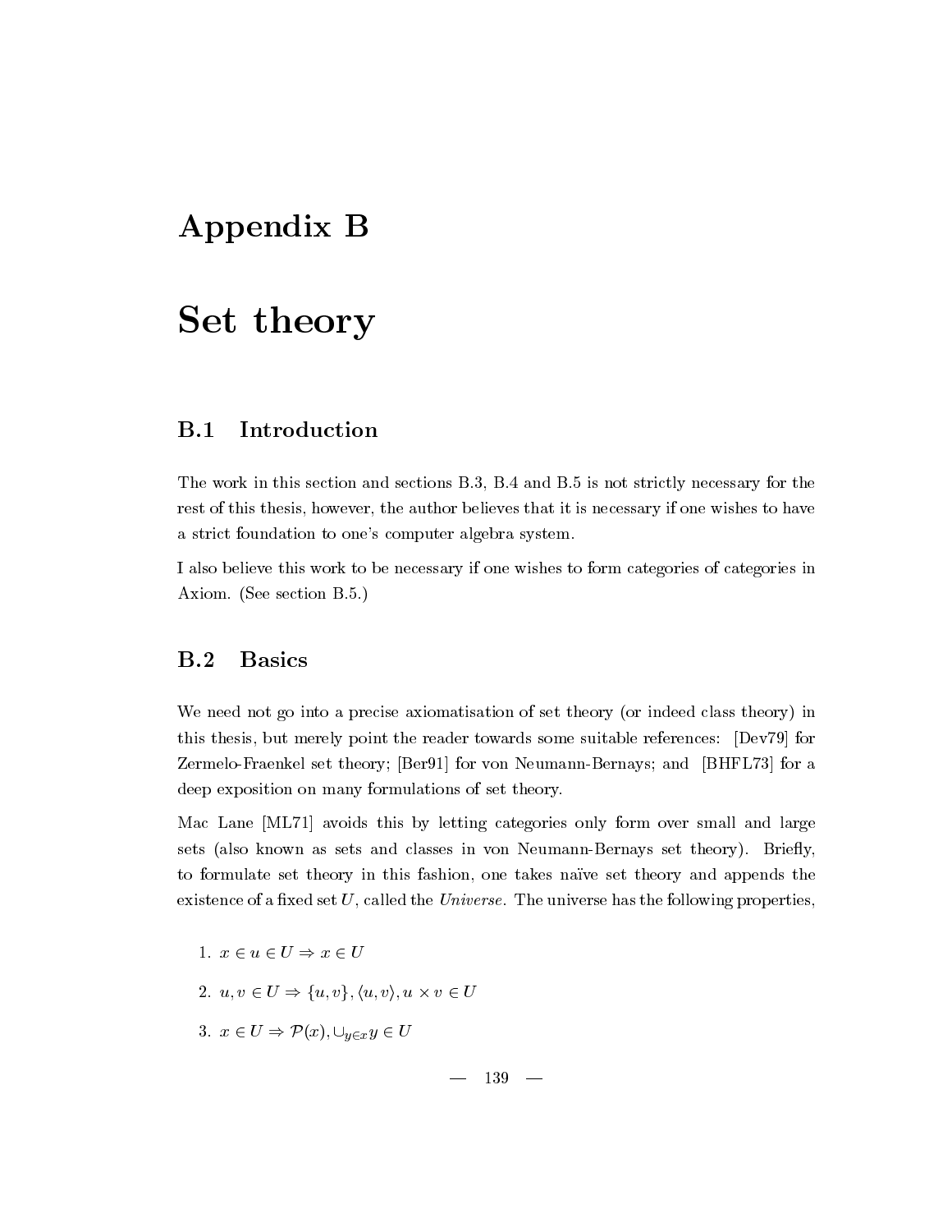# Appendix B

# Set theory

## B.1 Introduction

The work in this section and sections B.3, B.4 and B.5 is not strictly necessary for the rest of this thesis, however, the author believes that it is necessary if one wishes to have a strict foundation to one's computer algebra system.

I also believe this work to be necessary if one wishes to form categories of categories in Axiom. (See section B.5.)

## B.2 Basics

We need not go into a precise axiomatisation of set theory (or indeed class theory) in this thesis, but merely point the reader towards some suitable references: [Dev79] for Zermelo-Fraenkel set theory; [Ber91] for von Neumann-Bernays; and [BHFL73] for a deep exposition on many formulations of set theory.

Mac Lane [ML71] avoids this by letting categories only form over small and large sets (also known as sets and classes in von Neumann-Bernays set theory). Briefly, to formulate set theory in this fashion, one takes naïve set theory and appends the existence of a fixed set $U$, called the *Universe*. The universe has the following properties,

1. $x \in u \in U \Rightarrow x \in U$
2. $u, v \in U \Rightarrow \{u, v\}, \langle u, v\rangle, u \times v \in U$
3. $x \in U \Rightarrow \mathcal{P}(x), \cup_{y \in x} y \in U$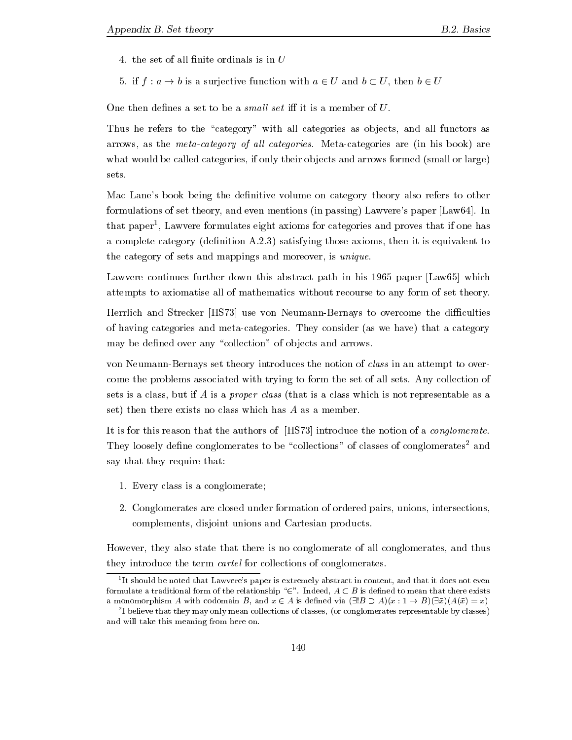4. the set of all finite ordinals is in $U$
5. if $f : a \to b$ is a surjective function with $a \in U$ and $b \subset U$, then $b \in U$

One then defines a set to be a *small set* iff it is a member of $U$.

Thus he refers to the "category" with all categories as objects, and all functors as arrows, as the *meta-category of all categories*. Meta-categories are (in his book) are what would be called categories, if only their objects and arrows formed (small or large) sets.

Mac Lane's book being the definitive volume on category theory also refers to other formulations of set theory, and even mentions (in passing) Lawvere's paper [Law64]. In that paper[1], Lawvere formulates eight axioms for categories and proves that if one has a complete category (definition A.2.3) satisfying those axioms, then it is equivalent to the category of sets and mappings and moreover, is *unique*.

Lawvere continues further down this abstract path in his 1965 paper [Law65] which attempts to axiomatise all of mathematics without recourse to any form of set theory.

Herrlich and Strecker [HS73] use von Neumann-Bernays to overcome the difficulties of having categories and meta-categories. They consider (as we have) that a category may be defined over any "collection" of objects and arrows.

von Neumann-Bernays set theory introduces the notion of *class* in an attempt to overcome the problems associated with trying to form the set of all sets. Any collection of sets is a class, but if $A$ is a *proper class* (that is a class which is not representable as a set) then there exists no class which has $A$ as a member.

It is for this reason that the authors of [HS73] introduce the notion of a *conglomerate*. They loosely define conglomerates to be "collections" of classes of conglomerates[2] and say that they require that:

1. Every class is a conglomerate;
2. Conglomerates are closed under formation of ordered pairs, unions, intersections, complements, disjoint unions and Cartesian products.

However, they also state that there is no conglomerate of all conglomerates, and thus they introduce the term *cartel* for collections of conglomerates.

[1] It should be noted that Lawvere's paper is extremely abstract in content, and that it does not even formulate a traditional form of the relationship "$\in$". Indeed, $A \subset B$ is defined to mean that there exists a monomorphism $A$ with codomain $B$, and $x \in A$ is defined via $(\exists! B \supset A)(x : 1 \to B)(\exists \bar{x})(A(\bar{x}) = x)$

[2] I believe that they may only mean collections of classes, (or conglomerates representable by classes) and will take this meaning from here on.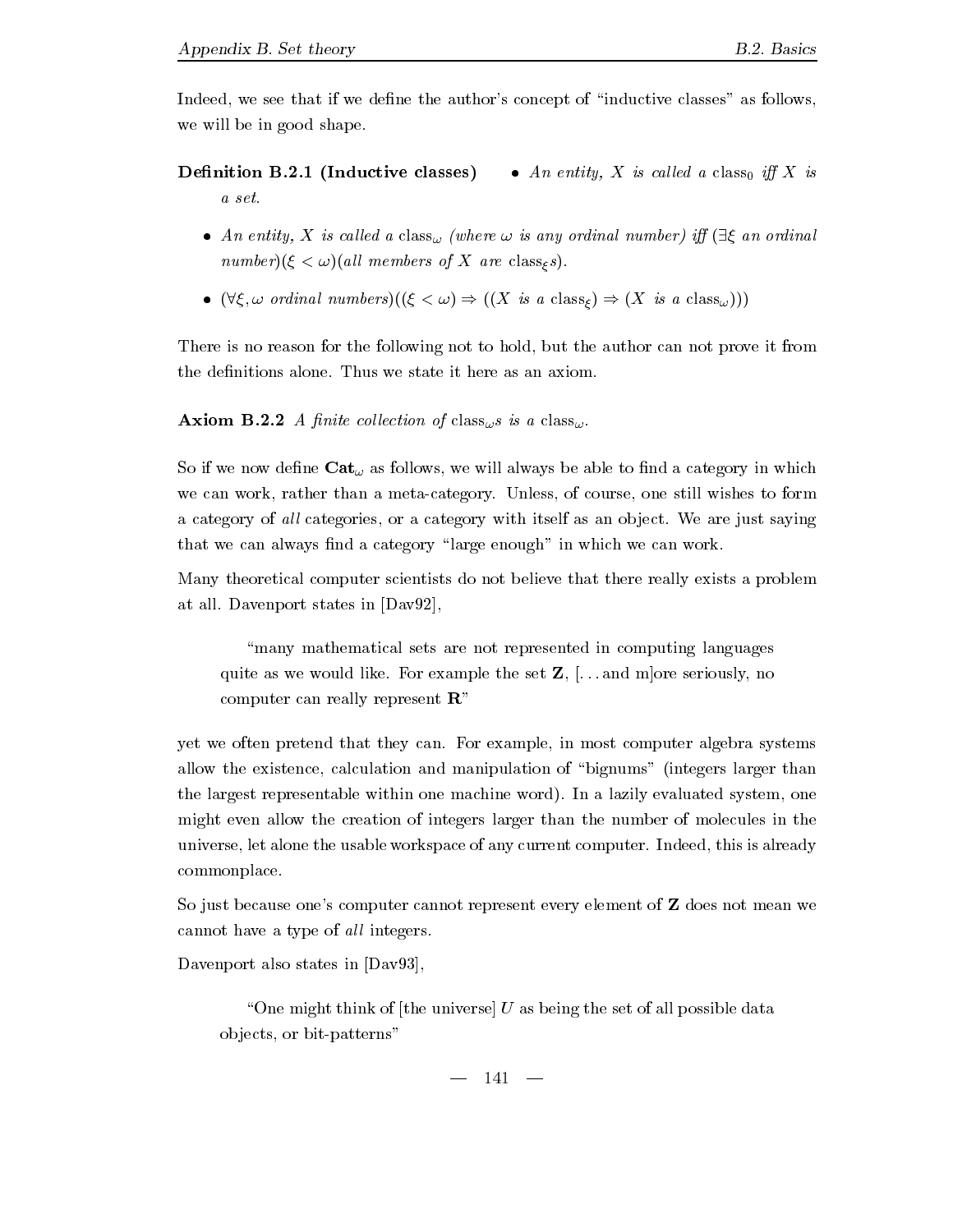Indeed, we see that if we define the author's concept of "inductive classes" as follows, we will be in good shape.

**Definition B.2.1 (Inductive classes)**

- *An entity, $X$ is called a* class$_0$ *iff $X$ is a set.*
- *An entity, $X$ is called a* class$_\omega$ *(where $\omega$ is any ordinal number) iff $(\exists \xi$ an ordinal number$)(\xi < \omega)$(all members of $X$ are* class$_\xi$*s).*
- $(\forall \xi, \omega$ *ordinal numbers*$)((\xi < \omega) \Rightarrow ((X$ *is a* class$_\xi) \Rightarrow (X$ *is a* class$_\omega)))$

There is no reason for the following not to hold, but the author can not prove it from the definitions alone. Thus we state it here as an axiom.

**Axiom B.2.2** *A finite collection of* class$_\omega$*s is a* class$_\omega$*.*

So if we now define $\mathbf{Cat}_\omega$ as follows, we will always be able to find a category in which we can work, rather than a meta-category. Unless, of course, one still wishes to form a category of *all* categories, or a category with itself as an object. We are just saying that we can always find a category "large enough" in which we can work.

Many theoretical computer scientists do not believe that there really exists a problem at all. Davenport states in [Dav92],

> "many mathematical sets are not represented in computing languages quite as we would like. For example the set $\mathbf{Z}$, [...and m]ore seriously, no computer can really represent $\mathbf{R}$"

yet we often pretend that they can. For example, in most computer algebra systems allow the existence, calculation and manipulation of "bignums" (integers larger than the largest representable within one machine word). In a lazily evaluated system, one might even allow the creation of integers larger than the number of molecules in the universe, let alone the usable workspace of any current computer. Indeed, this is already commonplace.

So just because one's computer cannot represent every element of $\mathbf{Z}$ does not mean we cannot have a type of *all* integers.

Davenport also states in [Dav93],

> "One might think of [the universe] $U$ as being the set of all possible data objects, or bit-patterns"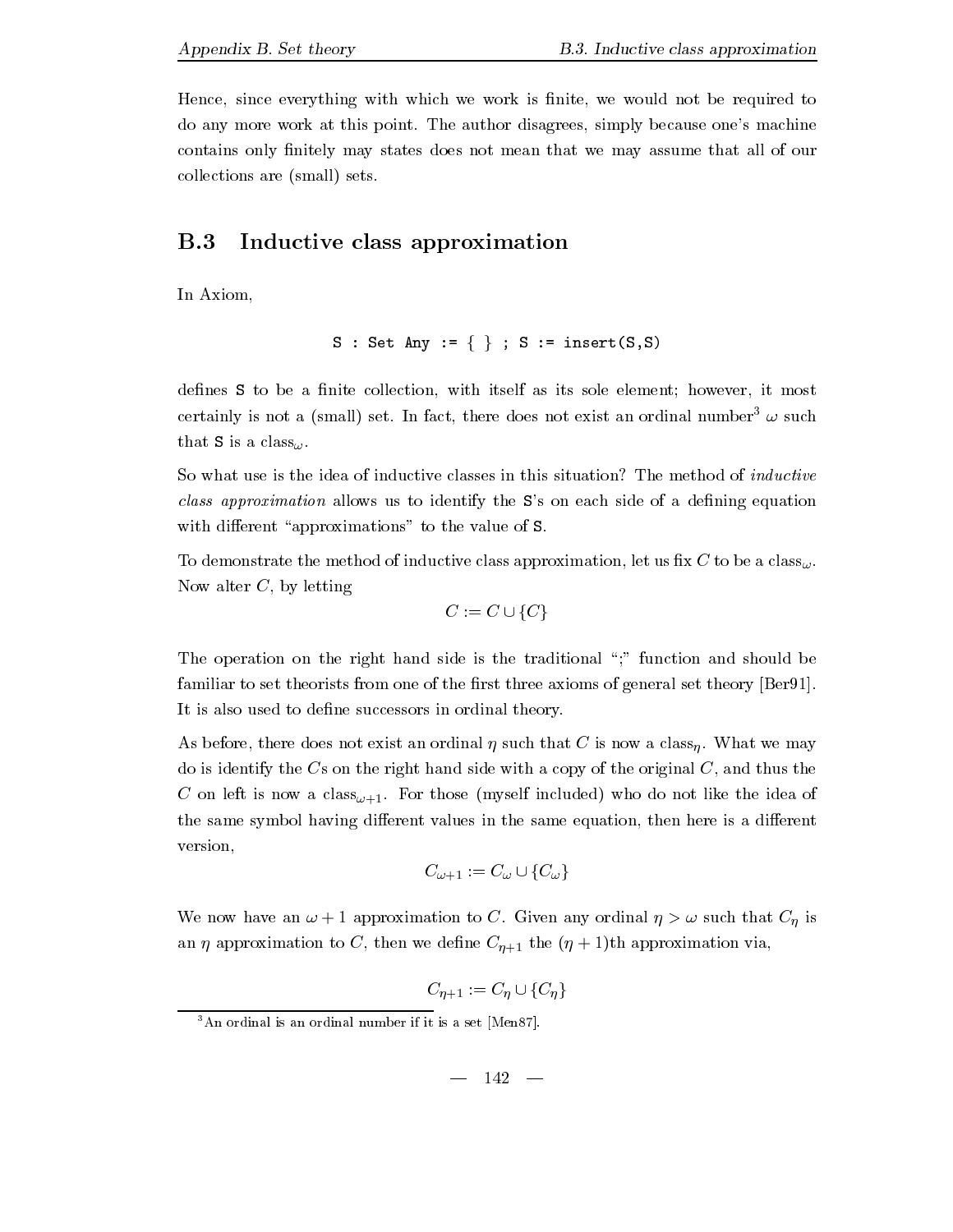Hence, since everything with which we work is finite, we would not be required to do any more work at this point. The author disagrees, simply because one's machine contains only finitely may states does not mean that we may assume that all of our collections are (small) sets.

## B.3 Inductive class approximation

In Axiom,

```
S : Set Any := { } ; S := insert(S,S)
```

defines `S` to be a finite collection, with itself as its sole element; however, it most certainly is not a (small) set. In fact, there does not exist an ordinal number[3] $\omega$ such that `S` is a class$_\omega$.

So what use is the idea of inductive classes in this situation? The method of *inductive class approximation* allows us to identify the `S`'s on each side of a defining equation with different "approximations" to the value of `S`.

To demonstrate the method of inductive class approximation, let us fix $C$ to be a class$_\omega$. Now alter $C$, by letting

$$C := C \cup \{C\}$$

The operation on the right hand side is the traditional ";" function and should be familiar to set theorists from one of the first three axioms of general set theory [Ber91]. It is also used to define successors in ordinal theory.

As before, there does not exist an ordinal $\eta$ such that $C$ is now a class$_\eta$. What we may do is identify the $C$s on the right hand side with a copy of the original $C$, and thus the $C$ on left is now a class$_{\omega+1}$. For those (myself included) who do not like the idea of the same symbol having different values in the same equation, then here is a different version,

$$C_{\omega+1} := C_\omega \cup \{C_\omega\}$$

We now have an $\omega + 1$ approximation to $C$. Given any ordinal $\eta > \omega$ such that $C_\eta$ is an $\eta$ approximation to $C$, then we define $C_{\eta+1}$ the $(\eta + 1)$th approximation via,

$$C_{\eta+1} := C_\eta \cup \{C_\eta\}$$

[3] An ordinal is an ordinal number if it is a set [Men87].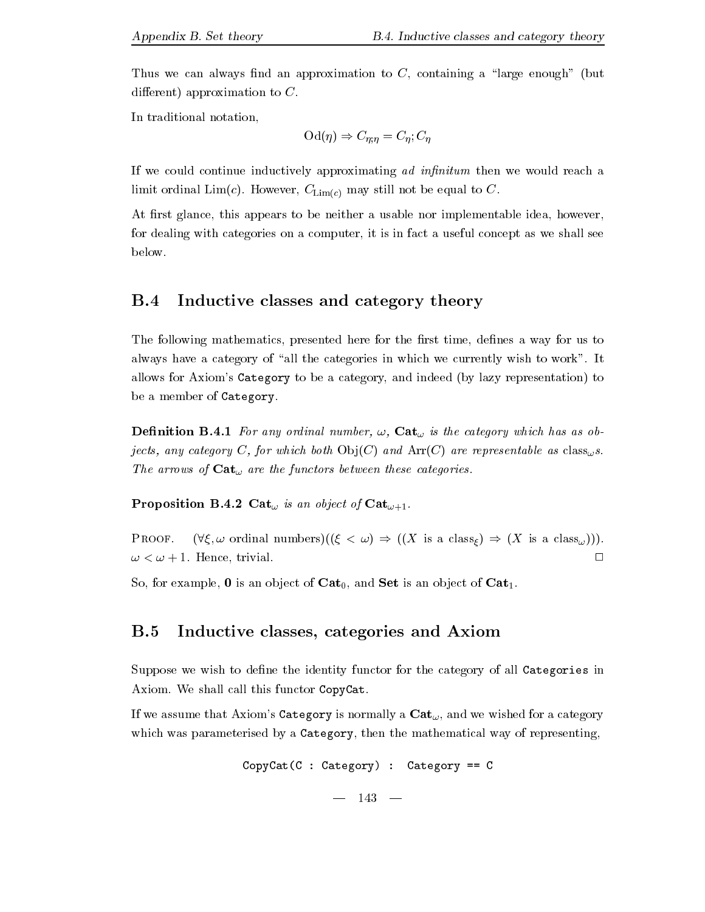Thus we can always find an approximation to $C$, containing a "large enough" (but different) approximation to $C$.

In traditional notation,

$$\mathrm{Od}(\eta) \Rightarrow C_{\eta;\eta} = C_\eta ; C_\eta$$

If we could continue inductively approximating *ad infinitum* then we would reach a limit ordinal $\mathrm{Lim}(c)$. However, $C_{\mathrm{Lim}(c)}$ may still not be equal to $C$.

At first glance, this appears to be neither a usable nor implementable idea, however, for dealing with categories on a computer, it is in fact a useful concept as we shall see below.

## B.4 Inductive classes and category theory

The following mathematics, presented here for the first time, defines a way for us to always have a category of "all the categories in which we currently wish to work". It allows for Axiom's `Category` to be a category, and indeed (by lazy representation) to be a member of `Category`.

**Definition B.4.1** *For any ordinal number, $\omega$, $\mathbf{Cat}_\omega$ is the category which has as objects, any category $C$, for which both $\mathrm{Obj}(C)$ and $\mathrm{Arr}(C)$ are representable as $\mathrm{class}_\omega$s. The arrows of $\mathbf{Cat}_\omega$ are the functors between these categories.*

**Proposition B.4.2** *$\mathbf{Cat}_\omega$ is an object of $\mathbf{Cat}_{\omega+1}$.*

PROOF. $(\forall \xi, \omega \text{ ordinal numbers})((\xi < \omega) \Rightarrow ((X \text{ is a class}_\xi) \Rightarrow (X \text{ is a class}_\omega)))$. $\omega < \omega + 1$. Hence, trivial. □

So, for example, $\mathbf{0}$ is an object of $\mathbf{Cat}_0$, and $\mathbf{Set}$ is an object of $\mathbf{Cat}_1$.

## B.5 Inductive classes, categories and Axiom

Suppose we wish to define the identity functor for the category of all `Categories` in Axiom. We shall call this functor `CopyCat`.

If we assume that Axiom's `Category` is normally a $\mathbf{Cat}_\omega$, and we wished for a category which was parameterised by a `Category`, then the mathematical way of representing,

```
CopyCat(C : Category) :  Category == C
```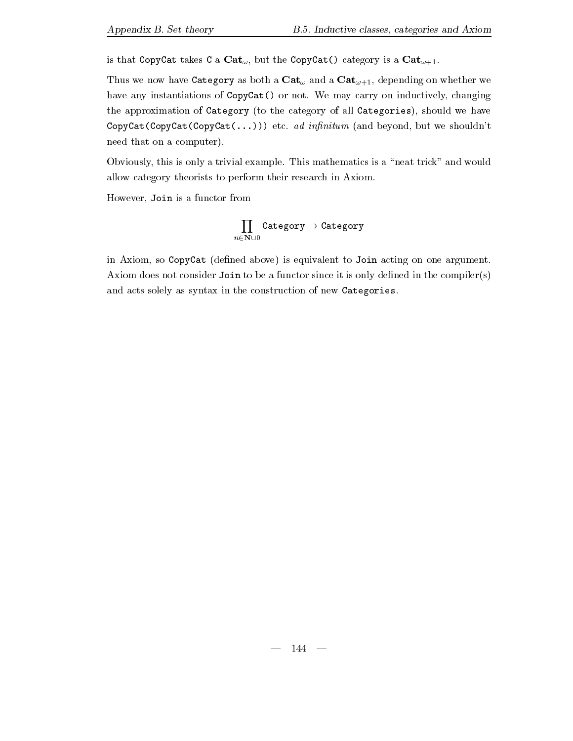is that `CopyCat` takes `C` a $\mathbf{Cat}_\omega$, but the `CopyCat()` category is a $\mathbf{Cat}_{\omega+1}$.

Thus we now have `Category` as both a $\mathbf{Cat}_\omega$ and a $\mathbf{Cat}_{\omega+1}$, depending on whether we have any instantiations of `CopyCat()` or not. We may carry on inductively, changing the approximation of `Category` (to the category of all `Categories`), should we have `CopyCat(CopyCat(CopyCat(...)))` etc. *ad infinitum* (and beyond, but we shouldn't need that on a computer).

Obviously, this is only a trivial example. This mathematics is a "neat trick" and would allow category theorists to perform their research in Axiom.

However, `Join` is a functor from

$$\prod_{n \in \mathbf{N} \cup 0} \texttt{Category} \to \texttt{Category}$$

in Axiom, so `CopyCat` (defined above) is equivalent to `Join` acting on one argument. Axiom does not consider `Join` to be a functor since it is only defined in the compiler(s) and acts solely as syntax in the construction of new `Categories`.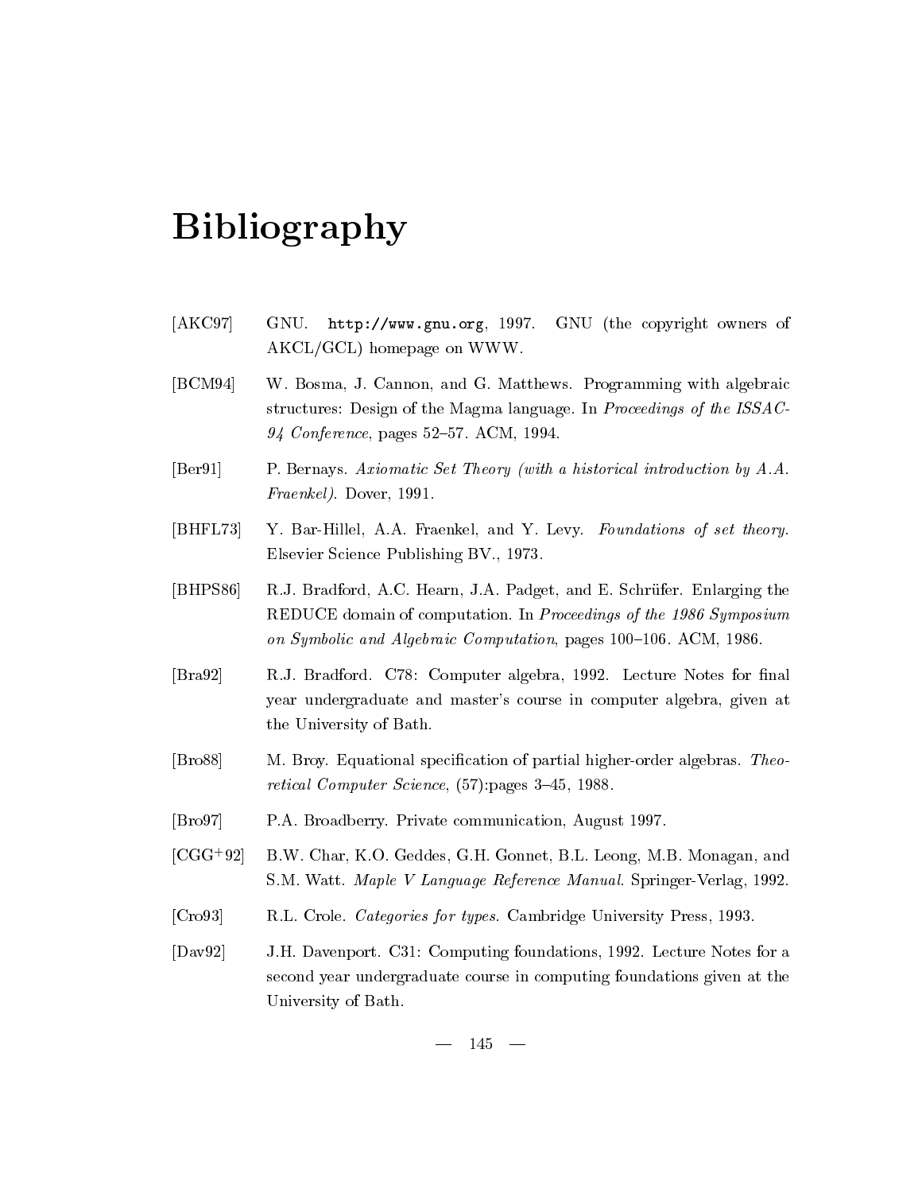# Bibliography

[AKC97] GNU. `http://www.gnu.org`, 1997. GNU (the copyright owners of AKCL/GCL) homepage on WWW.

[BCM94] W. Bosma, J. Cannon, and G. Matthews. Programming with algebraic structures: Design of the Magma language. In *Proceedings of the ISSAC-94 Conference*, pages 52–57. ACM, 1994.

[Ber91] P. Bernays. *Axiomatic Set Theory (with a historical introduction by A.A. Fraenkel)*. Dover, 1991.

[BHFL73] Y. Bar-Hillel, A.A. Fraenkel, and Y. Levy. *Foundations of set theory*. Elsevier Science Publishing BV., 1973.

[BHPS86] R.J. Bradford, A.C. Hearn, J.A. Padget, and E. Schrüfer. Enlarging the REDUCE domain of computation. In *Proceedings of the 1986 Symposium on Symbolic and Algebraic Computation*, pages 100–106. ACM, 1986.

[Bra92] R.J. Bradford. C78: Computer algebra, 1992. Lecture Notes for final year undergraduate and master's course in computer algebra, given at the University of Bath.

[Bro88] M. Broy. Equational specification of partial higher-order algebras. *Theoretical Computer Science*, (57):pages 3–45, 1988.

[Bro97] P.A. Broadberry. Private communication, August 1997.

[CGG+92] B.W. Char, K.O. Geddes, G.H. Gonnet, B.L. Leong, M.B. Monagan, and S.M. Watt. *Maple V Language Reference Manual*. Springer-Verlag, 1992.

[Cro93] R.L. Crole. *Categories for types*. Cambridge University Press, 1993.

[Dav92] J.H. Davenport. C31: Computing foundations, 1992. Lecture Notes for a second year undergraduate course in computing foundations given at the University of Bath.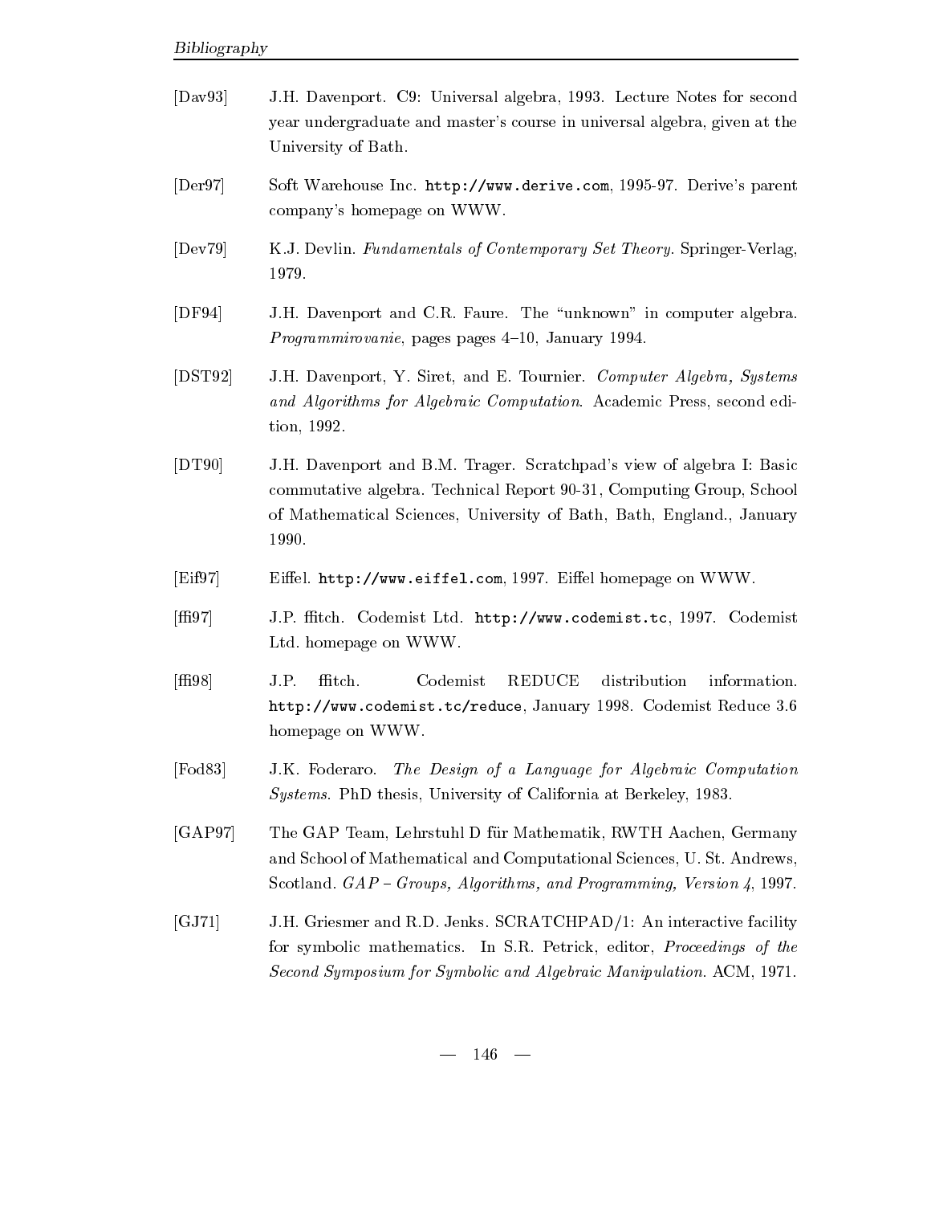[Dav93] J.H. Davenport. C9: Universal algebra, 1993. Lecture Notes for second year undergraduate and master's course in universal algebra, given at the University of Bath.

[Der97] Soft Warehouse Inc. `http://www.derive.com`, 1995-97. Derive's parent company's homepage on WWW.

[Dev79] K.J. Devlin. *Fundamentals of Contemporary Set Theory*. Springer-Verlag, 1979.

[DF94] J.H. Davenport and C.R. Faure. The "unknown" in computer algebra. *Programmirovanie*, pages pages 4–10, January 1994.

[DST92] J.H. Davenport, Y. Siret, and E. Tournier. *Computer Algebra, Systems and Algorithms for Algebraic Computation*. Academic Press, second edition, 1992.

[DT90] J.H. Davenport and B.M. Trager. Scratchpad's view of algebra I: Basic commutative algebra. Technical Report 90-31, Computing Group, School of Mathematical Sciences, University of Bath, Bath, England., January 1990.

[Eif97] Eiffel. `http://www.eiffel.com`, 1997. Eiffel homepage on WWW.

[ffi97] J.P. ffitch. Codemist Ltd. `http://www.codemist.tc`, 1997. Codemist Ltd. homepage on WWW.

[ffi98] J.P. ffitch. Codemist REDUCE distribution information. `http://www.codemist.tc/reduce`, January 1998. Codemist Reduce 3.6 homepage on WWW.

[Fod83] J.K. Foderaro. *The Design of a Language for Algebraic Computation Systems*. PhD thesis, University of California at Berkeley, 1983.

[GAP97] The GAP Team, Lehrstuhl D für Mathematik, RWTH Aachen, Germany and School of Mathematical and Computational Sciences, U. St. Andrews, Scotland. *GAP – Groups, Algorithms, and Programming, Version 4*, 1997.

[GJ71] J.H. Griesmer and R.D. Jenks. SCRATCHPAD/1: An interactive facility for symbolic mathematics. In S.R. Petrick, editor, *Proceedings of the Second Symposium for Symbolic and Algebraic Manipulation*. ACM, 1971.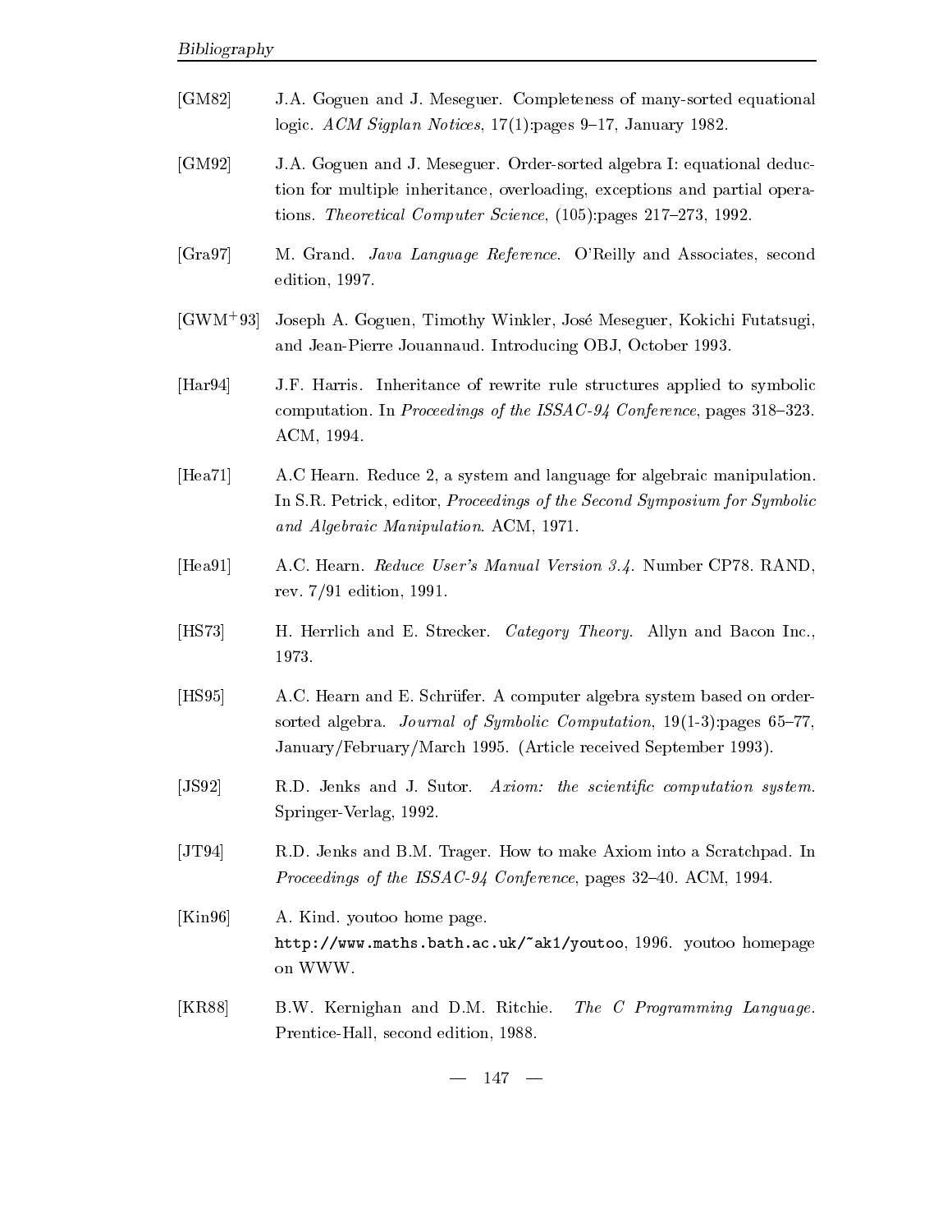[GM82] J.A. Goguen and J. Meseguer. Completeness of many-sorted equational logic. *ACM Sigplan Notices*, 17(1):pages 9–17, January 1982.

[GM92] J.A. Goguen and J. Meseguer. Order-sorted algebra I: equational deduction for multiple inheritance, overloading, exceptions and partial operations. *Theoretical Computer Science*, (105):pages 217–273, 1992.

[Gra97] M. Grand. *Java Language Reference*. O'Reilly and Associates, second edition, 1997.

[GWM+93] Joseph A. Goguen, Timothy Winkler, José Meseguer, Kokichi Futatsugi, and Jean-Pierre Jouannaud. Introducing OBJ, October 1993.

[Har94] J.F. Harris. Inheritance of rewrite rule structures applied to symbolic computation. In *Proceedings of the ISSAC-94 Conference*, pages 318–323. ACM, 1994.

[Hea71] A.C Hearn. Reduce 2, a system and language for algebraic manipulation. In S.R. Petrick, editor, *Proceedings of the Second Symposium for Symbolic and Algebraic Manipulation*. ACM, 1971.

[Hea91] A.C. Hearn. *Reduce User's Manual Version 3.4*. Number CP78. RAND, rev. 7/91 edition, 1991.

[HS73] H. Herrlich and E. Strecker. *Category Theory*. Allyn and Bacon Inc., 1973.

[HS95] A.C. Hearn and E. Schrüfer. A computer algebra system based on order-sorted algebra. *Journal of Symbolic Computation*, 19(1-3):pages 65–77, January/February/March 1995. (Article received September 1993).

[JS92] R.D. Jenks and J. Sutor. *Axiom: the scientific computation system*. Springer-Verlag, 1992.

[JT94] R.D. Jenks and B.M. Trager. How to make Axiom into a Scratchpad. In *Proceedings of the ISSAC-94 Conference*, pages 32–40. ACM, 1994.

[Kin96] A. Kind. youtoo home page. `http://www.maths.bath.ac.uk/~ak1/youtoo`, 1996. youtoo homepage on WWW.

[KR88] B.W. Kernighan and D.M. Ritchie. *The C Programming Language*. Prentice-Hall, second edition, 1988.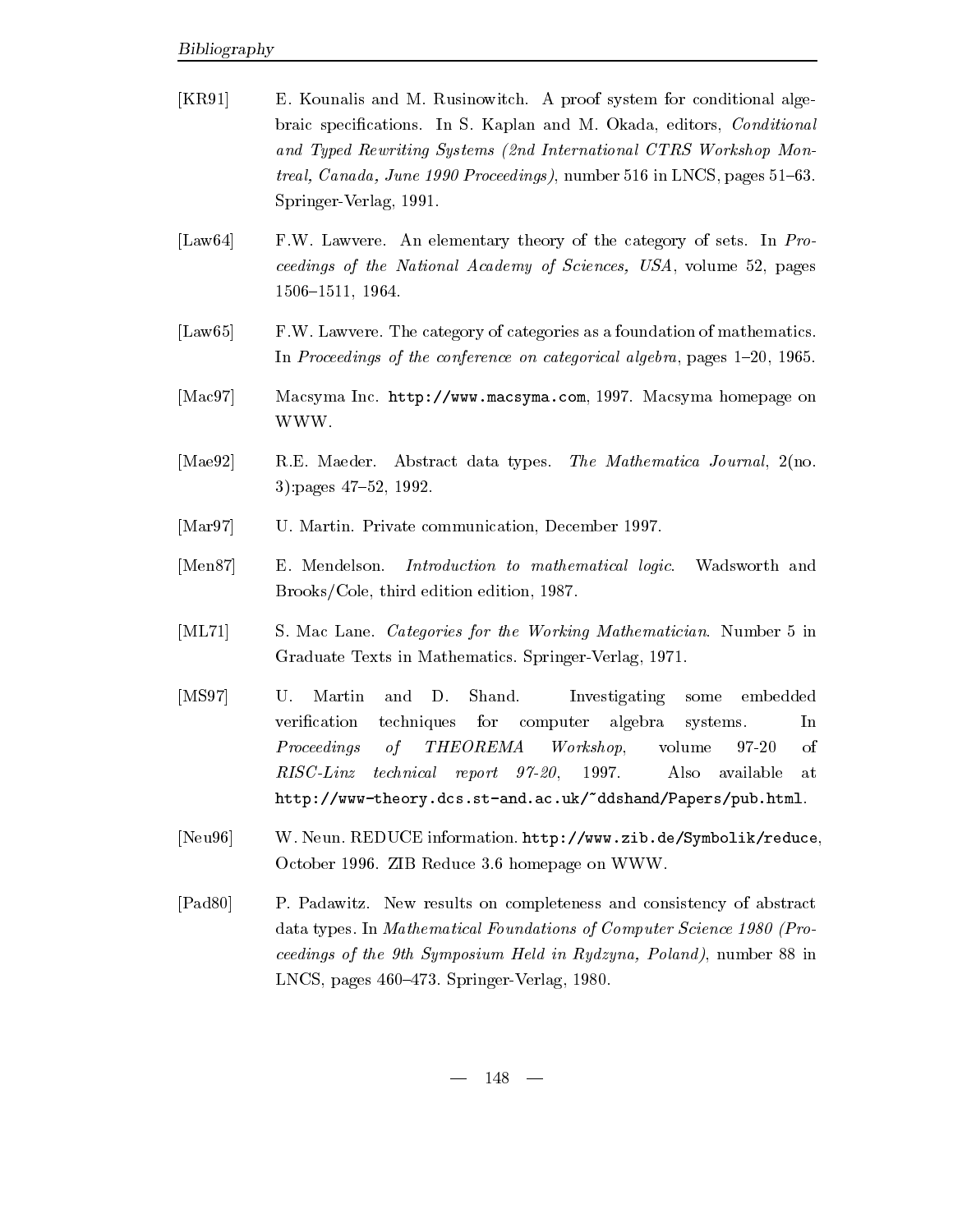[KR91] E. Kounalis and M. Rusinowitch. A proof system for conditional algebraic specifications. In S. Kaplan and M. Okada, editors, *Conditional and Typed Rewriting Systems (2nd International CTRS Workshop Montreal, Canada, June 1990 Proceedings)*, number 516 in LNCS, pages 51–63. Springer-Verlag, 1991.

[Law64] F.W. Lawvere. An elementary theory of the category of sets. In *Proceedings of the National Academy of Sciences, USA*, volume 52, pages 1506–1511, 1964.

[Law65] F.W. Lawvere. The category of categories as a foundation of mathematics. In *Proceedings of the conference on categorical algebra*, pages 1–20, 1965.

[Mac97] Macsyma Inc. `http://www.macsyma.com`, 1997. Macsyma homepage on WWW.

[Mae92] R.E. Maeder. Abstract data types. *The Mathematica Journal*, 2(no. 3):pages 47–52, 1992.

[Mar97] U. Martin. Private communication, December 1997.

[Men87] E. Mendelson. *Introduction to mathematical logic*. Wadsworth and Brooks/Cole, third edition edition, 1987.

[ML71] S. Mac Lane. *Categories for the Working Mathematician*. Number 5 in Graduate Texts in Mathematics. Springer-Verlag, 1971.

[MS97] U. Martin and D. Shand. Investigating some embedded verification techniques for computer algebra systems. In *Proceedings of THEOREMA Workshop*, volume 97-20 of *RISC-Linz technical report 97-20*, 1997. Also available at `http://www-theory.dcs.st-and.ac.uk/~ddshand/Papers/pub.html`.

[Neu96] W. Neun. REDUCE information. `http://www.zib.de/Symbolik/reduce`, October 1996. ZIB Reduce 3.6 homepage on WWW.

[Pad80] P. Padawitz. New results on completeness and consistency of abstract data types. In *Mathematical Foundations of Computer Science 1980 (Proceedings of the 9th Symposium Held in Rydzyna, Poland)*, number 88 in LNCS, pages 460–473. Springer-Verlag, 1980.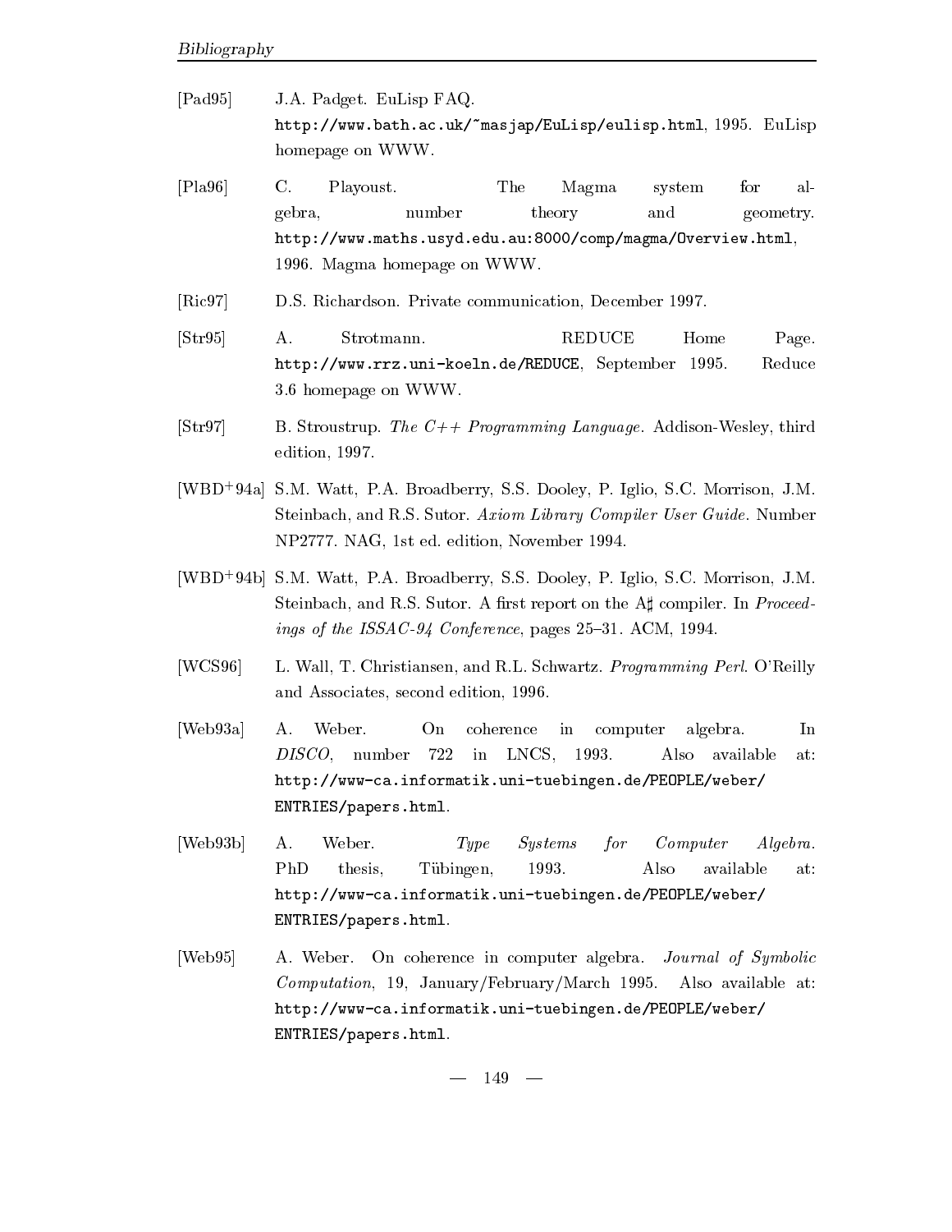[Pad95] J.A. Padget. EuLisp FAQ. `http://www.bath.ac.uk/~masjap/EuLisp/eulisp.html`, 1995. EuLisp homepage on WWW.

[Pla96] C. Playoust. The Magma system for algebra, number theory and geometry. `http://www.maths.usyd.edu.au:8000/comp/magma/Overview.html`, 1996. Magma homepage on WWW.

[Ric97] D.S. Richardson. Private communication, December 1997.

[Str95] A. Strotmann. REDUCE Home Page. `http://www.rrz.uni-koeln.de/REDUCE`, September 1995. Reduce 3.6 homepage on WWW.

[Str97] B. Stroustrup. *The C++ Programming Language*. Addison-Wesley, third edition, 1997.

[WBD+94a] S.M. Watt, P.A. Broadberry, S.S. Dooley, P. Iglio, S.C. Morrison, J.M. Steinbach, and R.S. Sutor. *Axiom Library Compiler User Guide*. Number NP2777. NAG, 1st ed. edition, November 1994.

[WBD+94b] S.M. Watt, P.A. Broadberry, S.S. Dooley, P. Iglio, S.C. Morrison, J.M. Steinbach, and R.S. Sutor. A first report on the A♯ compiler. In *Proceedings of the ISSAC-94 Conference*, pages 25–31. ACM, 1994.

[WCS96] L. Wall, T. Christiansen, and R.L. Schwartz. *Programming Perl*. O'Reilly and Associates, second edition, 1996.

[Web93a] A. Weber. On coherence in computer algebra. In *DISCO*, number 722 in LNCS, 1993. Also available at: `http://www-ca.informatik.uni-tuebingen.de/PEOPLE/weber/ENTRIES/papers.html`.

[Web93b] A. Weber. *Type Systems for Computer Algebra*. PhD thesis, Tübingen, 1993. Also available at: `http://www-ca.informatik.uni-tuebingen.de/PEOPLE/weber/ENTRIES/papers.html`.

[Web95] A. Weber. On coherence in computer algebra. *Journal of Symbolic Computation*, 19, January/February/March 1995. Also available at: `http://www-ca.informatik.uni-tuebingen.de/PEOPLE/weber/ENTRIES/papers.html`.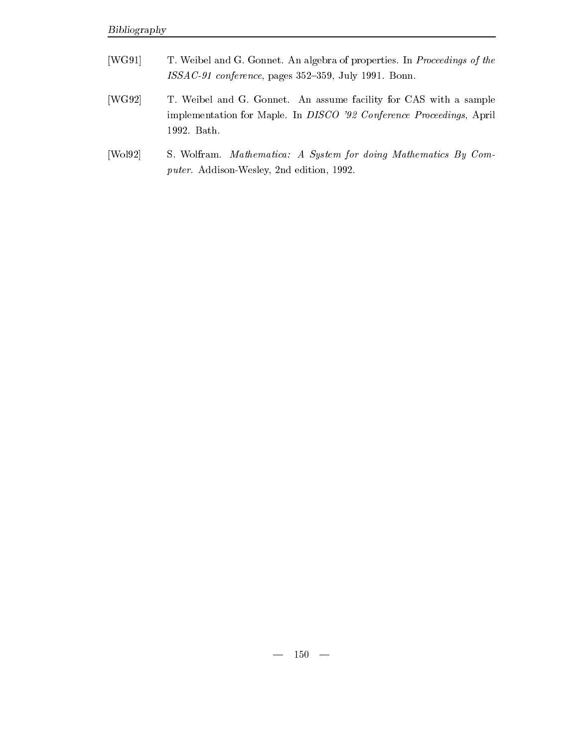[WG91] T. Weibel and G. Gonnet. An algebra of properties. In *Proceedings of the ISSAC-91 conference*, pages 352–359, July 1991. Bonn.

[WG92] T. Weibel and G. Gonnet. An assume facility for CAS with a sample implementation for Maple. In *DISCO '92 Conference Proceedings*, April 1992. Bath.

[Wol92] S. Wolfram. *Mathematica: A System for doing Mathematics By Computer*. Addison-Wesley, 2nd edition, 1992.